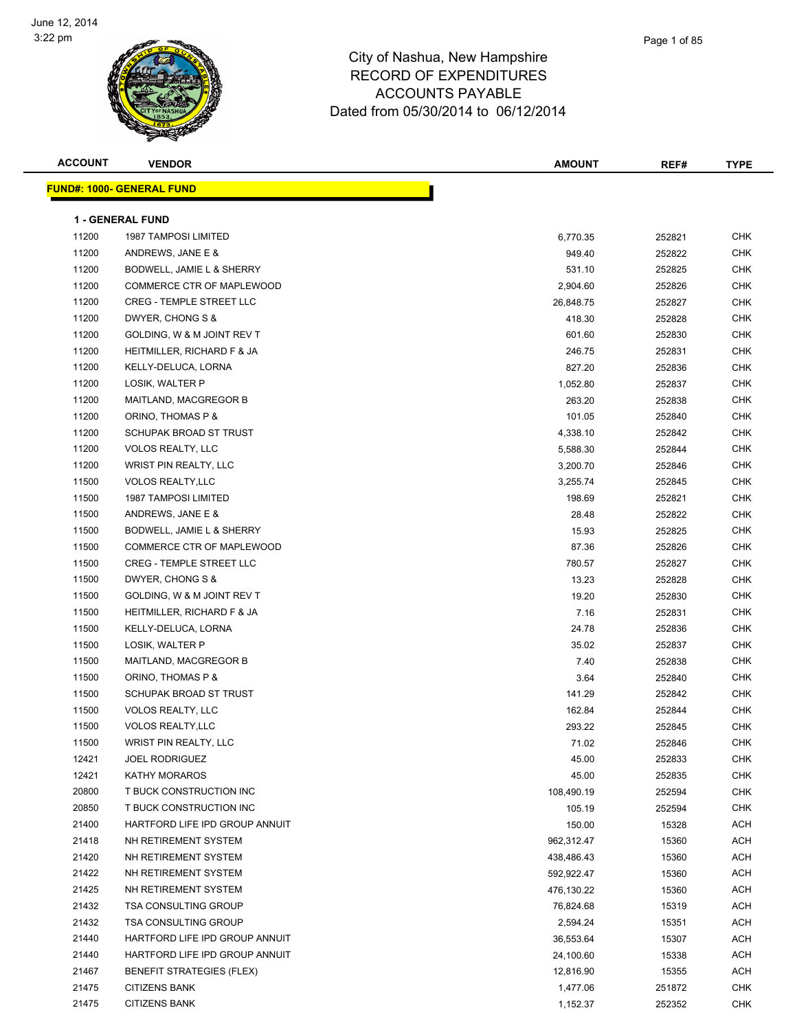June 12, 2014
3:22 pm

# City of Nashua, New Hampshire
## RECORD OF EXPENDITURES
## ACCOUNTS PAYABLE
## Dated from 05/30/2014 to 06/12/2014

| ACCOUNT | VENDOR | AMOUNT | REF# | TYPE |
|---|---|---|---|---|
| **FUND#: 1000- GENERAL FUND** | | | | |
| **1 - GENERAL FUND** | | | | |
| 11200 | 1987 TAMPOSI LIMITED | 6,770.35 | 252821 | CHK |
| 11200 | ANDREWS, JANE E & | 949.40 | 252822 | CHK |
| 11200 | BODWELL, JAMIE L & SHERRY | 531.10 | 252825 | CHK |
| 11200 | COMMERCE CTR OF MAPLEWOOD | 2,904.60 | 252826 | CHK |
| 11200 | CREG - TEMPLE STREET LLC | 26,848.75 | 252827 | CHK |
| 11200 | DWYER, CHONG S & | 418.30 | 252828 | CHK |
| 11200 | GOLDING, W & M JOINT REV T | 601.60 | 252830 | CHK |
| 11200 | HEITMILLER, RICHARD F & JA | 246.75 | 252831 | CHK |
| 11200 | KELLY-DELUCA, LORNA | 827.20 | 252836 | CHK |
| 11200 | LOSIK, WALTER P | 1,052.80 | 252837 | CHK |
| 11200 | MAITLAND, MACGREGOR B | 263.20 | 252838 | CHK |
| 11200 | ORINO, THOMAS P & | 101.05 | 252840 | CHK |
| 11200 | SCHUPAK BROAD ST TRUST | 4,338.10 | 252842 | CHK |
| 11200 | VOLOS REALTY, LLC | 5,588.30 | 252844 | CHK |
| 11200 | WRIST PIN REALTY, LLC | 3,200.70 | 252846 | CHK |
| 11500 | VOLOS REALTY,LLC | 3,255.74 | 252845 | CHK |
| 11500 | 1987 TAMPOSI LIMITED | 198.69 | 252821 | CHK |
| 11500 | ANDREWS, JANE E & | 28.48 | 252822 | CHK |
| 11500 | BODWELL, JAMIE L & SHERRY | 15.93 | 252825 | CHK |
| 11500 | COMMERCE CTR OF MAPLEWOOD | 87.36 | 252826 | CHK |
| 11500 | CREG - TEMPLE STREET LLC | 780.57 | 252827 | CHK |
| 11500 | DWYER, CHONG S & | 13.23 | 252828 | CHK |
| 11500 | GOLDING, W & M JOINT REV T | 19.20 | 252830 | CHK |
| 11500 | HEITMILLER, RICHARD F & JA | 7.16 | 252831 | CHK |
| 11500 | KELLY-DELUCA, LORNA | 24.78 | 252836 | CHK |
| 11500 | LOSIK, WALTER P | 35.02 | 252837 | CHK |
| 11500 | MAITLAND, MACGREGOR B | 7.40 | 252838 | CHK |
| 11500 | ORINO, THOMAS P & | 3.64 | 252840 | CHK |
| 11500 | SCHUPAK BROAD ST TRUST | 141.29 | 252842 | CHK |
| 11500 | VOLOS REALTY, LLC | 162.84 | 252844 | CHK |
| 11500 | VOLOS REALTY,LLC | 293.22 | 252845 | CHK |
| 11500 | WRIST PIN REALTY, LLC | 71.02 | 252846 | CHK |
| 12421 | JOEL RODRIGUEZ | 45.00 | 252833 | CHK |
| 12421 | KATHY MORAROS | 45.00 | 252835 | CHK |
| 20800 | T BUCK CONSTRUCTION INC | 108,490.19 | 252594 | CHK |
| 20850 | T BUCK CONSTRUCTION INC | 105.19 | 252594 | CHK |
| 21400 | HARTFORD LIFE IPD GROUP ANNUIT | 150.00 | 15328 | ACH |
| 21418 | NH RETIREMENT SYSTEM | 962,312.47 | 15360 | ACH |
| 21420 | NH RETIREMENT SYSTEM | 438,486.43 | 15360 | ACH |
| 21422 | NH RETIREMENT SYSTEM | 592,922.47 | 15360 | ACH |
| 21425 | NH RETIREMENT SYSTEM | 476,130.22 | 15360 | ACH |
| 21432 | TSA CONSULTING GROUP | 76,824.68 | 15319 | ACH |
| 21432 | TSA CONSULTING GROUP | 2,594.24 | 15351 | ACH |
| 21440 | HARTFORD LIFE IPD GROUP ANNUIT | 36,553.64 | 15307 | ACH |
| 21440 | HARTFORD LIFE IPD GROUP ANNUIT | 24,100.60 | 15338 | ACH |
| 21467 | BENEFIT STRATEGIES (FLEX) | 12,816.90 | 15355 | ACH |
| 21475 | CITIZENS BANK | 1,477.06 | 251872 | CHK |
| 21475 | CITIZENS BANK | 1,152.37 | 252352 | CHK |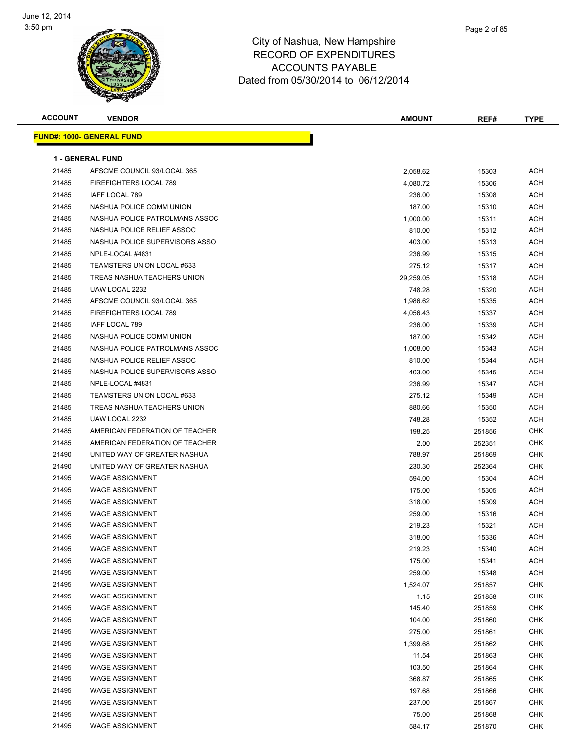# City of Nashua, New Hampshire
## RECORD OF EXPENDITURES
## ACCOUNTS PAYABLE
### Dated from 05/30/2014 to 06/12/2014

| ACCOUNT | VENDOR | AMOUNT | REF# | TYPE |
|---|---|---|---|---|

**FUND#: 1000- GENERAL FUND**

**1 - GENERAL FUND**

| ACCOUNT | VENDOR | AMOUNT | REF# | TYPE |
|---|---|---|---|---|
| 21485 | AFSCME COUNCIL 93/LOCAL 365 | 2,058.62 | 15303 | ACH |
| 21485 | FIREFIGHTERS LOCAL 789 | 4,080.72 | 15306 | ACH |
| 21485 | IAFF LOCAL 789 | 236.00 | 15308 | ACH |
| 21485 | NASHUA POLICE COMM UNION | 187.00 | 15310 | ACH |
| 21485 | NASHUA POLICE PATROLMANS ASSOC | 1,000.00 | 15311 | ACH |
| 21485 | NASHUA POLICE RELIEF ASSOC | 810.00 | 15312 | ACH |
| 21485 | NASHUA POLICE SUPERVISORS ASSO | 403.00 | 15313 | ACH |
| 21485 | NPLE-LOCAL #4831 | 236.99 | 15315 | ACH |
| 21485 | TEAMSTERS UNION LOCAL #633 | 275.12 | 15317 | ACH |
| 21485 | TREAS NASHUA TEACHERS UNION | 29,259.05 | 15318 | ACH |
| 21485 | UAW LOCAL 2232 | 748.28 | 15320 | ACH |
| 21485 | AFSCME COUNCIL 93/LOCAL 365 | 1,986.62 | 15335 | ACH |
| 21485 | FIREFIGHTERS LOCAL 789 | 4,056.43 | 15337 | ACH |
| 21485 | IAFF LOCAL 789 | 236.00 | 15339 | ACH |
| 21485 | NASHUA POLICE COMM UNION | 187.00 | 15342 | ACH |
| 21485 | NASHUA POLICE PATROLMANS ASSOC | 1,008.00 | 15343 | ACH |
| 21485 | NASHUA POLICE RELIEF ASSOC | 810.00 | 15344 | ACH |
| 21485 | NASHUA POLICE SUPERVISORS ASSO | 403.00 | 15345 | ACH |
| 21485 | NPLE-LOCAL #4831 | 236.99 | 15347 | ACH |
| 21485 | TEAMSTERS UNION LOCAL #633 | 275.12 | 15349 | ACH |
| 21485 | TREAS NASHUA TEACHERS UNION | 880.66 | 15350 | ACH |
| 21485 | UAW LOCAL 2232 | 748.28 | 15352 | ACH |
| 21485 | AMERICAN FEDERATION OF TEACHER | 198.25 | 251856 | CHK |
| 21485 | AMERICAN FEDERATION OF TEACHER | 2.00 | 252351 | CHK |
| 21490 | UNITED WAY OF GREATER NASHUA | 788.97 | 251869 | CHK |
| 21490 | UNITED WAY OF GREATER NASHUA | 230.30 | 252364 | CHK |
| 21495 | WAGE ASSIGNMENT | 594.00 | 15304 | ACH |
| 21495 | WAGE ASSIGNMENT | 175.00 | 15305 | ACH |
| 21495 | WAGE ASSIGNMENT | 318.00 | 15309 | ACH |
| 21495 | WAGE ASSIGNMENT | 259.00 | 15316 | ACH |
| 21495 | WAGE ASSIGNMENT | 219.23 | 15321 | ACH |
| 21495 | WAGE ASSIGNMENT | 318.00 | 15336 | ACH |
| 21495 | WAGE ASSIGNMENT | 219.23 | 15340 | ACH |
| 21495 | WAGE ASSIGNMENT | 175.00 | 15341 | ACH |
| 21495 | WAGE ASSIGNMENT | 259.00 | 15348 | ACH |
| 21495 | WAGE ASSIGNMENT | 1,524.07 | 251857 | CHK |
| 21495 | WAGE ASSIGNMENT | 1.15 | 251858 | CHK |
| 21495 | WAGE ASSIGNMENT | 145.40 | 251859 | CHK |
| 21495 | WAGE ASSIGNMENT | 104.00 | 251860 | CHK |
| 21495 | WAGE ASSIGNMENT | 275.00 | 251861 | CHK |
| 21495 | WAGE ASSIGNMENT | 1,399.68 | 251862 | CHK |
| 21495 | WAGE ASSIGNMENT | 11.54 | 251863 | CHK |
| 21495 | WAGE ASSIGNMENT | 103.50 | 251864 | CHK |
| 21495 | WAGE ASSIGNMENT | 368.87 | 251865 | CHK |
| 21495 | WAGE ASSIGNMENT | 197.68 | 251866 | CHK |
| 21495 | WAGE ASSIGNMENT | 237.00 | 251867 | CHK |
| 21495 | WAGE ASSIGNMENT | 75.00 | 251868 | CHK |
| 21495 | WAGE ASSIGNMENT | 584.17 | 251870 | CHK |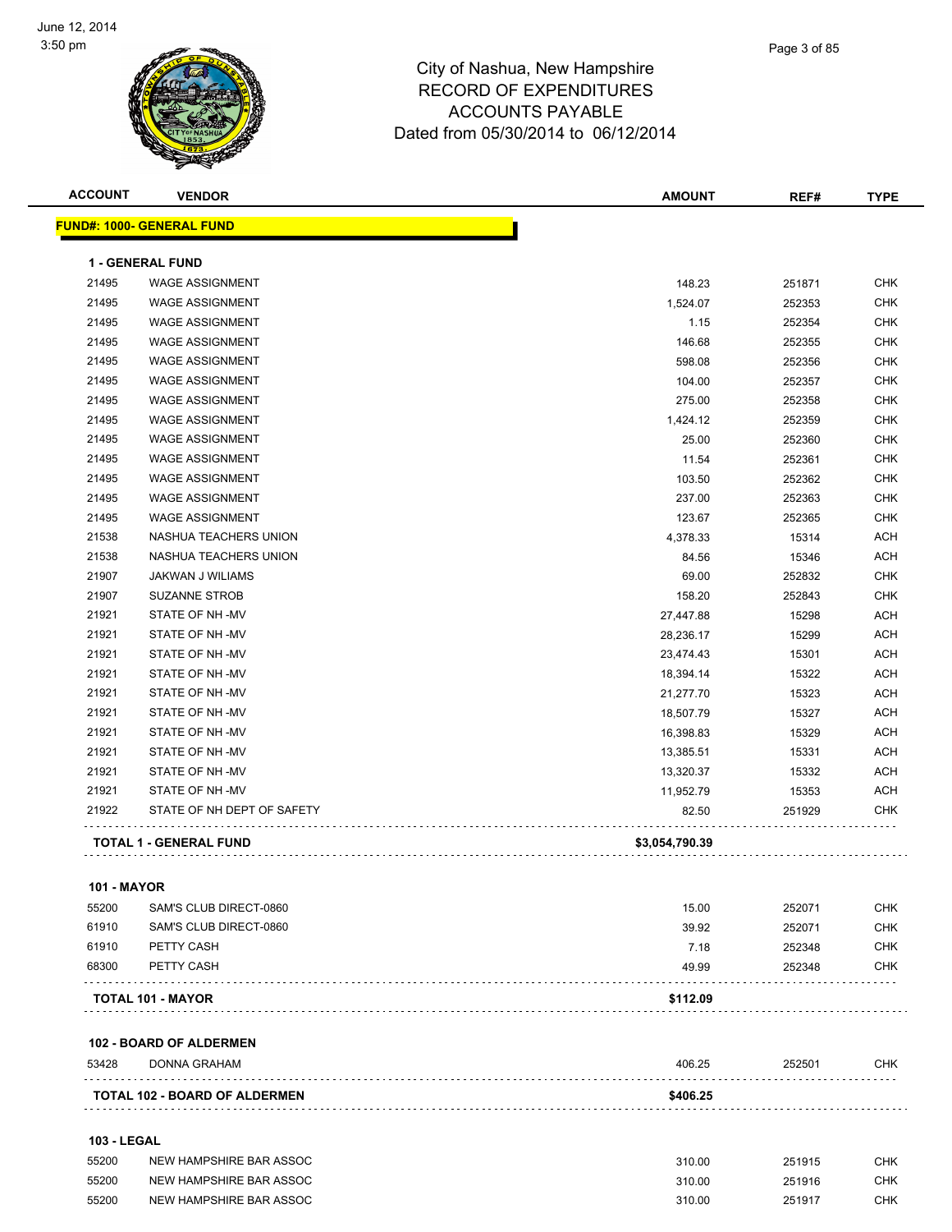# City of Nashua, New Hampshire
## RECORD OF EXPENDITURES
## ACCOUNTS PAYABLE
### Dated from 05/30/2014 to 06/12/2014

| ACCOUNT | VENDOR | AMOUNT | REF# | TYPE |
|---|---|---|---|---|
| **FUND#: 1000- GENERAL FUND** | | | | |
| **1 - GENERAL FUND** | | | | |
| 21495 | WAGE ASSIGNMENT | 148.23 | 251871 | CHK |
| 21495 | WAGE ASSIGNMENT | 1,524.07 | 252353 | CHK |
| 21495 | WAGE ASSIGNMENT | 1.15 | 252354 | CHK |
| 21495 | WAGE ASSIGNMENT | 146.68 | 252355 | CHK |
| 21495 | WAGE ASSIGNMENT | 598.08 | 252356 | CHK |
| 21495 | WAGE ASSIGNMENT | 104.00 | 252357 | CHK |
| 21495 | WAGE ASSIGNMENT | 275.00 | 252358 | CHK |
| 21495 | WAGE ASSIGNMENT | 1,424.12 | 252359 | CHK |
| 21495 | WAGE ASSIGNMENT | 25.00 | 252360 | CHK |
| 21495 | WAGE ASSIGNMENT | 11.54 | 252361 | CHK |
| 21495 | WAGE ASSIGNMENT | 103.50 | 252362 | CHK |
| 21495 | WAGE ASSIGNMENT | 237.00 | 252363 | CHK |
| 21495 | WAGE ASSIGNMENT | 123.67 | 252365 | CHK |
| 21538 | NASHUA TEACHERS UNION | 4,378.33 | 15314 | ACH |
| 21538 | NASHUA TEACHERS UNION | 84.56 | 15346 | ACH |
| 21907 | JAKWAN J WILIAMS | 69.00 | 252832 | CHK |
| 21907 | SUZANNE STROB | 158.20 | 252843 | CHK |
| 21921 | STATE OF NH -MV | 27,447.88 | 15298 | ACH |
| 21921 | STATE OF NH -MV | 28,236.17 | 15299 | ACH |
| 21921 | STATE OF NH -MV | 23,474.43 | 15301 | ACH |
| 21921 | STATE OF NH -MV | 18,394.14 | 15322 | ACH |
| 21921 | STATE OF NH -MV | 21,277.70 | 15323 | ACH |
| 21921 | STATE OF NH -MV | 18,507.79 | 15327 | ACH |
| 21921 | STATE OF NH -MV | 16,398.83 | 15329 | ACH |
| 21921 | STATE OF NH -MV | 13,385.51 | 15331 | ACH |
| 21921 | STATE OF NH -MV | 13,320.37 | 15332 | ACH |
| 21921 | STATE OF NH -MV | 11,952.79 | 15353 | ACH |
| 21922 | STATE OF NH DEPT OF SAFETY | 82.50 | 251929 | CHK |
| **TOTAL 1 - GENERAL FUND** | | **$3,054,790.39** | | |
| **101 - MAYOR** | | | | |
| 55200 | SAM'S CLUB DIRECT-0860 | 15.00 | 252071 | CHK |
| 61910 | SAM'S CLUB DIRECT-0860 | 39.92 | 252071 | CHK |
| 61910 | PETTY CASH | 7.18 | 252348 | CHK |
| 68300 | PETTY CASH | 49.99 | 252348 | CHK |
| **TOTAL 101 - MAYOR** | | **$112.09** | | |
| **102 - BOARD OF ALDERMEN** | | | | |
| 53428 | DONNA GRAHAM | 406.25 | 252501 | CHK |
| **TOTAL 102 - BOARD OF ALDERMEN** | | **$406.25** | | |
| **103 - LEGAL** | | | | |
| 55200 | NEW HAMPSHIRE BAR ASSOC | 310.00 | 251915 | CHK |
| 55200 | NEW HAMPSHIRE BAR ASSOC | 310.00 | 251916 | CHK |
| 55200 | NEW HAMPSHIRE BAR ASSOC | 310.00 | 251917 | CHK |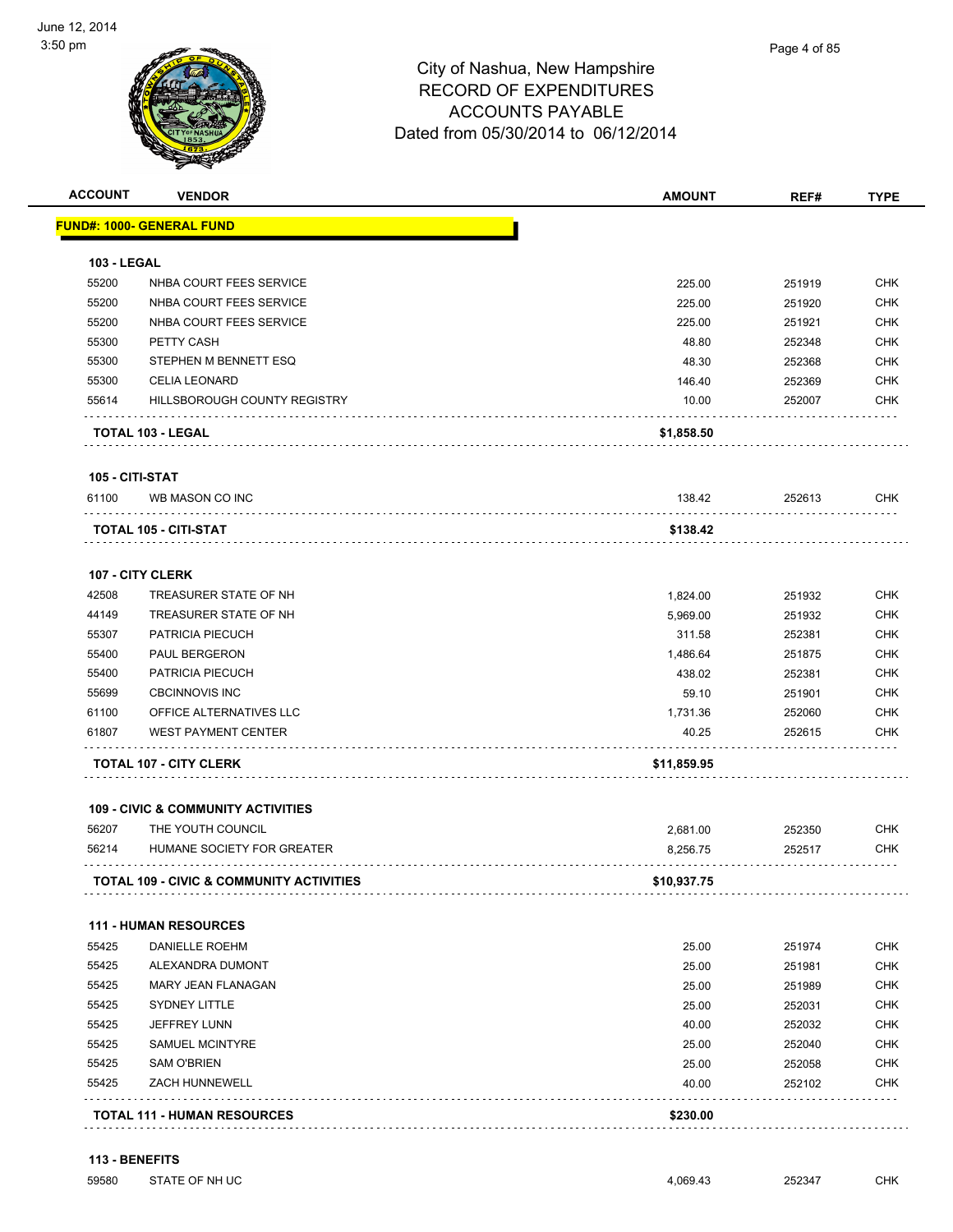# City of Nashua, New Hampshire
## RECORD OF EXPENDITURES
## ACCOUNTS PAYABLE
## Dated from 05/30/2014 to 06/12/2014

| ACCOUNT | VENDOR | AMOUNT | REF# | TYPE |
|---|---|---|---|---|
| **FUND#: 1000- GENERAL FUND** | | | | |
| **103 - LEGAL** | | | | |
| 55200 | NHBA COURT FEES SERVICE | 225.00 | 251919 | CHK |
| 55200 | NHBA COURT FEES SERVICE | 225.00 | 251920 | CHK |
| 55200 | NHBA COURT FEES SERVICE | 225.00 | 251921 | CHK |
| 55300 | PETTY CASH | 48.80 | 252348 | CHK |
| 55300 | STEPHEN M BENNETT ESQ | 48.30 | 252368 | CHK |
| 55300 | CELIA LEONARD | 146.40 | 252369 | CHK |
| 55614 | HILLSBOROUGH COUNTY REGISTRY | 10.00 | 252007 | CHK |
| **TOTAL 103 - LEGAL** | | **$1,858.50** | | |
| **105 - CITI-STAT** | | | | |
| 61100 | WB MASON CO INC | 138.42 | 252613 | CHK |
| **TOTAL 105 - CITI-STAT** | | **$138.42** | | |
| **107 - CITY CLERK** | | | | |
| 42508 | TREASURER STATE OF NH | 1,824.00 | 251932 | CHK |
| 44149 | TREASURER STATE OF NH | 5,969.00 | 251932 | CHK |
| 55307 | PATRICIA PIECUCH | 311.58 | 252381 | CHK |
| 55400 | PAUL BERGERON | 1,486.64 | 251875 | CHK |
| 55400 | PATRICIA PIECUCH | 438.02 | 252381 | CHK |
| 55699 | CBCINNOVIS INC | 59.10 | 251901 | CHK |
| 61100 | OFFICE ALTERNATIVES LLC | 1,731.36 | 252060 | CHK |
| 61807 | WEST PAYMENT CENTER | 40.25 | 252615 | CHK |
| **TOTAL 107 - CITY CLERK** | | **$11,859.95** | | |
| **109 - CIVIC & COMMUNITY ACTIVITIES** | | | | |
| 56207 | THE YOUTH COUNCIL | 2,681.00 | 252350 | CHK |
| 56214 | HUMANE SOCIETY FOR GREATER | 8,256.75 | 252517 | CHK |
| **TOTAL 109 - CIVIC & COMMUNITY ACTIVITIES** | | **$10,937.75** | | |
| **111 - HUMAN RESOURCES** | | | | |
| 55425 | DANIELLE ROEHM | 25.00 | 251974 | CHK |
| 55425 | ALEXANDRA DUMONT | 25.00 | 251981 | CHK |
| 55425 | MARY JEAN FLANAGAN | 25.00 | 251989 | CHK |
| 55425 | SYDNEY LITTLE | 25.00 | 252031 | CHK |
| 55425 | JEFFREY LUNN | 40.00 | 252032 | CHK |
| 55425 | SAMUEL MCINTYRE | 25.00 | 252040 | CHK |
| 55425 | SAM O'BRIEN | 25.00 | 252058 | CHK |
| 55425 | ZACH HUNNEWELL | 40.00 | 252102 | CHK |
| **TOTAL 111 - HUMAN RESOURCES** | | **$230.00** | | |
| **113 - BENEFITS** | | | | |
| 59580 | STATE OF NH UC | 4,069.43 | 252347 | CHK |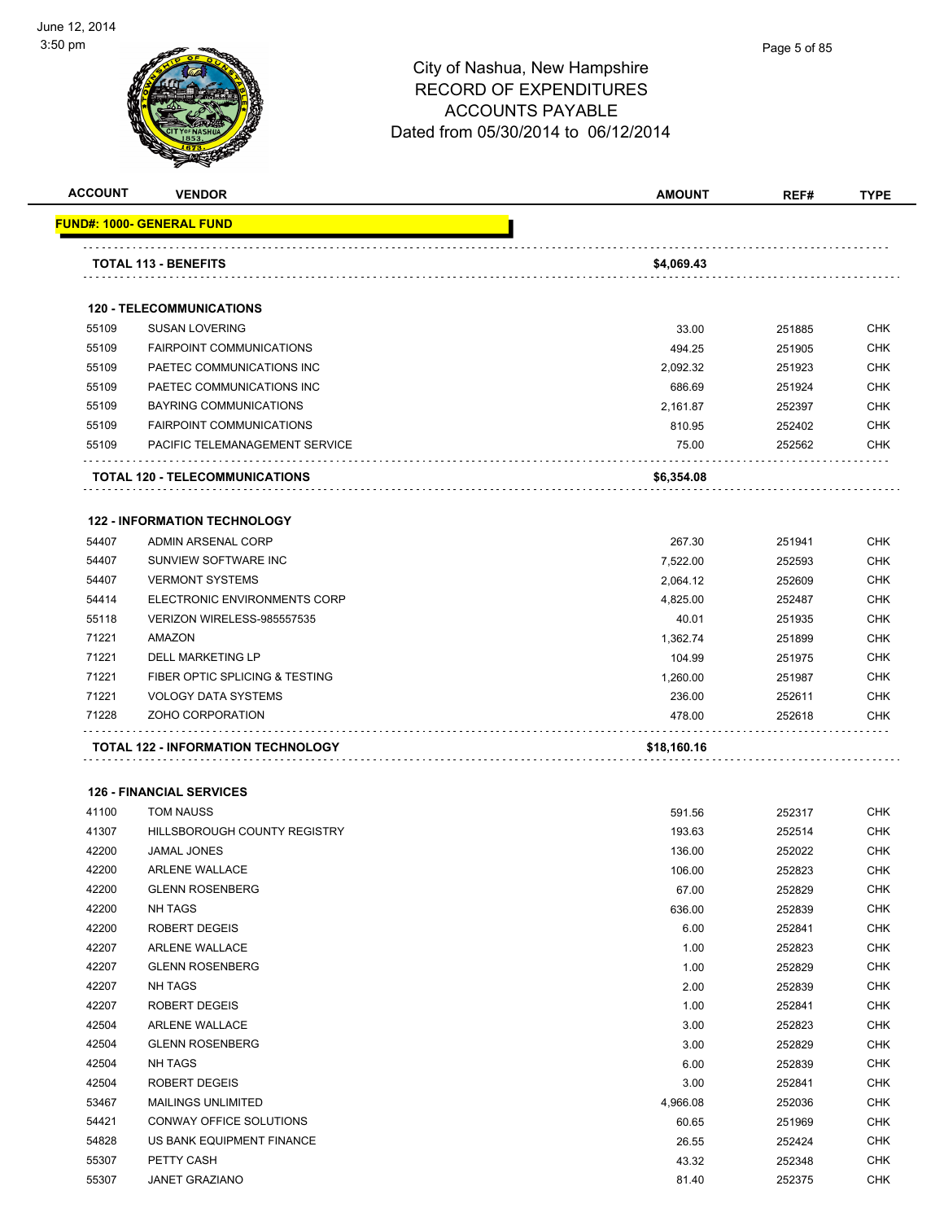City of Nashua, New Hampshire
RECORD OF EXPENDITURES
ACCOUNTS PAYABLE
Dated from 05/30/2014 to 06/12/2014

| ACCOUNT | VENDOR | AMOUNT | REF# | TYPE |
|---|---|---|---|---|
| **FUND#: 1000- GENERAL FUND** | | | | |
| | **TOTAL 113 - BENEFITS** | **$4,069.43** | | |
| | **120 - TELECOMMUNICATIONS** | | | |
| 55109 | SUSAN LOVERING | 33.00 | 251885 | CHK |
| 55109 | FAIRPOINT COMMUNICATIONS | 494.25 | 251905 | CHK |
| 55109 | PAETEC COMMUNICATIONS INC | 2,092.32 | 251923 | CHK |
| 55109 | PAETEC COMMUNICATIONS INC | 686.69 | 251924 | CHK |
| 55109 | BAYRING COMMUNICATIONS | 2,161.87 | 252397 | CHK |
| 55109 | FAIRPOINT COMMUNICATIONS | 810.95 | 252402 | CHK |
| 55109 | PACIFIC TELEMANAGEMENT SERVICE | 75.00 | 252562 | CHK |
| | **TOTAL 120 - TELECOMMUNICATIONS** | **$6,354.08** | | |
| | **122 - INFORMATION TECHNOLOGY** | | | |
| 54407 | ADMIN ARSENAL CORP | 267.30 | 251941 | CHK |
| 54407 | SUNVIEW SOFTWARE INC | 7,522.00 | 252593 | CHK |
| 54407 | VERMONT SYSTEMS | 2,064.12 | 252609 | CHK |
| 54414 | ELECTRONIC ENVIRONMENTS CORP | 4,825.00 | 252487 | CHK |
| 55118 | VERIZON WIRELESS-985557535 | 40.01 | 251935 | CHK |
| 71221 | AMAZON | 1,362.74 | 251899 | CHK |
| 71221 | DELL MARKETING LP | 104.99 | 251975 | CHK |
| 71221 | FIBER OPTIC SPLICING & TESTING | 1,260.00 | 251987 | CHK |
| 71221 | VOLOGY DATA SYSTEMS | 236.00 | 252611 | CHK |
| 71228 | ZOHO CORPORATION | 478.00 | 252618 | CHK |
| | **TOTAL 122 - INFORMATION TECHNOLOGY** | **$18,160.16** | | |
| | **126 - FINANCIAL SERVICES** | | | |
| 41100 | TOM NAUSS | 591.56 | 252317 | CHK |
| 41307 | HILLSBOROUGH COUNTY REGISTRY | 193.63 | 252514 | CHK |
| 42200 | JAMAL JONES | 136.00 | 252022 | CHK |
| 42200 | ARLENE WALLACE | 106.00 | 252823 | CHK |
| 42200 | GLENN ROSENBERG | 67.00 | 252829 | CHK |
| 42200 | NH TAGS | 636.00 | 252839 | CHK |
| 42200 | ROBERT DEGEIS | 6.00 | 252841 | CHK |
| 42207 | ARLENE WALLACE | 1.00 | 252823 | CHK |
| 42207 | GLENN ROSENBERG | 1.00 | 252829 | CHK |
| 42207 | NH TAGS | 2.00 | 252839 | CHK |
| 42207 | ROBERT DEGEIS | 1.00 | 252841 | CHK |
| 42504 | ARLENE WALLACE | 3.00 | 252823 | CHK |
| 42504 | GLENN ROSENBERG | 3.00 | 252829 | CHK |
| 42504 | NH TAGS | 6.00 | 252839 | CHK |
| 42504 | ROBERT DEGEIS | 3.00 | 252841 | CHK |
| 53467 | MAILINGS UNLIMITED | 4,966.08 | 252036 | CHK |
| 54421 | CONWAY OFFICE SOLUTIONS | 60.65 | 251969 | CHK |
| 54828 | US BANK EQUIPMENT FINANCE | 26.55 | 252424 | CHK |
| 55307 | PETTY CASH | 43.32 | 252348 | CHK |
| 55307 | JANET GRAZIANO | 81.40 | 252375 | CHK |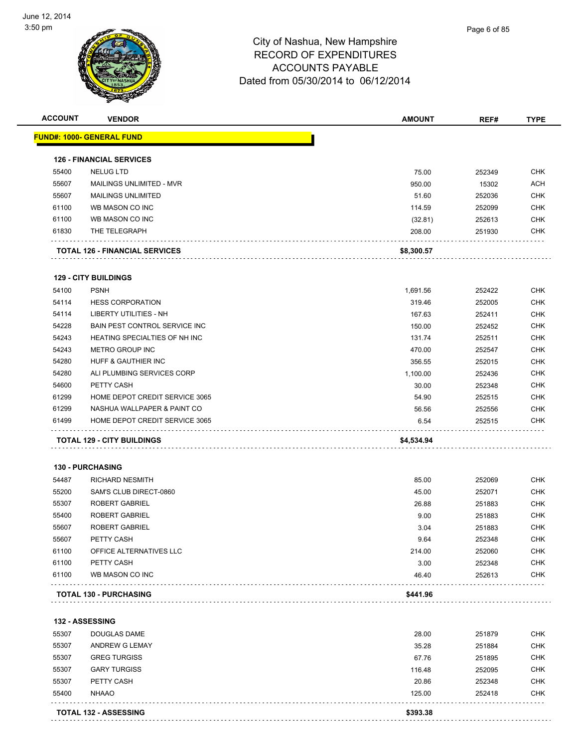City of Nashua, New Hampshire
RECORD OF EXPENDITURES
ACCOUNTS PAYABLE
Dated from 05/30/2014 to 06/12/2014

| ACCOUNT | VENDOR | AMOUNT | REF# | TYPE |
|---|---|---|---|---|
| **FUND#: 1000- GENERAL FUND** | | | | |
| **126 - FINANCIAL SERVICES** | | | | |
| 55400 | NELUG LTD | 75.00 | 252349 | CHK |
| 55607 | MAILINGS UNLIMITED - MVR | 950.00 | 15302 | ACH |
| 55607 | MAILINGS UNLIMITED | 51.60 | 252036 | CHK |
| 61100 | WB MASON CO INC | 114.59 | 252099 | CHK |
| 61100 | WB MASON CO INC | (32.81) | 252613 | CHK |
| 61830 | THE TELEGRAPH | 208.00 | 251930 | CHK |
| **TOTAL 126 - FINANCIAL SERVICES** | | **$8,300.57** | | |
| **129 - CITY BUILDINGS** | | | | |
| 54100 | PSNH | 1,691.56 | 252422 | CHK |
| 54114 | HESS CORPORATION | 319.46 | 252005 | CHK |
| 54114 | LIBERTY UTILITIES - NH | 167.63 | 252411 | CHK |
| 54228 | BAIN PEST CONTROL SERVICE INC | 150.00 | 252452 | CHK |
| 54243 | HEATING SPECIALTIES OF NH INC | 131.74 | 252511 | CHK |
| 54243 | METRO GROUP INC | 470.00 | 252547 | CHK |
| 54280 | HUFF & GAUTHIER INC | 356.55 | 252015 | CHK |
| 54280 | ALI PLUMBING SERVICES CORP | 1,100.00 | 252436 | CHK |
| 54600 | PETTY CASH | 30.00 | 252348 | CHK |
| 61299 | HOME DEPOT CREDIT SERVICE 3065 | 54.90 | 252515 | CHK |
| 61299 | NASHUA WALLPAPER & PAINT CO | 56.56 | 252556 | CHK |
| 61499 | HOME DEPOT CREDIT SERVICE 3065 | 6.54 | 252515 | CHK |
| **TOTAL 129 - CITY BUILDINGS** | | **$4,534.94** | | |
| **130 - PURCHASING** | | | | |
| 54487 | RICHARD NESMITH | 85.00 | 252069 | CHK |
| 55200 | SAM'S CLUB DIRECT-0860 | 45.00 | 252071 | CHK |
| 55307 | ROBERT GABRIEL | 26.88 | 251883 | CHK |
| 55400 | ROBERT GABRIEL | 9.00 | 251883 | CHK |
| 55607 | ROBERT GABRIEL | 3.04 | 251883 | CHK |
| 55607 | PETTY CASH | 9.64 | 252348 | CHK |
| 61100 | OFFICE ALTERNATIVES LLC | 214.00 | 252060 | CHK |
| 61100 | PETTY CASH | 3.00 | 252348 | CHK |
| 61100 | WB MASON CO INC | 46.40 | 252613 | CHK |
| **TOTAL 130 - PURCHASING** | | **$441.96** | | |
| **132 - ASSESSING** | | | | |
| 55307 | DOUGLAS DAME | 28.00 | 251879 | CHK |
| 55307 | ANDREW G LEMAY | 35.28 | 251884 | CHK |
| 55307 | GREG TURGISS | 67.76 | 251895 | CHK |
| 55307 | GARY TURGISS | 116.48 | 252095 | CHK |
| 55307 | PETTY CASH | 20.86 | 252348 | CHK |
| 55400 | NHAAO | 125.00 | 252418 | CHK |
| **TOTAL 132 - ASSESSING** | | **$393.38** | | |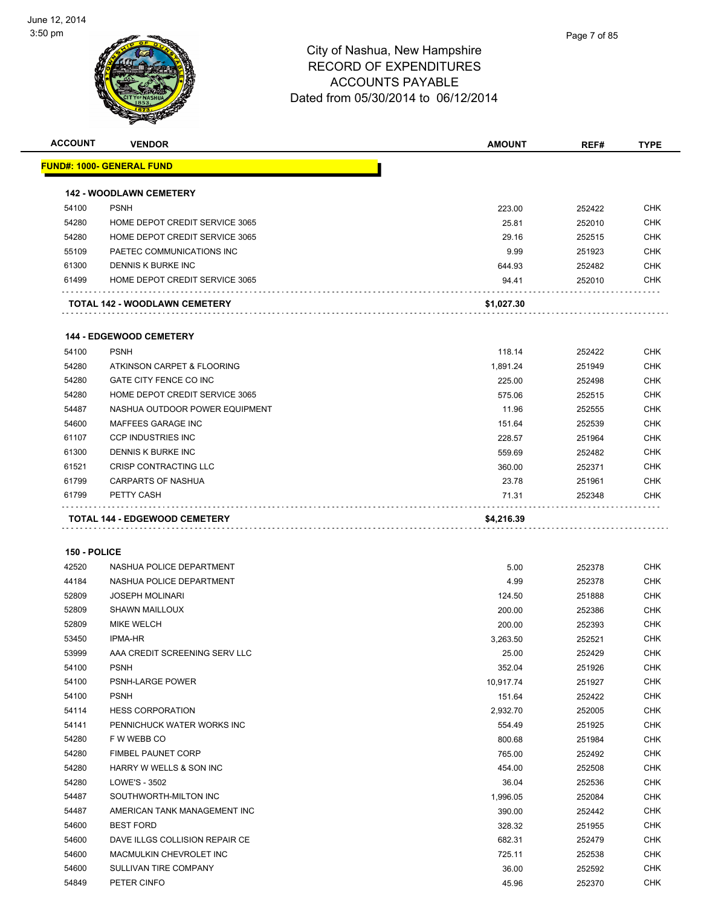# City of Nashua, New Hampshire
## RECORD OF EXPENDITURES
## ACCOUNTS PAYABLE
## Dated from 05/30/2014 to 06/12/2014

| ACCOUNT | VENDOR | AMOUNT | REF# | TYPE |
|---|---|---|---|---|
| **FUND#: 1000- GENERAL FUND** | | | | |
| **142 - WOODLAWN CEMETERY** | | | | |
| 54100 | PSNH | 223.00 | 252422 | CHK |
| 54280 | HOME DEPOT CREDIT SERVICE 3065 | 25.81 | 252010 | CHK |
| 54280 | HOME DEPOT CREDIT SERVICE 3065 | 29.16 | 252515 | CHK |
| 55109 | PAETEC COMMUNICATIONS INC | 9.99 | 251923 | CHK |
| 61300 | DENNIS K BURKE INC | 644.93 | 252482 | CHK |
| 61499 | HOME DEPOT CREDIT SERVICE 3065 | 94.41 | 252010 | CHK |
| | **TOTAL 142 - WOODLAWN CEMETERY** | **$1,027.30** | | |
| **144 - EDGEWOOD CEMETERY** | | | | |
| 54100 | PSNH | 118.14 | 252422 | CHK |
| 54280 | ATKINSON CARPET & FLOORING | 1,891.24 | 251949 | CHK |
| 54280 | GATE CITY FENCE CO INC | 225.00 | 252498 | CHK |
| 54280 | HOME DEPOT CREDIT SERVICE 3065 | 575.06 | 252515 | CHK |
| 54487 | NASHUA OUTDOOR POWER EQUIPMENT | 11.96 | 252555 | CHK |
| 54600 | MAFFEES GARAGE INC | 151.64 | 252539 | CHK |
| 61107 | CCP INDUSTRIES INC | 228.57 | 251964 | CHK |
| 61300 | DENNIS K BURKE INC | 559.69 | 252482 | CHK |
| 61521 | CRISP CONTRACTING LLC | 360.00 | 252371 | CHK |
| 61799 | CARPARTS OF NASHUA | 23.78 | 251961 | CHK |
| 61799 | PETTY CASH | 71.31 | 252348 | CHK |
| | **TOTAL 144 - EDGEWOOD CEMETERY** | **$4,216.39** | | |
| **150 - POLICE** | | | | |
| 42520 | NASHUA POLICE DEPARTMENT | 5.00 | 252378 | CHK |
| 44184 | NASHUA POLICE DEPARTMENT | 4.99 | 252378 | CHK |
| 52809 | JOSEPH MOLINARI | 124.50 | 251888 | CHK |
| 52809 | SHAWN MAILLOUX | 200.00 | 252386 | CHK |
| 52809 | MIKE WELCH | 200.00 | 252393 | CHK |
| 53450 | IPMA-HR | 3,263.50 | 252521 | CHK |
| 53999 | AAA CREDIT SCREENING SERV LLC | 25.00 | 252429 | CHK |
| 54100 | PSNH | 352.04 | 251926 | CHK |
| 54100 | PSNH-LARGE POWER | 10,917.74 | 251927 | CHK |
| 54100 | PSNH | 151.64 | 252422 | CHK |
| 54114 | HESS CORPORATION | 2,932.70 | 252005 | CHK |
| 54141 | PENNICHUCK WATER WORKS INC | 554.49 | 251925 | CHK |
| 54280 | F W WEBB CO | 800.68 | 251984 | CHK |
| 54280 | FIMBEL PAUNET CORP | 765.00 | 252492 | CHK |
| 54280 | HARRY W WELLS & SON INC | 454.00 | 252508 | CHK |
| 54280 | LOWE'S - 3502 | 36.04 | 252536 | CHK |
| 54487 | SOUTHWORTH-MILTON INC | 1,996.05 | 252084 | CHK |
| 54487 | AMERICAN TANK MANAGEMENT INC | 390.00 | 252442 | CHK |
| 54600 | BEST FORD | 328.32 | 251955 | CHK |
| 54600 | DAVE ILLGS COLLISION REPAIR CE | 682.31 | 252479 | CHK |
| 54600 | MACMULKIN CHEVROLET INC | 725.11 | 252538 | CHK |
| 54600 | SULLIVAN TIRE COMPANY | 36.00 | 252592 | CHK |
| 54849 | PETER CINFO | 45.96 | 252370 | CHK |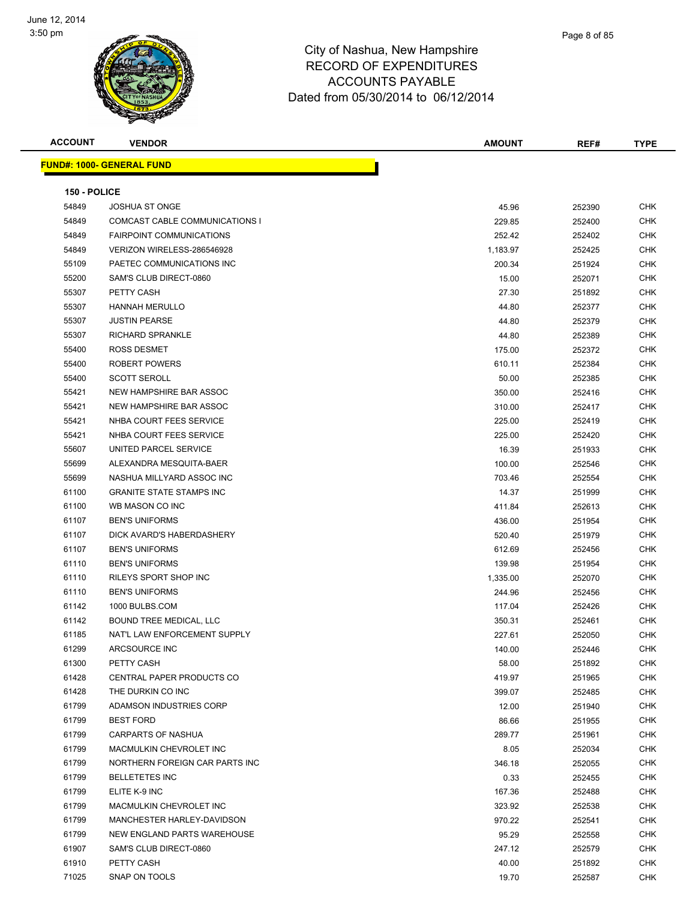# City of Nashua, New Hampshire
## RECORD OF EXPENDITURES
## ACCOUNTS PAYABLE
### Dated from 05/30/2014 to 06/12/2014

**FUND#: 1000- GENERAL FUND**

**150 - POLICE**

| ACCOUNT | VENDOR | AMOUNT | REF# | TYPE |
|---|---|---|---|---|
| 54849 | JOSHUA ST ONGE | 45.96 | 252390 | CHK |
| 54849 | COMCAST CABLE COMMUNICATIONS I | 229.85 | 252400 | CHK |
| 54849 | FAIRPOINT COMMUNICATIONS | 252.42 | 252402 | CHK |
| 54849 | VERIZON WIRELESS-286546928 | 1,183.97 | 252425 | CHK |
| 55109 | PAETEC COMMUNICATIONS INC | 200.34 | 251924 | CHK |
| 55200 | SAM'S CLUB DIRECT-0860 | 15.00 | 252071 | CHK |
| 55307 | PETTY CASH | 27.30 | 251892 | CHK |
| 55307 | HANNAH MERULLO | 44.80 | 252377 | CHK |
| 55307 | JUSTIN PEARSE | 44.80 | 252379 | CHK |
| 55307 | RICHARD SPRANKLE | 44.80 | 252389 | CHK |
| 55400 | ROSS DESMET | 175.00 | 252372 | CHK |
| 55400 | ROBERT POWERS | 610.11 | 252384 | CHK |
| 55400 | SCOTT SEROLL | 50.00 | 252385 | CHK |
| 55421 | NEW HAMPSHIRE BAR ASSOC | 350.00 | 252416 | CHK |
| 55421 | NEW HAMPSHIRE BAR ASSOC | 310.00 | 252417 | CHK |
| 55421 | NHBA COURT FEES SERVICE | 225.00 | 252419 | CHK |
| 55421 | NHBA COURT FEES SERVICE | 225.00 | 252420 | CHK |
| 55607 | UNITED PARCEL SERVICE | 16.39 | 251933 | CHK |
| 55699 | ALEXANDRA MESQUITA-BAER | 100.00 | 252546 | CHK |
| 55699 | NASHUA MILLYARD ASSOC INC | 703.46 | 252554 | CHK |
| 61100 | GRANITE STATE STAMPS INC | 14.37 | 251999 | CHK |
| 61100 | WB MASON CO INC | 411.84 | 252613 | CHK |
| 61107 | BEN'S UNIFORMS | 436.00 | 251954 | CHK |
| 61107 | DICK AVARD'S HABERDASHERY | 520.40 | 251979 | CHK |
| 61107 | BEN'S UNIFORMS | 612.69 | 252456 | CHK |
| 61110 | BEN'S UNIFORMS | 139.98 | 251954 | CHK |
| 61110 | RILEYS SPORT SHOP INC | 1,335.00 | 252070 | CHK |
| 61110 | BEN'S UNIFORMS | 244.96 | 252456 | CHK |
| 61142 | 1000 BULBS.COM | 117.04 | 252426 | CHK |
| 61142 | BOUND TREE MEDICAL, LLC | 350.31 | 252461 | CHK |
| 61185 | NAT'L LAW ENFORCEMENT SUPPLY | 227.61 | 252050 | CHK |
| 61299 | ARCSOURCE INC | 140.00 | 252446 | CHK |
| 61300 | PETTY CASH | 58.00 | 251892 | CHK |
| 61428 | CENTRAL PAPER PRODUCTS CO | 419.97 | 251965 | CHK |
| 61428 | THE DURKIN CO INC | 399.07 | 252485 | CHK |
| 61799 | ADAMSON INDUSTRIES CORP | 12.00 | 251940 | CHK |
| 61799 | BEST FORD | 86.66 | 251955 | CHK |
| 61799 | CARPARTS OF NASHUA | 289.77 | 251961 | CHK |
| 61799 | MACMULKIN CHEVROLET INC | 8.05 | 252034 | CHK |
| 61799 | NORTHERN FOREIGN CAR PARTS INC | 346.18 | 252055 | CHK |
| 61799 | BELLETETES INC | 0.33 | 252455 | CHK |
| 61799 | ELITE K-9 INC | 167.36 | 252488 | CHK |
| 61799 | MACMULKIN CHEVROLET INC | 323.92 | 252538 | CHK |
| 61799 | MANCHESTER HARLEY-DAVIDSON | 970.22 | 252541 | CHK |
| 61799 | NEW ENGLAND PARTS WAREHOUSE | 95.29 | 252558 | CHK |
| 61907 | SAM'S CLUB DIRECT-0860 | 247.12 | 252579 | CHK |
| 61910 | PETTY CASH | 40.00 | 251892 | CHK |
| 71025 | SNAP ON TOOLS | 19.70 | 252587 | CHK |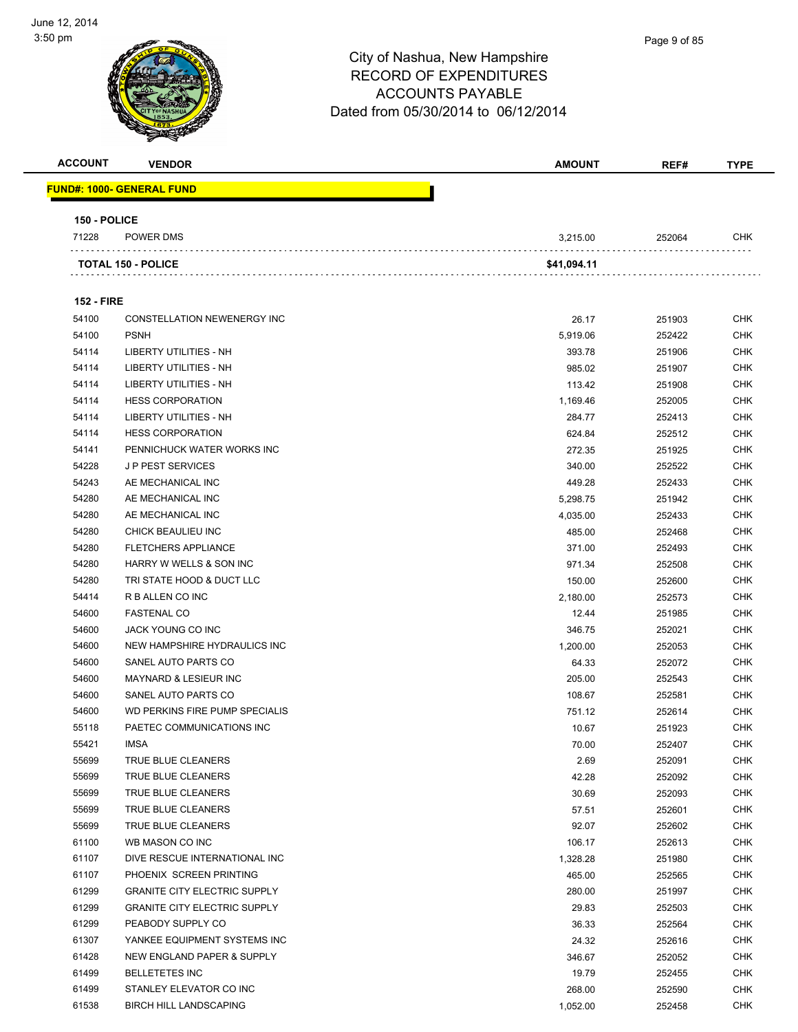City of Nashua, New Hampshire
RECORD OF EXPENDITURES
ACCOUNTS PAYABLE
Dated from 05/30/2014 to 06/12/2014

| ACCOUNT | VENDOR | AMOUNT | REF# | TYPE |
|---|---|---|---|---|
| **FUND#: 1000- GENERAL FUND** | | | | |
| **150 - POLICE** | | | | |
| 71228 | POWER DMS | 3,215.00 | 252064 | CHK |
| **TOTAL 150 - POLICE** | | **$41,094.11** | | |
| **152 - FIRE** | | | | |
| 54100 | CONSTELLATION NEWENERGY INC | 26.17 | 251903 | CHK |
| 54100 | PSNH | 5,919.06 | 252422 | CHK |
| 54114 | LIBERTY UTILITIES - NH | 393.78 | 251906 | CHK |
| 54114 | LIBERTY UTILITIES - NH | 985.02 | 251907 | CHK |
| 54114 | LIBERTY UTILITIES - NH | 113.42 | 251908 | CHK |
| 54114 | HESS CORPORATION | 1,169.46 | 252005 | CHK |
| 54114 | LIBERTY UTILITIES - NH | 284.77 | 252413 | CHK |
| 54114 | HESS CORPORATION | 624.84 | 252512 | CHK |
| 54141 | PENNICHUCK WATER WORKS INC | 272.35 | 251925 | CHK |
| 54228 | J P PEST SERVICES | 340.00 | 252522 | CHK |
| 54243 | AE MECHANICAL INC | 449.28 | 252433 | CHK |
| 54280 | AE MECHANICAL INC | 5,298.75 | 251942 | CHK |
| 54280 | AE MECHANICAL INC | 4,035.00 | 252433 | CHK |
| 54280 | CHICK BEAULIEU INC | 485.00 | 252468 | CHK |
| 54280 | FLETCHERS APPLIANCE | 371.00 | 252493 | CHK |
| 54280 | HARRY W WELLS & SON INC | 971.34 | 252508 | CHK |
| 54280 | TRI STATE HOOD & DUCT LLC | 150.00 | 252600 | CHK |
| 54414 | R B ALLEN CO INC | 2,180.00 | 252573 | CHK |
| 54600 | FASTENAL CO | 12.44 | 251985 | CHK |
| 54600 | JACK YOUNG CO INC | 346.75 | 252021 | CHK |
| 54600 | NEW HAMPSHIRE HYDRAULICS INC | 1,200.00 | 252053 | CHK |
| 54600 | SANEL AUTO PARTS CO | 64.33 | 252072 | CHK |
| 54600 | MAYNARD & LESIEUR INC | 205.00 | 252543 | CHK |
| 54600 | SANEL AUTO PARTS CO | 108.67 | 252581 | CHK |
| 54600 | WD PERKINS FIRE PUMP SPECIALIS | 751.12 | 252614 | CHK |
| 55118 | PAETEC COMMUNICATIONS INC | 10.67 | 251923 | CHK |
| 55421 | IMSA | 70.00 | 252407 | CHK |
| 55699 | TRUE BLUE CLEANERS | 2.69 | 252091 | CHK |
| 55699 | TRUE BLUE CLEANERS | 42.28 | 252092 | CHK |
| 55699 | TRUE BLUE CLEANERS | 30.69 | 252093 | CHK |
| 55699 | TRUE BLUE CLEANERS | 57.51 | 252601 | CHK |
| 55699 | TRUE BLUE CLEANERS | 92.07 | 252602 | CHK |
| 61100 | WB MASON CO INC | 106.17 | 252613 | CHK |
| 61107 | DIVE RESCUE INTERNATIONAL INC | 1,328.28 | 251980 | CHK |
| 61107 | PHOENIX SCREEN PRINTING | 465.00 | 252565 | CHK |
| 61299 | GRANITE CITY ELECTRIC SUPPLY | 280.00 | 251997 | CHK |
| 61299 | GRANITE CITY ELECTRIC SUPPLY | 29.83 | 252503 | CHK |
| 61299 | PEABODY SUPPLY CO | 36.33 | 252564 | CHK |
| 61307 | YANKEE EQUIPMENT SYSTEMS INC | 24.32 | 252616 | CHK |
| 61428 | NEW ENGLAND PAPER & SUPPLY | 346.67 | 252052 | CHK |
| 61499 | BELLETETES INC | 19.79 | 252455 | CHK |
| 61499 | STANLEY ELEVATOR CO INC | 268.00 | 252590 | CHK |
| 61538 | BIRCH HILL LANDSCAPING | 1,052.00 | 252458 | CHK |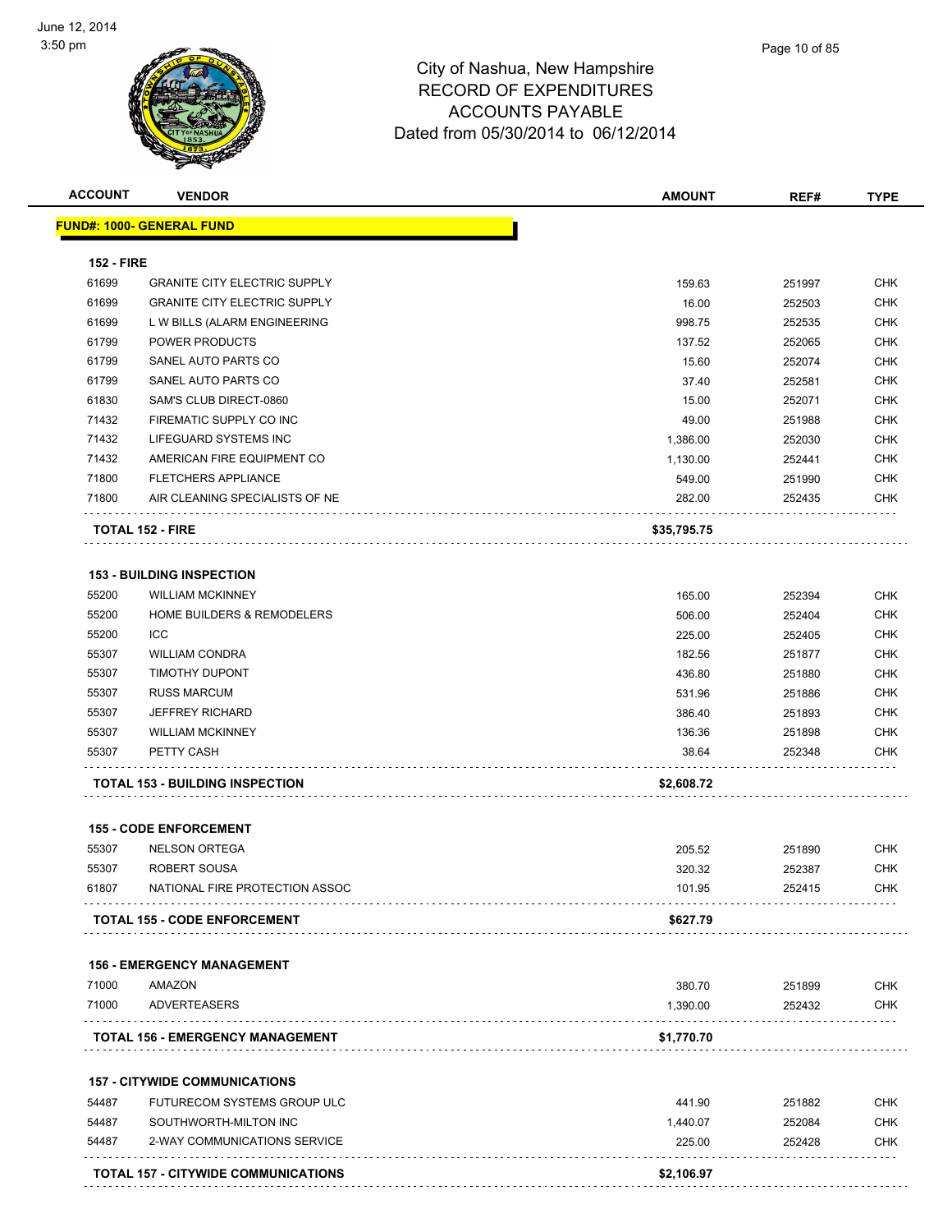City of Nashua, New Hampshire
RECORD OF EXPENDITURES
ACCOUNTS PAYABLE
Dated from 05/30/2014 to 06/12/2014

June 12, 2014
3:50 pm

| ACCOUNT | VENDOR | AMOUNT | REF# | TYPE |
|---|---|---|---|---|
| **FUND#: 1000- GENERAL FUND** | | | | |
| **152 - FIRE** | | | | |
| 61699 | GRANITE CITY ELECTRIC SUPPLY | 159.63 | 251997 | CHK |
| 61699 | GRANITE CITY ELECTRIC SUPPLY | 16.00 | 252503 | CHK |
| 61699 | L W BILLS (ALARM ENGINEERING | 998.75 | 252535 | CHK |
| 61799 | POWER PRODUCTS | 137.52 | 252065 | CHK |
| 61799 | SANEL AUTO PARTS CO | 15.60 | 252074 | CHK |
| 61799 | SANEL AUTO PARTS CO | 37.40 | 252581 | CHK |
| 61830 | SAM'S CLUB DIRECT-0860 | 15.00 | 252071 | CHK |
| 71432 | FIREMATIC SUPPLY CO INC | 49.00 | 251988 | CHK |
| 71432 | LIFEGUARD SYSTEMS INC | 1,386.00 | 252030 | CHK |
| 71432 | AMERICAN FIRE EQUIPMENT CO | 1,130.00 | 252441 | CHK |
| 71800 | FLETCHERS APPLIANCE | 549.00 | 251990 | CHK |
| 71800 | AIR CLEANING SPECIALISTS OF NE | 282.00 | 252435 | CHK |
| **TOTAL 152 - FIRE** | | **$35,795.75** | | |
| **153 - BUILDING INSPECTION** | | | | |
| 55200 | WILLIAM MCKINNEY | 165.00 | 252394 | CHK |
| 55200 | HOME BUILDERS & REMODELERS | 506.00 | 252404 | CHK |
| 55200 | ICC | 225.00 | 252405 | CHK |
| 55307 | WILLIAM CONDRA | 182.56 | 251877 | CHK |
| 55307 | TIMOTHY DUPONT | 436.80 | 251880 | CHK |
| 55307 | RUSS MARCUM | 531.96 | 251886 | CHK |
| 55307 | JEFFREY RICHARD | 386.40 | 251893 | CHK |
| 55307 | WILLIAM MCKINNEY | 136.36 | 251898 | CHK |
| 55307 | PETTY CASH | 38.64 | 252348 | CHK |
| **TOTAL 153 - BUILDING INSPECTION** | | **$2,608.72** | | |
| **155 - CODE ENFORCEMENT** | | | | |
| 55307 | NELSON ORTEGA | 205.52 | 251890 | CHK |
| 55307 | ROBERT SOUSA | 320.32 | 252387 | CHK |
| 61807 | NATIONAL FIRE PROTECTION ASSOC | 101.95 | 252415 | CHK |
| **TOTAL 155 - CODE ENFORCEMENT** | | **$627.79** | | |
| **156 - EMERGENCY MANAGEMENT** | | | | |
| 71000 | AMAZON | 380.70 | 251899 | CHK |
| 71000 | ADVERTEASERS | 1,390.00 | 252432 | CHK |
| **TOTAL 156 - EMERGENCY MANAGEMENT** | | **$1,770.70** | | |
| **157 - CITYWIDE COMMUNICATIONS** | | | | |
| 54487 | FUTURECOM SYSTEMS GROUP ULC | 441.90 | 251882 | CHK |
| 54487 | SOUTHWORTH-MILTON INC | 1,440.07 | 252084 | CHK |
| 54487 | 2-WAY COMMUNICATIONS SERVICE | 225.00 | 252428 | CHK |
| **TOTAL 157 - CITYWIDE COMMUNICATIONS** | | **$2,106.97** | | |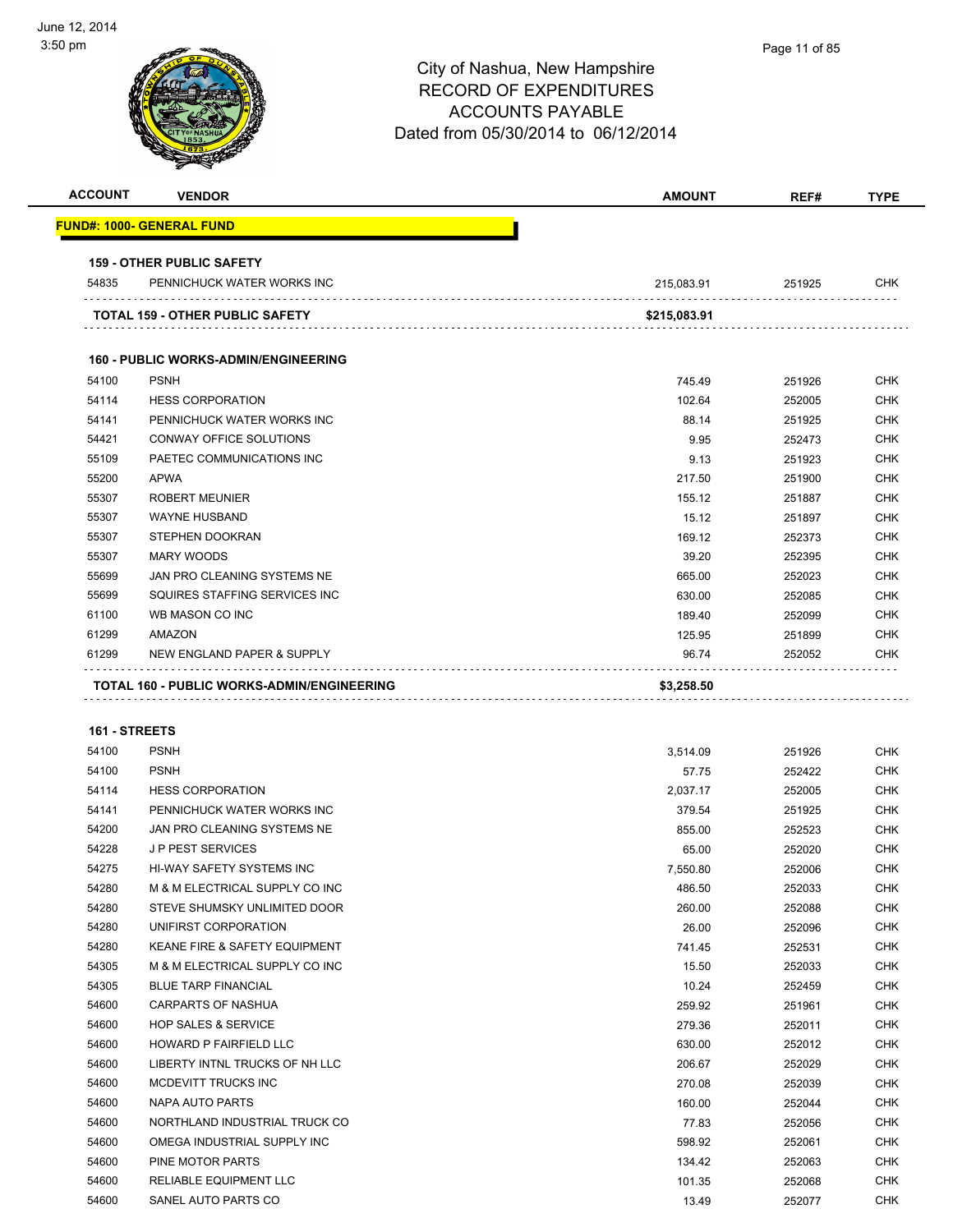# City of Nashua, New Hampshire
## RECORD OF EXPENDITURES
## ACCOUNTS PAYABLE
### Dated from 05/30/2014 to 06/12/2014

June 12, 2014
3:50 pm

| ACCOUNT | VENDOR | AMOUNT | REF# | TYPE |
|---|---|---|---|---|
| **FUND#: 1000- GENERAL FUND** | | | | |
| **159 - OTHER PUBLIC SAFETY** | | | | |
| 54835 | PENNICHUCK WATER WORKS INC | 215,083.91 | 251925 | CHK |
| **TOTAL 159 - OTHER PUBLIC SAFETY** | | **$215,083.91** | | |
| **160 - PUBLIC WORKS-ADMIN/ENGINEERING** | | | | |
| 54100 | PSNH | 745.49 | 251926 | CHK |
| 54114 | HESS CORPORATION | 102.64 | 252005 | CHK |
| 54141 | PENNICHUCK WATER WORKS INC | 88.14 | 251925 | CHK |
| 54421 | CONWAY OFFICE SOLUTIONS | 9.95 | 252473 | CHK |
| 55109 | PAETEC COMMUNICATIONS INC | 9.13 | 251923 | CHK |
| 55200 | APWA | 217.50 | 251900 | CHK |
| 55307 | ROBERT MEUNIER | 155.12 | 251887 | CHK |
| 55307 | WAYNE HUSBAND | 15.12 | 251897 | CHK |
| 55307 | STEPHEN DOOKRAN | 169.12 | 252373 | CHK |
| 55307 | MARY WOODS | 39.20 | 252395 | CHK |
| 55699 | JAN PRO CLEANING SYSTEMS NE | 665.00 | 252023 | CHK |
| 55699 | SQUIRES STAFFING SERVICES INC | 630.00 | 252085 | CHK |
| 61100 | WB MASON CO INC | 189.40 | 252099 | CHK |
| 61299 | AMAZON | 125.95 | 251899 | CHK |
| 61299 | NEW ENGLAND PAPER & SUPPLY | 96.74 | 252052 | CHK |
| **TOTAL 160 - PUBLIC WORKS-ADMIN/ENGINEERING** | | **$3,258.50** | | |
| **161 - STREETS** | | | | |
| 54100 | PSNH | 3,514.09 | 251926 | CHK |
| 54100 | PSNH | 57.75 | 252422 | CHK |
| 54114 | HESS CORPORATION | 2,037.17 | 252005 | CHK |
| 54141 | PENNICHUCK WATER WORKS INC | 379.54 | 251925 | CHK |
| 54200 | JAN PRO CLEANING SYSTEMS NE | 855.00 | 252523 | CHK |
| 54228 | J P PEST SERVICES | 65.00 | 252020 | CHK |
| 54275 | HI-WAY SAFETY SYSTEMS INC | 7,550.80 | 252006 | CHK |
| 54280 | M & M ELECTRICAL SUPPLY CO INC | 486.50 | 252033 | CHK |
| 54280 | STEVE SHUMSKY UNLIMITED DOOR | 260.00 | 252088 | CHK |
| 54280 | UNIFIRST CORPORATION | 26.00 | 252096 | CHK |
| 54280 | KEANE FIRE & SAFETY EQUIPMENT | 741.45 | 252531 | CHK |
| 54305 | M & M ELECTRICAL SUPPLY CO INC | 15.50 | 252033 | CHK |
| 54305 | BLUE TARP FINANCIAL | 10.24 | 252459 | CHK |
| 54600 | CARPARTS OF NASHUA | 259.92 | 251961 | CHK |
| 54600 | HOP SALES & SERVICE | 279.36 | 252011 | CHK |
| 54600 | HOWARD P FAIRFIELD LLC | 630.00 | 252012 | CHK |
| 54600 | LIBERTY INTNL TRUCKS OF NH LLC | 206.67 | 252029 | CHK |
| 54600 | MCDEVITT TRUCKS INC | 270.08 | 252039 | CHK |
| 54600 | NAPA AUTO PARTS | 160.00 | 252044 | CHK |
| 54600 | NORTHLAND INDUSTRIAL TRUCK CO | 77.83 | 252056 | CHK |
| 54600 | OMEGA INDUSTRIAL SUPPLY INC | 598.92 | 252061 | CHK |
| 54600 | PINE MOTOR PARTS | 134.42 | 252063 | CHK |
| 54600 | RELIABLE EQUIPMENT LLC | 101.35 | 252068 | CHK |
| 54600 | SANEL AUTO PARTS CO | 13.49 | 252077 | CHK |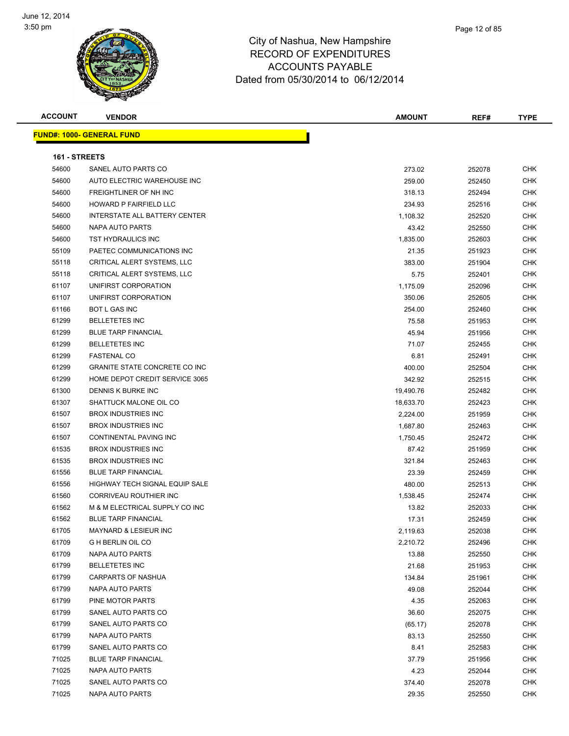# City of Nashua, New Hampshire
## RECORD OF EXPENDITURES
## ACCOUNTS PAYABLE
### Dated from 05/30/2014 to 06/12/2014

June 12, 2014
3:50 pm

**FUND#: 1000- GENERAL FUND**

**161 - STREETS**

| ACCOUNT | VENDOR | AMOUNT | REF# | TYPE |
|---|---|---|---|---|
| 54600 | SANEL AUTO PARTS CO | 273.02 | 252078 | CHK |
| 54600 | AUTO ELECTRIC WAREHOUSE INC | 259.00 | 252450 | CHK |
| 54600 | FREIGHTLINER OF NH INC | 318.13 | 252494 | CHK |
| 54600 | HOWARD P FAIRFIELD LLC | 234.93 | 252516 | CHK |
| 54600 | INTERSTATE ALL BATTERY CENTER | 1,108.32 | 252520 | CHK |
| 54600 | NAPA AUTO PARTS | 43.42 | 252550 | CHK |
| 54600 | TST HYDRAULICS INC | 1,835.00 | 252603 | CHK |
| 55109 | PAETEC COMMUNICATIONS INC | 21.35 | 251923 | CHK |
| 55118 | CRITICAL ALERT SYSTEMS, LLC | 383.00 | 251904 | CHK |
| 55118 | CRITICAL ALERT SYSTEMS, LLC | 5.75 | 252401 | CHK |
| 61107 | UNIFIRST CORPORATION | 1,175.09 | 252096 | CHK |
| 61107 | UNIFIRST CORPORATION | 350.06 | 252605 | CHK |
| 61166 | BOT L GAS INC | 254.00 | 252460 | CHK |
| 61299 | BELLETETES INC | 75.58 | 251953 | CHK |
| 61299 | BLUE TARP FINANCIAL | 45.94 | 251956 | CHK |
| 61299 | BELLETETES INC | 71.07 | 252455 | CHK |
| 61299 | FASTENAL CO | 6.81 | 252491 | CHK |
| 61299 | GRANITE STATE CONCRETE CO INC | 400.00 | 252504 | CHK |
| 61299 | HOME DEPOT CREDIT SERVICE 3065 | 342.92 | 252515 | CHK |
| 61300 | DENNIS K BURKE INC | 19,490.76 | 252482 | CHK |
| 61307 | SHATTUCK MALONE OIL CO | 18,633.70 | 252423 | CHK |
| 61507 | BROX INDUSTRIES INC | 2,224.00 | 251959 | CHK |
| 61507 | BROX INDUSTRIES INC | 1,687.80 | 252463 | CHK |
| 61507 | CONTINENTAL PAVING INC | 1,750.45 | 252472 | CHK |
| 61535 | BROX INDUSTRIES INC | 87.42 | 251959 | CHK |
| 61535 | BROX INDUSTRIES INC | 321.84 | 252463 | CHK |
| 61556 | BLUE TARP FINANCIAL | 23.39 | 252459 | CHK |
| 61556 | HIGHWAY TECH SIGNAL EQUIP SALE | 480.00 | 252513 | CHK |
| 61560 | CORRIVEAU ROUTHIER INC | 1,538.45 | 252474 | CHK |
| 61562 | M & M ELECTRICAL SUPPLY CO INC | 13.82 | 252033 | CHK |
| 61562 | BLUE TARP FINANCIAL | 17.31 | 252459 | CHK |
| 61705 | MAYNARD & LESIEUR INC | 2,119.63 | 252038 | CHK |
| 61709 | G H BERLIN OIL CO | 2,210.72 | 252496 | CHK |
| 61709 | NAPA AUTO PARTS | 13.88 | 252550 | CHK |
| 61799 | BELLETETES INC | 21.68 | 251953 | CHK |
| 61799 | CARPARTS OF NASHUA | 134.84 | 251961 | CHK |
| 61799 | NAPA AUTO PARTS | 49.08 | 252044 | CHK |
| 61799 | PINE MOTOR PARTS | 4.35 | 252063 | CHK |
| 61799 | SANEL AUTO PARTS CO | 36.60 | 252075 | CHK |
| 61799 | SANEL AUTO PARTS CO | (65.17) | 252078 | CHK |
| 61799 | NAPA AUTO PARTS | 83.13 | 252550 | CHK |
| 61799 | SANEL AUTO PARTS CO | 8.41 | 252583 | CHK |
| 71025 | BLUE TARP FINANCIAL | 37.79 | 251956 | CHK |
| 71025 | NAPA AUTO PARTS | 4.23 | 252044 | CHK |
| 71025 | SANEL AUTO PARTS CO | 374.40 | 252078 | CHK |
| 71025 | NAPA AUTO PARTS | 29.35 | 252550 | CHK |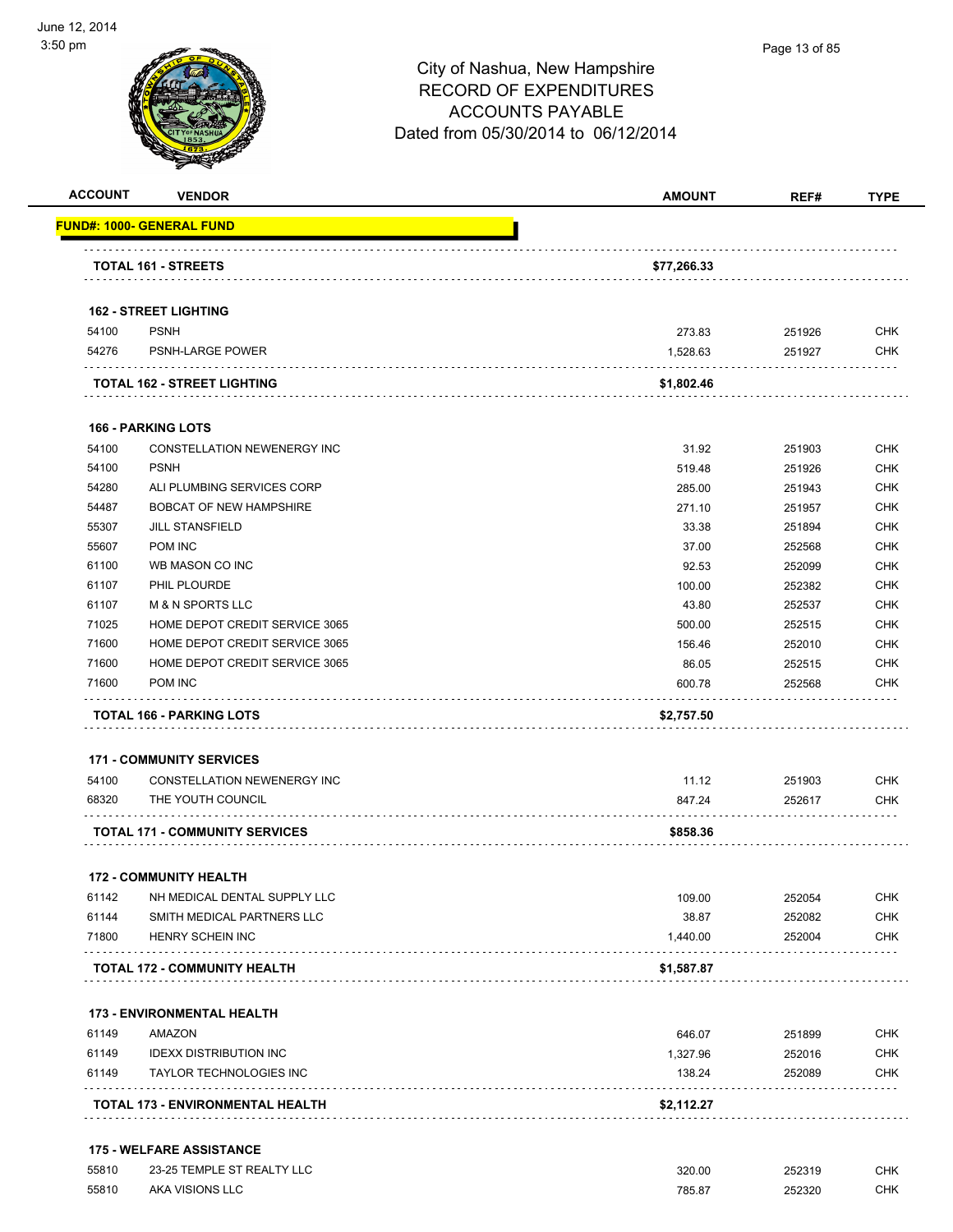# City of Nashua, New Hampshire
## RECORD OF EXPENDITURES
## ACCOUNTS PAYABLE
## Dated from 05/30/2014 to 06/12/2014

| ACCOUNT | VENDOR | AMOUNT | REF# | TYPE |
|---|---|---|---|---|
| **FUND#: 1000- GENERAL FUND** | | | | |
| | **TOTAL 161 - STREETS** | **$77,266.33** | | |
| | **162 - STREET LIGHTING** | | | |
| 54100 | PSNH | 273.83 | 251926 | CHK |
| 54276 | PSNH-LARGE POWER | 1,528.63 | 251927 | CHK |
| | **TOTAL 162 - STREET LIGHTING** | **$1,802.46** | | |
| | **166 - PARKING LOTS** | | | |
| 54100 | CONSTELLATION NEWENERGY INC | 31.92 | 251903 | CHK |
| 54100 | PSNH | 519.48 | 251926 | CHK |
| 54280 | ALI PLUMBING SERVICES CORP | 285.00 | 251943 | CHK |
| 54487 | BOBCAT OF NEW HAMPSHIRE | 271.10 | 251957 | CHK |
| 55307 | JILL STANSFIELD | 33.38 | 251894 | CHK |
| 55607 | POM INC | 37.00 | 252568 | CHK |
| 61100 | WB MASON CO INC | 92.53 | 252099 | CHK |
| 61107 | PHIL PLOURDE | 100.00 | 252382 | CHK |
| 61107 | M & N SPORTS LLC | 43.80 | 252537 | CHK |
| 71025 | HOME DEPOT CREDIT SERVICE 3065 | 500.00 | 252515 | CHK |
| 71600 | HOME DEPOT CREDIT SERVICE 3065 | 156.46 | 252010 | CHK |
| 71600 | HOME DEPOT CREDIT SERVICE 3065 | 86.05 | 252515 | CHK |
| 71600 | POM INC | 600.78 | 252568 | CHK |
| | **TOTAL 166 - PARKING LOTS** | **$2,757.50** | | |
| | **171 - COMMUNITY SERVICES** | | | |
| 54100 | CONSTELLATION NEWENERGY INC | 11.12 | 251903 | CHK |
| 68320 | THE YOUTH COUNCIL | 847.24 | 252617 | CHK |
| | **TOTAL 171 - COMMUNITY SERVICES** | **$858.36** | | |
| | **172 - COMMUNITY HEALTH** | | | |
| 61142 | NH MEDICAL DENTAL SUPPLY LLC | 109.00 | 252054 | CHK |
| 61144 | SMITH MEDICAL PARTNERS LLC | 38.87 | 252082 | CHK |
| 71800 | HENRY SCHEIN INC | 1,440.00 | 252004 | CHK |
| | **TOTAL 172 - COMMUNITY HEALTH** | **$1,587.87** | | |
| | **173 - ENVIRONMENTAL HEALTH** | | | |
| 61149 | AMAZON | 646.07 | 251899 | CHK |
| 61149 | IDEXX DISTRIBUTION INC | 1,327.96 | 252016 | CHK |
| 61149 | TAYLOR TECHNOLOGIES INC | 138.24 | 252089 | CHK |
| | **TOTAL 173 - ENVIRONMENTAL HEALTH** | **$2,112.27** | | |
| | **175 - WELFARE ASSISTANCE** | | | |
| 55810 | 23-25 TEMPLE ST REALTY LLC | 320.00 | 252319 | CHK |
| 55810 | AKA VISIONS LLC | 785.87 | 252320 | CHK |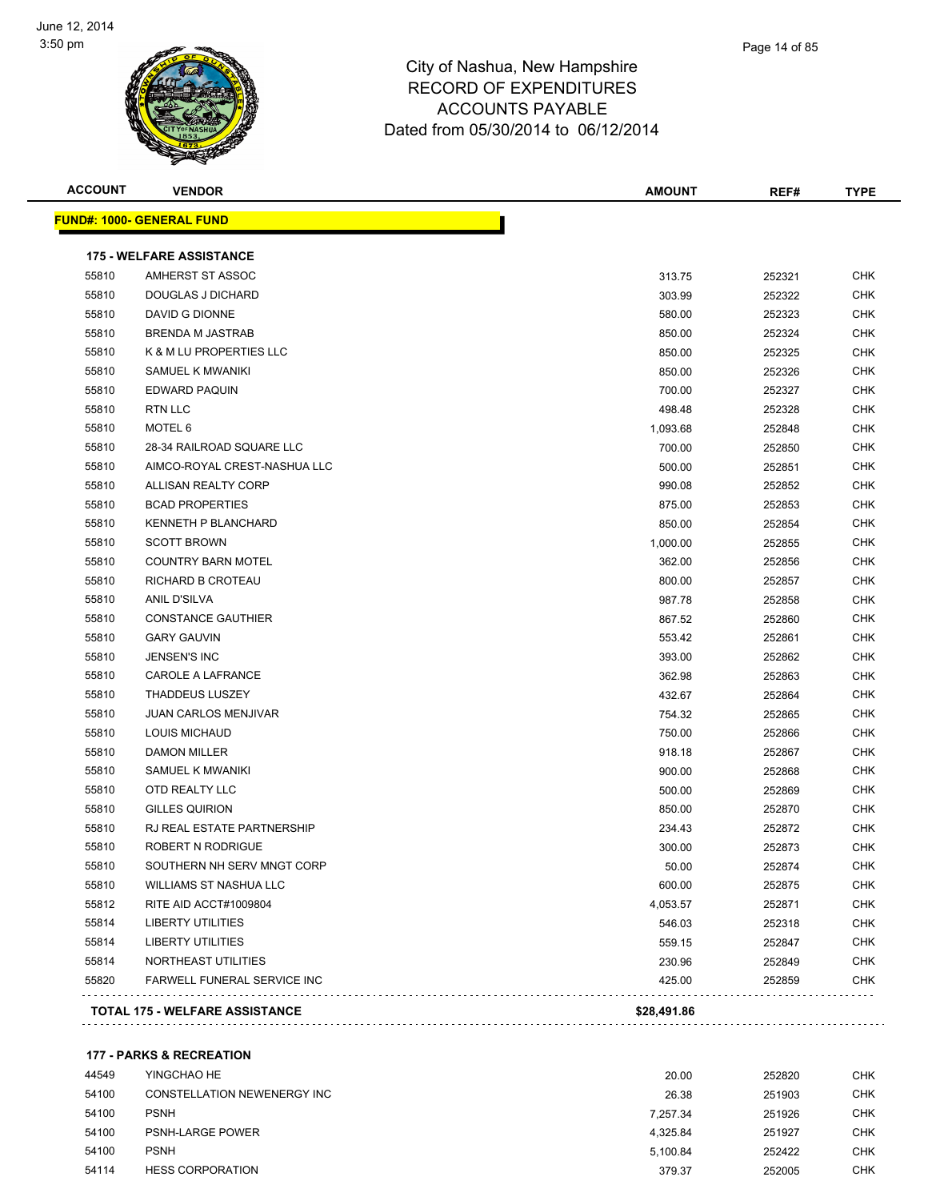# City of Nashua, New Hampshire
## RECORD OF EXPENDITURES
## ACCOUNTS PAYABLE
## Dated from 05/30/2014 to 06/12/2014

| ACCOUNT | VENDOR | AMOUNT | REF# | TYPE |
|---|---|---|---|---|
| **FUND#: 1000- GENERAL FUND** | | | | |
| **175 - WELFARE ASSISTANCE** | | | | |
| 55810 | AMHERST ST ASSOC | 313.75 | 252321 | CHK |
| 55810 | DOUGLAS J DICHARD | 303.99 | 252322 | CHK |
| 55810 | DAVID G DIONNE | 580.00 | 252323 | CHK |
| 55810 | BRENDA M JASTRAB | 850.00 | 252324 | CHK |
| 55810 | K & M LU PROPERTIES LLC | 850.00 | 252325 | CHK |
| 55810 | SAMUEL K MWANIKI | 850.00 | 252326 | CHK |
| 55810 | EDWARD PAQUIN | 700.00 | 252327 | CHK |
| 55810 | RTN LLC | 498.48 | 252328 | CHK |
| 55810 | MOTEL 6 | 1,093.68 | 252848 | CHK |
| 55810 | 28-34 RAILROAD SQUARE LLC | 700.00 | 252850 | CHK |
| 55810 | AIMCO-ROYAL CREST-NASHUA LLC | 500.00 | 252851 | CHK |
| 55810 | ALLISAN REALTY CORP | 990.08 | 252852 | CHK |
| 55810 | BCAD PROPERTIES | 875.00 | 252853 | CHK |
| 55810 | KENNETH P BLANCHARD | 850.00 | 252854 | CHK |
| 55810 | SCOTT BROWN | 1,000.00 | 252855 | CHK |
| 55810 | COUNTRY BARN MOTEL | 362.00 | 252856 | CHK |
| 55810 | RICHARD B CROTEAU | 800.00 | 252857 | CHK |
| 55810 | ANIL D'SILVA | 987.78 | 252858 | CHK |
| 55810 | CONSTANCE GAUTHIER | 867.52 | 252860 | CHK |
| 55810 | GARY GAUVIN | 553.42 | 252861 | CHK |
| 55810 | JENSEN'S INC | 393.00 | 252862 | CHK |
| 55810 | CAROLE A LAFRANCE | 362.98 | 252863 | CHK |
| 55810 | THADDEUS LUSZEY | 432.67 | 252864 | CHK |
| 55810 | JUAN CARLOS MENJIVAR | 754.32 | 252865 | CHK |
| 55810 | LOUIS MICHAUD | 750.00 | 252866 | CHK |
| 55810 | DAMON MILLER | 918.18 | 252867 | CHK |
| 55810 | SAMUEL K MWANIKI | 900.00 | 252868 | CHK |
| 55810 | OTD REALTY LLC | 500.00 | 252869 | CHK |
| 55810 | GILLES QUIRION | 850.00 | 252870 | CHK |
| 55810 | RJ REAL ESTATE PARTNERSHIP | 234.43 | 252872 | CHK |
| 55810 | ROBERT N RODRIGUE | 300.00 | 252873 | CHK |
| 55810 | SOUTHERN NH SERV MNGT CORP | 50.00 | 252874 | CHK |
| 55810 | WILLIAMS ST NASHUA LLC | 600.00 | 252875 | CHK |
| 55812 | RITE AID ACCT#1009804 | 4,053.57 | 252871 | CHK |
| 55814 | LIBERTY UTILITIES | 546.03 | 252318 | CHK |
| 55814 | LIBERTY UTILITIES | 559.15 | 252847 | CHK |
| 55814 | NORTHEAST UTILITIES | 230.96 | 252849 | CHK |
| 55820 | FARWELL FUNERAL SERVICE INC | 425.00 | 252859 | CHK |
| **TOTAL 175 - WELFARE ASSISTANCE** | | **$28,491.86** | | |
| **177 - PARKS & RECREATION** | | | | |
| 44549 | YINGCHAO HE | 20.00 | 252820 | CHK |
| 54100 | CONSTELLATION NEWENERGY INC | 26.38 | 251903 | CHK |
| 54100 | PSNH | 7,257.34 | 251926 | CHK |
| 54100 | PSNH-LARGE POWER | 4,325.84 | 251927 | CHK |
| 54100 | PSNH | 5,100.84 | 252422 | CHK |
| 54114 | HESS CORPORATION | 379.37 | 252005 | CHK |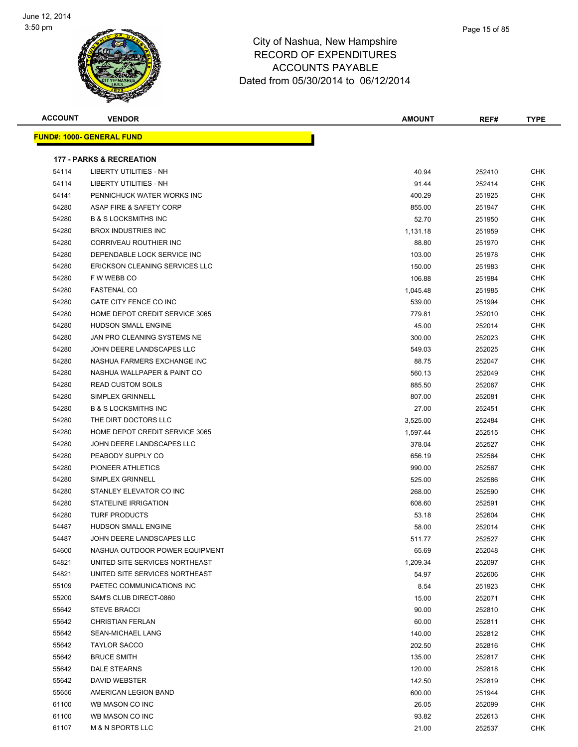City of Nashua, New Hampshire
RECORD OF EXPENDITURES
ACCOUNTS PAYABLE
Dated from 05/30/2014 to 06/12/2014

| ACCOUNT | VENDOR | AMOUNT | REF# | TYPE |
|---|---|---|---|---|
| **FUND#: 1000- GENERAL FUND** | | | | |
| **177 - PARKS & RECREATION** | | | | |
| 54114 | LIBERTY UTILITIES - NH | 40.94 | 252410 | CHK |
| 54114 | LIBERTY UTILITIES - NH | 91.44 | 252414 | CHK |
| 54141 | PENNICHUCK WATER WORKS INC | 400.29 | 251925 | CHK |
| 54280 | ASAP FIRE & SAFETY CORP | 855.00 | 251947 | CHK |
| 54280 | B & S LOCKSMITHS INC | 52.70 | 251950 | CHK |
| 54280 | BROX INDUSTRIES INC | 1,131.18 | 251959 | CHK |
| 54280 | CORRIVEAU ROUTHIER INC | 88.80 | 251970 | CHK |
| 54280 | DEPENDABLE LOCK SERVICE INC | 103.00 | 251978 | CHK |
| 54280 | ERICKSON CLEANING SERVICES LLC | 150.00 | 251983 | CHK |
| 54280 | F W WEBB CO | 106.88 | 251984 | CHK |
| 54280 | FASTENAL CO | 1,045.48 | 251985 | CHK |
| 54280 | GATE CITY FENCE CO INC | 539.00 | 251994 | CHK |
| 54280 | HOME DEPOT CREDIT SERVICE 3065 | 779.81 | 252010 | CHK |
| 54280 | HUDSON SMALL ENGINE | 45.00 | 252014 | CHK |
| 54280 | JAN PRO CLEANING SYSTEMS NE | 300.00 | 252023 | CHK |
| 54280 | JOHN DEERE LANDSCAPES LLC | 549.03 | 252025 | CHK |
| 54280 | NASHUA FARMERS EXCHANGE INC | 88.75 | 252047 | CHK |
| 54280 | NASHUA WALLPAPER & PAINT CO | 560.13 | 252049 | CHK |
| 54280 | READ CUSTOM SOILS | 885.50 | 252067 | CHK |
| 54280 | SIMPLEX GRINNELL | 807.00 | 252081 | CHK |
| 54280 | B & S LOCKSMITHS INC | 27.00 | 252451 | CHK |
| 54280 | THE DIRT DOCTORS LLC | 3,525.00 | 252484 | CHK |
| 54280 | HOME DEPOT CREDIT SERVICE 3065 | 1,597.44 | 252515 | CHK |
| 54280 | JOHN DEERE LANDSCAPES LLC | 378.04 | 252527 | CHK |
| 54280 | PEABODY SUPPLY CO | 656.19 | 252564 | CHK |
| 54280 | PIONEER ATHLETICS | 990.00 | 252567 | CHK |
| 54280 | SIMPLEX GRINNELL | 525.00 | 252586 | CHK |
| 54280 | STANLEY ELEVATOR CO INC | 268.00 | 252590 | CHK |
| 54280 | STATELINE IRRIGATION | 608.60 | 252591 | CHK |
| 54280 | TURF PRODUCTS | 53.18 | 252604 | CHK |
| 54487 | HUDSON SMALL ENGINE | 58.00 | 252014 | CHK |
| 54487 | JOHN DEERE LANDSCAPES LLC | 511.77 | 252527 | CHK |
| 54600 | NASHUA OUTDOOR POWER EQUIPMENT | 65.69 | 252048 | CHK |
| 54821 | UNITED SITE SERVICES NORTHEAST | 1,209.34 | 252097 | CHK |
| 54821 | UNITED SITE SERVICES NORTHEAST | 54.97 | 252606 | CHK |
| 55109 | PAETEC COMMUNICATIONS INC | 8.54 | 251923 | CHK |
| 55200 | SAM'S CLUB DIRECT-0860 | 15.00 | 252071 | CHK |
| 55642 | STEVE BRACCI | 90.00 | 252810 | CHK |
| 55642 | CHRISTIAN FERLAN | 60.00 | 252811 | CHK |
| 55642 | SEAN-MICHAEL LANG | 140.00 | 252812 | CHK |
| 55642 | TAYLOR SACCO | 202.50 | 252816 | CHK |
| 55642 | BRUCE SMITH | 135.00 | 252817 | CHK |
| 55642 | DALE STEARNS | 120.00 | 252818 | CHK |
| 55642 | DAVID WEBSTER | 142.50 | 252819 | CHK |
| 55656 | AMERICAN LEGION BAND | 600.00 | 251944 | CHK |
| 61100 | WB MASON CO INC | 26.05 | 252099 | CHK |
| 61100 | WB MASON CO INC | 93.82 | 252613 | CHK |
| 61107 | M & N SPORTS LLC | 21.00 | 252537 | CHK |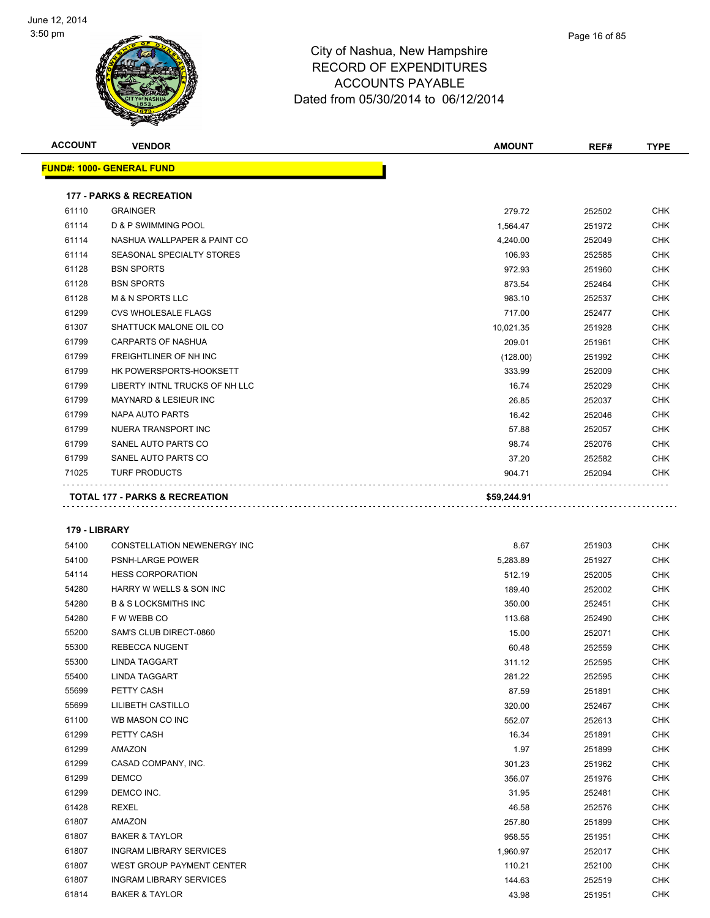City of Nashua, New Hampshire
RECORD OF EXPENDITURES
ACCOUNTS PAYABLE
Dated from 05/30/2014 to 06/12/2014

| ACCOUNT | VENDOR | AMOUNT | REF# | TYPE |
|---|---|---|---|---|
| **FUND#: 1000- GENERAL FUND** | | | | |
| **177 - PARKS & RECREATION** | | | | |
| 61110 | GRAINGER | 279.72 | 252502 | CHK |
| 61114 | D & P SWIMMING POOL | 1,564.47 | 251972 | CHK |
| 61114 | NASHUA WALLPAPER & PAINT CO | 4,240.00 | 252049 | CHK |
| 61114 | SEASONAL SPECIALTY STORES | 106.93 | 252585 | CHK |
| 61128 | BSN SPORTS | 972.93 | 251960 | CHK |
| 61128 | BSN SPORTS | 873.54 | 252464 | CHK |
| 61128 | M & N SPORTS LLC | 983.10 | 252537 | CHK |
| 61299 | CVS WHOLESALE FLAGS | 717.00 | 252477 | CHK |
| 61307 | SHATTUCK MALONE OIL CO | 10,021.35 | 251928 | CHK |
| 61799 | CARPARTS OF NASHUA | 209.01 | 251961 | CHK |
| 61799 | FREIGHTLINER OF NH INC | (128.00) | 251992 | CHK |
| 61799 | HK POWERSPORTS-HOOKSETT | 333.99 | 252009 | CHK |
| 61799 | LIBERTY INTNL TRUCKS OF NH LLC | 16.74 | 252029 | CHK |
| 61799 | MAYNARD & LESIEUR INC | 26.85 | 252037 | CHK |
| 61799 | NAPA AUTO PARTS | 16.42 | 252046 | CHK |
| 61799 | NUERA TRANSPORT INC | 57.88 | 252057 | CHK |
| 61799 | SANEL AUTO PARTS CO | 98.74 | 252076 | CHK |
| 61799 | SANEL AUTO PARTS CO | 37.20 | 252582 | CHK |
| 71025 | TURF PRODUCTS | 904.71 | 252094 | CHK |
| **TOTAL 177 - PARKS & RECREATION** | | **$59,244.91** | | |
| **179 - LIBRARY** | | | | |
| 54100 | CONSTELLATION NEWENERGY INC | 8.67 | 251903 | CHK |
| 54100 | PSNH-LARGE POWER | 5,283.89 | 251927 | CHK |
| 54114 | HESS CORPORATION | 512.19 | 252005 | CHK |
| 54280 | HARRY W WELLS & SON INC | 189.40 | 252002 | CHK |
| 54280 | B & S LOCKSMITHS INC | 350.00 | 252451 | CHK |
| 54280 | F W WEBB CO | 113.68 | 252490 | CHK |
| 55200 | SAM'S CLUB DIRECT-0860 | 15.00 | 252071 | CHK |
| 55300 | REBECCA NUGENT | 60.48 | 252559 | CHK |
| 55300 | LINDA TAGGART | 311.12 | 252595 | CHK |
| 55400 | LINDA TAGGART | 281.22 | 252595 | CHK |
| 55699 | PETTY CASH | 87.59 | 251891 | CHK |
| 55699 | LILIBETH CASTILLO | 320.00 | 252467 | CHK |
| 61100 | WB MASON CO INC | 552.07 | 252613 | CHK |
| 61299 | PETTY CASH | 16.34 | 251891 | CHK |
| 61299 | AMAZON | 1.97 | 251899 | CHK |
| 61299 | CASAD COMPANY, INC. | 301.23 | 251962 | CHK |
| 61299 | DEMCO | 356.07 | 251976 | CHK |
| 61299 | DEMCO INC. | 31.95 | 252481 | CHK |
| 61428 | REXEL | 46.58 | 252576 | CHK |
| 61807 | AMAZON | 257.80 | 251899 | CHK |
| 61807 | BAKER & TAYLOR | 958.55 | 251951 | CHK |
| 61807 | INGRAM LIBRARY SERVICES | 1,960.97 | 252017 | CHK |
| 61807 | WEST GROUP PAYMENT CENTER | 110.21 | 252100 | CHK |
| 61807 | INGRAM LIBRARY SERVICES | 144.63 | 252519 | CHK |
| 61814 | BAKER & TAYLOR | 43.98 | 251951 | CHK |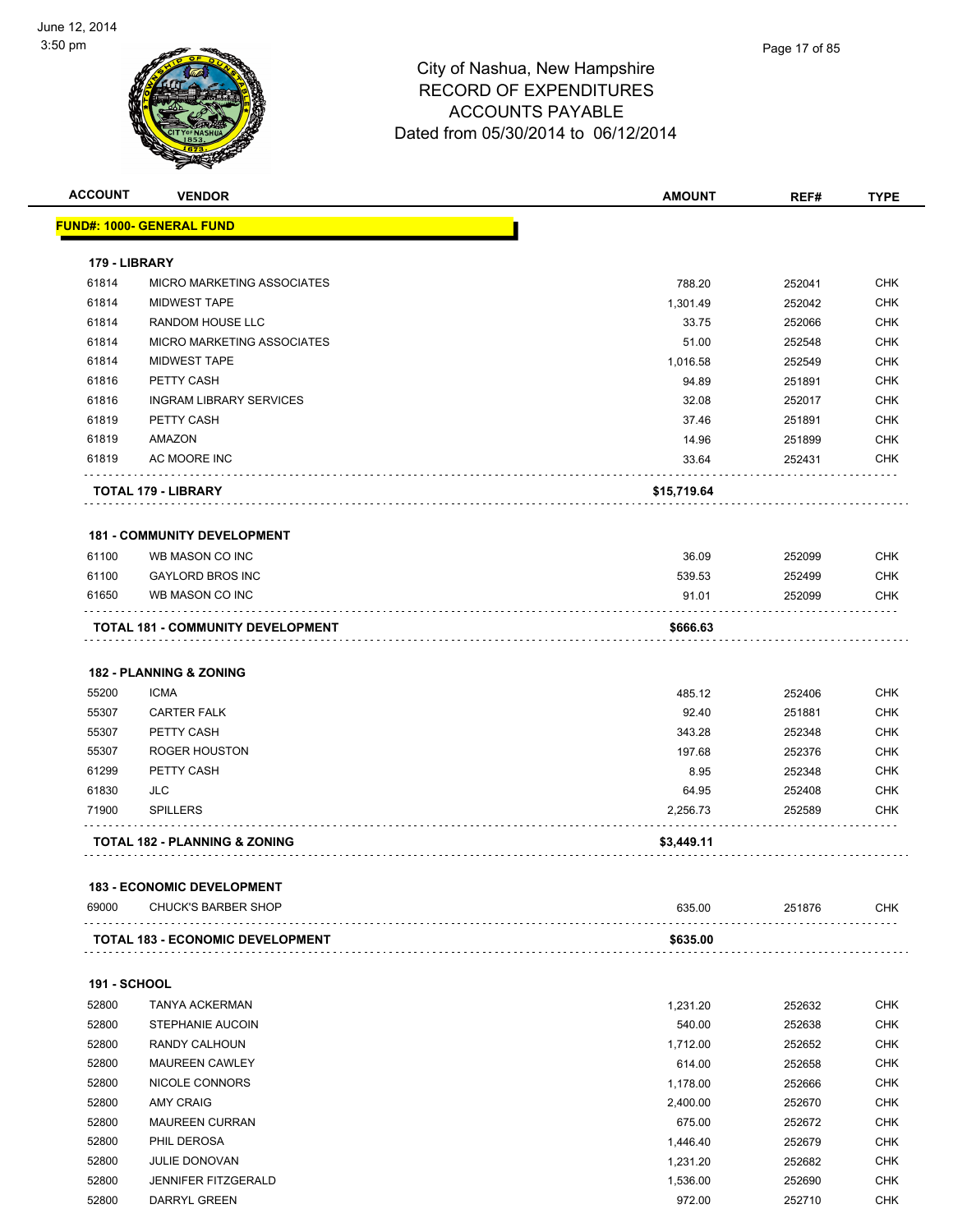# City of Nashua, New Hampshire
## RECORD OF EXPENDITURES
## ACCOUNTS PAYABLE
### Dated from 05/30/2014 to 06/12/2014

| ACCOUNT | VENDOR | AMOUNT | REF# | TYPE |
|---|---|---|---|---|
| **FUND#: 1000- GENERAL FUND** | | | | |
| **179 - LIBRARY** | | | | |
| 61814 | MICRO MARKETING ASSOCIATES | 788.20 | 252041 | CHK |
| 61814 | MIDWEST TAPE | 1,301.49 | 252042 | CHK |
| 61814 | RANDOM HOUSE LLC | 33.75 | 252066 | CHK |
| 61814 | MICRO MARKETING ASSOCIATES | 51.00 | 252548 | CHK |
| 61814 | MIDWEST TAPE | 1,016.58 | 252549 | CHK |
| 61816 | PETTY CASH | 94.89 | 251891 | CHK |
| 61816 | INGRAM LIBRARY SERVICES | 32.08 | 252017 | CHK |
| 61819 | PETTY CASH | 37.46 | 251891 | CHK |
| 61819 | AMAZON | 14.96 | 251899 | CHK |
| 61819 | AC MOORE INC | 33.64 | 252431 | CHK |
| **TOTAL 179 - LIBRARY** | | **$15,719.64** | | |
| **181 - COMMUNITY DEVELOPMENT** | | | | |
| 61100 | WB MASON CO INC | 36.09 | 252099 | CHK |
| 61100 | GAYLORD BROS INC | 539.53 | 252499 | CHK |
| 61650 | WB MASON CO INC | 91.01 | 252099 | CHK |
| **TOTAL 181 - COMMUNITY DEVELOPMENT** | | **$666.63** | | |
| **182 - PLANNING & ZONING** | | | | |
| 55200 | ICMA | 485.12 | 252406 | CHK |
| 55307 | CARTER FALK | 92.40 | 251881 | CHK |
| 55307 | PETTY CASH | 343.28 | 252348 | CHK |
| 55307 | ROGER HOUSTON | 197.68 | 252376 | CHK |
| 61299 | PETTY CASH | 8.95 | 252348 | CHK |
| 61830 | JLC | 64.95 | 252408 | CHK |
| 71900 | SPILLERS | 2,256.73 | 252589 | CHK |
| **TOTAL 182 - PLANNING & ZONING** | | **$3,449.11** | | |
| **183 - ECONOMIC DEVELOPMENT** | | | | |
| 69000 | CHUCK'S BARBER SHOP | 635.00 | 251876 | CHK |
| **TOTAL 183 - ECONOMIC DEVELOPMENT** | | **$635.00** | | |
| **191 - SCHOOL** | | | | |
| 52800 | TANYA ACKERMAN | 1,231.20 | 252632 | CHK |
| 52800 | STEPHANIE AUCOIN | 540.00 | 252638 | CHK |
| 52800 | RANDY CALHOUN | 1,712.00 | 252652 | CHK |
| 52800 | MAUREEN CAWLEY | 614.00 | 252658 | CHK |
| 52800 | NICOLE CONNORS | 1,178.00 | 252666 | CHK |
| 52800 | AMY CRAIG | 2,400.00 | 252670 | CHK |
| 52800 | MAUREEN CURRAN | 675.00 | 252672 | CHK |
| 52800 | PHIL DEROSA | 1,446.40 | 252679 | CHK |
| 52800 | JULIE DONOVAN | 1,231.20 | 252682 | CHK |
| 52800 | JENNIFER FITZGERALD | 1,536.00 | 252690 | CHK |
| 52800 | DARRYL GREEN | 972.00 | 252710 | CHK |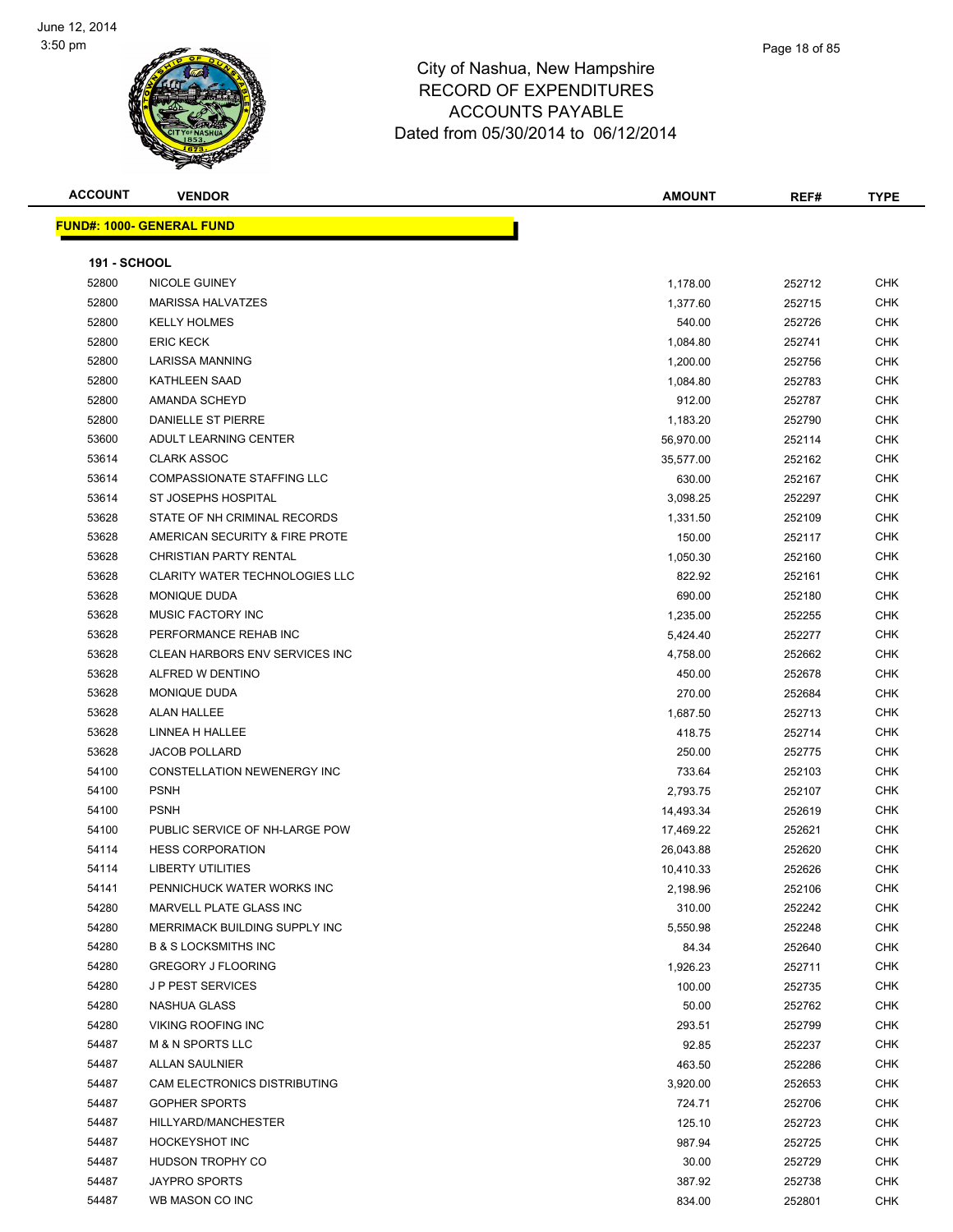# City of Nashua, New Hampshire
## RECORD OF EXPENDITURES
## ACCOUNTS PAYABLE
## Dated from 05/30/2014 to 06/12/2014

June 12, 2014
3:50 pm

| ACCOUNT | VENDOR | AMOUNT | REF# | TYPE |
|---|---|---|---|---|

**FUND#: 1000- GENERAL FUND**

**191 - SCHOOL**

| ACCOUNT | VENDOR | AMOUNT | REF# | TYPE |
|---|---|---|---|---|
| 52800 | NICOLE GUINEY | 1,178.00 | 252712 | CHK |
| 52800 | MARISSA HALVATZES | 1,377.60 | 252715 | CHK |
| 52800 | KELLY HOLMES | 540.00 | 252726 | CHK |
| 52800 | ERIC KECK | 1,084.80 | 252741 | CHK |
| 52800 | LARISSA MANNING | 1,200.00 | 252756 | CHK |
| 52800 | KATHLEEN SAAD | 1,084.80 | 252783 | CHK |
| 52800 | AMANDA SCHEYD | 912.00 | 252787 | CHK |
| 52800 | DANIELLE ST PIERRE | 1,183.20 | 252790 | CHK |
| 53600 | ADULT LEARNING CENTER | 56,970.00 | 252114 | CHK |
| 53614 | CLARK ASSOC | 35,577.00 | 252162 | CHK |
| 53614 | COMPASSIONATE STAFFING LLC | 630.00 | 252167 | CHK |
| 53614 | ST JOSEPHS HOSPITAL | 3,098.25 | 252297 | CHK |
| 53628 | STATE OF NH CRIMINAL RECORDS | 1,331.50 | 252109 | CHK |
| 53628 | AMERICAN SECURITY & FIRE PROTE | 150.00 | 252117 | CHK |
| 53628 | CHRISTIAN PARTY RENTAL | 1,050.30 | 252160 | CHK |
| 53628 | CLARITY WATER TECHNOLOGIES LLC | 822.92 | 252161 | CHK |
| 53628 | MONIQUE DUDA | 690.00 | 252180 | CHK |
| 53628 | MUSIC FACTORY INC | 1,235.00 | 252255 | CHK |
| 53628 | PERFORMANCE REHAB INC | 5,424.40 | 252277 | CHK |
| 53628 | CLEAN HARBORS ENV SERVICES INC | 4,758.00 | 252662 | CHK |
| 53628 | ALFRED W DENTINO | 450.00 | 252678 | CHK |
| 53628 | MONIQUE DUDA | 270.00 | 252684 | CHK |
| 53628 | ALAN HALLEE | 1,687.50 | 252713 | CHK |
| 53628 | LINNEA H HALLEE | 418.75 | 252714 | CHK |
| 53628 | JACOB POLLARD | 250.00 | 252775 | CHK |
| 54100 | CONSTELLATION NEWENERGY INC | 733.64 | 252103 | CHK |
| 54100 | PSNH | 2,793.75 | 252107 | CHK |
| 54100 | PSNH | 14,493.34 | 252619 | CHK |
| 54100 | PUBLIC SERVICE OF NH-LARGE POW | 17,469.22 | 252621 | CHK |
| 54114 | HESS CORPORATION | 26,043.88 | 252620 | CHK |
| 54114 | LIBERTY UTILITIES | 10,410.33 | 252626 | CHK |
| 54141 | PENNICHUCK WATER WORKS INC | 2,198.96 | 252106 | CHK |
| 54280 | MARVELL PLATE GLASS INC | 310.00 | 252242 | CHK |
| 54280 | MERRIMACK BUILDING SUPPLY INC | 5,550.98 | 252248 | CHK |
| 54280 | B & S LOCKSMITHS INC | 84.34 | 252640 | CHK |
| 54280 | GREGORY J FLOORING | 1,926.23 | 252711 | CHK |
| 54280 | J P PEST SERVICES | 100.00 | 252735 | CHK |
| 54280 | NASHUA GLASS | 50.00 | 252762 | CHK |
| 54280 | VIKING ROOFING INC | 293.51 | 252799 | CHK |
| 54487 | M & N SPORTS LLC | 92.85 | 252237 | CHK |
| 54487 | ALLAN SAULNIER | 463.50 | 252286 | CHK |
| 54487 | CAM ELECTRONICS DISTRIBUTING | 3,920.00 | 252653 | CHK |
| 54487 | GOPHER SPORTS | 724.71 | 252706 | CHK |
| 54487 | HILLYARD/MANCHESTER | 125.10 | 252723 | CHK |
| 54487 | HOCKEYSHOT INC | 987.94 | 252725 | CHK |
| 54487 | HUDSON TROPHY CO | 30.00 | 252729 | CHK |
| 54487 | JAYPRO SPORTS | 387.92 | 252738 | CHK |
| 54487 | WB MASON CO INC | 834.00 | 252801 | CHK |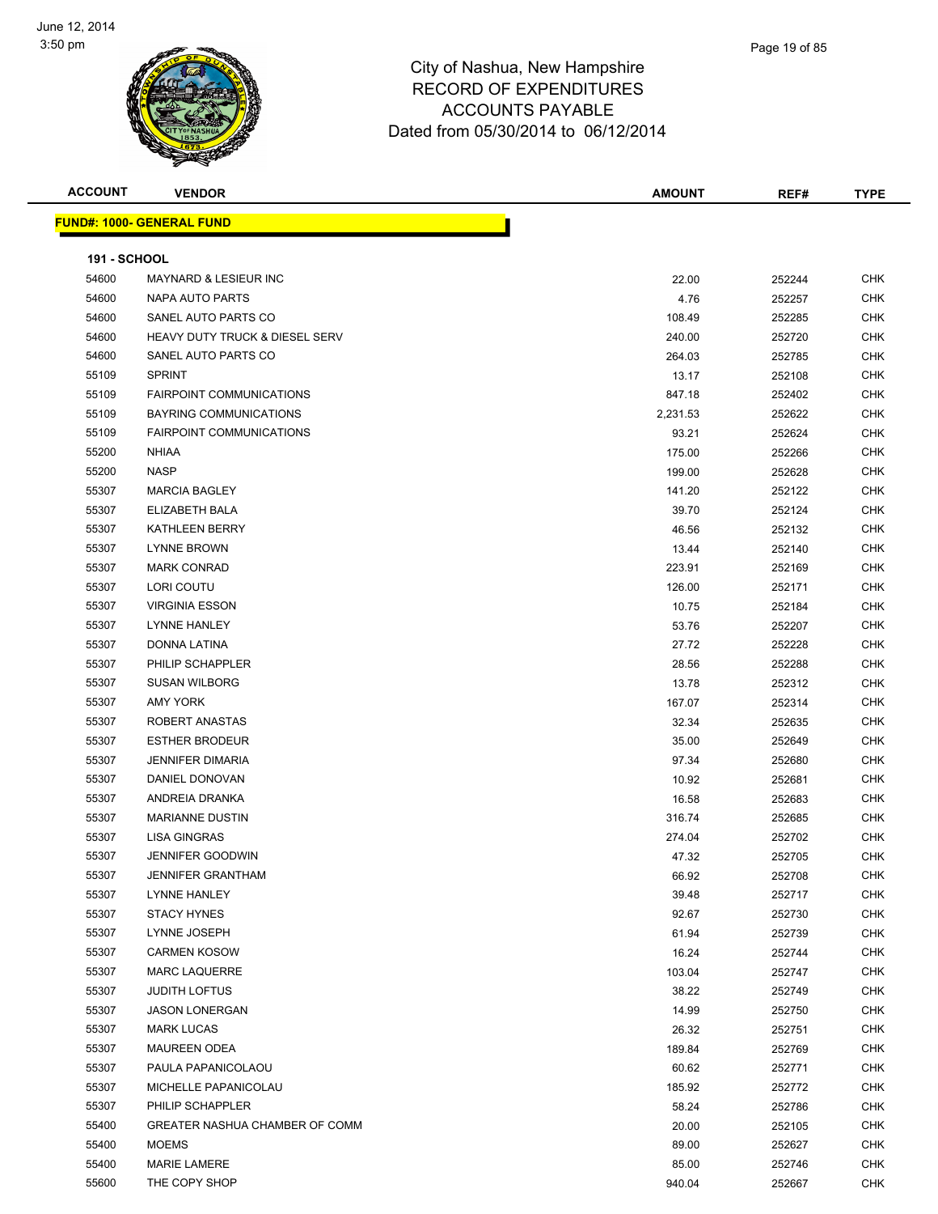City of Nashua, New Hampshire
RECORD OF EXPENDITURES
ACCOUNTS PAYABLE
Dated from 05/30/2014 to 06/12/2014

**FUND#: 1000- GENERAL FUND**

**191 - SCHOOL**

| ACCOUNT | VENDOR | AMOUNT | REF# | TYPE |
|---|---|---|---|---|
| 54600 | MAYNARD & LESIEUR INC | 22.00 | 252244 | CHK |
| 54600 | NAPA AUTO PARTS | 4.76 | 252257 | CHK |
| 54600 | SANEL AUTO PARTS CO | 108.49 | 252285 | CHK |
| 54600 | HEAVY DUTY TRUCK & DIESEL SERV | 240.00 | 252720 | CHK |
| 54600 | SANEL AUTO PARTS CO | 264.03 | 252785 | CHK |
| 55109 | SPRINT | 13.17 | 252108 | CHK |
| 55109 | FAIRPOINT COMMUNICATIONS | 847.18 | 252402 | CHK |
| 55109 | BAYRING COMMUNICATIONS | 2,231.53 | 252622 | CHK |
| 55109 | FAIRPOINT COMMUNICATIONS | 93.21 | 252624 | CHK |
| 55200 | NHIAA | 175.00 | 252266 | CHK |
| 55200 | NASP | 199.00 | 252628 | CHK |
| 55307 | MARCIA BAGLEY | 141.20 | 252122 | CHK |
| 55307 | ELIZABETH BALA | 39.70 | 252124 | CHK |
| 55307 | KATHLEEN BERRY | 46.56 | 252132 | CHK |
| 55307 | LYNNE BROWN | 13.44 | 252140 | CHK |
| 55307 | MARK CONRAD | 223.91 | 252169 | CHK |
| 55307 | LORI COUTU | 126.00 | 252171 | CHK |
| 55307 | VIRGINIA ESSON | 10.75 | 252184 | CHK |
| 55307 | LYNNE HANLEY | 53.76 | 252207 | CHK |
| 55307 | DONNA LATINA | 27.72 | 252228 | CHK |
| 55307 | PHILIP SCHAPPLER | 28.56 | 252288 | CHK |
| 55307 | SUSAN WILBORG | 13.78 | 252312 | CHK |
| 55307 | AMY YORK | 167.07 | 252314 | CHK |
| 55307 | ROBERT ANASTAS | 32.34 | 252635 | CHK |
| 55307 | ESTHER BRODEUR | 35.00 | 252649 | CHK |
| 55307 | JENNIFER DIMARIA | 97.34 | 252680 | CHK |
| 55307 | DANIEL DONOVAN | 10.92 | 252681 | CHK |
| 55307 | ANDREIA DRANKA | 16.58 | 252683 | CHK |
| 55307 | MARIANNE DUSTIN | 316.74 | 252685 | CHK |
| 55307 | LISA GINGRAS | 274.04 | 252702 | CHK |
| 55307 | JENNIFER GOODWIN | 47.32 | 252705 | CHK |
| 55307 | JENNIFER GRANTHAM | 66.92 | 252708 | CHK |
| 55307 | LYNNE HANLEY | 39.48 | 252717 | CHK |
| 55307 | STACY HYNES | 92.67 | 252730 | CHK |
| 55307 | LYNNE JOSEPH | 61.94 | 252739 | CHK |
| 55307 | CARMEN KOSOW | 16.24 | 252744 | CHK |
| 55307 | MARC LAQUERRE | 103.04 | 252747 | CHK |
| 55307 | JUDITH LOFTUS | 38.22 | 252749 | CHK |
| 55307 | JASON LONERGAN | 14.99 | 252750 | CHK |
| 55307 | MARK LUCAS | 26.32 | 252751 | CHK |
| 55307 | MAUREEN ODEA | 189.84 | 252769 | CHK |
| 55307 | PAULA PAPANICOLAOU | 60.62 | 252771 | CHK |
| 55307 | MICHELLE PAPANICOLAU | 185.92 | 252772 | CHK |
| 55307 | PHILIP SCHAPPLER | 58.24 | 252786 | CHK |
| 55400 | GREATER NASHUA CHAMBER OF COMM | 20.00 | 252105 | CHK |
| 55400 | MOEMS | 89.00 | 252627 | CHK |
| 55400 | MARIE LAMERE | 85.00 | 252746 | CHK |
| 55600 | THE COPY SHOP | 940.04 | 252667 | CHK |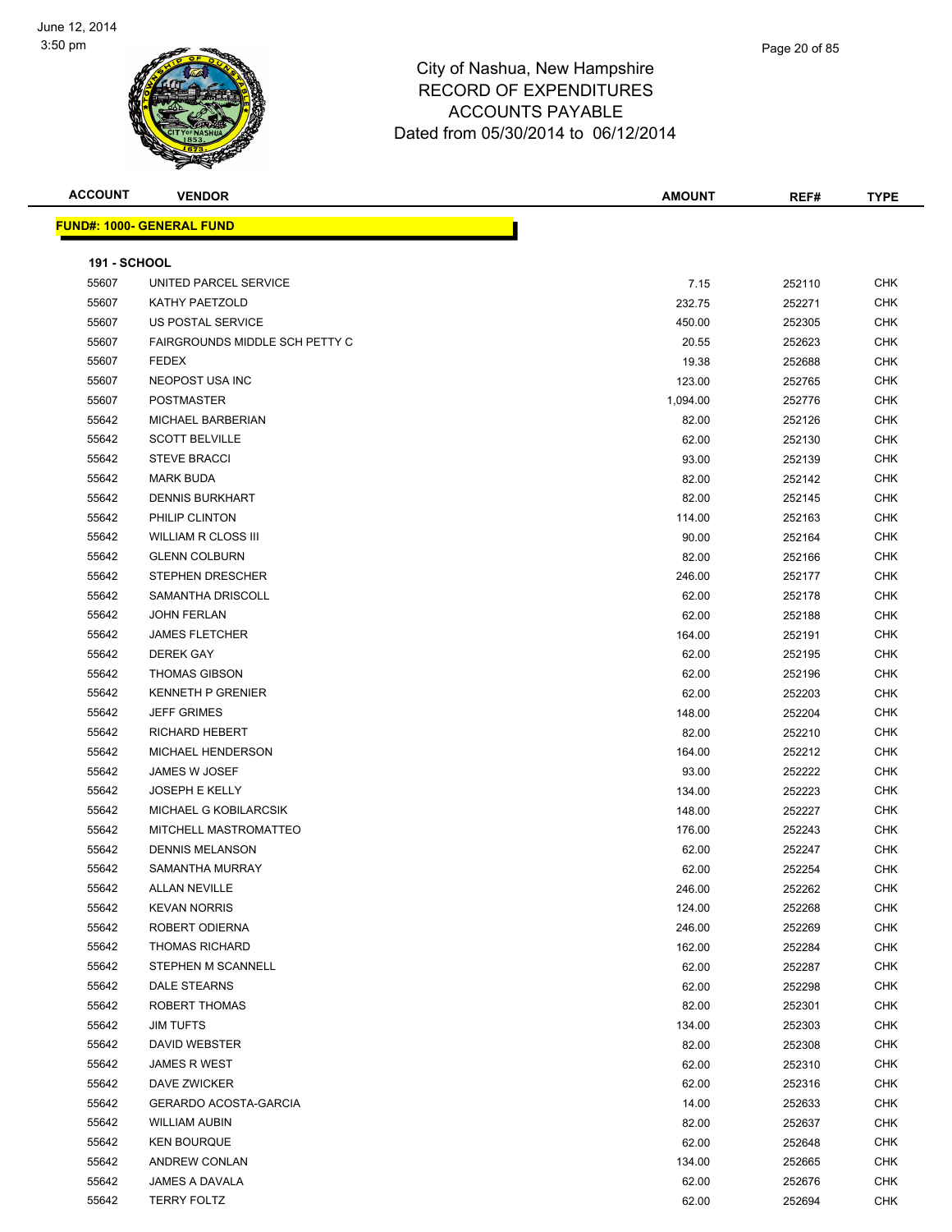# City of Nashua, New Hampshire
## RECORD OF EXPENDITURES
## ACCOUNTS PAYABLE
## Dated from 05/30/2014 to 06/12/2014

June 12, 2014
3:50 pm

| ACCOUNT | VENDOR | AMOUNT | REF# | TYPE |
|---|---|---|---|---|

**FUND#: 1000- GENERAL FUND**

**191 - SCHOOL**

| ACCOUNT | VENDOR | AMOUNT | REF# | TYPE |
|---|---|---|---|---|
| 55607 | UNITED PARCEL SERVICE | 7.15 | 252110 | CHK |
| 55607 | KATHY PAETZOLD | 232.75 | 252271 | CHK |
| 55607 | US POSTAL SERVICE | 450.00 | 252305 | CHK |
| 55607 | FAIRGROUNDS MIDDLE SCH PETTY C | 20.55 | 252623 | CHK |
| 55607 | FEDEX | 19.38 | 252688 | CHK |
| 55607 | NEOPOST USA INC | 123.00 | 252765 | CHK |
| 55607 | POSTMASTER | 1,094.00 | 252776 | CHK |
| 55642 | MICHAEL BARBERIAN | 82.00 | 252126 | CHK |
| 55642 | SCOTT BELVILLE | 62.00 | 252130 | CHK |
| 55642 | STEVE BRACCI | 93.00 | 252139 | CHK |
| 55642 | MARK BUDA | 82.00 | 252142 | CHK |
| 55642 | DENNIS BURKHART | 82.00 | 252145 | CHK |
| 55642 | PHILIP CLINTON | 114.00 | 252163 | CHK |
| 55642 | WILLIAM R CLOSS III | 90.00 | 252164 | CHK |
| 55642 | GLENN COLBURN | 82.00 | 252166 | CHK |
| 55642 | STEPHEN DRESCHER | 246.00 | 252177 | CHK |
| 55642 | SAMANTHA DRISCOLL | 62.00 | 252178 | CHK |
| 55642 | JOHN FERLAN | 62.00 | 252188 | CHK |
| 55642 | JAMES FLETCHER | 164.00 | 252191 | CHK |
| 55642 | DEREK GAY | 62.00 | 252195 | CHK |
| 55642 | THOMAS GIBSON | 62.00 | 252196 | CHK |
| 55642 | KENNETH P GRENIER | 62.00 | 252203 | CHK |
| 55642 | JEFF GRIMES | 148.00 | 252204 | CHK |
| 55642 | RICHARD HEBERT | 82.00 | 252210 | CHK |
| 55642 | MICHAEL HENDERSON | 164.00 | 252212 | CHK |
| 55642 | JAMES W JOSEF | 93.00 | 252222 | CHK |
| 55642 | JOSEPH E KELLY | 134.00 | 252223 | CHK |
| 55642 | MICHAEL G KOBILARCSIK | 148.00 | 252227 | CHK |
| 55642 | MITCHELL MASTROMATTEO | 176.00 | 252243 | CHK |
| 55642 | DENNIS MELANSON | 62.00 | 252247 | CHK |
| 55642 | SAMANTHA MURRAY | 62.00 | 252254 | CHK |
| 55642 | ALLAN NEVILLE | 246.00 | 252262 | CHK |
| 55642 | KEVAN NORRIS | 124.00 | 252268 | CHK |
| 55642 | ROBERT ODIERNA | 246.00 | 252269 | CHK |
| 55642 | THOMAS RICHARD | 162.00 | 252284 | CHK |
| 55642 | STEPHEN M SCANNELL | 62.00 | 252287 | CHK |
| 55642 | DALE STEARNS | 62.00 | 252298 | CHK |
| 55642 | ROBERT THOMAS | 82.00 | 252301 | CHK |
| 55642 | JIM TUFTS | 134.00 | 252303 | CHK |
| 55642 | DAVID WEBSTER | 82.00 | 252308 | CHK |
| 55642 | JAMES R WEST | 62.00 | 252310 | CHK |
| 55642 | DAVE ZWICKER | 62.00 | 252316 | CHK |
| 55642 | GERARDO ACOSTA-GARCIA | 14.00 | 252633 | CHK |
| 55642 | WILLIAM AUBIN | 82.00 | 252637 | CHK |
| 55642 | KEN BOURQUE | 62.00 | 252648 | CHK |
| 55642 | ANDREW CONLAN | 134.00 | 252665 | CHK |
| 55642 | JAMES A DAVALA | 62.00 | 252676 | CHK |
| 55642 | TERRY FOLTZ | 62.00 | 252694 | CHK |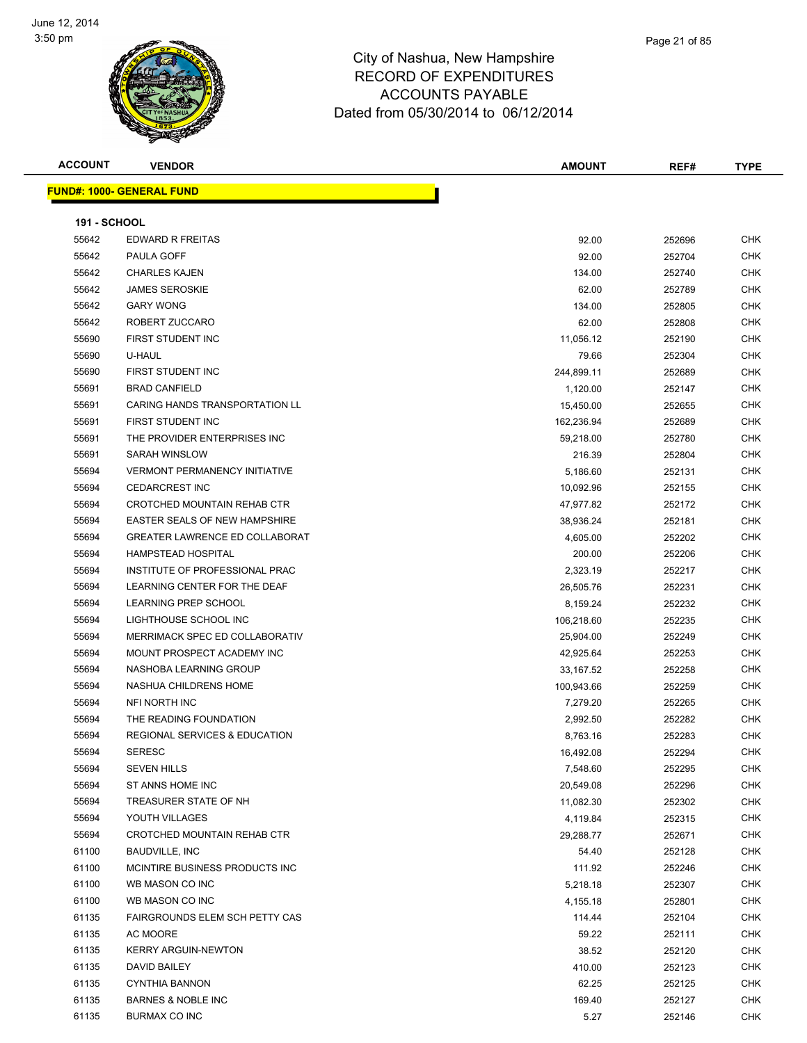City of Nashua, New Hampshire
RECORD OF EXPENDITURES
ACCOUNTS PAYABLE
Dated from 05/30/2014 to 06/12/2014

June 12, 2014
3:50 pm

**FUND#: 1000- GENERAL FUND**

**191 - SCHOOL**

| ACCOUNT | VENDOR | AMOUNT | REF# | TYPE |
|---|---|---|---|---|
| 55642 | EDWARD R FREITAS | 92.00 | 252696 | CHK |
| 55642 | PAULA GOFF | 92.00 | 252704 | CHK |
| 55642 | CHARLES KAJEN | 134.00 | 252740 | CHK |
| 55642 | JAMES SEROSKIE | 62.00 | 252789 | CHK |
| 55642 | GARY WONG | 134.00 | 252805 | CHK |
| 55642 | ROBERT ZUCCARO | 62.00 | 252808 | CHK |
| 55690 | FIRST STUDENT INC | 11,056.12 | 252190 | CHK |
| 55690 | U-HAUL | 79.66 | 252304 | CHK |
| 55690 | FIRST STUDENT INC | 244,899.11 | 252689 | CHK |
| 55691 | BRAD CANFIELD | 1,120.00 | 252147 | CHK |
| 55691 | CARING HANDS TRANSPORTATION LL | 15,450.00 | 252655 | CHK |
| 55691 | FIRST STUDENT INC | 162,236.94 | 252689 | CHK |
| 55691 | THE PROVIDER ENTERPRISES INC | 59,218.00 | 252780 | CHK |
| 55691 | SARAH WINSLOW | 216.39 | 252804 | CHK |
| 55694 | VERMONT PERMANENCY INITIATIVE | 5,186.60 | 252131 | CHK |
| 55694 | CEDARCREST INC | 10,092.96 | 252155 | CHK |
| 55694 | CROTCHED MOUNTAIN REHAB CTR | 47,977.82 | 252172 | CHK |
| 55694 | EASTER SEALS OF NEW HAMPSHIRE | 38,936.24 | 252181 | CHK |
| 55694 | GREATER LAWRENCE ED COLLABORAT | 4,605.00 | 252202 | CHK |
| 55694 | HAMPSTEAD HOSPITAL | 200.00 | 252206 | CHK |
| 55694 | INSTITUTE OF PROFESSIONAL PRAC | 2,323.19 | 252217 | CHK |
| 55694 | LEARNING CENTER FOR THE DEAF | 26,505.76 | 252231 | CHK |
| 55694 | LEARNING PREP SCHOOL | 8,159.24 | 252232 | CHK |
| 55694 | LIGHTHOUSE SCHOOL INC | 106,218.60 | 252235 | CHK |
| 55694 | MERRIMACK SPEC ED COLLABORATIV | 25,904.00 | 252249 | CHK |
| 55694 | MOUNT PROSPECT ACADEMY INC | 42,925.64 | 252253 | CHK |
| 55694 | NASHOBA LEARNING GROUP | 33,167.52 | 252258 | CHK |
| 55694 | NASHUA CHILDRENS HOME | 100,943.66 | 252259 | CHK |
| 55694 | NFI NORTH INC | 7,279.20 | 252265 | CHK |
| 55694 | THE READING FOUNDATION | 2,992.50 | 252282 | CHK |
| 55694 | REGIONAL SERVICES & EDUCATION | 8,763.16 | 252283 | CHK |
| 55694 | SERESC | 16,492.08 | 252294 | CHK |
| 55694 | SEVEN HILLS | 7,548.60 | 252295 | CHK |
| 55694 | ST ANNS HOME INC | 20,549.08 | 252296 | CHK |
| 55694 | TREASURER STATE OF NH | 11,082.30 | 252302 | CHK |
| 55694 | YOUTH VILLAGES | 4,119.84 | 252315 | CHK |
| 55694 | CROTCHED MOUNTAIN REHAB CTR | 29,288.77 | 252671 | CHK |
| 61100 | BAUDVILLE, INC | 54.40 | 252128 | CHK |
| 61100 | MCINTIRE BUSINESS PRODUCTS INC | 111.92 | 252246 | CHK |
| 61100 | WB MASON CO INC | 5,218.18 | 252307 | CHK |
| 61100 | WB MASON CO INC | 4,155.18 | 252801 | CHK |
| 61135 | FAIRGROUNDS ELEM SCH PETTY CAS | 114.44 | 252104 | CHK |
| 61135 | AC MOORE | 59.22 | 252111 | CHK |
| 61135 | KERRY ARGUIN-NEWTON | 38.52 | 252120 | CHK |
| 61135 | DAVID BAILEY | 410.00 | 252123 | CHK |
| 61135 | CYNTHIA BANNON | 62.25 | 252125 | CHK |
| 61135 | BARNES & NOBLE INC | 169.40 | 252127 | CHK |
| 61135 | BURMAX CO INC | 5.27 | 252146 | CHK |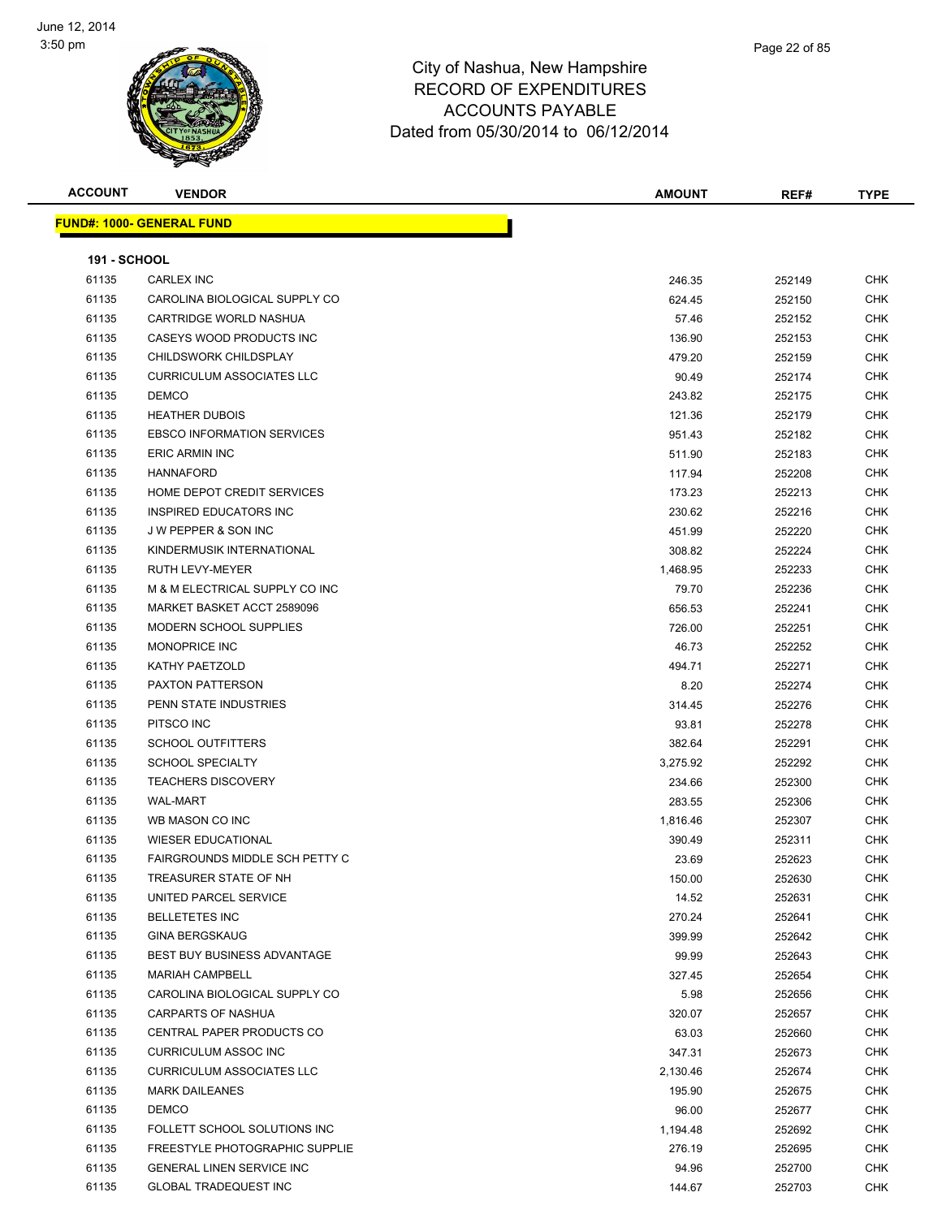June 12, 2014
3:50 pm

# City of Nashua, New Hampshire
## RECORD OF EXPENDITURES
## ACCOUNTS PAYABLE
## Dated from 05/30/2014 to 06/12/2014

| ACCOUNT | VENDOR | AMOUNT | REF# | TYPE |
|---|---|---|---|---|
| **FUND#: 1000- GENERAL FUND** | | | | |
| **191 - SCHOOL** | | | | |
| 61135 | CARLEX INC | 246.35 | 252149 | CHK |
| 61135 | CAROLINA BIOLOGICAL SUPPLY CO | 624.45 | 252150 | CHK |
| 61135 | CARTRIDGE WORLD NASHUA | 57.46 | 252152 | CHK |
| 61135 | CASEYS WOOD PRODUCTS INC | 136.90 | 252153 | CHK |
| 61135 | CHILDSWORK CHILDSPLAY | 479.20 | 252159 | CHK |
| 61135 | CURRICULUM ASSOCIATES LLC | 90.49 | 252174 | CHK |
| 61135 | DEMCO | 243.82 | 252175 | CHK |
| 61135 | HEATHER DUBOIS | 121.36 | 252179 | CHK |
| 61135 | EBSCO INFORMATION SERVICES | 951.43 | 252182 | CHK |
| 61135 | ERIC ARMIN INC | 511.90 | 252183 | CHK |
| 61135 | HANNAFORD | 117.94 | 252208 | CHK |
| 61135 | HOME DEPOT CREDIT SERVICES | 173.23 | 252213 | CHK |
| 61135 | INSPIRED EDUCATORS INC | 230.62 | 252216 | CHK |
| 61135 | J W PEPPER & SON INC | 451.99 | 252220 | CHK |
| 61135 | KINDERMUSIK INTERNATIONAL | 308.82 | 252224 | CHK |
| 61135 | RUTH LEVY-MEYER | 1,468.95 | 252233 | CHK |
| 61135 | M & M ELECTRICAL SUPPLY CO INC | 79.70 | 252236 | CHK |
| 61135 | MARKET BASKET ACCT 2589096 | 656.53 | 252241 | CHK |
| 61135 | MODERN SCHOOL SUPPLIES | 726.00 | 252251 | CHK |
| 61135 | MONOPRICE INC | 46.73 | 252252 | CHK |
| 61135 | KATHY PAETZOLD | 494.71 | 252271 | CHK |
| 61135 | PAXTON PATTERSON | 8.20 | 252274 | CHK |
| 61135 | PENN STATE INDUSTRIES | 314.45 | 252276 | CHK |
| 61135 | PITSCO INC | 93.81 | 252278 | CHK |
| 61135 | SCHOOL OUTFITTERS | 382.64 | 252291 | CHK |
| 61135 | SCHOOL SPECIALTY | 3,275.92 | 252292 | CHK |
| 61135 | TEACHERS DISCOVERY | 234.66 | 252300 | CHK |
| 61135 | WAL-MART | 283.55 | 252306 | CHK |
| 61135 | WB MASON CO INC | 1,816.46 | 252307 | CHK |
| 61135 | WIESER EDUCATIONAL | 390.49 | 252311 | CHK |
| 61135 | FAIRGROUNDS MIDDLE SCH PETTY C | 23.69 | 252623 | CHK |
| 61135 | TREASURER STATE OF NH | 150.00 | 252630 | CHK |
| 61135 | UNITED PARCEL SERVICE | 14.52 | 252631 | CHK |
| 61135 | BELLETETES INC | 270.24 | 252641 | CHK |
| 61135 | GINA BERGSKAUG | 399.99 | 252642 | CHK |
| 61135 | BEST BUY BUSINESS ADVANTAGE | 99.99 | 252643 | CHK |
| 61135 | MARIAH CAMPBELL | 327.45 | 252654 | CHK |
| 61135 | CAROLINA BIOLOGICAL SUPPLY CO | 5.98 | 252656 | CHK |
| 61135 | CARPARTS OF NASHUA | 320.07 | 252657 | CHK |
| 61135 | CENTRAL PAPER PRODUCTS CO | 63.03 | 252660 | CHK |
| 61135 | CURRICULUM ASSOC INC | 347.31 | 252673 | CHK |
| 61135 | CURRICULUM ASSOCIATES LLC | 2,130.46 | 252674 | CHK |
| 61135 | MARK DAILEANES | 195.90 | 252675 | CHK |
| 61135 | DEMCO | 96.00 | 252677 | CHK |
| 61135 | FOLLETT SCHOOL SOLUTIONS INC | 1,194.48 | 252692 | CHK |
| 61135 | FREESTYLE PHOTOGRAPHIC SUPPLIE | 276.19 | 252695 | CHK |
| 61135 | GENERAL LINEN SERVICE INC | 94.96 | 252700 | CHK |
| 61135 | GLOBAL TRADEQUEST INC | 144.67 | 252703 | CHK |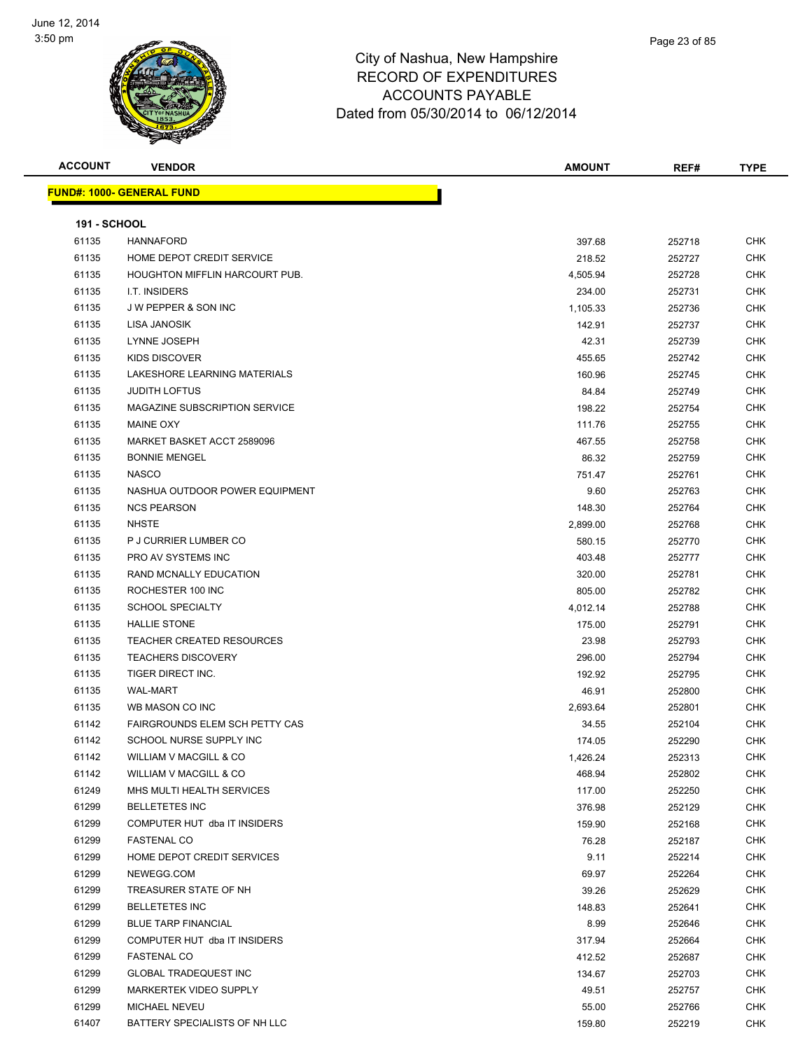# City of Nashua, New Hampshire
## RECORD OF EXPENDITURES
## ACCOUNTS PAYABLE
## Dated from 05/30/2014 to 06/12/2014

**FUND#: 1000- GENERAL FUND**

**191 - SCHOOL**

| ACCOUNT | VENDOR | AMOUNT | REF# | TYPE |
|---|---|---|---|---|
| 61135 | HANNAFORD | 397.68 | 252718 | CHK |
| 61135 | HOME DEPOT CREDIT SERVICE | 218.52 | 252727 | CHK |
| 61135 | HOUGHTON MIFFLIN HARCOURT PUB. | 4,505.94 | 252728 | CHK |
| 61135 | I.T. INSIDERS | 234.00 | 252731 | CHK |
| 61135 | J W PEPPER & SON INC | 1,105.33 | 252736 | CHK |
| 61135 | LISA JANOSIK | 142.91 | 252737 | CHK |
| 61135 | LYNNE JOSEPH | 42.31 | 252739 | CHK |
| 61135 | KIDS DISCOVER | 455.65 | 252742 | CHK |
| 61135 | LAKESHORE LEARNING MATERIALS | 160.96 | 252745 | CHK |
| 61135 | JUDITH LOFTUS | 84.84 | 252749 | CHK |
| 61135 | MAGAZINE SUBSCRIPTION SERVICE | 198.22 | 252754 | CHK |
| 61135 | MAINE OXY | 111.76 | 252755 | CHK |
| 61135 | MARKET BASKET ACCT 2589096 | 467.55 | 252758 | CHK |
| 61135 | BONNIE MENGEL | 86.32 | 252759 | CHK |
| 61135 | NASCO | 751.47 | 252761 | CHK |
| 61135 | NASHUA OUTDOOR POWER EQUIPMENT | 9.60 | 252763 | CHK |
| 61135 | NCS PEARSON | 148.30 | 252764 | CHK |
| 61135 | NHSTE | 2,899.00 | 252768 | CHK |
| 61135 | P J CURRIER LUMBER CO | 580.15 | 252770 | CHK |
| 61135 | PRO AV SYSTEMS INC | 403.48 | 252777 | CHK |
| 61135 | RAND MCNALLY EDUCATION | 320.00 | 252781 | CHK |
| 61135 | ROCHESTER 100 INC | 805.00 | 252782 | CHK |
| 61135 | SCHOOL SPECIALTY | 4,012.14 | 252788 | CHK |
| 61135 | HALLIE STONE | 175.00 | 252791 | CHK |
| 61135 | TEACHER CREATED RESOURCES | 23.98 | 252793 | CHK |
| 61135 | TEACHERS DISCOVERY | 296.00 | 252794 | CHK |
| 61135 | TIGER DIRECT INC. | 192.92 | 252795 | CHK |
| 61135 | WAL-MART | 46.91 | 252800 | CHK |
| 61135 | WB MASON CO INC | 2,693.64 | 252801 | CHK |
| 61142 | FAIRGROUNDS ELEM SCH PETTY CAS | 34.55 | 252104 | CHK |
| 61142 | SCHOOL NURSE SUPPLY INC | 174.05 | 252290 | CHK |
| 61142 | WILLIAM V MACGILL & CO | 1,426.24 | 252313 | CHK |
| 61142 | WILLIAM V MACGILL & CO | 468.94 | 252802 | CHK |
| 61249 | MHS MULTI HEALTH SERVICES | 117.00 | 252250 | CHK |
| 61299 | BELLETETES INC | 376.98 | 252129 | CHK |
| 61299 | COMPUTER HUT dba IT INSIDERS | 159.90 | 252168 | CHK |
| 61299 | FASTENAL CO | 76.28 | 252187 | CHK |
| 61299 | HOME DEPOT CREDIT SERVICES | 9.11 | 252214 | CHK |
| 61299 | NEWEGG.COM | 69.97 | 252264 | CHK |
| 61299 | TREASURER STATE OF NH | 39.26 | 252629 | CHK |
| 61299 | BELLETETES INC | 148.83 | 252641 | CHK |
| 61299 | BLUE TARP FINANCIAL | 8.99 | 252646 | CHK |
| 61299 | COMPUTER HUT dba IT INSIDERS | 317.94 | 252664 | CHK |
| 61299 | FASTENAL CO | 412.52 | 252687 | CHK |
| 61299 | GLOBAL TRADEQUEST INC | 134.67 | 252703 | CHK |
| 61299 | MARKERTEK VIDEO SUPPLY | 49.51 | 252757 | CHK |
| 61299 | MICHAEL NEVEU | 55.00 | 252766 | CHK |
| 61407 | BATTERY SPECIALISTS OF NH LLC | 159.80 | 252219 | CHK |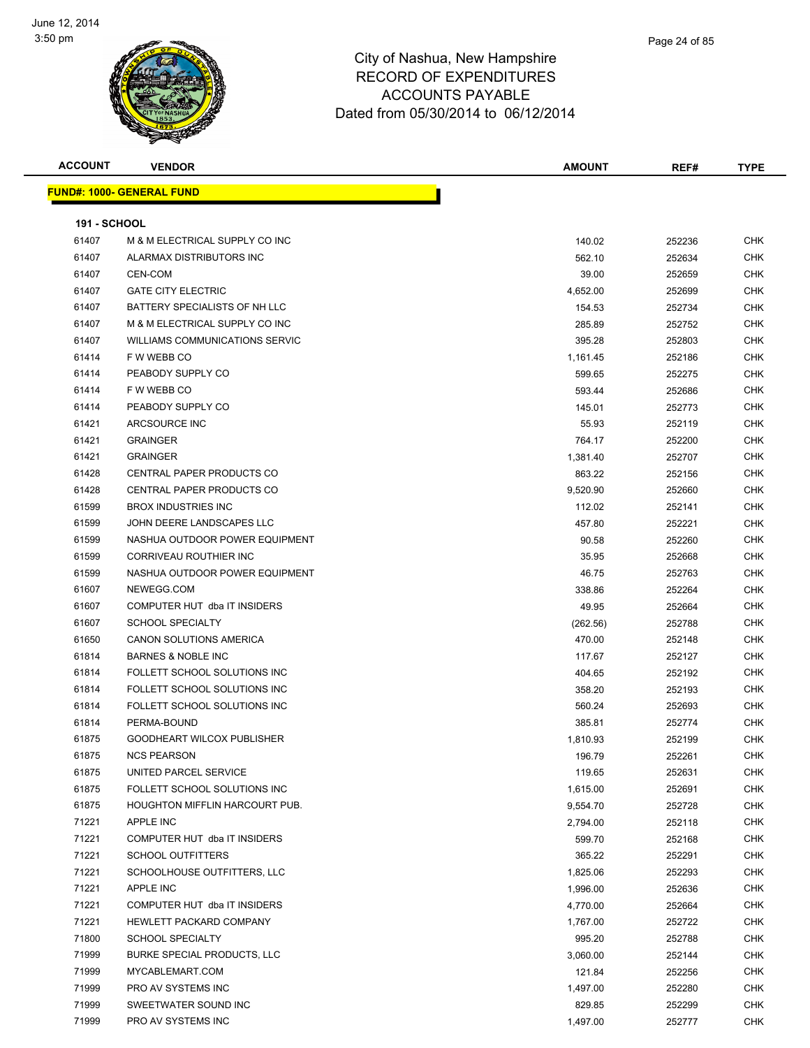June 12, 2014
3:50 pm

# City of Nashua, New Hampshire
## RECORD OF EXPENDITURES
## ACCOUNTS PAYABLE
## Dated from 05/30/2014 to 06/12/2014

| ACCOUNT | VENDOR | AMOUNT | REF# | TYPE |
|---|---|---|---|---|

**FUND#: 1000- GENERAL FUND**

**191 - SCHOOL**

| ACCOUNT | VENDOR | AMOUNT | REF# | TYPE |
|---|---|---|---|---|
| 61407 | M & M ELECTRICAL SUPPLY CO INC | 140.02 | 252236 | CHK |
| 61407 | ALARMAX DISTRIBUTORS INC | 562.10 | 252634 | CHK |
| 61407 | CEN-COM | 39.00 | 252659 | CHK |
| 61407 | GATE CITY ELECTRIC | 4,652.00 | 252699 | CHK |
| 61407 | BATTERY SPECIALISTS OF NH LLC | 154.53 | 252734 | CHK |
| 61407 | M & M ELECTRICAL SUPPLY CO INC | 285.89 | 252752 | CHK |
| 61407 | WILLIAMS COMMUNICATIONS SERVIC | 395.28 | 252803 | CHK |
| 61414 | F W WEBB CO | 1,161.45 | 252186 | CHK |
| 61414 | PEABODY SUPPLY CO | 599.65 | 252275 | CHK |
| 61414 | F W WEBB CO | 593.44 | 252686 | CHK |
| 61414 | PEABODY SUPPLY CO | 145.01 | 252773 | CHK |
| 61421 | ARCSOURCE INC | 55.93 | 252119 | CHK |
| 61421 | GRAINGER | 764.17 | 252200 | CHK |
| 61421 | GRAINGER | 1,381.40 | 252707 | CHK |
| 61428 | CENTRAL PAPER PRODUCTS CO | 863.22 | 252156 | CHK |
| 61428 | CENTRAL PAPER PRODUCTS CO | 9,520.90 | 252660 | CHK |
| 61599 | BROX INDUSTRIES INC | 112.02 | 252141 | CHK |
| 61599 | JOHN DEERE LANDSCAPES LLC | 457.80 | 252221 | CHK |
| 61599 | NASHUA OUTDOOR POWER EQUIPMENT | 90.58 | 252260 | CHK |
| 61599 | CORRIVEAU ROUTHIER INC | 35.95 | 252668 | CHK |
| 61599 | NASHUA OUTDOOR POWER EQUIPMENT | 46.75 | 252763 | CHK |
| 61607 | NEWEGG.COM | 338.86 | 252264 | CHK |
| 61607 | COMPUTER HUT dba IT INSIDERS | 49.95 | 252664 | CHK |
| 61607 | SCHOOL SPECIALTY | (262.56) | 252788 | CHK |
| 61650 | CANON SOLUTIONS AMERICA | 470.00 | 252148 | CHK |
| 61814 | BARNES & NOBLE INC | 117.67 | 252127 | CHK |
| 61814 | FOLLETT SCHOOL SOLUTIONS INC | 404.65 | 252192 | CHK |
| 61814 | FOLLETT SCHOOL SOLUTIONS INC | 358.20 | 252193 | CHK |
| 61814 | FOLLETT SCHOOL SOLUTIONS INC | 560.24 | 252693 | CHK |
| 61814 | PERMA-BOUND | 385.81 | 252774 | CHK |
| 61875 | GOODHEART WILCOX PUBLISHER | 1,810.93 | 252199 | CHK |
| 61875 | NCS PEARSON | 196.79 | 252261 | CHK |
| 61875 | UNITED PARCEL SERVICE | 119.65 | 252631 | CHK |
| 61875 | FOLLETT SCHOOL SOLUTIONS INC | 1,615.00 | 252691 | CHK |
| 61875 | HOUGHTON MIFFLIN HARCOURT PUB. | 9,554.70 | 252728 | CHK |
| 71221 | APPLE INC | 2,794.00 | 252118 | CHK |
| 71221 | COMPUTER HUT dba IT INSIDERS | 599.70 | 252168 | CHK |
| 71221 | SCHOOL OUTFITTERS | 365.22 | 252291 | CHK |
| 71221 | SCHOOLHOUSE OUTFITTERS, LLC | 1,825.06 | 252293 | CHK |
| 71221 | APPLE INC | 1,996.00 | 252636 | CHK |
| 71221 | COMPUTER HUT dba IT INSIDERS | 4,770.00 | 252664 | CHK |
| 71221 | HEWLETT PACKARD COMPANY | 1,767.00 | 252722 | CHK |
| 71800 | SCHOOL SPECIALTY | 995.20 | 252788 | CHK |
| 71999 | BURKE SPECIAL PRODUCTS, LLC | 3,060.00 | 252144 | CHK |
| 71999 | MYCABLEMART.COM | 121.84 | 252256 | CHK |
| 71999 | PRO AV SYSTEMS INC | 1,497.00 | 252280 | CHK |
| 71999 | SWEETWATER SOUND INC | 829.85 | 252299 | CHK |
| 71999 | PRO AV SYSTEMS INC | 1,497.00 | 252777 | CHK |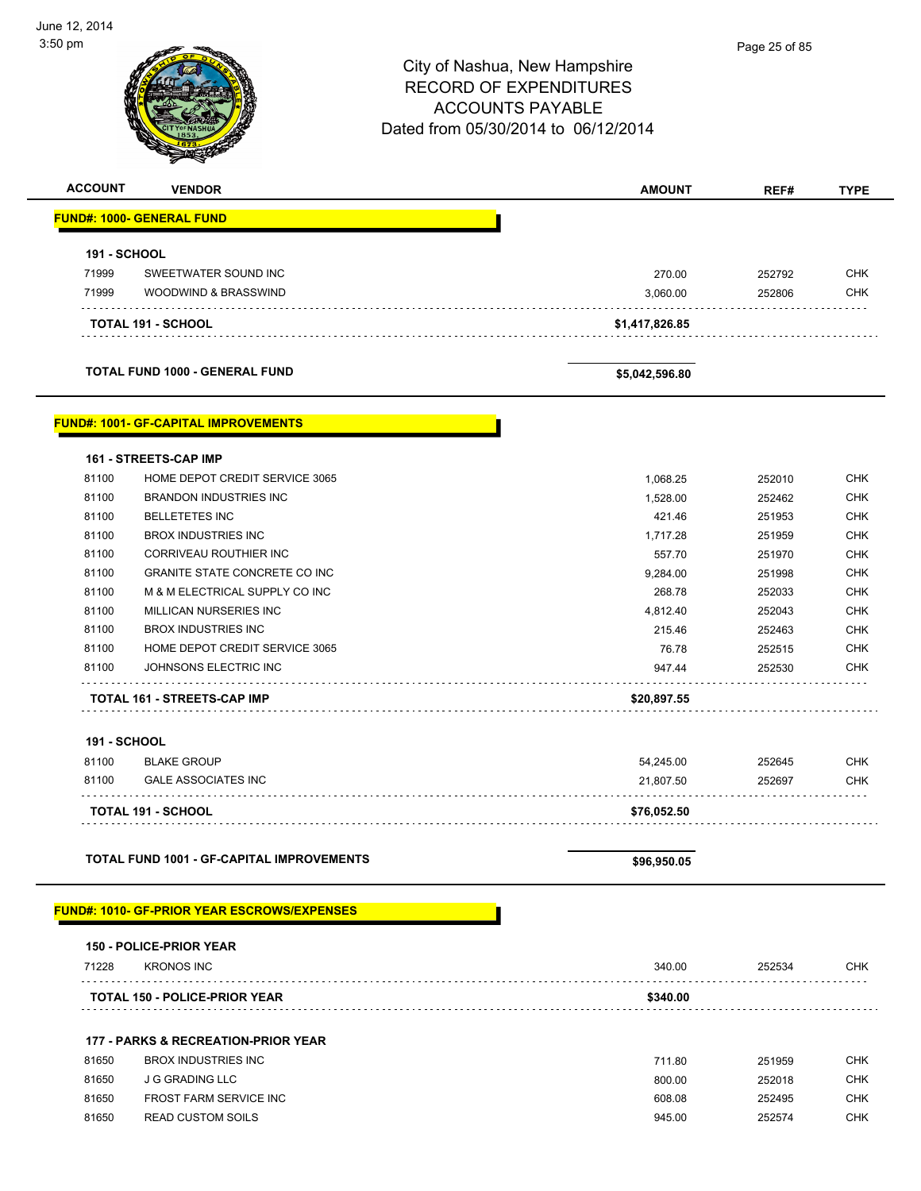# City of Nashua, New Hampshire
## RECORD OF EXPENDITURES
## ACCOUNTS PAYABLE
## Dated from 05/30/2014 to 06/12/2014

| ACCOUNT | VENDOR | AMOUNT | REF# | TYPE |
|---|---|---|---|---|
| **FUND#: 1000- GENERAL FUND** | | | | |
| **191 - SCHOOL** | | | | |
| 71999 | SWEETWATER SOUND INC | 270.00 | 252792 | CHK |
| 71999 | WOODWIND & BRASSWIND | 3,060.00 | 252806 | CHK |
| | **TOTAL 191 - SCHOOL** | **$1,417,826.85** | | |
| | **TOTAL FUND 1000 - GENERAL FUND** | **$5,042,596.80** | | |
| **FUND#: 1001- GF-CAPITAL IMPROVEMENTS** | | | | |
| **161 - STREETS-CAP IMP** | | | | |
| 81100 | HOME DEPOT CREDIT SERVICE 3065 | 1,068.25 | 252010 | CHK |
| 81100 | BRANDON INDUSTRIES INC | 1,528.00 | 252462 | CHK |
| 81100 | BELLETETES INC | 421.46 | 251953 | CHK |
| 81100 | BROX INDUSTRIES INC | 1,717.28 | 251959 | CHK |
| 81100 | CORRIVEAU ROUTHIER INC | 557.70 | 251970 | CHK |
| 81100 | GRANITE STATE CONCRETE CO INC | 9,284.00 | 251998 | CHK |
| 81100 | M & M ELECTRICAL SUPPLY CO INC | 268.78 | 252033 | CHK |
| 81100 | MILLICAN NURSERIES INC | 4,812.40 | 252043 | CHK |
| 81100 | BROX INDUSTRIES INC | 215.46 | 252463 | CHK |
| 81100 | HOME DEPOT CREDIT SERVICE 3065 | 76.78 | 252515 | CHK |
| 81100 | JOHNSONS ELECTRIC INC | 947.44 | 252530 | CHK |
| | **TOTAL 161 - STREETS-CAP IMP** | **$20,897.55** | | |
| **191 - SCHOOL** | | | | |
| 81100 | BLAKE GROUP | 54,245.00 | 252645 | CHK |
| 81100 | GALE ASSOCIATES INC | 21,807.50 | 252697 | CHK |
| | **TOTAL 191 - SCHOOL** | **$76,052.50** | | |
| | **TOTAL FUND 1001 - GF-CAPITAL IMPROVEMENTS** | **$96,950.05** | | |
| **FUND#: 1010- GF-PRIOR YEAR ESCROWS/EXPENSES** | | | | |
| **150 - POLICE-PRIOR YEAR** | | | | |
| 71228 | KRONOS INC | 340.00 | 252534 | CHK |
| | **TOTAL 150 - POLICE-PRIOR YEAR** | **$340.00** | | |
| **177 - PARKS & RECREATION-PRIOR YEAR** | | | | |
| 81650 | BROX INDUSTRIES INC | 711.80 | 251959 | CHK |
| 81650 | J G GRADING LLC | 800.00 | 252018 | CHK |
| 81650 | FROST FARM SERVICE INC | 608.08 | 252495 | CHK |
| 81650 | READ CUSTOM SOILS | 945.00 | 252574 | CHK |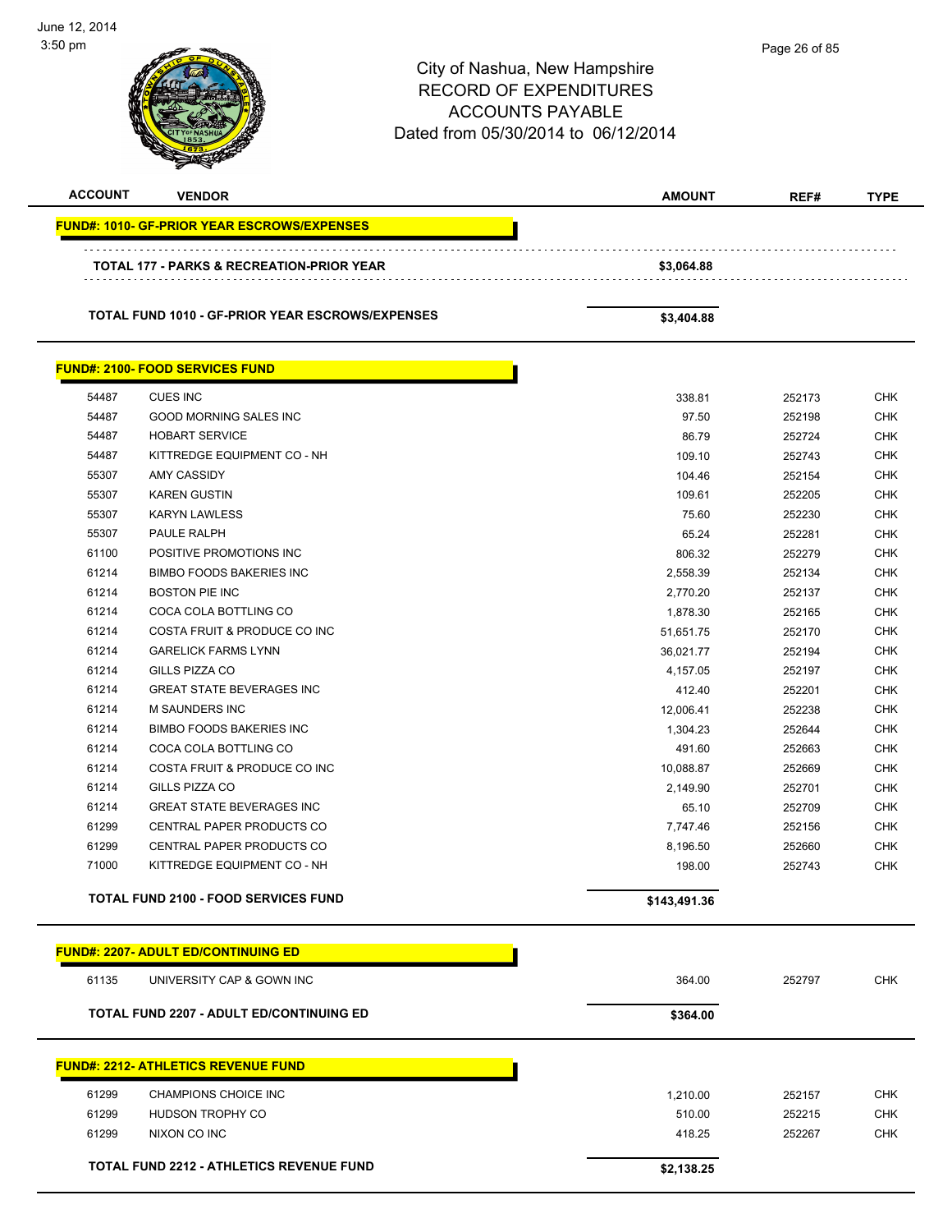City of Nashua, New Hampshire
RECORD OF EXPENDITURES
ACCOUNTS PAYABLE
Dated from 05/30/2014 to 06/12/2014

| ACCOUNT | VENDOR | AMOUNT | REF# | TYPE |
|---|---|---|---|---|
| **FUND#: 1010- GF-PRIOR YEAR ESCROWS/EXPENSES** | | | | |
| | **TOTAL 177 - PARKS & RECREATION-PRIOR YEAR** | **$3,064.88** | | |
| | **TOTAL FUND 1010 - GF-PRIOR YEAR ESCROWS/EXPENSES** | **$3,404.88** | | |
| **FUND#: 2100- FOOD SERVICES FUND** | | | | |
| 54487 | CUES INC | 338.81 | 252173 | CHK |
| 54487 | GOOD MORNING SALES INC | 97.50 | 252198 | CHK |
| 54487 | HOBART SERVICE | 86.79 | 252724 | CHK |
| 54487 | KITTREDGE EQUIPMENT CO - NH | 109.10 | 252743 | CHK |
| 55307 | AMY CASSIDY | 104.46 | 252154 | CHK |
| 55307 | KAREN GUSTIN | 109.61 | 252205 | CHK |
| 55307 | KARYN LAWLESS | 75.60 | 252230 | CHK |
| 55307 | PAULE RALPH | 65.24 | 252281 | CHK |
| 61100 | POSITIVE PROMOTIONS INC | 806.32 | 252279 | CHK |
| 61214 | BIMBO FOODS BAKERIES INC | 2,558.39 | 252134 | CHK |
| 61214 | BOSTON PIE INC | 2,770.20 | 252137 | CHK |
| 61214 | COCA COLA BOTTLING CO | 1,878.30 | 252165 | CHK |
| 61214 | COSTA FRUIT & PRODUCE CO INC | 51,651.75 | 252170 | CHK |
| 61214 | GARELICK FARMS LYNN | 36,021.77 | 252194 | CHK |
| 61214 | GILLS PIZZA CO | 4,157.05 | 252197 | CHK |
| 61214 | GREAT STATE BEVERAGES INC | 412.40 | 252201 | CHK |
| 61214 | M SAUNDERS INC | 12,006.41 | 252238 | CHK |
| 61214 | BIMBO FOODS BAKERIES INC | 1,304.23 | 252644 | CHK |
| 61214 | COCA COLA BOTTLING CO | 491.60 | 252663 | CHK |
| 61214 | COSTA FRUIT & PRODUCE CO INC | 10,088.87 | 252669 | CHK |
| 61214 | GILLS PIZZA CO | 2,149.90 | 252701 | CHK |
| 61214 | GREAT STATE BEVERAGES INC | 65.10 | 252709 | CHK |
| 61299 | CENTRAL PAPER PRODUCTS CO | 7,747.46 | 252156 | CHK |
| 61299 | CENTRAL PAPER PRODUCTS CO | 8,196.50 | 252660 | CHK |
| 71000 | KITTREDGE EQUIPMENT CO - NH | 198.00 | 252743 | CHK |
| | **TOTAL FUND 2100 - FOOD SERVICES FUND** | **$143,491.36** | | |
| **FUND#: 2207- ADULT ED/CONTINUING ED** | | | | |
| 61135 | UNIVERSITY CAP & GOWN INC | 364.00 | 252797 | CHK |
| | **TOTAL FUND 2207 - ADULT ED/CONTINUING ED** | **$364.00** | | |
| **FUND#: 2212- ATHLETICS REVENUE FUND** | | | | |
| 61299 | CHAMPIONS CHOICE INC | 1,210.00 | 252157 | CHK |
| 61299 | HUDSON TROPHY CO | 510.00 | 252215 | CHK |
| 61299 | NIXON CO INC | 418.25 | 252267 | CHK |
| | **TOTAL FUND 2212 - ATHLETICS REVENUE FUND** | **$2,138.25** | | |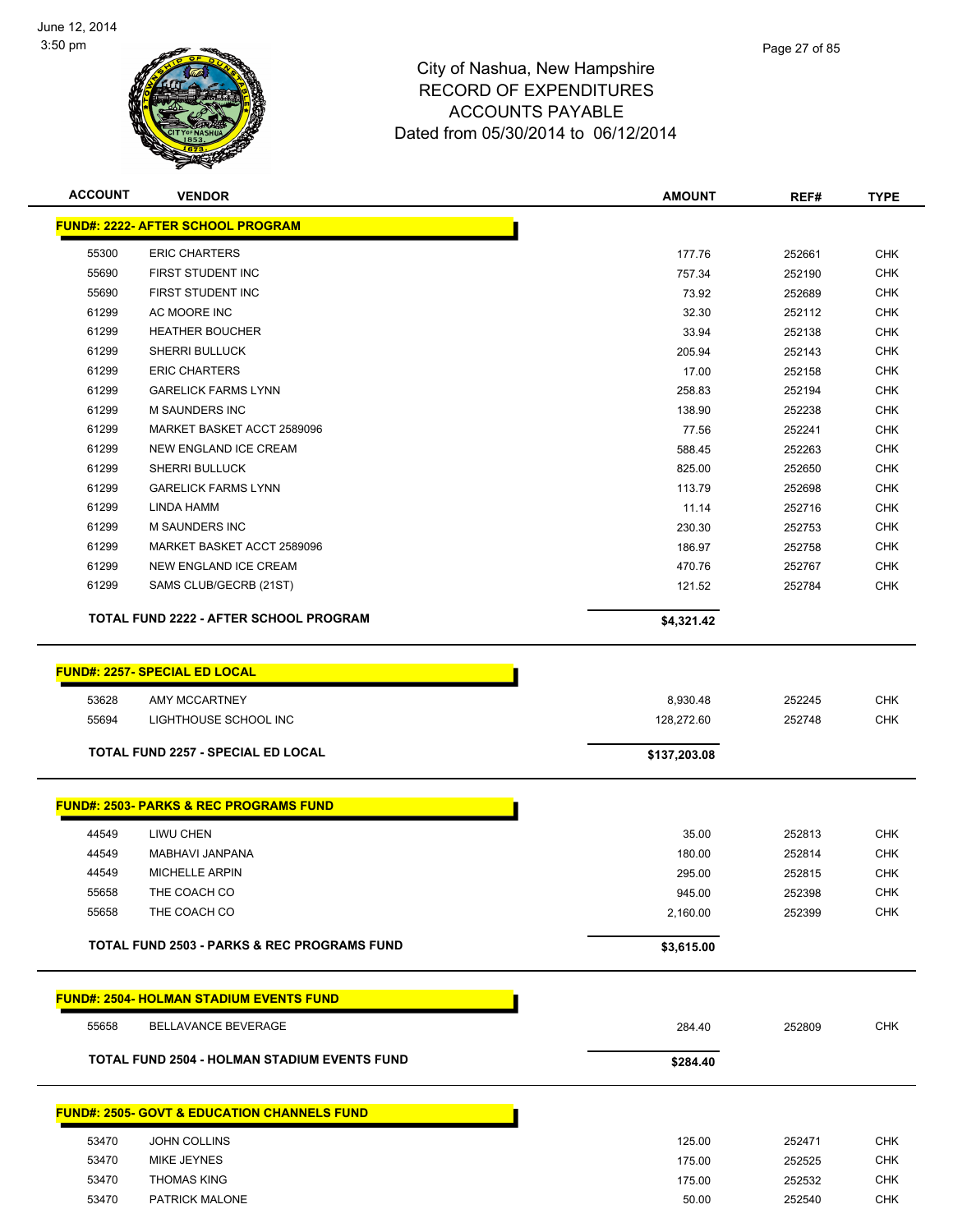# City of Nashua, New Hampshire
## RECORD OF EXPENDITURES
## ACCOUNTS PAYABLE
## Dated from 05/30/2014 to 06/12/2014

| ACCOUNT | VENDOR | AMOUNT | REF# | TYPE |
|---|---|---|---|---|
| **FUND#: 2222- AFTER SCHOOL PROGRAM** | | | | |
| 55300 | ERIC CHARTERS | 177.76 | 252661 | CHK |
| 55690 | FIRST STUDENT INC | 757.34 | 252190 | CHK |
| 55690 | FIRST STUDENT INC | 73.92 | 252689 | CHK |
| 61299 | AC MOORE INC | 32.30 | 252112 | CHK |
| 61299 | HEATHER BOUCHER | 33.94 | 252138 | CHK |
| 61299 | SHERRI BULLUCK | 205.94 | 252143 | CHK |
| 61299 | ERIC CHARTERS | 17.00 | 252158 | CHK |
| 61299 | GARELICK FARMS LYNN | 258.83 | 252194 | CHK |
| 61299 | M SAUNDERS INC | 138.90 | 252238 | CHK |
| 61299 | MARKET BASKET ACCT 2589096 | 77.56 | 252241 | CHK |
| 61299 | NEW ENGLAND ICE CREAM | 588.45 | 252263 | CHK |
| 61299 | SHERRI BULLUCK | 825.00 | 252650 | CHK |
| 61299 | GARELICK FARMS LYNN | 113.79 | 252698 | CHK |
| 61299 | LINDA HAMM | 11.14 | 252716 | CHK |
| 61299 | M SAUNDERS INC | 230.30 | 252753 | CHK |
| 61299 | MARKET BASKET ACCT 2589096 | 186.97 | 252758 | CHK |
| 61299 | NEW ENGLAND ICE CREAM | 470.76 | 252767 | CHK |
| 61299 | SAMS CLUB/GECRB (21ST) | 121.52 | 252784 | CHK |
| **TOTAL FUND 2222 - AFTER SCHOOL PROGRAM** | | **$4,321.42** | | |
| **FUND#: 2257- SPECIAL ED LOCAL** | | | | |
| 53628 | AMY MCCARTNEY | 8,930.48 | 252245 | CHK |
| 55694 | LIGHTHOUSE SCHOOL INC | 128,272.60 | 252748 | CHK |
| **TOTAL FUND 2257 - SPECIAL ED LOCAL** | | **$137,203.08** | | |
| **FUND#: 2503- PARKS & REC PROGRAMS FUND** | | | | |
| 44549 | LIWU CHEN | 35.00 | 252813 | CHK |
| 44549 | MABHAVI JANPANA | 180.00 | 252814 | CHK |
| 44549 | MICHELLE ARPIN | 295.00 | 252815 | CHK |
| 55658 | THE COACH CO | 945.00 | 252398 | CHK |
| 55658 | THE COACH CO | 2,160.00 | 252399 | CHK |
| **TOTAL FUND 2503 - PARKS & REC PROGRAMS FUND** | | **$3,615.00** | | |
| **FUND#: 2504- HOLMAN STADIUM EVENTS FUND** | | | | |
| 55658 | BELLAVANCE BEVERAGE | 284.40 | 252809 | CHK |
| **TOTAL FUND 2504 - HOLMAN STADIUM EVENTS FUND** | | **$284.40** | | |
| **FUND#: 2505- GOVT & EDUCATION CHANNELS FUND** | | | | |
| 53470 | JOHN COLLINS | 125.00 | 252471 | CHK |
| 53470 | MIKE JEYNES | 175.00 | 252525 | CHK |
| 53470 | THOMAS KING | 175.00 | 252532 | CHK |
| 53470 | PATRICK MALONE | 50.00 | 252540 | CHK |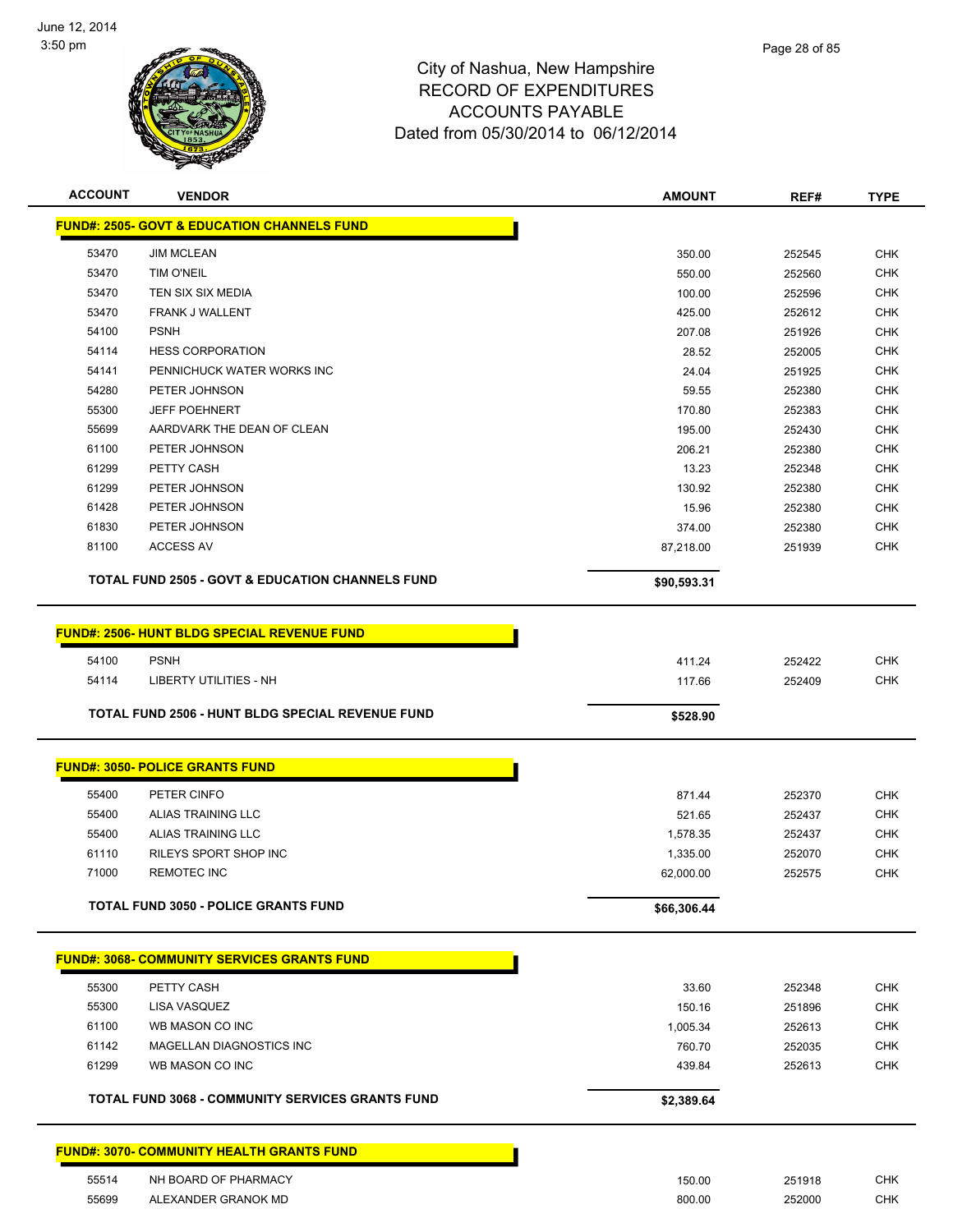City of Nashua, New Hampshire
RECORD OF EXPENDITURES
ACCOUNTS PAYABLE
Dated from 05/30/2014 to 06/12/2014

| ACCOUNT | VENDOR | AMOUNT | REF# | TYPE |
|---|---|---|---|---|
| **FUND#: 2505- GOVT & EDUCATION CHANNELS FUND** | | | | |
| 53470 | JIM MCLEAN | 350.00 | 252545 | CHK |
| 53470 | TIM O'NEIL | 550.00 | 252560 | CHK |
| 53470 | TEN SIX SIX MEDIA | 100.00 | 252596 | CHK |
| 53470 | FRANK J WALLENT | 425.00 | 252612 | CHK |
| 54100 | PSNH | 207.08 | 251926 | CHK |
| 54114 | HESS CORPORATION | 28.52 | 252005 | CHK |
| 54141 | PENNICHUCK WATER WORKS INC | 24.04 | 251925 | CHK |
| 54280 | PETER JOHNSON | 59.55 | 252380 | CHK |
| 55300 | JEFF POEHNERT | 170.80 | 252383 | CHK |
| 55699 | AARDVARK THE DEAN OF CLEAN | 195.00 | 252430 | CHK |
| 61100 | PETER JOHNSON | 206.21 | 252380 | CHK |
| 61299 | PETTY CASH | 13.23 | 252348 | CHK |
| 61299 | PETER JOHNSON | 130.92 | 252380 | CHK |
| 61428 | PETER JOHNSON | 15.96 | 252380 | CHK |
| 61830 | PETER JOHNSON | 374.00 | 252380 | CHK |
| 81100 | ACCESS AV | 87,218.00 | 251939 | CHK |
| | **TOTAL FUND 2505 - GOVT & EDUCATION CHANNELS FUND** | **$90,593.31** | | |
| **FUND#: 2506- HUNT BLDG SPECIAL REVENUE FUND** | | | | |
| 54100 | PSNH | 411.24 | 252422 | CHK |
| 54114 | LIBERTY UTILITIES - NH | 117.66 | 252409 | CHK |
| | **TOTAL FUND 2506 - HUNT BLDG SPECIAL REVENUE FUND** | **$528.90** | | |
| **FUND#: 3050- POLICE GRANTS FUND** | | | | |
| 55400 | PETER CINFO | 871.44 | 252370 | CHK |
| 55400 | ALIAS TRAINING LLC | 521.65 | 252437 | CHK |
| 55400 | ALIAS TRAINING LLC | 1,578.35 | 252437 | CHK |
| 61110 | RILEYS SPORT SHOP INC | 1,335.00 | 252070 | CHK |
| 71000 | REMOTEC INC | 62,000.00 | 252575 | CHK |
| | **TOTAL FUND 3050 - POLICE GRANTS FUND** | **$66,306.44** | | |
| **FUND#: 3068- COMMUNITY SERVICES GRANTS FUND** | | | | |
| 55300 | PETTY CASH | 33.60 | 252348 | CHK |
| 55300 | LISA VASQUEZ | 150.16 | 251896 | CHK |
| 61100 | WB MASON CO INC | 1,005.34 | 252613 | CHK |
| 61142 | MAGELLAN DIAGNOSTICS INC | 760.70 | 252035 | CHK |
| 61299 | WB MASON CO INC | 439.84 | 252613 | CHK |
| | **TOTAL FUND 3068 - COMMUNITY SERVICES GRANTS FUND** | **$2,389.64** | | |
| **FUND#: 3070- COMMUNITY HEALTH GRANTS FUND** | | | | |
| 55514 | NH BOARD OF PHARMACY | 150.00 | 251918 | CHK |
| 55699 | ALEXANDER GRANOK MD | 800.00 | 252000 | CHK |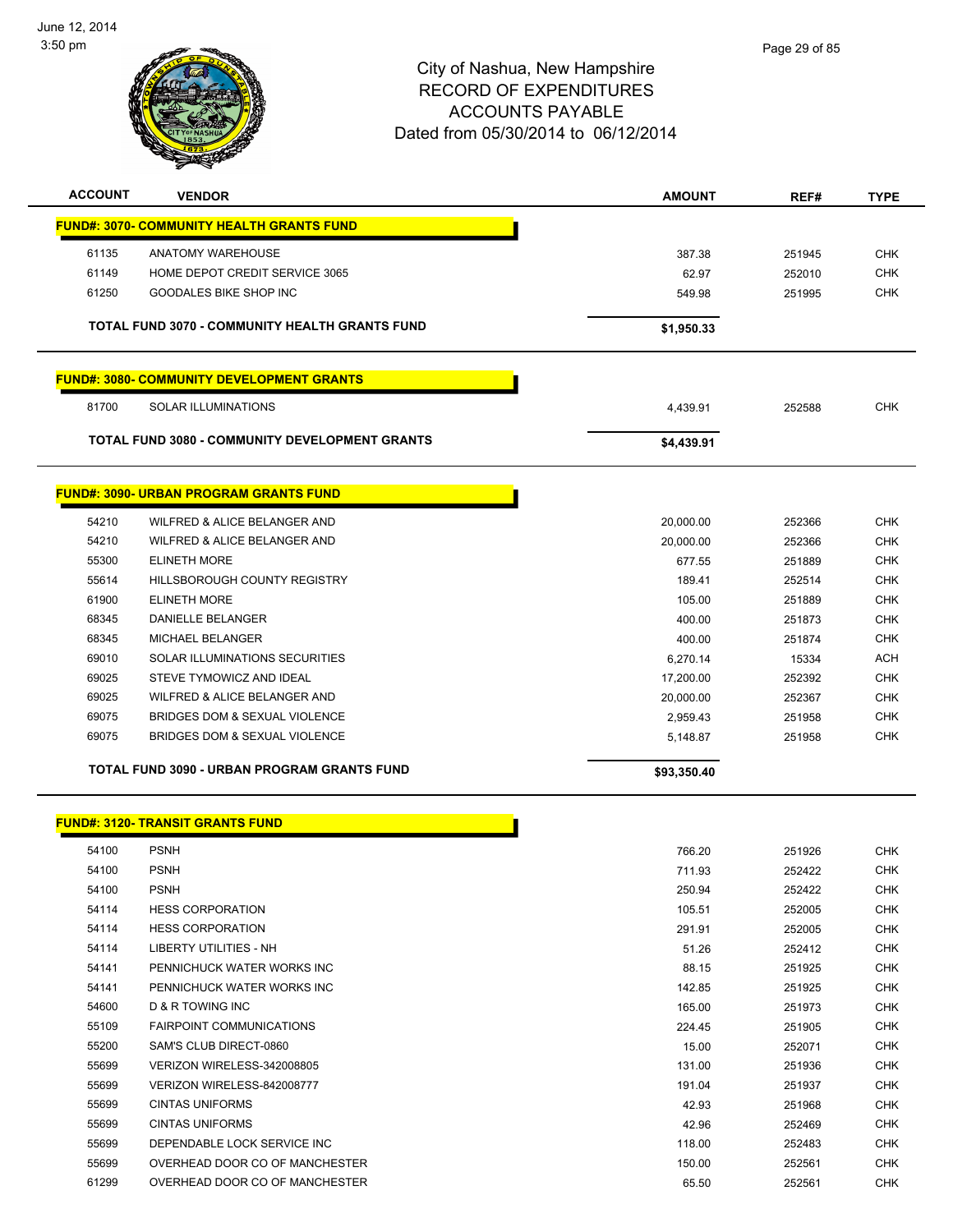June 12, 2014
3:50 pm

# City of Nashua, New Hampshire
## RECORD OF EXPENDITURES
## ACCOUNTS PAYABLE
### Dated from 05/30/2014 to 06/12/2014

| ACCOUNT | VENDOR | AMOUNT | REF# | TYPE |
|---|---|---|---|---|
| **FUND#: 3070- COMMUNITY HEALTH GRANTS FUND** | | | | |
| 61135 | ANATOMY WAREHOUSE | 387.38 | 251945 | CHK |
| 61149 | HOME DEPOT CREDIT SERVICE 3065 | 62.97 | 252010 | CHK |
| 61250 | GOODALES BIKE SHOP INC | 549.98 | 251995 | CHK |
| | **TOTAL FUND 3070 - COMMUNITY HEALTH GRANTS FUND** | **$1,950.33** | | |
| **FUND#: 3080- COMMUNITY DEVELOPMENT GRANTS** | | | | |
| 81700 | SOLAR ILLUMINATIONS | 4,439.91 | 252588 | CHK |
| | **TOTAL FUND 3080 - COMMUNITY DEVELOPMENT GRANTS** | **$4,439.91** | | |
| **FUND#: 3090- URBAN PROGRAM GRANTS FUND** | | | | |
| 54210 | WILFRED & ALICE BELANGER AND | 20,000.00 | 252366 | CHK |
| 54210 | WILFRED & ALICE BELANGER AND | 20,000.00 | 252366 | CHK |
| 55300 | ELINETH MORE | 677.55 | 251889 | CHK |
| 55614 | HILLSBOROUGH COUNTY REGISTRY | 189.41 | 252514 | CHK |
| 61900 | ELINETH MORE | 105.00 | 251889 | CHK |
| 68345 | DANIELLE BELANGER | 400.00 | 251873 | CHK |
| 68345 | MICHAEL BELANGER | 400.00 | 251874 | CHK |
| 69010 | SOLAR ILLUMINATIONS SECURITIES | 6,270.14 | 15334 | ACH |
| 69025 | STEVE TYMOWICZ AND IDEAL | 17,200.00 | 252392 | CHK |
| 69025 | WILFRED & ALICE BELANGER AND | 20,000.00 | 252367 | CHK |
| 69075 | BRIDGES DOM & SEXUAL VIOLENCE | 2,959.43 | 251958 | CHK |
| 69075 | BRIDGES DOM & SEXUAL VIOLENCE | 5,148.87 | 251958 | CHK |
| | **TOTAL FUND 3090 - URBAN PROGRAM GRANTS FUND** | **$93,350.40** | | |
| **FUND#: 3120- TRANSIT GRANTS FUND** | | | | |
| 54100 | PSNH | 766.20 | 251926 | CHK |
| 54100 | PSNH | 711.93 | 252422 | CHK |
| 54100 | PSNH | 250.94 | 252422 | CHK |
| 54114 | HESS CORPORATION | 105.51 | 252005 | CHK |
| 54114 | HESS CORPORATION | 291.91 | 252005 | CHK |
| 54114 | LIBERTY UTILITIES - NH | 51.26 | 252412 | CHK |
| 54141 | PENNICHUCK WATER WORKS INC | 88.15 | 251925 | CHK |
| 54141 | PENNICHUCK WATER WORKS INC | 142.85 | 251925 | CHK |
| 54600 | D & R TOWING INC | 165.00 | 251973 | CHK |
| 55109 | FAIRPOINT COMMUNICATIONS | 224.45 | 251905 | CHK |
| 55200 | SAM'S CLUB DIRECT-0860 | 15.00 | 252071 | CHK |
| 55699 | VERIZON WIRELESS-342008805 | 131.00 | 251936 | CHK |
| 55699 | VERIZON WIRELESS-842008777 | 191.04 | 251937 | CHK |
| 55699 | CINTAS UNIFORMS | 42.93 | 251968 | CHK |
| 55699 | CINTAS UNIFORMS | 42.96 | 252469 | CHK |
| 55699 | DEPENDABLE LOCK SERVICE INC | 118.00 | 252483 | CHK |
| 55699 | OVERHEAD DOOR CO OF MANCHESTER | 150.00 | 252561 | CHK |
| 61299 | OVERHEAD DOOR CO OF MANCHESTER | 65.50 | 252561 | CHK |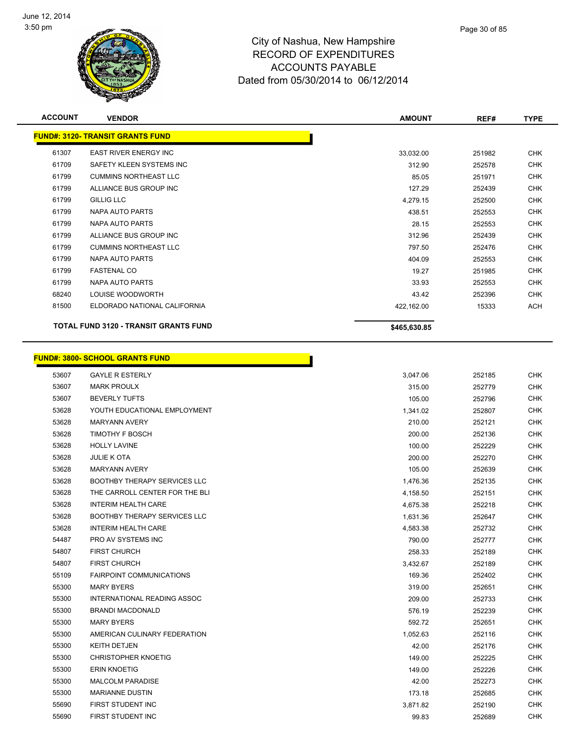# City of Nashua, New Hampshire
## RECORD OF EXPENDITURES
## ACCOUNTS PAYABLE
## Dated from 05/30/2014 to 06/12/2014

| ACCOUNT | VENDOR | AMOUNT | REF# | TYPE |
|---|---|---|---|---|
| **FUND#: 3120- TRANSIT GRANTS FUND** | | | | |
| 61307 | EAST RIVER ENERGY INC | 33,032.00 | 251982 | CHK |
| 61709 | SAFETY KLEEN SYSTEMS INC | 312.90 | 252578 | CHK |
| 61799 | CUMMINS NORTHEAST LLC | 85.05 | 251971 | CHK |
| 61799 | ALLIANCE BUS GROUP INC | 127.29 | 252439 | CHK |
| 61799 | GILLIG LLC | 4,279.15 | 252500 | CHK |
| 61799 | NAPA AUTO PARTS | 438.51 | 252553 | CHK |
| 61799 | NAPA AUTO PARTS | 28.15 | 252553 | CHK |
| 61799 | ALLIANCE BUS GROUP INC | 312.96 | 252439 | CHK |
| 61799 | CUMMINS NORTHEAST LLC | 797.50 | 252476 | CHK |
| 61799 | NAPA AUTO PARTS | 404.09 | 252553 | CHK |
| 61799 | FASTENAL CO | 19.27 | 251985 | CHK |
| 61799 | NAPA AUTO PARTS | 33.93 | 252553 | CHK |
| 68240 | LOUISE WOODWORTH | 43.42 | 252396 | CHK |
| 81500 | ELDORADO NATIONAL CALIFORNIA | 422,162.00 | 15333 | ACH |
| **TOTAL FUND 3120 - TRANSIT GRANTS FUND** | | **$465,630.85** | | |

| ACCOUNT | VENDOR | AMOUNT | REF# | TYPE |
|---|---|---|---|---|
| **FUND#: 3800- SCHOOL GRANTS FUND** | | | | |
| 53607 | GAYLE R ESTERLY | 3,047.06 | 252185 | CHK |
| 53607 | MARK PROULX | 315.00 | 252779 | CHK |
| 53607 | BEVERLY TUFTS | 105.00 | 252796 | CHK |
| 53628 | YOUTH EDUCATIONAL EMPLOYMENT | 1,341.02 | 252807 | CHK |
| 53628 | MARYANN AVERY | 210.00 | 252121 | CHK |
| 53628 | TIMOTHY F BOSCH | 200.00 | 252136 | CHK |
| 53628 | HOLLY LAVINE | 100.00 | 252229 | CHK |
| 53628 | JULIE K OTA | 200.00 | 252270 | CHK |
| 53628 | MARYANN AVERY | 105.00 | 252639 | CHK |
| 53628 | BOOTHBY THERAPY SERVICES LLC | 1,476.36 | 252135 | CHK |
| 53628 | THE CARROLL CENTER FOR THE BLI | 4,158.50 | 252151 | CHK |
| 53628 | INTERIM HEALTH CARE | 4,675.38 | 252218 | CHK |
| 53628 | BOOTHBY THERAPY SERVICES LLC | 1,631.36 | 252647 | CHK |
| 53628 | INTERIM HEALTH CARE | 4,583.38 | 252732 | CHK |
| 54487 | PRO AV SYSTEMS INC | 790.00 | 252777 | CHK |
| 54807 | FIRST CHURCH | 258.33 | 252189 | CHK |
| 54807 | FIRST CHURCH | 3,432.67 | 252189 | CHK |
| 55109 | FAIRPOINT COMMUNICATIONS | 169.36 | 252402 | CHK |
| 55300 | MARY BYERS | 319.00 | 252651 | CHK |
| 55300 | INTERNATIONAL READING ASSOC | 209.00 | 252733 | CHK |
| 55300 | BRANDI MACDONALD | 576.19 | 252239 | CHK |
| 55300 | MARY BYERS | 592.72 | 252651 | CHK |
| 55300 | AMERICAN CULINARY FEDERATION | 1,052.63 | 252116 | CHK |
| 55300 | KEITH DETJEN | 42.00 | 252176 | CHK |
| 55300 | CHRISTOPHER KNOETIG | 149.00 | 252225 | CHK |
| 55300 | ERIN KNOETIG | 149.00 | 252226 | CHK |
| 55300 | MALCOLM PARADISE | 42.00 | 252273 | CHK |
| 55300 | MARIANNE DUSTIN | 173.18 | 252685 | CHK |
| 55690 | FIRST STUDENT INC | 3,871.82 | 252190 | CHK |
| 55690 | FIRST STUDENT INC | 99.83 | 252689 | CHK |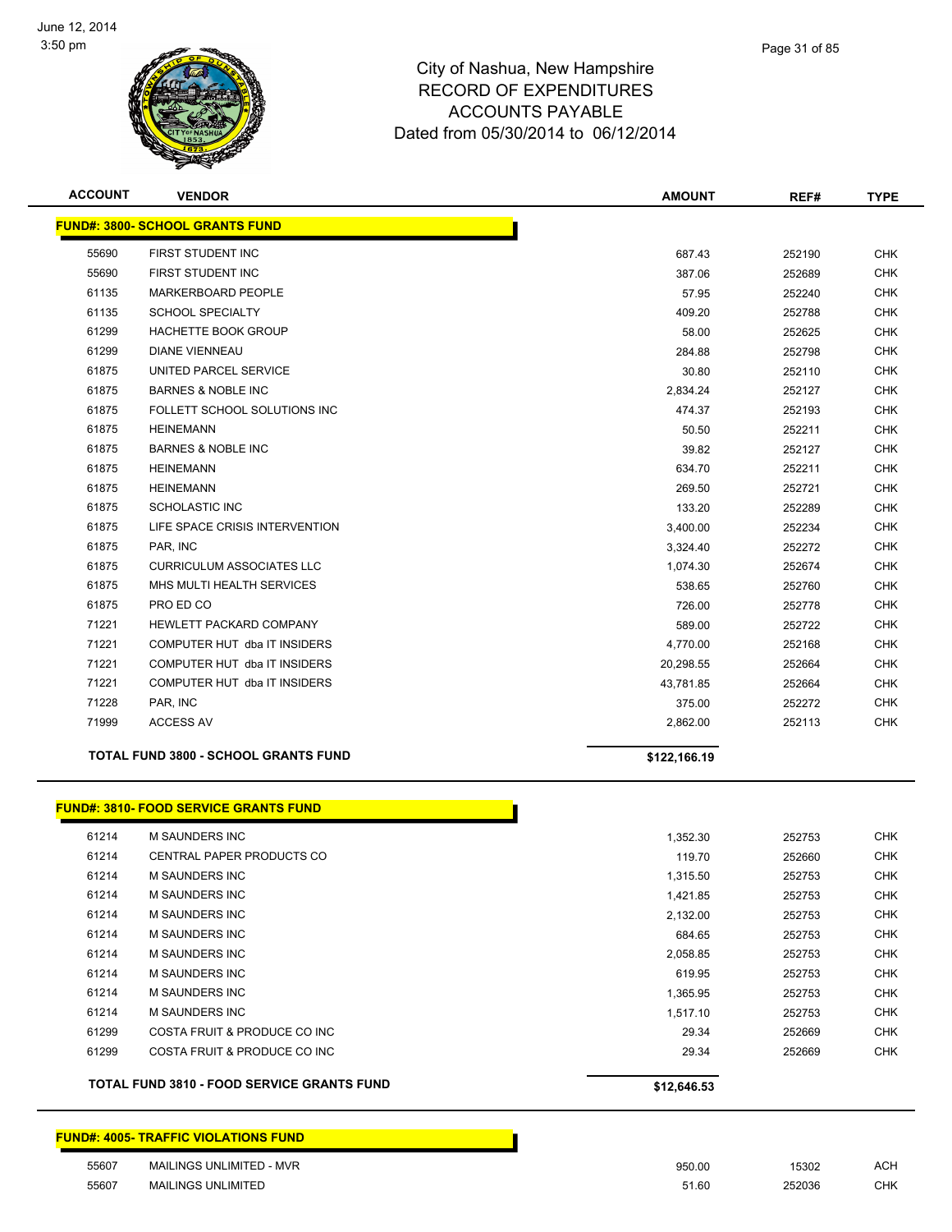City of Nashua, New Hampshire
RECORD OF EXPENDITURES
ACCOUNTS PAYABLE
Dated from 05/30/2014 to 06/12/2014

| ACCOUNT | VENDOR | AMOUNT | REF# | TYPE |
|---|---|---|---|---|
| **FUND#: 3800- SCHOOL GRANTS FUND** | | | | |
| 55690 | FIRST STUDENT INC | 687.43 | 252190 | CHK |
| 55690 | FIRST STUDENT INC | 387.06 | 252689 | CHK |
| 61135 | MARKERBOARD PEOPLE | 57.95 | 252240 | CHK |
| 61135 | SCHOOL SPECIALTY | 409.20 | 252788 | CHK |
| 61299 | HACHETTE BOOK GROUP | 58.00 | 252625 | CHK |
| 61299 | DIANE VIENNEAU | 284.88 | 252798 | CHK |
| 61875 | UNITED PARCEL SERVICE | 30.80 | 252110 | CHK |
| 61875 | BARNES & NOBLE INC | 2,834.24 | 252127 | CHK |
| 61875 | FOLLETT SCHOOL SOLUTIONS INC | 474.37 | 252193 | CHK |
| 61875 | HEINEMANN | 50.50 | 252211 | CHK |
| 61875 | BARNES & NOBLE INC | 39.82 | 252127 | CHK |
| 61875 | HEINEMANN | 634.70 | 252211 | CHK |
| 61875 | HEINEMANN | 269.50 | 252721 | CHK |
| 61875 | SCHOLASTIC INC | 133.20 | 252289 | CHK |
| 61875 | LIFE SPACE CRISIS INTERVENTION | 3,400.00 | 252234 | CHK |
| 61875 | PAR, INC | 3,324.40 | 252272 | CHK |
| 61875 | CURRICULUM ASSOCIATES LLC | 1,074.30 | 252674 | CHK |
| 61875 | MHS MULTI HEALTH SERVICES | 538.65 | 252760 | CHK |
| 61875 | PRO ED CO | 726.00 | 252778 | CHK |
| 71221 | HEWLETT PACKARD COMPANY | 589.00 | 252722 | CHK |
| 71221 | COMPUTER HUT dba IT INSIDERS | 4,770.00 | 252168 | CHK |
| 71221 | COMPUTER HUT dba IT INSIDERS | 20,298.55 | 252664 | CHK |
| 71221 | COMPUTER HUT dba IT INSIDERS | 43,781.85 | 252664 | CHK |
| 71228 | PAR, INC | 375.00 | 252272 | CHK |
| 71999 | ACCESS AV | 2,862.00 | 252113 | CHK |
| **TOTAL FUND 3800 - SCHOOL GRANTS FUND** | | **$122,166.19** | | |

| ACCOUNT | VENDOR | AMOUNT | REF# | TYPE |
|---|---|---|---|---|
| **FUND#: 3810- FOOD SERVICE GRANTS FUND** | | | | |
| 61214 | M SAUNDERS INC | 1,352.30 | 252753 | CHK |
| 61214 | CENTRAL PAPER PRODUCTS CO | 119.70 | 252660 | CHK |
| 61214 | M SAUNDERS INC | 1,315.50 | 252753 | CHK |
| 61214 | M SAUNDERS INC | 1,421.85 | 252753 | CHK |
| 61214 | M SAUNDERS INC | 2,132.00 | 252753 | CHK |
| 61214 | M SAUNDERS INC | 684.65 | 252753 | CHK |
| 61214 | M SAUNDERS INC | 2,058.85 | 252753 | CHK |
| 61214 | M SAUNDERS INC | 619.95 | 252753 | CHK |
| 61214 | M SAUNDERS INC | 1,365.95 | 252753 | CHK |
| 61214 | M SAUNDERS INC | 1,517.10 | 252753 | CHK |
| 61299 | COSTA FRUIT & PRODUCE CO INC | 29.34 | 252669 | CHK |
| 61299 | COSTA FRUIT & PRODUCE CO INC | 29.34 | 252669 | CHK |
| **TOTAL FUND 3810 - FOOD SERVICE GRANTS FUND** | | **$12,646.53** | | |

| ACCOUNT | VENDOR | AMOUNT | REF# | TYPE |
|---|---|---|---|---|
| **FUND#: 4005- TRAFFIC VIOLATIONS FUND** | | | | |
| 55607 | MAILINGS UNLIMITED - MVR | 950.00 | 15302 | ACH |
| 55607 | MAILINGS UNLIMITED | 51.60 | 252036 | CHK |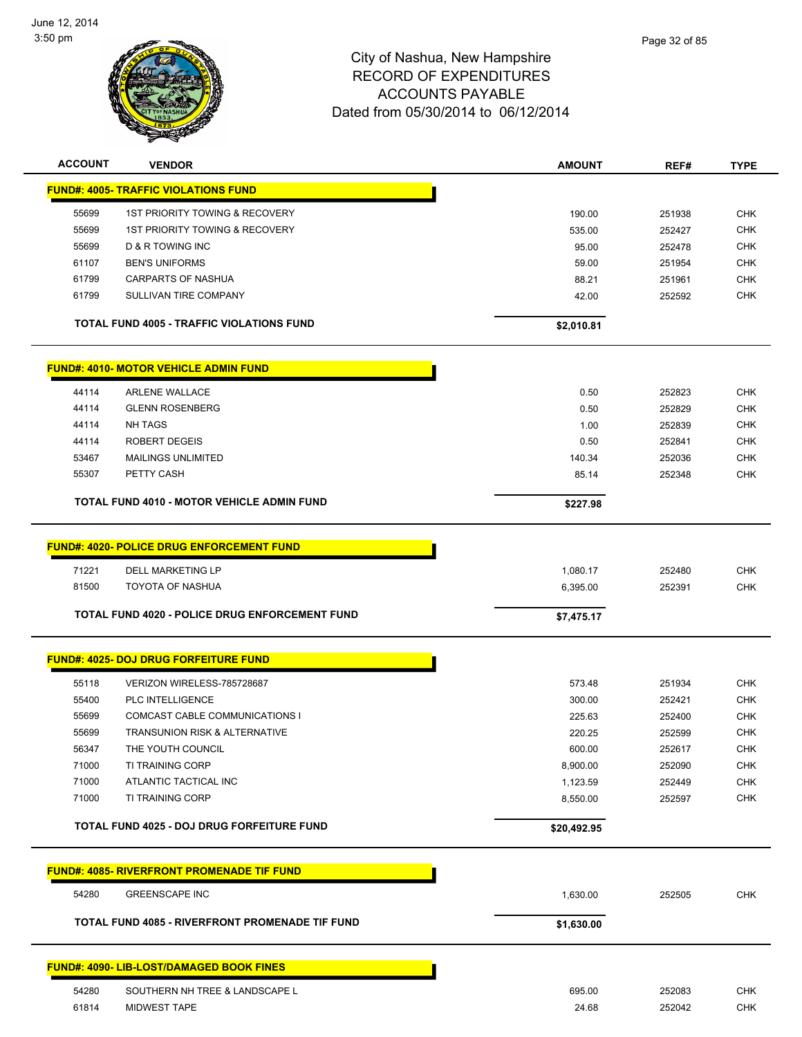# City of Nashua, New Hampshire
## RECORD OF EXPENDITURES
## ACCOUNTS PAYABLE
### Dated from 05/30/2014 to 06/12/2014

| ACCOUNT | VENDOR | AMOUNT | REF# | TYPE |
|---|---|---|---|---|
| **FUND#: 4005- TRAFFIC VIOLATIONS FUND** | | | | |
| 55699 | 1ST PRIORITY TOWING & RECOVERY | 190.00 | 251938 | CHK |
| 55699 | 1ST PRIORITY TOWING & RECOVERY | 535.00 | 252427 | CHK |
| 55699 | D & R TOWING INC | 95.00 | 252478 | CHK |
| 61107 | BEN'S UNIFORMS | 59.00 | 251954 | CHK |
| 61799 | CARPARTS OF NASHUA | 88.21 | 251961 | CHK |
| 61799 | SULLIVAN TIRE COMPANY | 42.00 | 252592 | CHK |
| | **TOTAL FUND 4005 - TRAFFIC VIOLATIONS FUND** | **$2,010.81** | | |
| **FUND#: 4010- MOTOR VEHICLE ADMIN FUND** | | | | |
| 44114 | ARLENE WALLACE | 0.50 | 252823 | CHK |
| 44114 | GLENN ROSENBERG | 0.50 | 252829 | CHK |
| 44114 | NH TAGS | 1.00 | 252839 | CHK |
| 44114 | ROBERT DEGEIS | 0.50 | 252841 | CHK |
| 53467 | MAILINGS UNLIMITED | 140.34 | 252036 | CHK |
| 55307 | PETTY CASH | 85.14 | 252348 | CHK |
| | **TOTAL FUND 4010 - MOTOR VEHICLE ADMIN FUND** | **$227.98** | | |
| **FUND#: 4020- POLICE DRUG ENFORCEMENT FUND** | | | | |
| 71221 | DELL MARKETING LP | 1,080.17 | 252480 | CHK |
| 81500 | TOYOTA OF NASHUA | 6,395.00 | 252391 | CHK |
| | **TOTAL FUND 4020 - POLICE DRUG ENFORCEMENT FUND** | **$7,475.17** | | |
| **FUND#: 4025- DOJ DRUG FORFEITURE FUND** | | | | |
| 55118 | VERIZON WIRELESS-785728687 | 573.48 | 251934 | CHK |
| 55400 | PLC INTELLIGENCE | 300.00 | 252421 | CHK |
| 55699 | COMCAST CABLE COMMUNICATIONS I | 225.63 | 252400 | CHK |
| 55699 | TRANSUNION RISK & ALTERNATIVE | 220.25 | 252599 | CHK |
| 56347 | THE YOUTH COUNCIL | 600.00 | 252617 | CHK |
| 71000 | TI TRAINING CORP | 8,900.00 | 252090 | CHK |
| 71000 | ATLANTIC TACTICAL INC | 1,123.59 | 252449 | CHK |
| 71000 | TI TRAINING CORP | 8,550.00 | 252597 | CHK |
| | **TOTAL FUND 4025 - DOJ DRUG FORFEITURE FUND** | **$20,492.95** | | |
| **FUND#: 4085- RIVERFRONT PROMENADE TIF FUND** | | | | |
| 54280 | GREENSCAPE INC | 1,630.00 | 252505 | CHK |
| | **TOTAL FUND 4085 - RIVERFRONT PROMENADE TIF FUND** | **$1,630.00** | | |
| **FUND#: 4090- LIB-LOST/DAMAGED BOOK FINES** | | | | |
| 54280 | SOUTHERN NH TREE & LANDSCAPE L | 695.00 | 252083 | CHK |
| 61814 | MIDWEST TAPE | 24.68 | 252042 | CHK |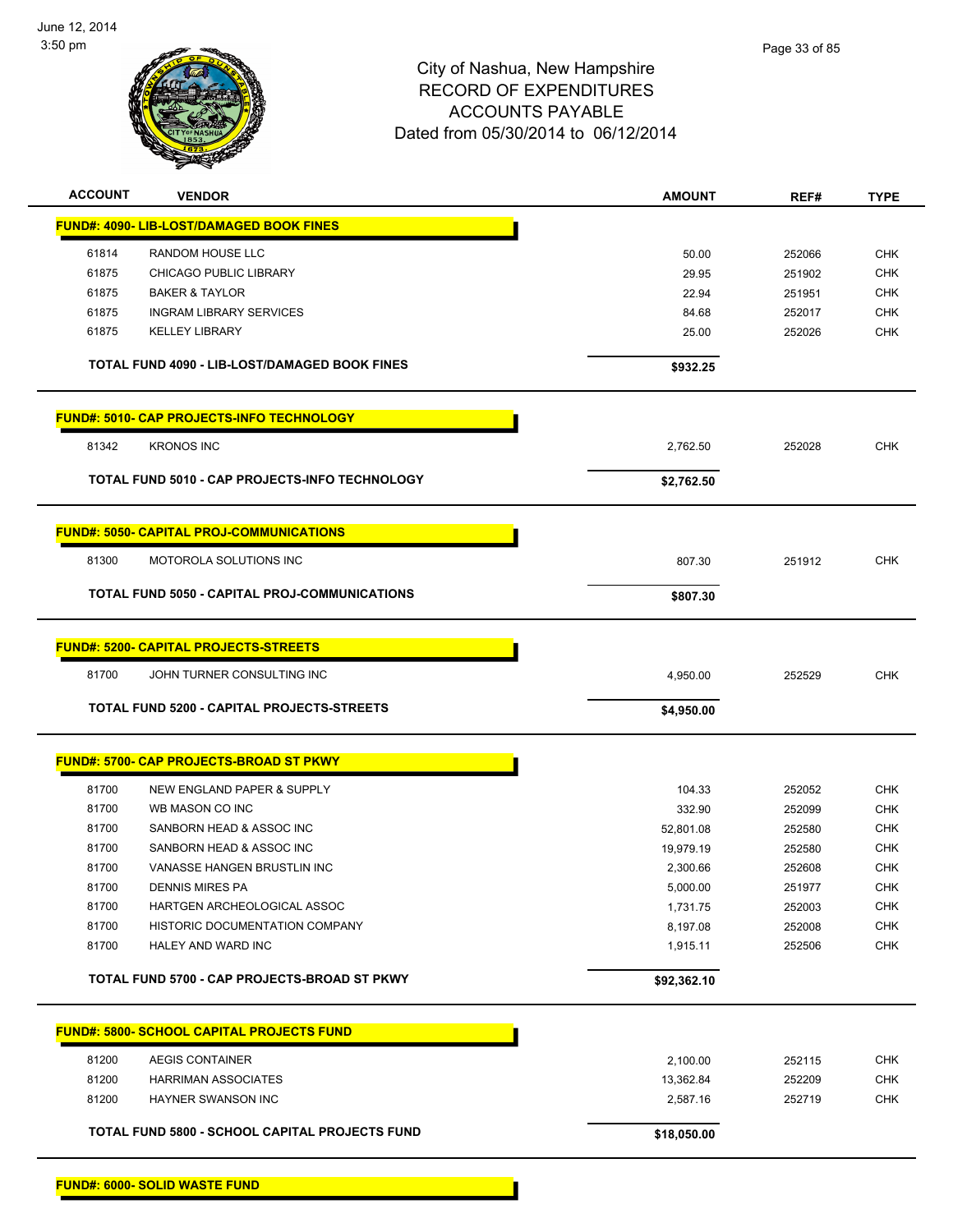City of Nashua, New Hampshire
RECORD OF EXPENDITURES
ACCOUNTS PAYABLE
Dated from 05/30/2014 to 06/12/2014

| ACCOUNT | VENDOR | AMOUNT | REF# | TYPE |
|---|---|---|---|---|
| **FUND#: 4090- LIB-LOST/DAMAGED BOOK FINES** | | | | |
| 61814 | RANDOM HOUSE LLC | 50.00 | 252066 | CHK |
| 61875 | CHICAGO PUBLIC LIBRARY | 29.95 | 251902 | CHK |
| 61875 | BAKER & TAYLOR | 22.94 | 251951 | CHK |
| 61875 | INGRAM LIBRARY SERVICES | 84.68 | 252017 | CHK |
| 61875 | KELLEY LIBRARY | 25.00 | 252026 | CHK |
| | **TOTAL FUND 4090 - LIB-LOST/DAMAGED BOOK FINES** | **$932.25** | | |
| **FUND#: 5010- CAP PROJECTS-INFO TECHNOLOGY** | | | | |
| 81342 | KRONOS INC | 2,762.50 | 252028 | CHK |
| | **TOTAL FUND 5010 - CAP PROJECTS-INFO TECHNOLOGY** | **$2,762.50** | | |
| **FUND#: 5050- CAPITAL PROJ-COMMUNICATIONS** | | | | |
| 81300 | MOTOROLA SOLUTIONS INC | 807.30 | 251912 | CHK |
| | **TOTAL FUND 5050 - CAPITAL PROJ-COMMUNICATIONS** | **$807.30** | | |
| **FUND#: 5200- CAPITAL PROJECTS-STREETS** | | | | |
| 81700 | JOHN TURNER CONSULTING INC | 4,950.00 | 252529 | CHK |
| | **TOTAL FUND 5200 - CAPITAL PROJECTS-STREETS** | **$4,950.00** | | |
| **FUND#: 5700- CAP PROJECTS-BROAD ST PKWY** | | | | |
| 81700 | NEW ENGLAND PAPER & SUPPLY | 104.33 | 252052 | CHK |
| 81700 | WB MASON CO INC | 332.90 | 252099 | CHK |
| 81700 | SANBORN HEAD & ASSOC INC | 52,801.08 | 252580 | CHK |
| 81700 | SANBORN HEAD & ASSOC INC | 19,979.19 | 252580 | CHK |
| 81700 | VANASSE HANGEN BRUSTLIN INC | 2,300.66 | 252608 | CHK |
| 81700 | DENNIS MIRES PA | 5,000.00 | 251977 | CHK |
| 81700 | HARTGEN ARCHEOLOGICAL ASSOC | 1,731.75 | 252003 | CHK |
| 81700 | HISTORIC DOCUMENTATION COMPANY | 8,197.08 | 252008 | CHK |
| 81700 | HALEY AND WARD INC | 1,915.11 | 252506 | CHK |
| | **TOTAL FUND 5700 - CAP PROJECTS-BROAD ST PKWY** | **$92,362.10** | | |
| **FUND#: 5800- SCHOOL CAPITAL PROJECTS FUND** | | | | |
| 81200 | AEGIS CONTAINER | 2,100.00 | 252115 | CHK |
| 81200 | HARRIMAN ASSOCIATES | 13,362.84 | 252209 | CHK |
| 81200 | HAYNER SWANSON INC | 2,587.16 | 252719 | CHK |
| | **TOTAL FUND 5800 - SCHOOL CAPITAL PROJECTS FUND** | **$18,050.00** | | |
| **FUND#: 6000- SOLID WASTE FUND** | | | | |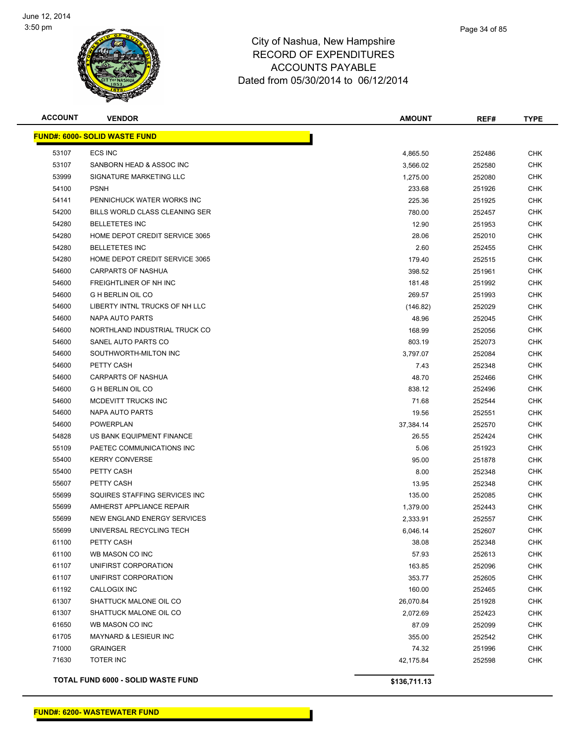# City of Nashua, New Hampshire
## RECORD OF EXPENDITURES
## ACCOUNTS PAYABLE
## Dated from 05/30/2014 to 06/12/2014

June 12, 2014
3:50 pm

| ACCOUNT | VENDOR | AMOUNT | REF# | TYPE |
|---|---|---|---|---|
| **FUND#: 6000- SOLID WASTE FUND** | | | | |
| 53107 | ECS INC | 4,865.50 | 252486 | CHK |
| 53107 | SANBORN HEAD & ASSOC INC | 3,566.02 | 252580 | CHK |
| 53999 | SIGNATURE MARKETING LLC | 1,275.00 | 252080 | CHK |
| 54100 | PSNH | 233.68 | 251926 | CHK |
| 54141 | PENNICHUCK WATER WORKS INC | 225.36 | 251925 | CHK |
| 54200 | BILLS WORLD CLASS CLEANING SER | 780.00 | 252457 | CHK |
| 54280 | BELLETETES INC | 12.90 | 251953 | CHK |
| 54280 | HOME DEPOT CREDIT SERVICE 3065 | 28.06 | 252010 | CHK |
| 54280 | BELLETETES INC | 2.60 | 252455 | CHK |
| 54280 | HOME DEPOT CREDIT SERVICE 3065 | 179.40 | 252515 | CHK |
| 54600 | CARPARTS OF NASHUA | 398.52 | 251961 | CHK |
| 54600 | FREIGHTLINER OF NH INC | 181.48 | 251992 | CHK |
| 54600 | G H BERLIN OIL CO | 269.57 | 251993 | CHK |
| 54600 | LIBERTY INTNL TRUCKS OF NH LLC | (146.82) | 252029 | CHK |
| 54600 | NAPA AUTO PARTS | 48.96 | 252045 | CHK |
| 54600 | NORTHLAND INDUSTRIAL TRUCK CO | 168.99 | 252056 | CHK |
| 54600 | SANEL AUTO PARTS CO | 803.19 | 252073 | CHK |
| 54600 | SOUTHWORTH-MILTON INC | 3,797.07 | 252084 | CHK |
| 54600 | PETTY CASH | 7.43 | 252348 | CHK |
| 54600 | CARPARTS OF NASHUA | 48.70 | 252466 | CHK |
| 54600 | G H BERLIN OIL CO | 838.12 | 252496 | CHK |
| 54600 | MCDEVITT TRUCKS INC | 71.68 | 252544 | CHK |
| 54600 | NAPA AUTO PARTS | 19.56 | 252551 | CHK |
| 54600 | POWERPLAN | 37,384.14 | 252570 | CHK |
| 54828 | US BANK EQUIPMENT FINANCE | 26.55 | 252424 | CHK |
| 55109 | PAETEC COMMUNICATIONS INC | 5.06 | 251923 | CHK |
| 55400 | KERRY CONVERSE | 95.00 | 251878 | CHK |
| 55400 | PETTY CASH | 8.00 | 252348 | CHK |
| 55607 | PETTY CASH | 13.95 | 252348 | CHK |
| 55699 | SQUIRES STAFFING SERVICES INC | 135.00 | 252085 | CHK |
| 55699 | AMHERST APPLIANCE REPAIR | 1,379.00 | 252443 | CHK |
| 55699 | NEW ENGLAND ENERGY SERVICES | 2,333.91 | 252557 | CHK |
| 55699 | UNIVERSAL RECYCLING TECH | 6,046.14 | 252607 | CHK |
| 61100 | PETTY CASH | 38.08 | 252348 | CHK |
| 61100 | WB MASON CO INC | 57.93 | 252613 | CHK |
| 61107 | UNIFIRST CORPORATION | 163.85 | 252096 | CHK |
| 61107 | UNIFIRST CORPORATION | 353.77 | 252605 | CHK |
| 61192 | CALLOGIX INC | 160.00 | 252465 | CHK |
| 61307 | SHATTUCK MALONE OIL CO | 26,070.84 | 251928 | CHK |
| 61307 | SHATTUCK MALONE OIL CO | 2,072.69 | 252423 | CHK |
| 61650 | WB MASON CO INC | 87.09 | 252099 | CHK |
| 61705 | MAYNARD & LESIEUR INC | 355.00 | 252542 | CHK |
| 71000 | GRAINGER | 74.32 | 251996 | CHK |
| 71630 | TOTER INC | 42,175.84 | 252598 | CHK |
| **TOTAL FUND 6000 - SOLID WASTE FUND** | | **$136,711.13** | | |

**FUND#: 6200- WASTEWATER FUND**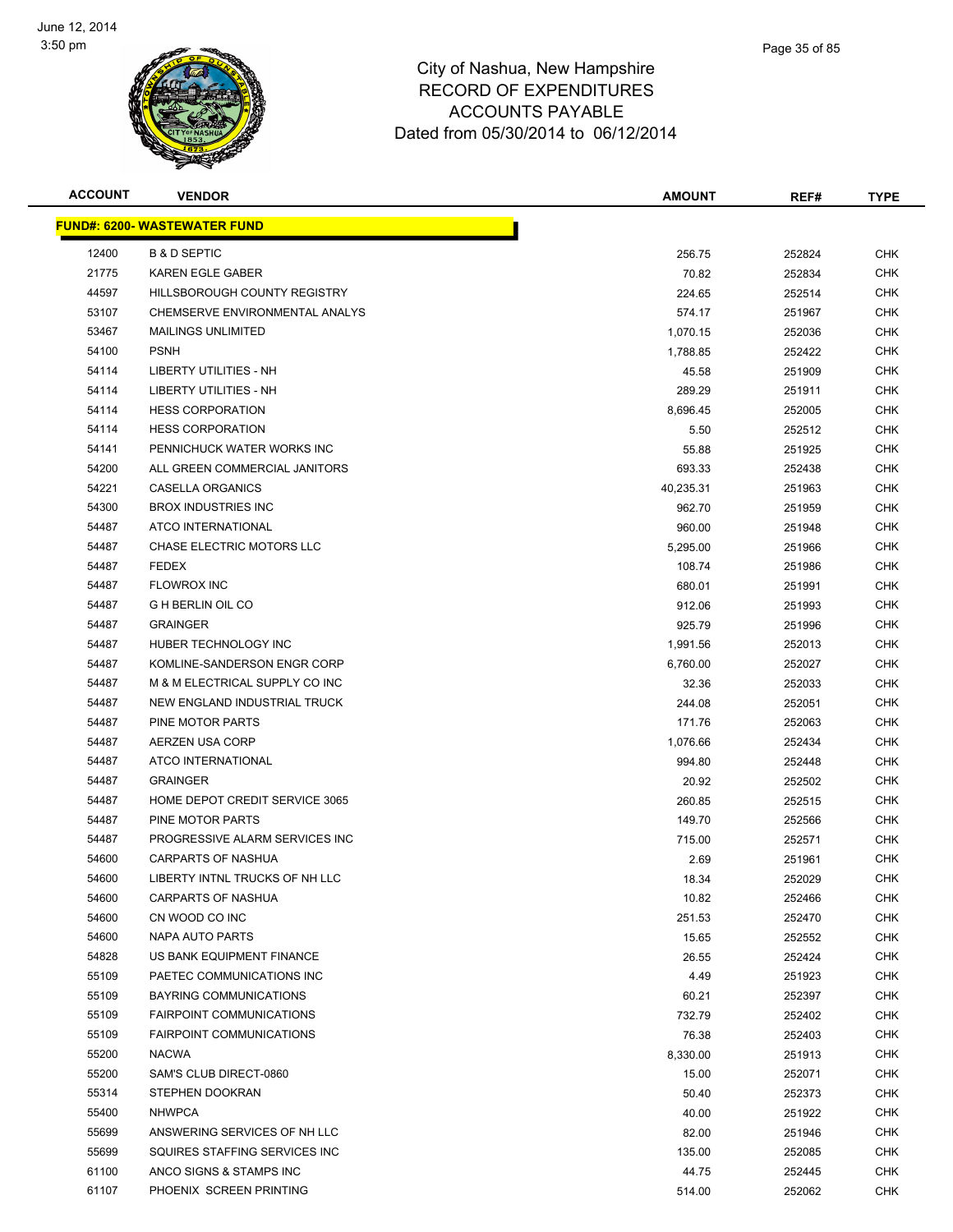June 12, 2014
3:50 pm

# City of Nashua, New Hampshire
## RECORD OF EXPENDITURES
## ACCOUNTS PAYABLE
### Dated from 05/30/2014 to 06/12/2014

| ACCOUNT | VENDOR | AMOUNT | REF# | TYPE |
|---|---|---|---|---|
| **FUND#: 6200- WASTEWATER FUND** | | | | |
| 12400 | B & D SEPTIC | 256.75 | 252824 | CHK |
| 21775 | KAREN EGLE GABER | 70.82 | 252834 | CHK |
| 44597 | HILLSBOROUGH COUNTY REGISTRY | 224.65 | 252514 | CHK |
| 53107 | CHEMSERVE ENVIRONMENTAL ANALYS | 574.17 | 251967 | CHK |
| 53467 | MAILINGS UNLIMITED | 1,070.15 | 252036 | CHK |
| 54100 | PSNH | 1,788.85 | 252422 | CHK |
| 54114 | LIBERTY UTILITIES - NH | 45.58 | 251909 | CHK |
| 54114 | LIBERTY UTILITIES - NH | 289.29 | 251911 | CHK |
| 54114 | HESS CORPORATION | 8,696.45 | 252005 | CHK |
| 54114 | HESS CORPORATION | 5.50 | 252512 | CHK |
| 54141 | PENNICHUCK WATER WORKS INC | 55.88 | 251925 | CHK |
| 54200 | ALL GREEN COMMERCIAL JANITORS | 693.33 | 252438 | CHK |
| 54221 | CASELLA ORGANICS | 40,235.31 | 251963 | CHK |
| 54300 | BROX INDUSTRIES INC | 962.70 | 251959 | CHK |
| 54487 | ATCO INTERNATIONAL | 960.00 | 251948 | CHK |
| 54487 | CHASE ELECTRIC MOTORS LLC | 5,295.00 | 251966 | CHK |
| 54487 | FEDEX | 108.74 | 251986 | CHK |
| 54487 | FLOWROX INC | 680.01 | 251991 | CHK |
| 54487 | G H BERLIN OIL CO | 912.06 | 251993 | CHK |
| 54487 | GRAINGER | 925.79 | 251996 | CHK |
| 54487 | HUBER TECHNOLOGY INC | 1,991.56 | 252013 | CHK |
| 54487 | KOMLINE-SANDERSON ENGR CORP | 6,760.00 | 252027 | CHK |
| 54487 | M & M ELECTRICAL SUPPLY CO INC | 32.36 | 252033 | CHK |
| 54487 | NEW ENGLAND INDUSTRIAL TRUCK | 244.08 | 252051 | CHK |
| 54487 | PINE MOTOR PARTS | 171.76 | 252063 | CHK |
| 54487 | AERZEN USA CORP | 1,076.66 | 252434 | CHK |
| 54487 | ATCO INTERNATIONAL | 994.80 | 252448 | CHK |
| 54487 | GRAINGER | 20.92 | 252502 | CHK |
| 54487 | HOME DEPOT CREDIT SERVICE 3065 | 260.85 | 252515 | CHK |
| 54487 | PINE MOTOR PARTS | 149.70 | 252566 | CHK |
| 54487 | PROGRESSIVE ALARM SERVICES INC | 715.00 | 252571 | CHK |
| 54600 | CARPARTS OF NASHUA | 2.69 | 251961 | CHK |
| 54600 | LIBERTY INTNL TRUCKS OF NH LLC | 18.34 | 252029 | CHK |
| 54600 | CARPARTS OF NASHUA | 10.82 | 252466 | CHK |
| 54600 | CN WOOD CO INC | 251.53 | 252470 | CHK |
| 54600 | NAPA AUTO PARTS | 15.65 | 252552 | CHK |
| 54828 | US BANK EQUIPMENT FINANCE | 26.55 | 252424 | CHK |
| 55109 | PAETEC COMMUNICATIONS INC | 4.49 | 251923 | CHK |
| 55109 | BAYRING COMMUNICATIONS | 60.21 | 252397 | CHK |
| 55109 | FAIRPOINT COMMUNICATIONS | 732.79 | 252402 | CHK |
| 55109 | FAIRPOINT COMMUNICATIONS | 76.38 | 252403 | CHK |
| 55200 | NACWA | 8,330.00 | 251913 | CHK |
| 55200 | SAM'S CLUB DIRECT-0860 | 15.00 | 252071 | CHK |
| 55314 | STEPHEN DOOKRAN | 50.40 | 252373 | CHK |
| 55400 | NHWPCA | 40.00 | 251922 | CHK |
| 55699 | ANSWERING SERVICES OF NH LLC | 82.00 | 251946 | CHK |
| 55699 | SQUIRES STAFFING SERVICES INC | 135.00 | 252085 | CHK |
| 61100 | ANCO SIGNS & STAMPS INC | 44.75 | 252445 | CHK |
| 61107 | PHOENIX SCREEN PRINTING | 514.00 | 252062 | CHK |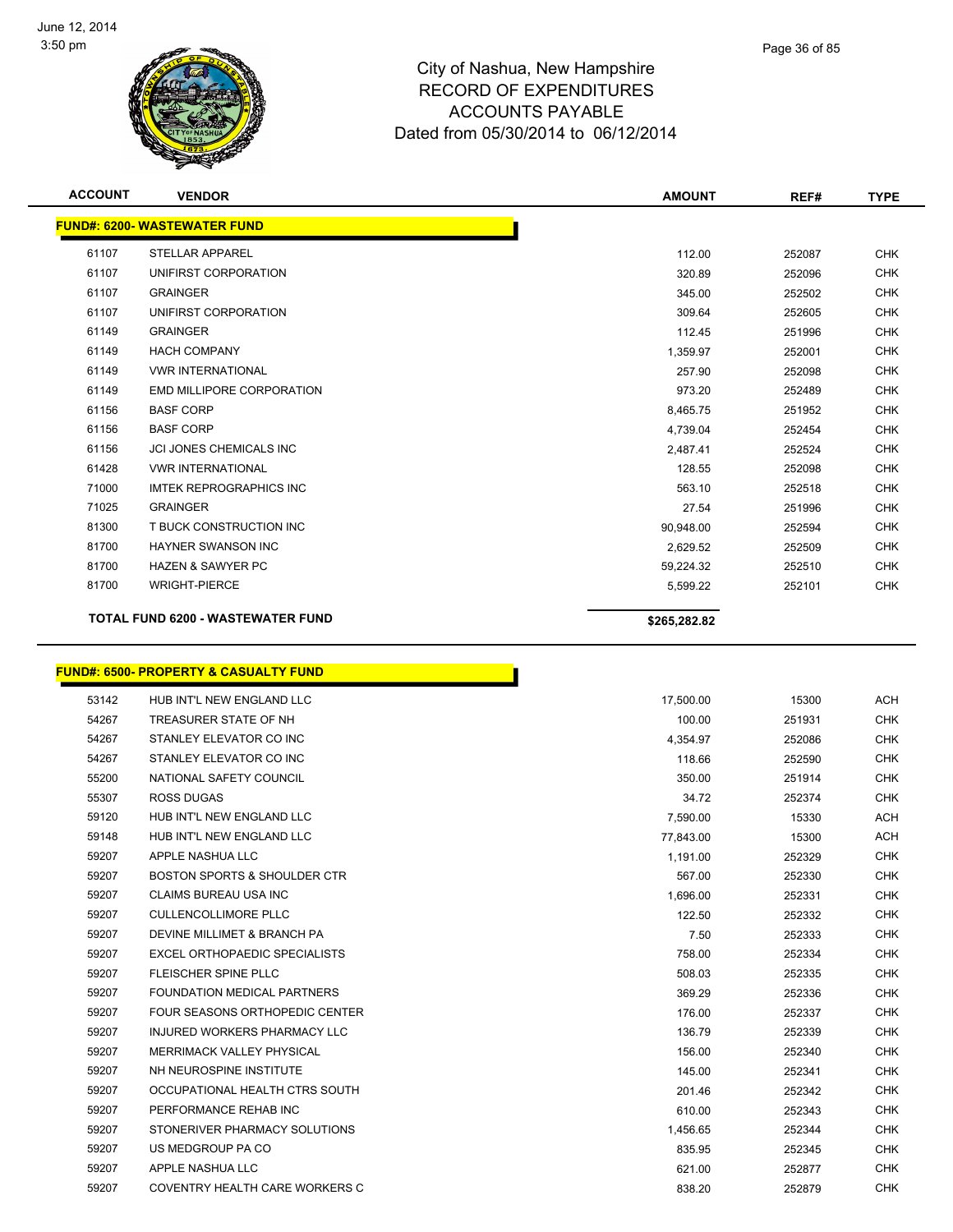# City of Nashua, New Hampshire
## RECORD OF EXPENDITURES
## ACCOUNTS PAYABLE
## Dated from 05/30/2014 to 06/12/2014

| ACCOUNT | VENDOR | AMOUNT | REF# | TYPE |
|---|---|---|---|---|
| **FUND#: 6200- WASTEWATER FUND** | | | | |
| 61107 | STELLAR APPAREL | 112.00 | 252087 | CHK |
| 61107 | UNIFIRST CORPORATION | 320.89 | 252096 | CHK |
| 61107 | GRAINGER | 345.00 | 252502 | CHK |
| 61107 | UNIFIRST CORPORATION | 309.64 | 252605 | CHK |
| 61149 | GRAINGER | 112.45 | 251996 | CHK |
| 61149 | HACH COMPANY | 1,359.97 | 252001 | CHK |
| 61149 | VWR INTERNATIONAL | 257.90 | 252098 | CHK |
| 61149 | EMD MILLIPORE CORPORATION | 973.20 | 252489 | CHK |
| 61156 | BASF CORP | 8,465.75 | 251952 | CHK |
| 61156 | BASF CORP | 4,739.04 | 252454 | CHK |
| 61156 | JCI JONES CHEMICALS INC | 2,487.41 | 252524 | CHK |
| 61428 | VWR INTERNATIONAL | 128.55 | 252098 | CHK |
| 71000 | IMTEK REPROGRAPHICS INC | 563.10 | 252518 | CHK |
| 71025 | GRAINGER | 27.54 | 251996 | CHK |
| 81300 | T BUCK CONSTRUCTION INC | 90,948.00 | 252594 | CHK |
| 81700 | HAYNER SWANSON INC | 2,629.52 | 252509 | CHK |
| 81700 | HAZEN & SAWYER PC | 59,224.32 | 252510 | CHK |
| 81700 | WRIGHT-PIERCE | 5,599.22 | 252101 | CHK |
| | **TOTAL FUND 6200 - WASTEWATER FUND** | **$265,282.82** | | |

| ACCOUNT | VENDOR | AMOUNT | REF# | TYPE |
|---|---|---|---|---|
| **FUND#: 6500- PROPERTY & CASUALTY FUND** | | | | |
| 53142 | HUB INT'L NEW ENGLAND LLC | 17,500.00 | 15300 | ACH |
| 54267 | TREASURER STATE OF NH | 100.00 | 251931 | CHK |
| 54267 | STANLEY ELEVATOR CO INC | 4,354.97 | 252086 | CHK |
| 54267 | STANLEY ELEVATOR CO INC | 118.66 | 252590 | CHK |
| 55200 | NATIONAL SAFETY COUNCIL | 350.00 | 251914 | CHK |
| 55307 | ROSS DUGAS | 34.72 | 252374 | CHK |
| 59120 | HUB INT'L NEW ENGLAND LLC | 7,590.00 | 15330 | ACH |
| 59148 | HUB INT'L NEW ENGLAND LLC | 77,843.00 | 15300 | ACH |
| 59207 | APPLE NASHUA LLC | 1,191.00 | 252329 | CHK |
| 59207 | BOSTON SPORTS & SHOULDER CTR | 567.00 | 252330 | CHK |
| 59207 | CLAIMS BUREAU USA INC | 1,696.00 | 252331 | CHK |
| 59207 | CULLENCOLLIMORE PLLC | 122.50 | 252332 | CHK |
| 59207 | DEVINE MILLIMET & BRANCH PA | 7.50 | 252333 | CHK |
| 59207 | EXCEL ORTHOPAEDIC SPECIALISTS | 758.00 | 252334 | CHK |
| 59207 | FLEISCHER SPINE PLLC | 508.03 | 252335 | CHK |
| 59207 | FOUNDATION MEDICAL PARTNERS | 369.29 | 252336 | CHK |
| 59207 | FOUR SEASONS ORTHOPEDIC CENTER | 176.00 | 252337 | CHK |
| 59207 | INJURED WORKERS PHARMACY LLC | 136.79 | 252339 | CHK |
| 59207 | MERRIMACK VALLEY PHYSICAL | 156.00 | 252340 | CHK |
| 59207 | NH NEUROSPINE INSTITUTE | 145.00 | 252341 | CHK |
| 59207 | OCCUPATIONAL HEALTH CTRS SOUTH | 201.46 | 252342 | CHK |
| 59207 | PERFORMANCE REHAB INC | 610.00 | 252343 | CHK |
| 59207 | STONERIVER PHARMACY SOLUTIONS | 1,456.65 | 252344 | CHK |
| 59207 | US MEDGROUP PA CO | 835.95 | 252345 | CHK |
| 59207 | APPLE NASHUA LLC | 621.00 | 252877 | CHK |
| 59207 | COVENTRY HEALTH CARE WORKERS C | 838.20 | 252879 | CHK |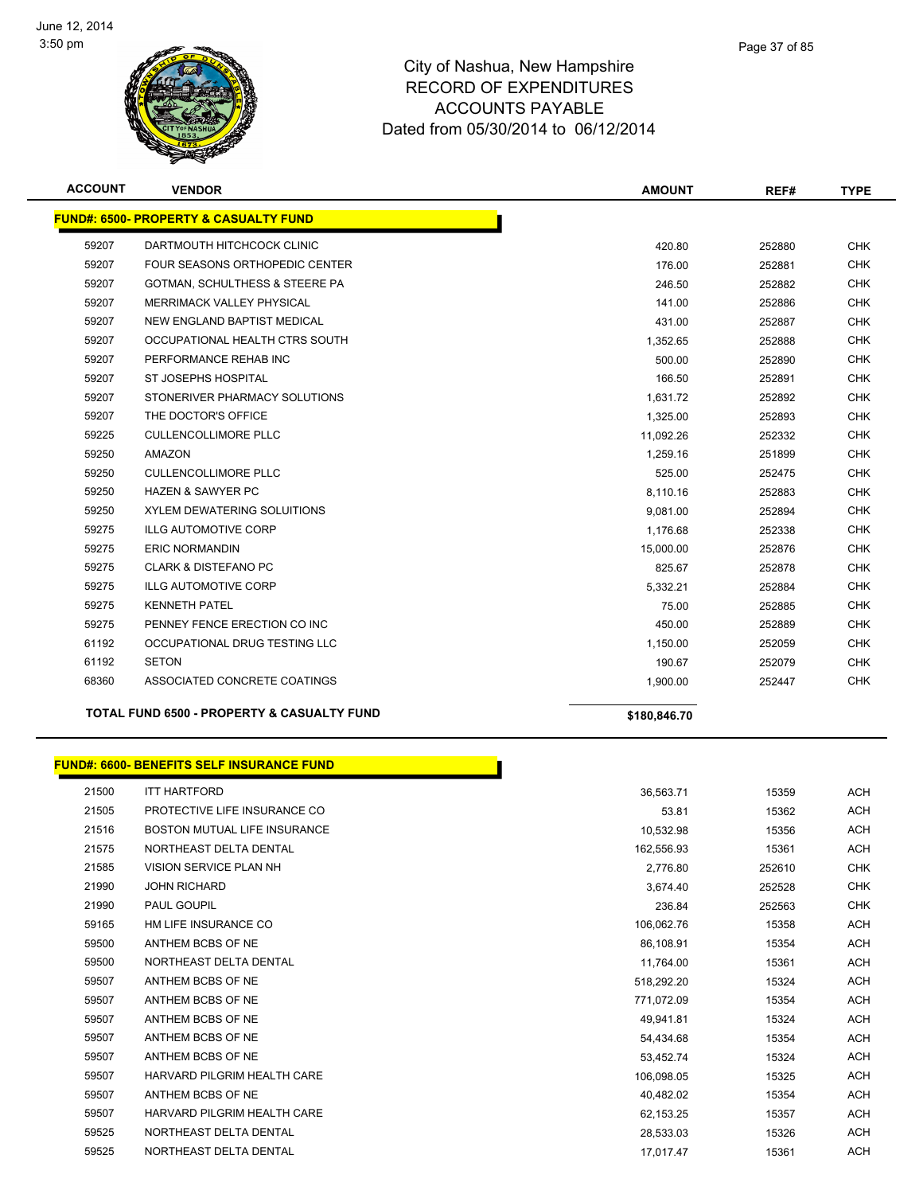City of Nashua, New Hampshire
RECORD OF EXPENDITURES
ACCOUNTS PAYABLE
Dated from 05/30/2014 to 06/12/2014

| ACCOUNT | VENDOR | AMOUNT | REF# | TYPE |
|---|---|---|---|---|
| **FUND#: 6500- PROPERTY & CASUALTY FUND** | | | | |
| 59207 | DARTMOUTH HITCHCOCK CLINIC | 420.80 | 252880 | CHK |
| 59207 | FOUR SEASONS ORTHOPEDIC CENTER | 176.00 | 252881 | CHK |
| 59207 | GOTMAN, SCHULTHESS & STEERE PA | 246.50 | 252882 | CHK |
| 59207 | MERRIMACK VALLEY PHYSICAL | 141.00 | 252886 | CHK |
| 59207 | NEW ENGLAND BAPTIST MEDICAL | 431.00 | 252887 | CHK |
| 59207 | OCCUPATIONAL HEALTH CTRS SOUTH | 1,352.65 | 252888 | CHK |
| 59207 | PERFORMANCE REHAB INC | 500.00 | 252890 | CHK |
| 59207 | ST JOSEPHS HOSPITAL | 166.50 | 252891 | CHK |
| 59207 | STONERIVER PHARMACY SOLUTIONS | 1,631.72 | 252892 | CHK |
| 59207 | THE DOCTOR'S OFFICE | 1,325.00 | 252893 | CHK |
| 59225 | CULLENCOLLIMORE PLLC | 11,092.26 | 252332 | CHK |
| 59250 | AMAZON | 1,259.16 | 251899 | CHK |
| 59250 | CULLENCOLLIMORE PLLC | 525.00 | 252475 | CHK |
| 59250 | HAZEN & SAWYER PC | 8,110.16 | 252883 | CHK |
| 59250 | XYLEM DEWATERING SOLUITIONS | 9,081.00 | 252894 | CHK |
| 59275 | ILLG AUTOMOTIVE CORP | 1,176.68 | 252338 | CHK |
| 59275 | ERIC NORMANDIN | 15,000.00 | 252876 | CHK |
| 59275 | CLARK & DISTEFANO PC | 825.67 | 252878 | CHK |
| 59275 | ILLG AUTOMOTIVE CORP | 5,332.21 | 252884 | CHK |
| 59275 | KENNETH PATEL | 75.00 | 252885 | CHK |
| 59275 | PENNEY FENCE ERECTION CO INC | 450.00 | 252889 | CHK |
| 61192 | OCCUPATIONAL DRUG TESTING LLC | 1,150.00 | 252059 | CHK |
| 61192 | SETON | 190.67 | 252079 | CHK |
| 68360 | ASSOCIATED CONCRETE COATINGS | 1,900.00 | 252447 | CHK |
| **TOTAL FUND 6500 - PROPERTY & CASUALTY FUND** | | **$180,846.70** | | |

| ACCOUNT | VENDOR | AMOUNT | REF# | TYPE |
|---|---|---|---|---|
| **FUND#: 6600- BENEFITS SELF INSURANCE FUND** | | | | |
| 21500 | ITT HARTFORD | 36,563.71 | 15359 | ACH |
| 21505 | PROTECTIVE LIFE INSURANCE CO | 53.81 | 15362 | ACH |
| 21516 | BOSTON MUTUAL LIFE INSURANCE | 10,532.98 | 15356 | ACH |
| 21575 | NORTHEAST DELTA DENTAL | 162,556.93 | 15361 | ACH |
| 21585 | VISION SERVICE PLAN NH | 2,776.80 | 252610 | CHK |
| 21990 | JOHN RICHARD | 3,674.40 | 252528 | CHK |
| 21990 | PAUL GOUPIL | 236.84 | 252563 | CHK |
| 59165 | HM LIFE INSURANCE CO | 106,062.76 | 15358 | ACH |
| 59500 | ANTHEM BCBS OF NE | 86,108.91 | 15354 | ACH |
| 59500 | NORTHEAST DELTA DENTAL | 11,764.00 | 15361 | ACH |
| 59507 | ANTHEM BCBS OF NE | 518,292.20 | 15324 | ACH |
| 59507 | ANTHEM BCBS OF NE | 771,072.09 | 15354 | ACH |
| 59507 | ANTHEM BCBS OF NE | 49,941.81 | 15324 | ACH |
| 59507 | ANTHEM BCBS OF NE | 54,434.68 | 15354 | ACH |
| 59507 | ANTHEM BCBS OF NE | 53,452.74 | 15324 | ACH |
| 59507 | HARVARD PILGRIM HEALTH CARE | 106,098.05 | 15325 | ACH |
| 59507 | ANTHEM BCBS OF NE | 40,482.02 | 15354 | ACH |
| 59507 | HARVARD PILGRIM HEALTH CARE | 62,153.25 | 15357 | ACH |
| 59525 | NORTHEAST DELTA DENTAL | 28,533.03 | 15326 | ACH |
| 59525 | NORTHEAST DELTA DENTAL | 17,017.47 | 15361 | ACH |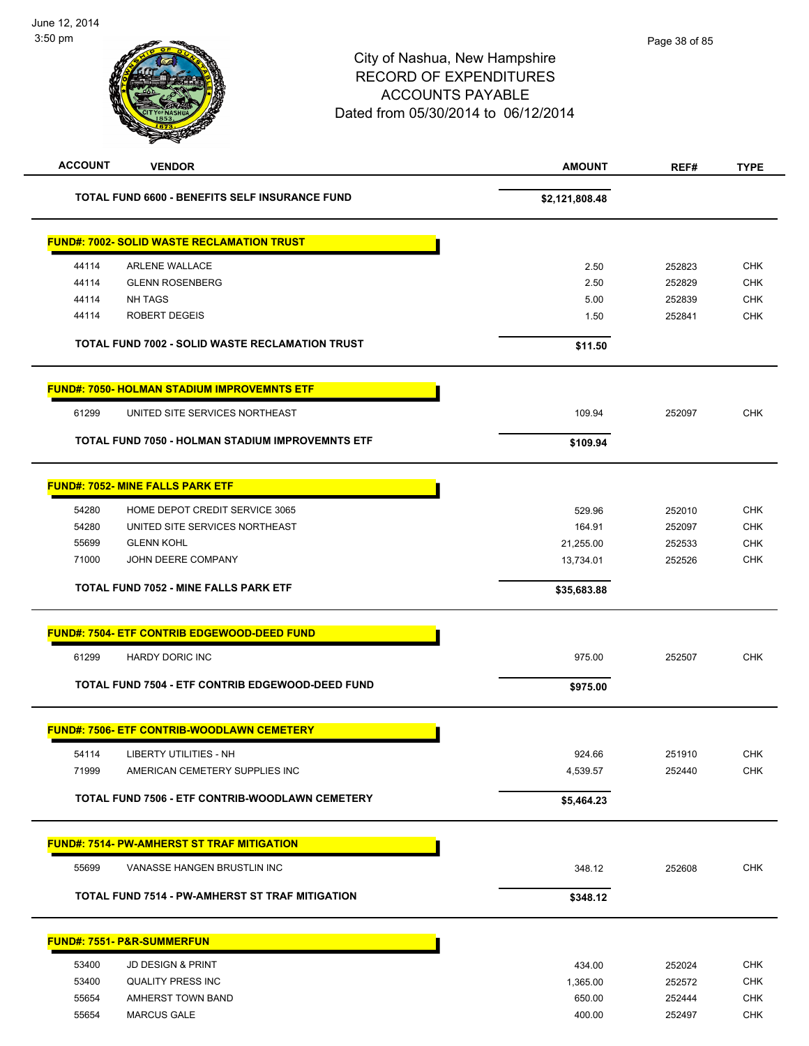City of Nashua, New Hampshire
RECORD OF EXPENDITURES
ACCOUNTS PAYABLE
Dated from 05/30/2014 to 06/12/2014

| ACCOUNT | VENDOR | AMOUNT | REF# | TYPE |
|---|---|---|---|---|
| | **TOTAL FUND 6600 - BENEFITS SELF INSURANCE FUND** | **$2,121,808.48** | | |
| | **FUND#: 7002- SOLID WASTE RECLAMATION TRUST** | | | |
| 44114 | ARLENE WALLACE | 2.50 | 252823 | CHK |
| 44114 | GLENN ROSENBERG | 2.50 | 252829 | CHK |
| 44114 | NH TAGS | 5.00 | 252839 | CHK |
| 44114 | ROBERT DEGEIS | 1.50 | 252841 | CHK |
| | **TOTAL FUND 7002 - SOLID WASTE RECLAMATION TRUST** | **$11.50** | | |
| | **FUND#: 7050- HOLMAN STADIUM IMPROVEMNTS ETF** | | | |
| 61299 | UNITED SITE SERVICES NORTHEAST | 109.94 | 252097 | CHK |
| | **TOTAL FUND 7050 - HOLMAN STADIUM IMPROVEMNTS ETF** | **$109.94** | | |
| | **FUND#: 7052- MINE FALLS PARK ETF** | | | |
| 54280 | HOME DEPOT CREDIT SERVICE 3065 | 529.96 | 252010 | CHK |
| 54280 | UNITED SITE SERVICES NORTHEAST | 164.91 | 252097 | CHK |
| 55699 | GLENN KOHL | 21,255.00 | 252533 | CHK |
| 71000 | JOHN DEERE COMPANY | 13,734.01 | 252526 | CHK |
| | **TOTAL FUND 7052 - MINE FALLS PARK ETF** | **$35,683.88** | | |
| | **FUND#: 7504- ETF CONTRIB EDGEWOOD-DEED FUND** | | | |
| 61299 | HARDY DORIC INC | 975.00 | 252507 | CHK |
| | **TOTAL FUND 7504 - ETF CONTRIB EDGEWOOD-DEED FUND** | **$975.00** | | |
| | **FUND#: 7506- ETF CONTRIB-WOODLAWN CEMETERY** | | | |
| 54114 | LIBERTY UTILITIES - NH | 924.66 | 251910 | CHK |
| 71999 | AMERICAN CEMETERY SUPPLIES INC | 4,539.57 | 252440 | CHK |
| | **TOTAL FUND 7506 - ETF CONTRIB-WOODLAWN CEMETERY** | **$5,464.23** | | |
| | **FUND#: 7514- PW-AMHERST ST TRAF MITIGATION** | | | |
| 55699 | VANASSE HANGEN BRUSTLIN INC | 348.12 | 252608 | CHK |
| | **TOTAL FUND 7514 - PW-AMHERST ST TRAF MITIGATION** | **$348.12** | | |
| | **FUND#: 7551- P&R-SUMMERFUN** | | | |
| 53400 | JD DESIGN & PRINT | 434.00 | 252024 | CHK |
| 53400 | QUALITY PRESS INC | 1,365.00 | 252572 | CHK |
| 55654 | AMHERST TOWN BAND | 650.00 | 252444 | CHK |
| 55654 | MARCUS GALE | 400.00 | 252497 | CHK |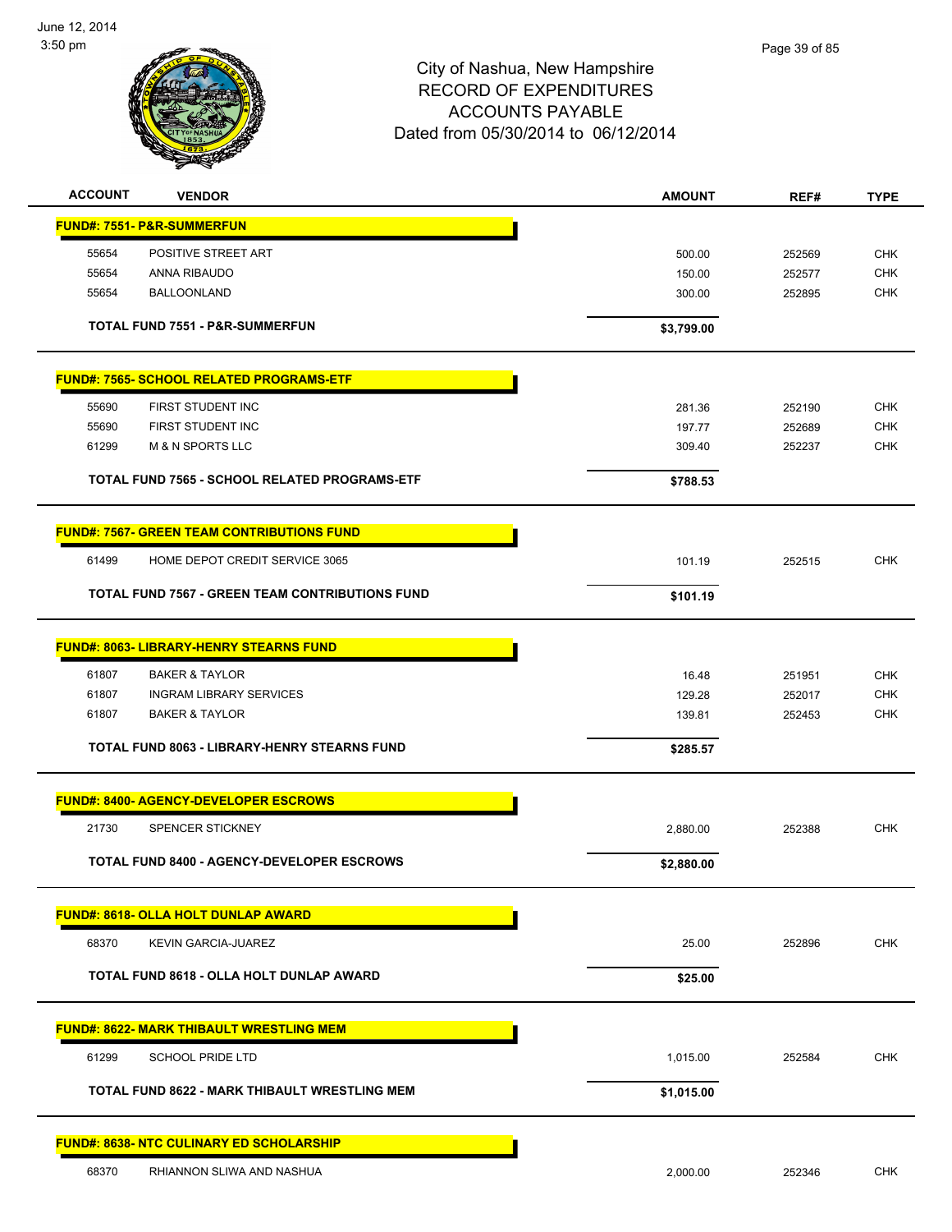# City of Nashua, New Hampshire
## RECORD OF EXPENDITURES
## ACCOUNTS PAYABLE
## Dated from 05/30/2014 to 06/12/2014

| ACCOUNT | VENDOR | AMOUNT | REF# | TYPE |
|---|---|---|---|---|
| **FUND#: 7551- P&R-SUMMERFUN** | | | | |
| 55654 | POSITIVE STREET ART | 500.00 | 252569 | CHK |
| 55654 | ANNA RIBAUDO | 150.00 | 252577 | CHK |
| 55654 | BALLOONLAND | 300.00 | 252895 | CHK |
| | **TOTAL FUND 7551 - P&R-SUMMERFUN** | **$3,799.00** | | |
| **FUND#: 7565- SCHOOL RELATED PROGRAMS-ETF** | | | | |
| 55690 | FIRST STUDENT INC | 281.36 | 252190 | CHK |
| 55690 | FIRST STUDENT INC | 197.77 | 252689 | CHK |
| 61299 | M & N SPORTS LLC | 309.40 | 252237 | CHK |
| | **TOTAL FUND 7565 - SCHOOL RELATED PROGRAMS-ETF** | **$788.53** | | |
| **FUND#: 7567- GREEN TEAM CONTRIBUTIONS FUND** | | | | |
| 61499 | HOME DEPOT CREDIT SERVICE 3065 | 101.19 | 252515 | CHK |
| | **TOTAL FUND 7567 - GREEN TEAM CONTRIBUTIONS FUND** | **$101.19** | | |
| **FUND#: 8063- LIBRARY-HENRY STEARNS FUND** | | | | |
| 61807 | BAKER & TAYLOR | 16.48 | 251951 | CHK |
| 61807 | INGRAM LIBRARY SERVICES | 129.28 | 252017 | CHK |
| 61807 | BAKER & TAYLOR | 139.81 | 252453 | CHK |
| | **TOTAL FUND 8063 - LIBRARY-HENRY STEARNS FUND** | **$285.57** | | |
| **FUND#: 8400- AGENCY-DEVELOPER ESCROWS** | | | | |
| 21730 | SPENCER STICKNEY | 2,880.00 | 252388 | CHK |
| | **TOTAL FUND 8400 - AGENCY-DEVELOPER ESCROWS** | **$2,880.00** | | |
| **FUND#: 8618- OLLA HOLT DUNLAP AWARD** | | | | |
| 68370 | KEVIN GARCIA-JUAREZ | 25.00 | 252896 | CHK |
| | **TOTAL FUND 8618 - OLLA HOLT DUNLAP AWARD** | **$25.00** | | |
| **FUND#: 8622- MARK THIBAULT WRESTLING MEM** | | | | |
| 61299 | SCHOOL PRIDE LTD | 1,015.00 | 252584 | CHK |
| | **TOTAL FUND 8622 - MARK THIBAULT WRESTLING MEM** | **$1,015.00** | | |
| **FUND#: 8638- NTC CULINARY ED SCHOLARSHIP** | | | | |
| 68370 | RHIANNON SLIWA AND NASHUA | 2,000.00 | 252346 | CHK |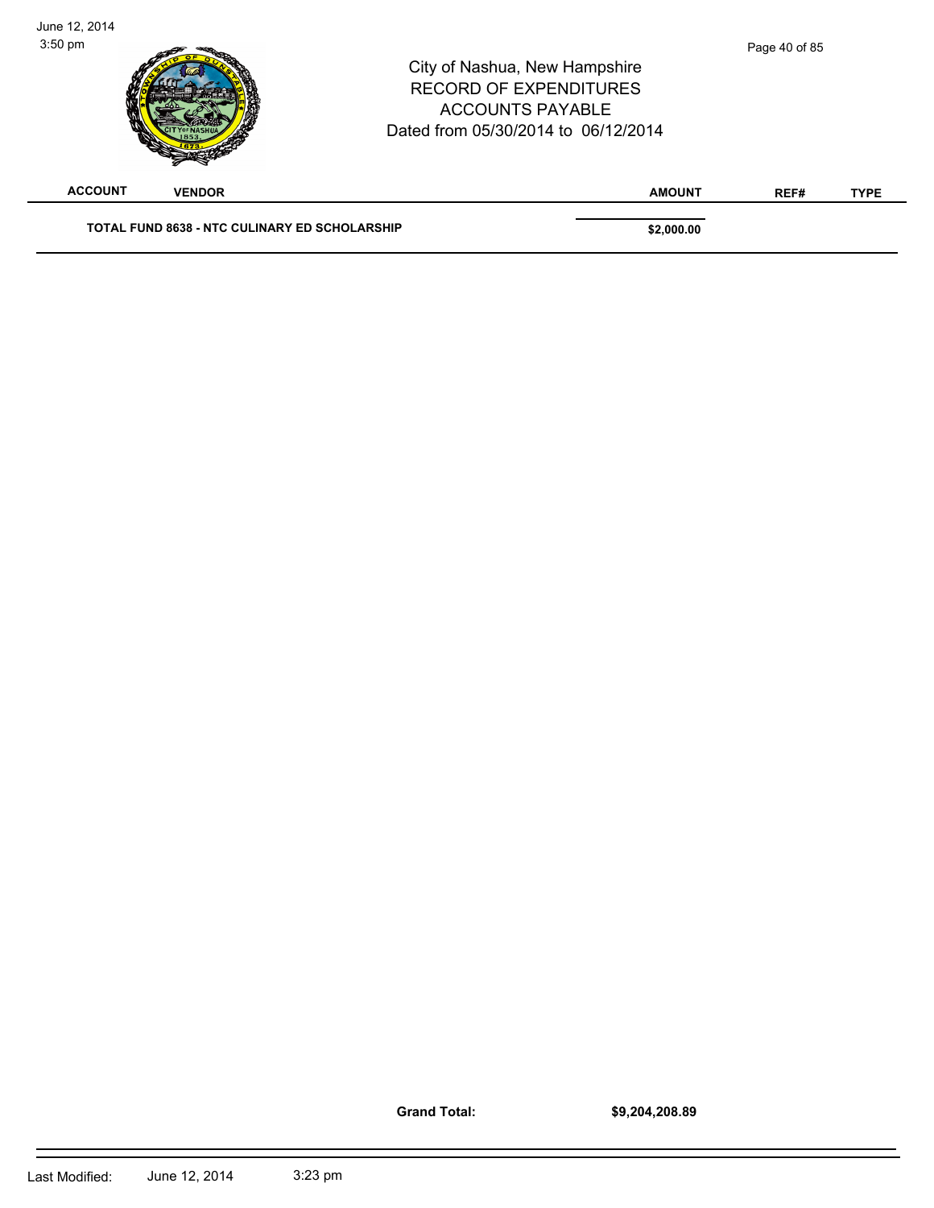| ACCOUNT | VENDOR | AMOUNT | REF# | TYPE |
|---|---|---|---|---|
| **TOTAL FUND 8638 - NTC CULINARY ED SCHOLARSHIP** | | **$2,000.00** | | |

**Grand Total:** **$9,204,208.89**

Last Modified: June 12, 2014 3:23 pm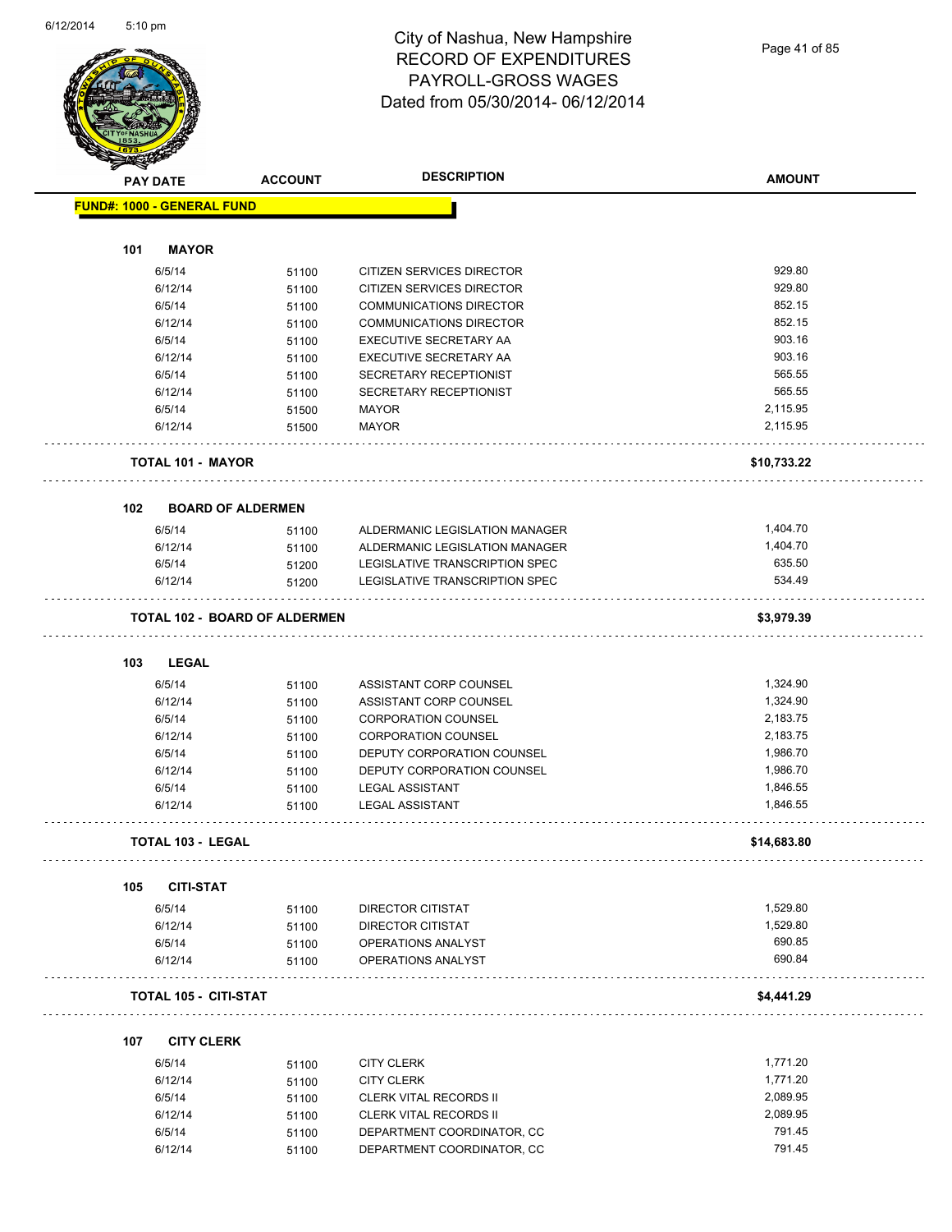# City of Nashua, New Hampshire
## RECORD OF EXPENDITURES
## PAYROLL-GROSS WAGES
## Dated from 05/30/2014- 06/12/2014

| PAY DATE | ACCOUNT | DESCRIPTION | AMOUNT |
|---|---|---|---|
| **FUND#: 1000 - GENERAL FUND** | | | |
| **101 MAYOR** | | | |
| 6/5/14 | 51100 | CITIZEN SERVICES DIRECTOR | 929.80 |
| 6/12/14 | 51100 | CITIZEN SERVICES DIRECTOR | 929.80 |
| 6/5/14 | 51100 | COMMUNICATIONS DIRECTOR | 852.15 |
| 6/12/14 | 51100 | COMMUNICATIONS DIRECTOR | 852.15 |
| 6/5/14 | 51100 | EXECUTIVE SECRETARY AA | 903.16 |
| 6/12/14 | 51100 | EXECUTIVE SECRETARY AA | 903.16 |
| 6/5/14 | 51100 | SECRETARY RECEPTIONIST | 565.55 |
| 6/12/14 | 51100 | SECRETARY RECEPTIONIST | 565.55 |
| 6/5/14 | 51500 | MAYOR | 2,115.95 |
| 6/12/14 | 51500 | MAYOR | 2,115.95 |
| **TOTAL 101 - MAYOR** | | | **$10,733.22** |
| **102 BOARD OF ALDERMEN** | | | |
| 6/5/14 | 51100 | ALDERMANIC LEGISLATION MANAGER | 1,404.70 |
| 6/12/14 | 51100 | ALDERMANIC LEGISLATION MANAGER | 1,404.70 |
| 6/5/14 | 51200 | LEGISLATIVE TRANSCRIPTION SPEC | 635.50 |
| 6/12/14 | 51200 | LEGISLATIVE TRANSCRIPTION SPEC | 534.49 |
| **TOTAL 102 - BOARD OF ALDERMEN** | | | **$3,979.39** |
| **103 LEGAL** | | | |
| 6/5/14 | 51100 | ASSISTANT CORP COUNSEL | 1,324.90 |
| 6/12/14 | 51100 | ASSISTANT CORP COUNSEL | 1,324.90 |
| 6/5/14 | 51100 | CORPORATION COUNSEL | 2,183.75 |
| 6/12/14 | 51100 | CORPORATION COUNSEL | 2,183.75 |
| 6/5/14 | 51100 | DEPUTY CORPORATION COUNSEL | 1,986.70 |
| 6/12/14 | 51100 | DEPUTY CORPORATION COUNSEL | 1,986.70 |
| 6/5/14 | 51100 | LEGAL ASSISTANT | 1,846.55 |
| 6/12/14 | 51100 | LEGAL ASSISTANT | 1,846.55 |
| **TOTAL 103 - LEGAL** | | | **$14,683.80** |
| **105 CITI-STAT** | | | |
| 6/5/14 | 51100 | DIRECTOR CITISTAT | 1,529.80 |
| 6/12/14 | 51100 | DIRECTOR CITISTAT | 1,529.80 |
| 6/5/14 | 51100 | OPERATIONS ANALYST | 690.85 |
| 6/12/14 | 51100 | OPERATIONS ANALYST | 690.84 |
| **TOTAL 105 - CITI-STAT** | | | **$4,441.29** |
| **107 CITY CLERK** | | | |
| 6/5/14 | 51100 | CITY CLERK | 1,771.20 |
| 6/12/14 | 51100 | CITY CLERK | 1,771.20 |
| 6/5/14 | 51100 | CLERK VITAL RECORDS II | 2,089.95 |
| 6/12/14 | 51100 | CLERK VITAL RECORDS II | 2,089.95 |
| 6/5/14 | 51100 | DEPARTMENT COORDINATOR, CC | 791.45 |
| 6/12/14 | 51100 | DEPARTMENT COORDINATOR, CC | 791.45 |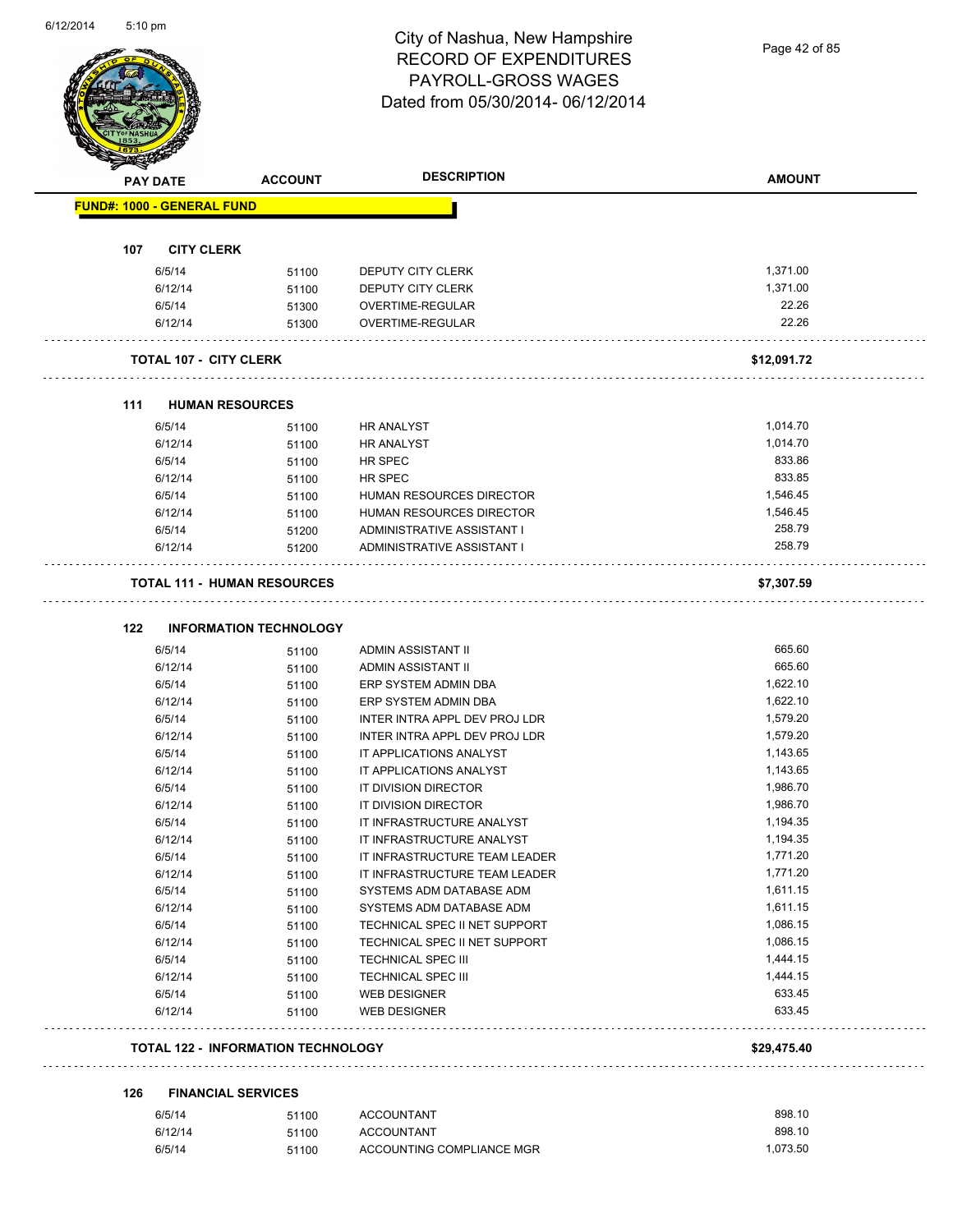# City of Nashua, New Hampshire
## RECORD OF EXPENDITURES
## PAYROLL-GROSS WAGES
## Dated from 05/30/2014- 06/12/2014

**FUND#: 1000 - GENERAL FUND**

| PAY DATE | ACCOUNT | DESCRIPTION | AMOUNT |
|---|---|---|---|
| **107 CITY CLERK** | | | |
| 6/5/14 | 51100 | DEPUTY CITY CLERK | 1,371.00 |
| 6/12/14 | 51100 | DEPUTY CITY CLERK | 1,371.00 |
| 6/5/14 | 51300 | OVERTIME-REGULAR | 22.26 |
| 6/12/14 | 51300 | OVERTIME-REGULAR | 22.26 |
| **TOTAL 107 - CITY CLERK** | | | **$12,091.72** |
| **111 HUMAN RESOURCES** | | | |
| 6/5/14 | 51100 | HR ANALYST | 1,014.70 |
| 6/12/14 | 51100 | HR ANALYST | 1,014.70 |
| 6/5/14 | 51100 | HR SPEC | 833.86 |
| 6/12/14 | 51100 | HR SPEC | 833.85 |
| 6/5/14 | 51100 | HUMAN RESOURCES DIRECTOR | 1,546.45 |
| 6/12/14 | 51100 | HUMAN RESOURCES DIRECTOR | 1,546.45 |
| 6/5/14 | 51200 | ADMINISTRATIVE ASSISTANT I | 258.79 |
| 6/12/14 | 51200 | ADMINISTRATIVE ASSISTANT I | 258.79 |
| **TOTAL 111 - HUMAN RESOURCES** | | | **$7,307.59** |
| **122 INFORMATION TECHNOLOGY** | | | |
| 6/5/14 | 51100 | ADMIN ASSISTANT II | 665.60 |
| 6/12/14 | 51100 | ADMIN ASSISTANT II | 665.60 |
| 6/5/14 | 51100 | ERP SYSTEM ADMIN DBA | 1,622.10 |
| 6/12/14 | 51100 | ERP SYSTEM ADMIN DBA | 1,622.10 |
| 6/5/14 | 51100 | INTER INTRA APPL DEV PROJ LDR | 1,579.20 |
| 6/12/14 | 51100 | INTER INTRA APPL DEV PROJ LDR | 1,579.20 |
| 6/5/14 | 51100 | IT APPLICATIONS ANALYST | 1,143.65 |
| 6/12/14 | 51100 | IT APPLICATIONS ANALYST | 1,143.65 |
| 6/5/14 | 51100 | IT DIVISION DIRECTOR | 1,986.70 |
| 6/12/14 | 51100 | IT DIVISION DIRECTOR | 1,986.70 |
| 6/5/14 | 51100 | IT INFRASTRUCTURE ANALYST | 1,194.35 |
| 6/12/14 | 51100 | IT INFRASTRUCTURE ANALYST | 1,194.35 |
| 6/5/14 | 51100 | IT INFRASTRUCTURE TEAM LEADER | 1,771.20 |
| 6/12/14 | 51100 | IT INFRASTRUCTURE TEAM LEADER | 1,771.20 |
| 6/5/14 | 51100 | SYSTEMS ADM DATABASE ADM | 1,611.15 |
| 6/12/14 | 51100 | SYSTEMS ADM DATABASE ADM | 1,611.15 |
| 6/5/14 | 51100 | TECHNICAL SPEC II NET SUPPORT | 1,086.15 |
| 6/12/14 | 51100 | TECHNICAL SPEC II NET SUPPORT | 1,086.15 |
| 6/5/14 | 51100 | TECHNICAL SPEC III | 1,444.15 |
| 6/12/14 | 51100 | TECHNICAL SPEC III | 1,444.15 |
| 6/5/14 | 51100 | WEB DESIGNER | 633.45 |
| 6/12/14 | 51100 | WEB DESIGNER | 633.45 |
| **TOTAL 122 - INFORMATION TECHNOLOGY** | | | **$29,475.40** |
| **126 FINANCIAL SERVICES** | | | |
| 6/5/14 | 51100 | ACCOUNTANT | 898.10 |
| 6/12/14 | 51100 | ACCOUNTANT | 898.10 |
| 6/5/14 | 51100 | ACCOUNTING COMPLIANCE MGR | 1,073.50 |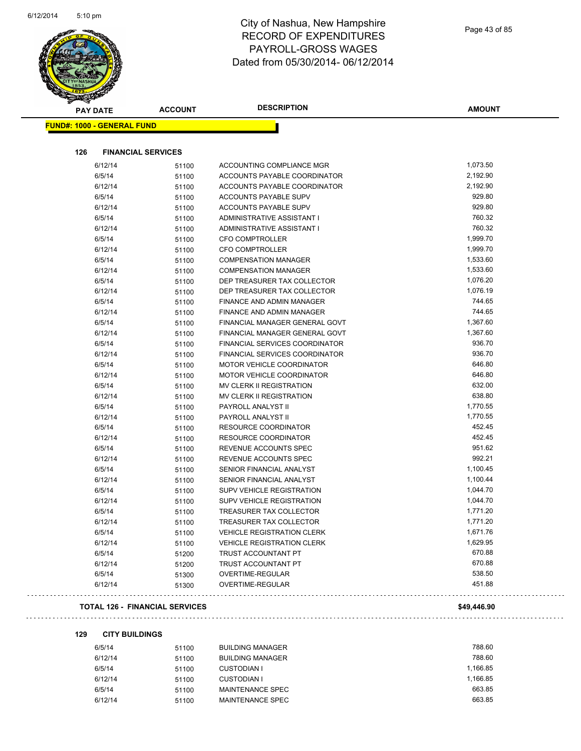# City of Nashua, New Hampshire
# RECORD OF EXPENDITURES
# PAYROLL-GROSS WAGES
# Dated from 05/30/2014- 06/12/2014

**FUND#: 1000 - GENERAL FUND**

### 126 FINANCIAL SERVICES

| PAY DATE | ACCOUNT | DESCRIPTION | AMOUNT |
|---|---|---|---|
| 6/12/14 | 51100 | ACCOUNTING COMPLIANCE MGR | 1,073.50 |
| 6/5/14 | 51100 | ACCOUNTS PAYABLE COORDINATOR | 2,192.90 |
| 6/12/14 | 51100 | ACCOUNTS PAYABLE COORDINATOR | 2,192.90 |
| 6/5/14 | 51100 | ACCOUNTS PAYABLE SUPV | 929.80 |
| 6/12/14 | 51100 | ACCOUNTS PAYABLE SUPV | 929.80 |
| 6/5/14 | 51100 | ADMINISTRATIVE ASSISTANT I | 760.32 |
| 6/12/14 | 51100 | ADMINISTRATIVE ASSISTANT I | 760.32 |
| 6/5/14 | 51100 | CFO COMPTROLLER | 1,999.70 |
| 6/12/14 | 51100 | CFO COMPTROLLER | 1,999.70 |
| 6/5/14 | 51100 | COMPENSATION MANAGER | 1,533.60 |
| 6/12/14 | 51100 | COMPENSATION MANAGER | 1,533.60 |
| 6/5/14 | 51100 | DEP TREASURER TAX COLLECTOR | 1,076.20 |
| 6/12/14 | 51100 | DEP TREASURER TAX COLLECTOR | 1,076.19 |
| 6/5/14 | 51100 | FINANCE AND ADMIN MANAGER | 744.65 |
| 6/12/14 | 51100 | FINANCE AND ADMIN MANAGER | 744.65 |
| 6/5/14 | 51100 | FINANCIAL MANAGER GENERAL GOVT | 1,367.60 |
| 6/12/14 | 51100 | FINANCIAL MANAGER GENERAL GOVT | 1,367.60 |
| 6/5/14 | 51100 | FINANCIAL SERVICES COORDINATOR | 936.70 |
| 6/12/14 | 51100 | FINANCIAL SERVICES COORDINATOR | 936.70 |
| 6/5/14 | 51100 | MOTOR VEHICLE COORDINATOR | 646.80 |
| 6/12/14 | 51100 | MOTOR VEHICLE COORDINATOR | 646.80 |
| 6/5/14 | 51100 | MV CLERK II REGISTRATION | 632.00 |
| 6/12/14 | 51100 | MV CLERK II REGISTRATION | 638.80 |
| 6/5/14 | 51100 | PAYROLL ANALYST II | 1,770.55 |
| 6/12/14 | 51100 | PAYROLL ANALYST II | 1,770.55 |
| 6/5/14 | 51100 | RESOURCE COORDINATOR | 452.45 |
| 6/12/14 | 51100 | RESOURCE COORDINATOR | 452.45 |
| 6/5/14 | 51100 | REVENUE ACCOUNTS SPEC | 951.62 |
| 6/12/14 | 51100 | REVENUE ACCOUNTS SPEC | 992.21 |
| 6/5/14 | 51100 | SENIOR FINANCIAL ANALYST | 1,100.45 |
| 6/12/14 | 51100 | SENIOR FINANCIAL ANALYST | 1,100.44 |
| 6/5/14 | 51100 | SUPV VEHICLE REGISTRATION | 1,044.70 |
| 6/12/14 | 51100 | SUPV VEHICLE REGISTRATION | 1,044.70 |
| 6/5/14 | 51100 | TREASURER TAX COLLECTOR | 1,771.20 |
| 6/12/14 | 51100 | TREASURER TAX COLLECTOR | 1,771.20 |
| 6/5/14 | 51100 | VEHICLE REGISTRATION CLERK | 1,671.76 |
| 6/12/14 | 51100 | VEHICLE REGISTRATION CLERK | 1,629.95 |
| 6/5/14 | 51200 | TRUST ACCOUNTANT PT | 670.88 |
| 6/12/14 | 51200 | TRUST ACCOUNTANT PT | 670.88 |
| 6/5/14 | 51300 | OVERTIME-REGULAR | 538.50 |
| 6/12/14 | 51300 | OVERTIME-REGULAR | 451.88 |

**TOTAL 126 - FINANCIAL SERVICES** **$49,446.90**

### 129 CITY BUILDINGS

| PAY DATE | ACCOUNT | DESCRIPTION | AMOUNT |
|---|---|---|---|
| 6/5/14 | 51100 | BUILDING MANAGER | 788.60 |
| 6/12/14 | 51100 | BUILDING MANAGER | 788.60 |
| 6/5/14 | 51100 | CUSTODIAN I | 1,166.85 |
| 6/12/14 | 51100 | CUSTODIAN I | 1,166.85 |
| 6/5/14 | 51100 | MAINTENANCE SPEC | 663.85 |
| 6/12/14 | 51100 | MAINTENANCE SPEC | 663.85 |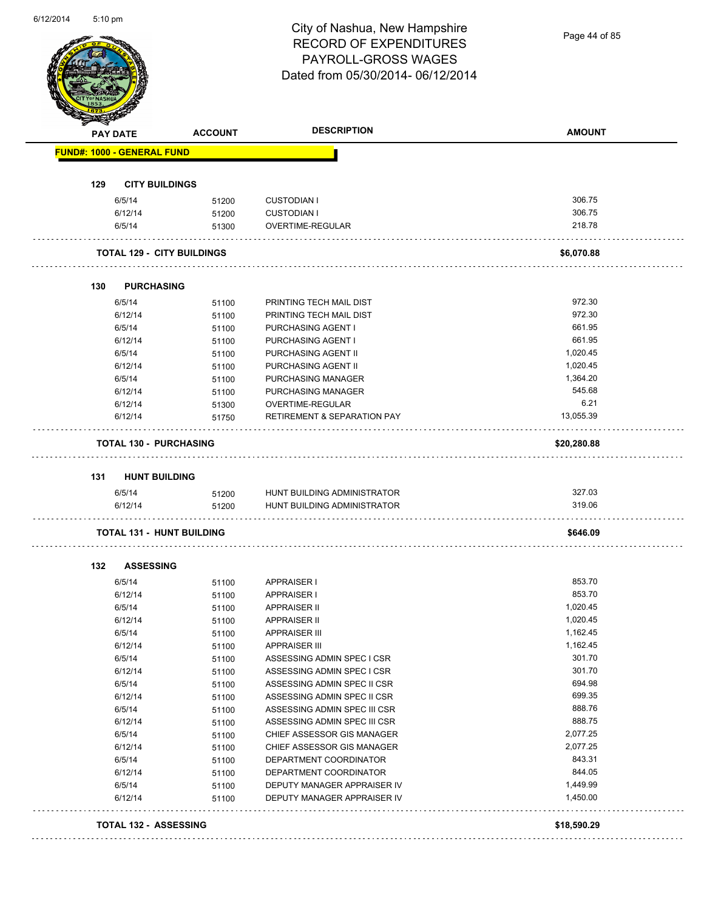# City of Nashua, New Hampshire
## RECORD OF EXPENDITURES
## PAYROLL-GROSS WAGES
## Dated from 05/30/2014- 06/12/2014

| PAY DATE | ACCOUNT | DESCRIPTION | AMOUNT |
|---|---|---|---|
| **FUND#: 1000 - GENERAL FUND** | | | |
| **129 CITY BUILDINGS** | | | |
| 6/5/14 | 51200 | CUSTODIAN I | 306.75 |
| 6/12/14 | 51200 | CUSTODIAN I | 306.75 |
| 6/5/14 | 51300 | OVERTIME-REGULAR | 218.78 |
| **TOTAL 129 - CITY BUILDINGS** | | | **$6,070.88** |
| **130 PURCHASING** | | | |
| 6/5/14 | 51100 | PRINTING TECH MAIL DIST | 972.30 |
| 6/12/14 | 51100 | PRINTING TECH MAIL DIST | 972.30 |
| 6/5/14 | 51100 | PURCHASING AGENT I | 661.95 |
| 6/12/14 | 51100 | PURCHASING AGENT I | 661.95 |
| 6/5/14 | 51100 | PURCHASING AGENT II | 1,020.45 |
| 6/12/14 | 51100 | PURCHASING AGENT II | 1,020.45 |
| 6/5/14 | 51100 | PURCHASING MANAGER | 1,364.20 |
| 6/12/14 | 51100 | PURCHASING MANAGER | 545.68 |
| 6/12/14 | 51300 | OVERTIME-REGULAR | 6.21 |
| 6/12/14 | 51750 | RETIREMENT & SEPARATION PAY | 13,055.39 |
| **TOTAL 130 - PURCHASING** | | | **$20,280.88** |
| **131 HUNT BUILDING** | | | |
| 6/5/14 | 51200 | HUNT BUILDING ADMINISTRATOR | 327.03 |
| 6/12/14 | 51200 | HUNT BUILDING ADMINISTRATOR | 319.06 |
| **TOTAL 131 - HUNT BUILDING** | | | **$646.09** |
| **132 ASSESSING** | | | |
| 6/5/14 | 51100 | APPRAISER I | 853.70 |
| 6/12/14 | 51100 | APPRAISER I | 853.70 |
| 6/5/14 | 51100 | APPRAISER II | 1,020.45 |
| 6/12/14 | 51100 | APPRAISER II | 1,020.45 |
| 6/5/14 | 51100 | APPRAISER III | 1,162.45 |
| 6/12/14 | 51100 | APPRAISER III | 1,162.45 |
| 6/5/14 | 51100 | ASSESSING ADMIN SPEC I CSR | 301.70 |
| 6/12/14 | 51100 | ASSESSING ADMIN SPEC I CSR | 301.70 |
| 6/5/14 | 51100 | ASSESSING ADMIN SPEC II CSR | 694.98 |
| 6/12/14 | 51100 | ASSESSING ADMIN SPEC II CSR | 699.35 |
| 6/5/14 | 51100 | ASSESSING ADMIN SPEC III CSR | 888.76 |
| 6/12/14 | 51100 | ASSESSING ADMIN SPEC III CSR | 888.75 |
| 6/5/14 | 51100 | CHIEF ASSESSOR GIS MANAGER | 2,077.25 |
| 6/12/14 | 51100 | CHIEF ASSESSOR GIS MANAGER | 2,077.25 |
| 6/5/14 | 51100 | DEPARTMENT COORDINATOR | 843.31 |
| 6/12/14 | 51100 | DEPARTMENT COORDINATOR | 844.05 |
| 6/5/14 | 51100 | DEPUTY MANAGER APPRAISER IV | 1,449.99 |
| 6/12/14 | 51100 | DEPUTY MANAGER APPRAISER IV | 1,450.00 |
| **TOTAL 132 - ASSESSING** | | | **$18,590.29** |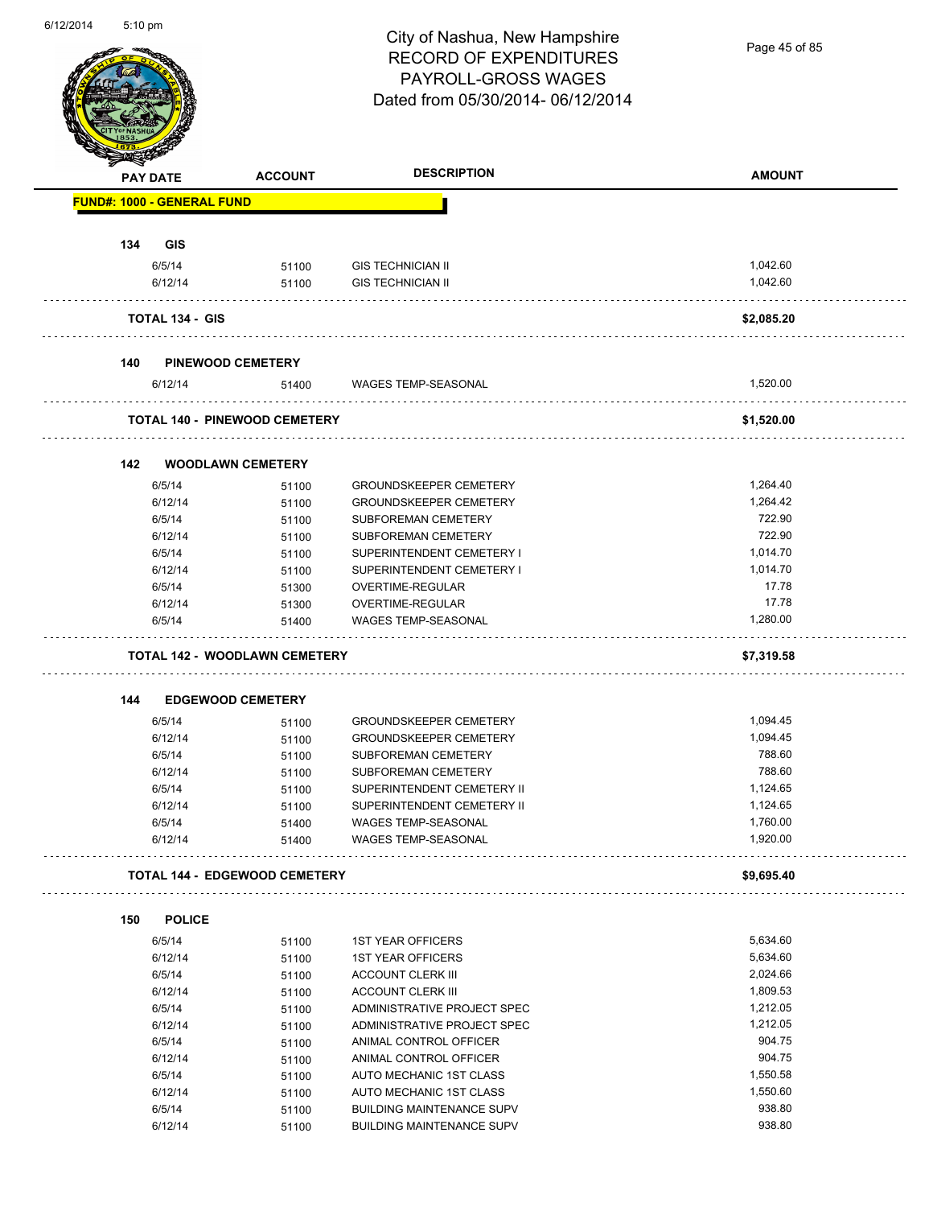# City of Nashua, New Hampshire
## RECORD OF EXPENDITURES
## PAYROLL-GROSS WAGES
## Dated from 05/30/2014- 06/12/2014

| PAY DATE | ACCOUNT | DESCRIPTION | AMOUNT |
|---|---|---|---|
| **FUND#: 1000 - GENERAL FUND** | | | |
| **134 GIS** | | | |
| 6/5/14 | 51100 | GIS TECHNICIAN II | 1,042.60 |
| 6/12/14 | 51100 | GIS TECHNICIAN II | 1,042.60 |
| **TOTAL 134 - GIS** | | | **$2,085.20** |
| **140 PINEWOOD CEMETERY** | | | |
| 6/12/14 | 51400 | WAGES TEMP-SEASONAL | 1,520.00 |
| **TOTAL 140 - PINEWOOD CEMETERY** | | | **$1,520.00** |
| **142 WOODLAWN CEMETERY** | | | |
| 6/5/14 | 51100 | GROUNDSKEEPER CEMETERY | 1,264.40 |
| 6/12/14 | 51100 | GROUNDSKEEPER CEMETERY | 1,264.42 |
| 6/5/14 | 51100 | SUBFOREMAN CEMETERY | 722.90 |
| 6/12/14 | 51100 | SUBFOREMAN CEMETERY | 722.90 |
| 6/5/14 | 51100 | SUPERINTENDENT CEMETERY I | 1,014.70 |
| 6/12/14 | 51100 | SUPERINTENDENT CEMETERY I | 1,014.70 |
| 6/5/14 | 51300 | OVERTIME-REGULAR | 17.78 |
| 6/12/14 | 51300 | OVERTIME-REGULAR | 17.78 |
| 6/5/14 | 51400 | WAGES TEMP-SEASONAL | 1,280.00 |
| **TOTAL 142 - WOODLAWN CEMETERY** | | | **$7,319.58** |
| **144 EDGEWOOD CEMETERY** | | | |
| 6/5/14 | 51100 | GROUNDSKEEPER CEMETERY | 1,094.45 |
| 6/12/14 | 51100 | GROUNDSKEEPER CEMETERY | 1,094.45 |
| 6/5/14 | 51100 | SUBFOREMAN CEMETERY | 788.60 |
| 6/12/14 | 51100 | SUBFOREMAN CEMETERY | 788.60 |
| 6/5/14 | 51100 | SUPERINTENDENT CEMETERY II | 1,124.65 |
| 6/12/14 | 51100 | SUPERINTENDENT CEMETERY II | 1,124.65 |
| 6/5/14 | 51400 | WAGES TEMP-SEASONAL | 1,760.00 |
| 6/12/14 | 51400 | WAGES TEMP-SEASONAL | 1,920.00 |
| **TOTAL 144 - EDGEWOOD CEMETERY** | | | **$9,695.40** |
| **150 POLICE** | | | |
| 6/5/14 | 51100 | 1ST YEAR OFFICERS | 5,634.60 |
| 6/12/14 | 51100 | 1ST YEAR OFFICERS | 5,634.60 |
| 6/5/14 | 51100 | ACCOUNT CLERK III | 2,024.66 |
| 6/12/14 | 51100 | ACCOUNT CLERK III | 1,809.53 |
| 6/5/14 | 51100 | ADMINISTRATIVE PROJECT SPEC | 1,212.05 |
| 6/12/14 | 51100 | ADMINISTRATIVE PROJECT SPEC | 1,212.05 |
| 6/5/14 | 51100 | ANIMAL CONTROL OFFICER | 904.75 |
| 6/12/14 | 51100 | ANIMAL CONTROL OFFICER | 904.75 |
| 6/5/14 | 51100 | AUTO MECHANIC 1ST CLASS | 1,550.58 |
| 6/12/14 | 51100 | AUTO MECHANIC 1ST CLASS | 1,550.60 |
| 6/5/14 | 51100 | BUILDING MAINTENANCE SUPV | 938.80 |
| 6/12/14 | 51100 | BUILDING MAINTENANCE SUPV | 938.80 |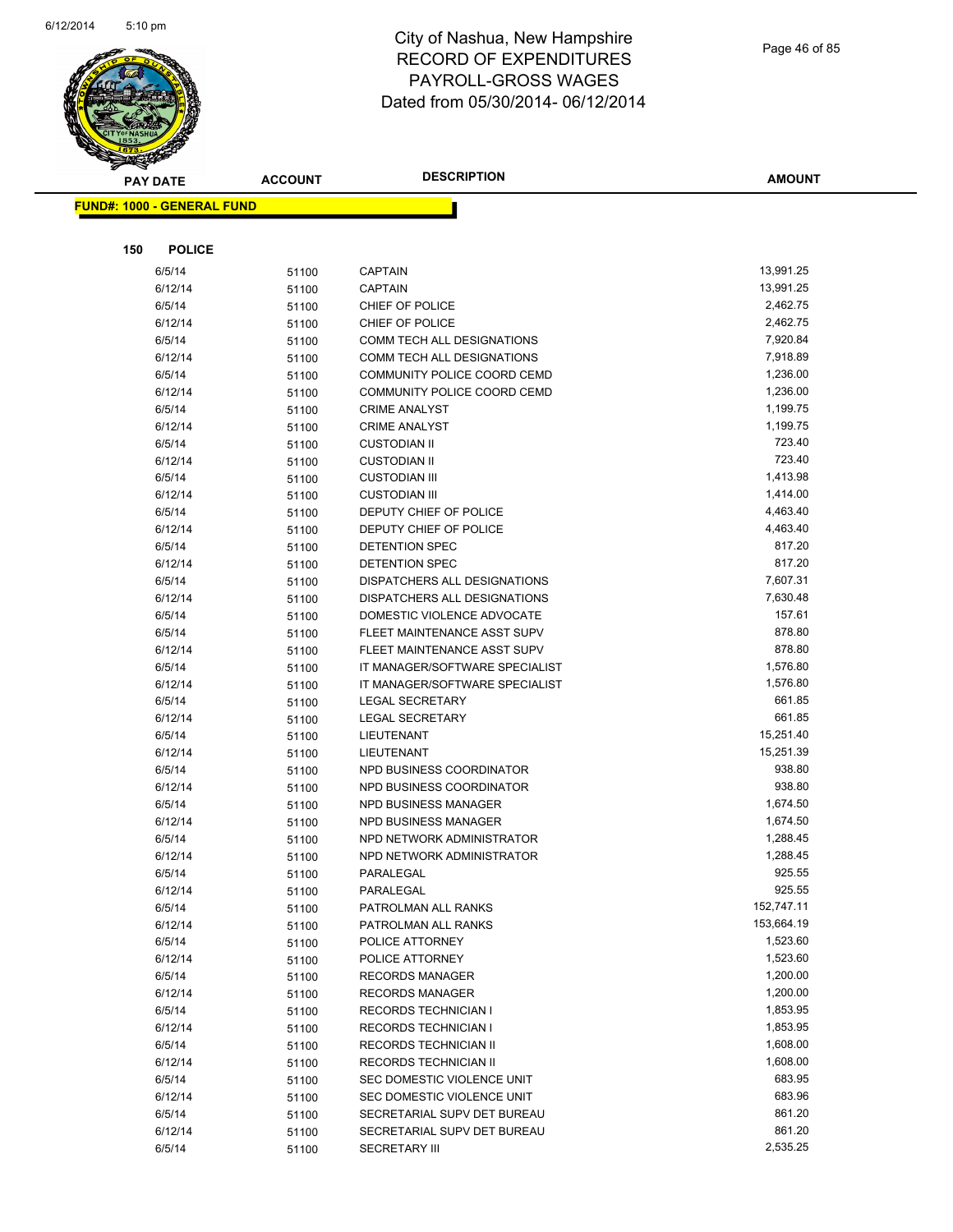# City of Nashua, New Hampshire
# RECORD OF EXPENDITURES
# PAYROLL-GROSS WAGES
# Dated from 05/30/2014- 06/12/2014

**FUND#: 1000 - GENERAL FUND**

**150 POLICE**

| PAY DATE | ACCOUNT | DESCRIPTION | AMOUNT |
|---|---|---|---|
| 6/5/14 | 51100 | CAPTAIN | 13,991.25 |
| 6/12/14 | 51100 | CAPTAIN | 13,991.25 |
| 6/5/14 | 51100 | CHIEF OF POLICE | 2,462.75 |
| 6/12/14 | 51100 | CHIEF OF POLICE | 2,462.75 |
| 6/5/14 | 51100 | COMM TECH ALL DESIGNATIONS | 7,920.84 |
| 6/12/14 | 51100 | COMM TECH ALL DESIGNATIONS | 7,918.89 |
| 6/5/14 | 51100 | COMMUNITY POLICE COORD CEMD | 1,236.00 |
| 6/12/14 | 51100 | COMMUNITY POLICE COORD CEMD | 1,236.00 |
| 6/5/14 | 51100 | CRIME ANALYST | 1,199.75 |
| 6/12/14 | 51100 | CRIME ANALYST | 1,199.75 |
| 6/5/14 | 51100 | CUSTODIAN II | 723.40 |
| 6/12/14 | 51100 | CUSTODIAN II | 723.40 |
| 6/5/14 | 51100 | CUSTODIAN III | 1,413.98 |
| 6/12/14 | 51100 | CUSTODIAN III | 1,414.00 |
| 6/5/14 | 51100 | DEPUTY CHIEF OF POLICE | 4,463.40 |
| 6/12/14 | 51100 | DEPUTY CHIEF OF POLICE | 4,463.40 |
| 6/5/14 | 51100 | DETENTION SPEC | 817.20 |
| 6/12/14 | 51100 | DETENTION SPEC | 817.20 |
| 6/5/14 | 51100 | DISPATCHERS ALL DESIGNATIONS | 7,607.31 |
| 6/12/14 | 51100 | DISPATCHERS ALL DESIGNATIONS | 7,630.48 |
| 6/5/14 | 51100 | DOMESTIC VIOLENCE ADVOCATE | 157.61 |
| 6/5/14 | 51100 | FLEET MAINTENANCE ASST SUPV | 878.80 |
| 6/12/14 | 51100 | FLEET MAINTENANCE ASST SUPV | 878.80 |
| 6/5/14 | 51100 | IT MANAGER/SOFTWARE SPECIALIST | 1,576.80 |
| 6/12/14 | 51100 | IT MANAGER/SOFTWARE SPECIALIST | 1,576.80 |
| 6/5/14 | 51100 | LEGAL SECRETARY | 661.85 |
| 6/12/14 | 51100 | LEGAL SECRETARY | 661.85 |
| 6/5/14 | 51100 | LIEUTENANT | 15,251.40 |
| 6/12/14 | 51100 | LIEUTENANT | 15,251.39 |
| 6/5/14 | 51100 | NPD BUSINESS COORDINATOR | 938.80 |
| 6/12/14 | 51100 | NPD BUSINESS COORDINATOR | 938.80 |
| 6/5/14 | 51100 | NPD BUSINESS MANAGER | 1,674.50 |
| 6/12/14 | 51100 | NPD BUSINESS MANAGER | 1,674.50 |
| 6/5/14 | 51100 | NPD NETWORK ADMINISTRATOR | 1,288.45 |
| 6/12/14 | 51100 | NPD NETWORK ADMINISTRATOR | 1,288.45 |
| 6/5/14 | 51100 | PARALEGAL | 925.55 |
| 6/12/14 | 51100 | PARALEGAL | 925.55 |
| 6/5/14 | 51100 | PATROLMAN ALL RANKS | 152,747.11 |
| 6/12/14 | 51100 | PATROLMAN ALL RANKS | 153,664.19 |
| 6/5/14 | 51100 | POLICE ATTORNEY | 1,523.60 |
| 6/12/14 | 51100 | POLICE ATTORNEY | 1,523.60 |
| 6/5/14 | 51100 | RECORDS MANAGER | 1,200.00 |
| 6/12/14 | 51100 | RECORDS MANAGER | 1,200.00 |
| 6/5/14 | 51100 | RECORDS TECHNICIAN I | 1,853.95 |
| 6/12/14 | 51100 | RECORDS TECHNICIAN I | 1,853.95 |
| 6/5/14 | 51100 | RECORDS TECHNICIAN II | 1,608.00 |
| 6/12/14 | 51100 | RECORDS TECHNICIAN II | 1,608.00 |
| 6/5/14 | 51100 | SEC DOMESTIC VIOLENCE UNIT | 683.95 |
| 6/12/14 | 51100 | SEC DOMESTIC VIOLENCE UNIT | 683.96 |
| 6/5/14 | 51100 | SECRETARIAL SUPV DET BUREAU | 861.20 |
| 6/12/14 | 51100 | SECRETARIAL SUPV DET BUREAU | 861.20 |
| 6/5/14 | 51100 | SECRETARY III | 2,535.25 |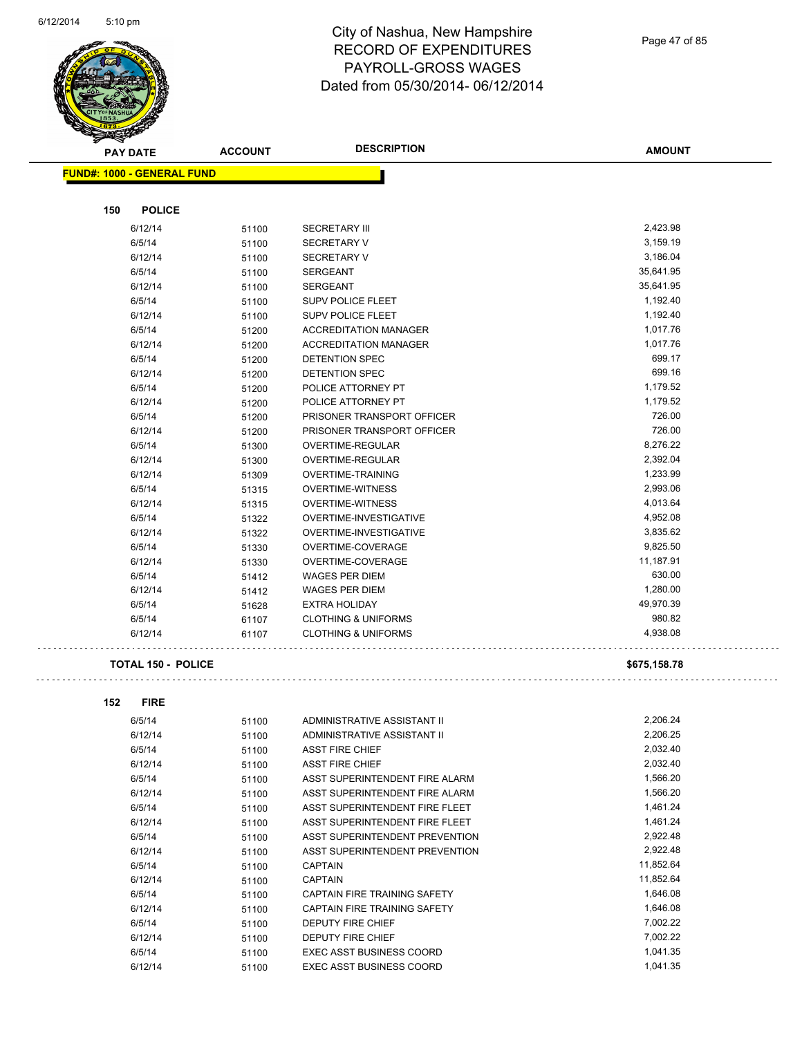# City of Nashua, New Hampshire
# RECORD OF EXPENDITURES
# PAYROLL-GROSS WAGES
# Dated from 05/30/2014- 06/12/2014

| PAY DATE | ACCOUNT | DESCRIPTION | AMOUNT |
|---|---|---|---|

**FUND#: 1000 - GENERAL FUND**

**150 POLICE**

| PAY DATE | ACCOUNT | DESCRIPTION | AMOUNT |
|---|---|---|---|
| 6/12/14 | 51100 | SECRETARY III | 2,423.98 |
| 6/5/14 | 51100 | SECRETARY V | 3,159.19 |
| 6/12/14 | 51100 | SECRETARY V | 3,186.04 |
| 6/5/14 | 51100 | SERGEANT | 35,641.95 |
| 6/12/14 | 51100 | SERGEANT | 35,641.95 |
| 6/5/14 | 51100 | SUPV POLICE FLEET | 1,192.40 |
| 6/12/14 | 51100 | SUPV POLICE FLEET | 1,192.40 |
| 6/5/14 | 51200 | ACCREDITATION MANAGER | 1,017.76 |
| 6/12/14 | 51200 | ACCREDITATION MANAGER | 1,017.76 |
| 6/5/14 | 51200 | DETENTION SPEC | 699.17 |
| 6/12/14 | 51200 | DETENTION SPEC | 699.16 |
| 6/5/14 | 51200 | POLICE ATTORNEY PT | 1,179.52 |
| 6/12/14 | 51200 | POLICE ATTORNEY PT | 1,179.52 |
| 6/5/14 | 51200 | PRISONER TRANSPORT OFFICER | 726.00 |
| 6/12/14 | 51200 | PRISONER TRANSPORT OFFICER | 726.00 |
| 6/5/14 | 51300 | OVERTIME-REGULAR | 8,276.22 |
| 6/12/14 | 51300 | OVERTIME-REGULAR | 2,392.04 |
| 6/12/14 | 51309 | OVERTIME-TRAINING | 1,233.99 |
| 6/5/14 | 51315 | OVERTIME-WITNESS | 2,993.06 |
| 6/12/14 | 51315 | OVERTIME-WITNESS | 4,013.64 |
| 6/5/14 | 51322 | OVERTIME-INVESTIGATIVE | 4,952.08 |
| 6/12/14 | 51322 | OVERTIME-INVESTIGATIVE | 3,835.62 |
| 6/5/14 | 51330 | OVERTIME-COVERAGE | 9,825.50 |
| 6/12/14 | 51330 | OVERTIME-COVERAGE | 11,187.91 |
| 6/5/14 | 51412 | WAGES PER DIEM | 630.00 |
| 6/12/14 | 51412 | WAGES PER DIEM | 1,280.00 |
| 6/5/14 | 51628 | EXTRA HOLIDAY | 49,970.39 |
| 6/5/14 | 61107 | CLOTHING & UNIFORMS | 980.82 |
| 6/12/14 | 61107 | CLOTHING & UNIFORMS | 4,938.08 |

**TOTAL 150 - POLICE** **$675,158.78**

**152 FIRE**

| PAY DATE | ACCOUNT | DESCRIPTION | AMOUNT |
|---|---|---|---|
| 6/5/14 | 51100 | ADMINISTRATIVE ASSISTANT II | 2,206.24 |
| 6/12/14 | 51100 | ADMINISTRATIVE ASSISTANT II | 2,206.25 |
| 6/5/14 | 51100 | ASST FIRE CHIEF | 2,032.40 |
| 6/12/14 | 51100 | ASST FIRE CHIEF | 2,032.40 |
| 6/5/14 | 51100 | ASST SUPERINTENDENT FIRE ALARM | 1,566.20 |
| 6/12/14 | 51100 | ASST SUPERINTENDENT FIRE ALARM | 1,566.20 |
| 6/5/14 | 51100 | ASST SUPERINTENDENT FIRE FLEET | 1,461.24 |
| 6/12/14 | 51100 | ASST SUPERINTENDENT FIRE FLEET | 1,461.24 |
| 6/5/14 | 51100 | ASST SUPERINTENDENT PREVENTION | 2,922.48 |
| 6/12/14 | 51100 | ASST SUPERINTENDENT PREVENTION | 2,922.48 |
| 6/5/14 | 51100 | CAPTAIN | 11,852.64 |
| 6/12/14 | 51100 | CAPTAIN | 11,852.64 |
| 6/5/14 | 51100 | CAPTAIN FIRE TRAINING SAFETY | 1,646.08 |
| 6/12/14 | 51100 | CAPTAIN FIRE TRAINING SAFETY | 1,646.08 |
| 6/5/14 | 51100 | DEPUTY FIRE CHIEF | 7,002.22 |
| 6/12/14 | 51100 | DEPUTY FIRE CHIEF | 7,002.22 |
| 6/5/14 | 51100 | EXEC ASST BUSINESS COORD | 1,041.35 |
| 6/12/14 | 51100 | EXEC ASST BUSINESS COORD | 1,041.35 |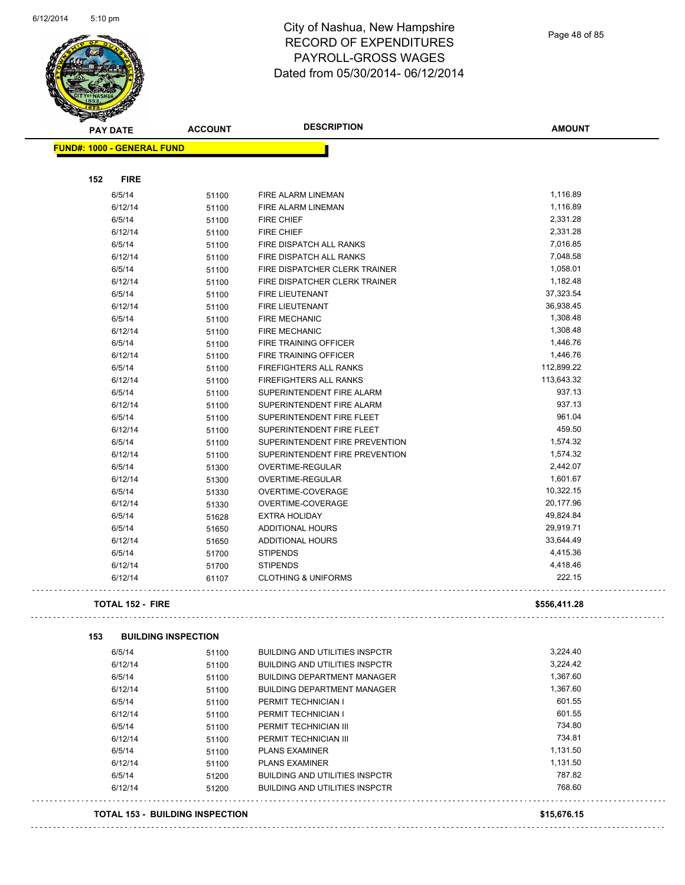# City of Nashua, New Hampshire
# RECORD OF EXPENDITURES
# PAYROLL-GROSS WAGES
# Dated from 05/30/2014- 06/12/2014

| PAY DATE | ACCOUNT | DESCRIPTION | AMOUNT |
|---|---|---|---|

**FUND#: 1000 - GENERAL FUND**

**152 FIRE**

| PAY DATE | ACCOUNT | DESCRIPTION | AMOUNT |
|---|---|---|---|
| 6/5/14 | 51100 | FIRE ALARM LINEMAN | 1,116.89 |
| 6/12/14 | 51100 | FIRE ALARM LINEMAN | 1,116.89 |
| 6/5/14 | 51100 | FIRE CHIEF | 2,331.28 |
| 6/12/14 | 51100 | FIRE CHIEF | 2,331.28 |
| 6/5/14 | 51100 | FIRE DISPATCH ALL RANKS | 7,016.85 |
| 6/12/14 | 51100 | FIRE DISPATCH ALL RANKS | 7,048.58 |
| 6/5/14 | 51100 | FIRE DISPATCHER CLERK TRAINER | 1,058.01 |
| 6/12/14 | 51100 | FIRE DISPATCHER CLERK TRAINER | 1,182.48 |
| 6/5/14 | 51100 | FIRE LIEUTENANT | 37,323.54 |
| 6/12/14 | 51100 | FIRE LIEUTENANT | 36,938.45 |
| 6/5/14 | 51100 | FIRE MECHANIC | 1,308.48 |
| 6/12/14 | 51100 | FIRE MECHANIC | 1,308.48 |
| 6/5/14 | 51100 | FIRE TRAINING OFFICER | 1,446.76 |
| 6/12/14 | 51100 | FIRE TRAINING OFFICER | 1,446.76 |
| 6/5/14 | 51100 | FIREFIGHTERS ALL RANKS | 112,899.22 |
| 6/12/14 | 51100 | FIREFIGHTERS ALL RANKS | 113,643.32 |
| 6/5/14 | 51100 | SUPERINTENDENT FIRE ALARM | 937.13 |
| 6/12/14 | 51100 | SUPERINTENDENT FIRE ALARM | 937.13 |
| 6/5/14 | 51100 | SUPERINTENDENT FIRE FLEET | 961.04 |
| 6/12/14 | 51100 | SUPERINTENDENT FIRE FLEET | 459.50 |
| 6/5/14 | 51100 | SUPERINTENDENT FIRE PREVENTION | 1,574.32 |
| 6/12/14 | 51100 | SUPERINTENDENT FIRE PREVENTION | 1,574.32 |
| 6/5/14 | 51300 | OVERTIME-REGULAR | 2,442.07 |
| 6/12/14 | 51300 | OVERTIME-REGULAR | 1,601.67 |
| 6/5/14 | 51330 | OVERTIME-COVERAGE | 10,322.15 |
| 6/12/14 | 51330 | OVERTIME-COVERAGE | 20,177.96 |
| 6/5/14 | 51628 | EXTRA HOLIDAY | 49,824.84 |
| 6/5/14 | 51650 | ADDITIONAL HOURS | 29,919.71 |
| 6/12/14 | 51650 | ADDITIONAL HOURS | 33,644.49 |
| 6/5/14 | 51700 | STIPENDS | 4,415.36 |
| 6/12/14 | 51700 | STIPENDS | 4,418.46 |
| 6/12/14 | 61107 | CLOTHING & UNIFORMS | 222.15 |

**TOTAL 152 - FIRE** **$556,411.28**

**153 BUILDING INSPECTION**

| PAY DATE | ACCOUNT | DESCRIPTION | AMOUNT |
|---|---|---|---|
| 6/5/14 | 51100 | BUILDING AND UTILITIES INSPCTR | 3,224.40 |
| 6/12/14 | 51100 | BUILDING AND UTILITIES INSPCTR | 3,224.42 |
| 6/5/14 | 51100 | BUILDING DEPARTMENT MANAGER | 1,367.60 |
| 6/12/14 | 51100 | BUILDING DEPARTMENT MANAGER | 1,367.60 |
| 6/5/14 | 51100 | PERMIT TECHNICIAN I | 601.55 |
| 6/12/14 | 51100 | PERMIT TECHNICIAN I | 601.55 |
| 6/5/14 | 51100 | PERMIT TECHNICIAN III | 734.80 |
| 6/12/14 | 51100 | PERMIT TECHNICIAN III | 734.81 |
| 6/5/14 | 51100 | PLANS EXAMINER | 1,131.50 |
| 6/12/14 | 51100 | PLANS EXAMINER | 1,131.50 |
| 6/5/14 | 51200 | BUILDING AND UTILITIES INSPCTR | 787.82 |
| 6/12/14 | 51200 | BUILDING AND UTILITIES INSPCTR | 768.60 |

**TOTAL 153 - BUILDING INSPECTION** **$15,676.15**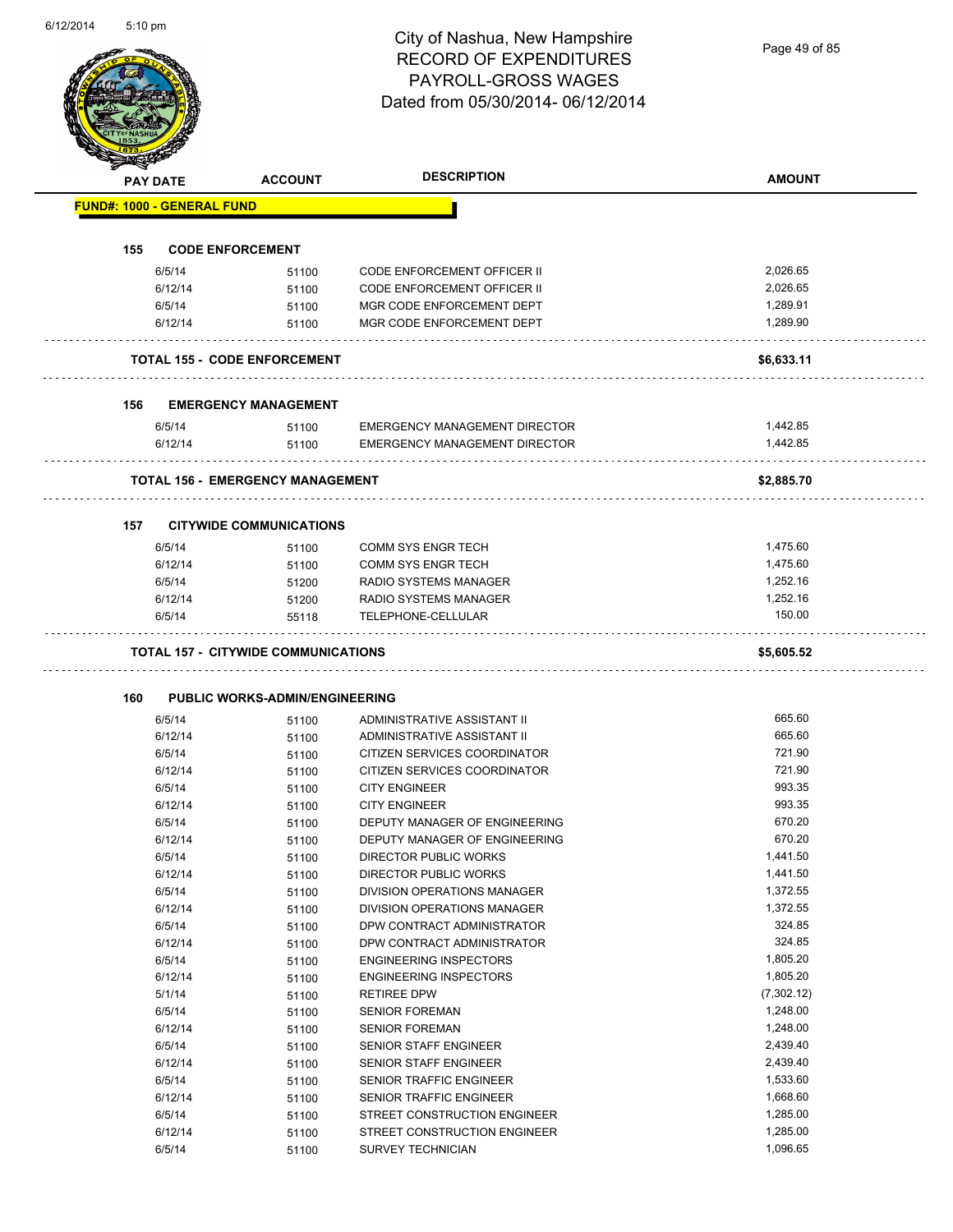# City of Nashua, New Hampshire
## RECORD OF EXPENDITURES
## PAYROLL-GROSS WAGES
## Dated from 05/30/2014- 06/12/2014

| PAY DATE | ACCOUNT | DESCRIPTION | AMOUNT |
|---|---|---|---|
| **FUND#: 1000 - GENERAL FUND** | | | |
| **155 CODE ENFORCEMENT** | | | |
| 6/5/14 | 51100 | CODE ENFORCEMENT OFFICER II | 2,026.65 |
| 6/12/14 | 51100 | CODE ENFORCEMENT OFFICER II | 2,026.65 |
| 6/5/14 | 51100 | MGR CODE ENFORCEMENT DEPT | 1,289.91 |
| 6/12/14 | 51100 | MGR CODE ENFORCEMENT DEPT | 1,289.90 |
| **TOTAL 155 - CODE ENFORCEMENT** | | | **$6,633.11** |
| **156 EMERGENCY MANAGEMENT** | | | |
| 6/5/14 | 51100 | EMERGENCY MANAGEMENT DIRECTOR | 1,442.85 |
| 6/12/14 | 51100 | EMERGENCY MANAGEMENT DIRECTOR | 1,442.85 |
| **TOTAL 156 - EMERGENCY MANAGEMENT** | | | **$2,885.70** |
| **157 CITYWIDE COMMUNICATIONS** | | | |
| 6/5/14 | 51100 | COMM SYS ENGR TECH | 1,475.60 |
| 6/12/14 | 51100 | COMM SYS ENGR TECH | 1,475.60 |
| 6/5/14 | 51200 | RADIO SYSTEMS MANAGER | 1,252.16 |
| 6/12/14 | 51200 | RADIO SYSTEMS MANAGER | 1,252.16 |
| 6/5/14 | 55118 | TELEPHONE-CELLULAR | 150.00 |
| **TOTAL 157 - CITYWIDE COMMUNICATIONS** | | | **$5,605.52** |
| **160 PUBLIC WORKS-ADMIN/ENGINEERING** | | | |
| 6/5/14 | 51100 | ADMINISTRATIVE ASSISTANT II | 665.60 |
| 6/12/14 | 51100 | ADMINISTRATIVE ASSISTANT II | 665.60 |
| 6/5/14 | 51100 | CITIZEN SERVICES COORDINATOR | 721.90 |
| 6/12/14 | 51100 | CITIZEN SERVICES COORDINATOR | 721.90 |
| 6/5/14 | 51100 | CITY ENGINEER | 993.35 |
| 6/12/14 | 51100 | CITY ENGINEER | 993.35 |
| 6/5/14 | 51100 | DEPUTY MANAGER OF ENGINEERING | 670.20 |
| 6/12/14 | 51100 | DEPUTY MANAGER OF ENGINEERING | 670.20 |
| 6/5/14 | 51100 | DIRECTOR PUBLIC WORKS | 1,441.50 |
| 6/12/14 | 51100 | DIRECTOR PUBLIC WORKS | 1,441.50 |
| 6/5/14 | 51100 | DIVISION OPERATIONS MANAGER | 1,372.55 |
| 6/12/14 | 51100 | DIVISION OPERATIONS MANAGER | 1,372.55 |
| 6/5/14 | 51100 | DPW CONTRACT ADMINISTRATOR | 324.85 |
| 6/12/14 | 51100 | DPW CONTRACT ADMINISTRATOR | 324.85 |
| 6/5/14 | 51100 | ENGINEERING INSPECTORS | 1,805.20 |
| 6/12/14 | 51100 | ENGINEERING INSPECTORS | 1,805.20 |
| 5/1/14 | 51100 | RETIREE DPW | (7,302.12) |
| 6/5/14 | 51100 | SENIOR FOREMAN | 1,248.00 |
| 6/12/14 | 51100 | SENIOR FOREMAN | 1,248.00 |
| 6/5/14 | 51100 | SENIOR STAFF ENGINEER | 2,439.40 |
| 6/12/14 | 51100 | SENIOR STAFF ENGINEER | 2,439.40 |
| 6/5/14 | 51100 | SENIOR TRAFFIC ENGINEER | 1,533.60 |
| 6/12/14 | 51100 | SENIOR TRAFFIC ENGINEER | 1,668.60 |
| 6/5/14 | 51100 | STREET CONSTRUCTION ENGINEER | 1,285.00 |
| 6/12/14 | 51100 | STREET CONSTRUCTION ENGINEER | 1,285.00 |
| 6/5/14 | 51100 | SURVEY TECHNICIAN | 1,096.65 |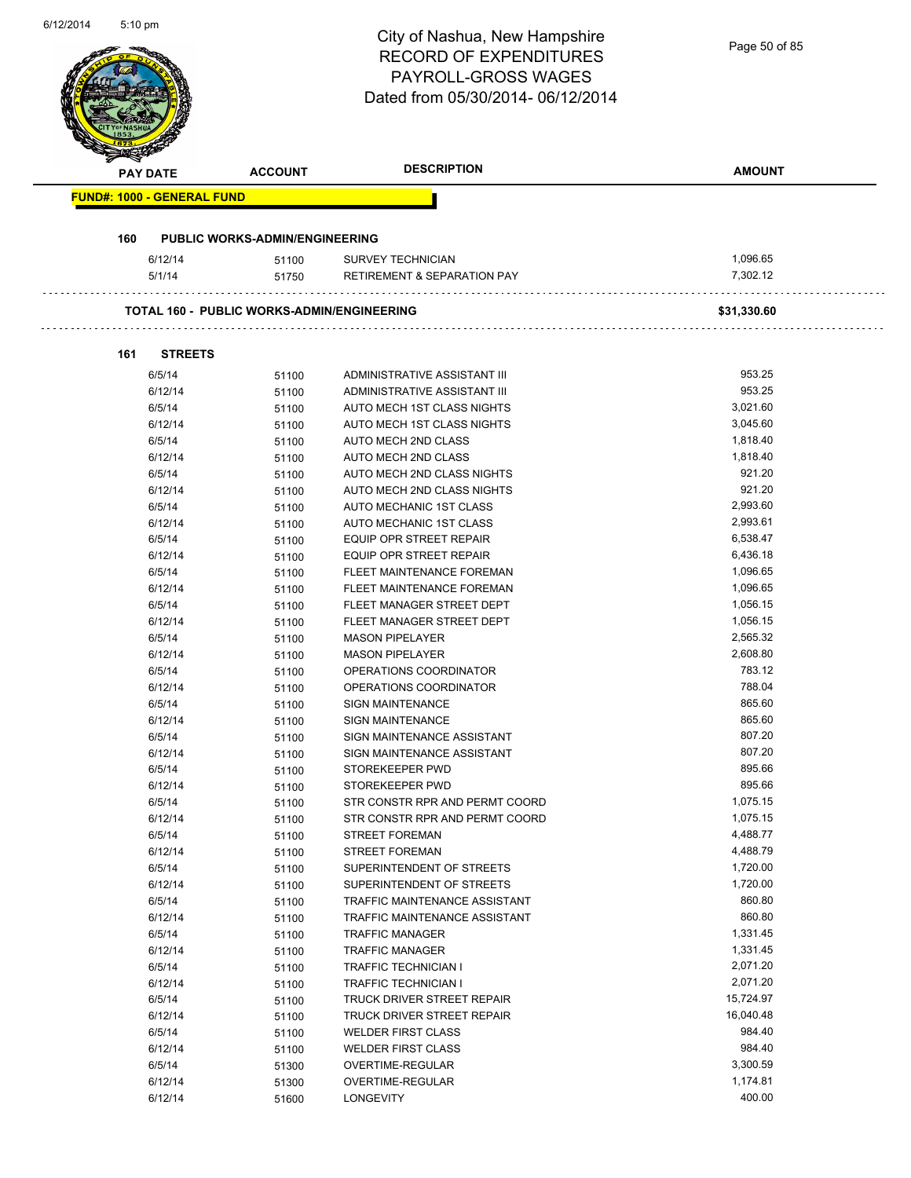# City of Nashua, New Hampshire
# RECORD OF EXPENDITURES
# PAYROLL-GROSS WAGES
# Dated from 05/30/2014- 06/12/2014

| PAY DATE | ACCOUNT | DESCRIPTION | AMOUNT |
|---|---|---|---|

**FUND#: 1000 - GENERAL FUND**

**160 PUBLIC WORKS-ADMIN/ENGINEERING**

| PAY DATE | ACCOUNT | DESCRIPTION | AMOUNT |
|---|---|---|---|
| 6/12/14 | 51100 | SURVEY TECHNICIAN | 1,096.65 |
| 5/1/14 | 51750 | RETIREMENT & SEPARATION PAY | 7,302.12 |

**TOTAL 160 - PUBLIC WORKS-ADMIN/ENGINEERING** **$31,330.60**

**161 STREETS**

| PAY DATE | ACCOUNT | DESCRIPTION | AMOUNT |
|---|---|---|---|
| 6/5/14 | 51100 | ADMINISTRATIVE ASSISTANT III | 953.25 |
| 6/12/14 | 51100 | ADMINISTRATIVE ASSISTANT III | 953.25 |
| 6/5/14 | 51100 | AUTO MECH 1ST CLASS NIGHTS | 3,021.60 |
| 6/12/14 | 51100 | AUTO MECH 1ST CLASS NIGHTS | 3,045.60 |
| 6/5/14 | 51100 | AUTO MECH 2ND CLASS | 1,818.40 |
| 6/12/14 | 51100 | AUTO MECH 2ND CLASS | 1,818.40 |
| 6/5/14 | 51100 | AUTO MECH 2ND CLASS NIGHTS | 921.20 |
| 6/12/14 | 51100 | AUTO MECH 2ND CLASS NIGHTS | 921.20 |
| 6/5/14 | 51100 | AUTO MECHANIC 1ST CLASS | 2,993.60 |
| 6/12/14 | 51100 | AUTO MECHANIC 1ST CLASS | 2,993.61 |
| 6/5/14 | 51100 | EQUIP OPR STREET REPAIR | 6,538.47 |
| 6/12/14 | 51100 | EQUIP OPR STREET REPAIR | 6,436.18 |
| 6/5/14 | 51100 | FLEET MAINTENANCE FOREMAN | 1,096.65 |
| 6/12/14 | 51100 | FLEET MAINTENANCE FOREMAN | 1,096.65 |
| 6/5/14 | 51100 | FLEET MANAGER STREET DEPT | 1,056.15 |
| 6/12/14 | 51100 | FLEET MANAGER STREET DEPT | 1,056.15 |
| 6/5/14 | 51100 | MASON PIPELAYER | 2,565.32 |
| 6/12/14 | 51100 | MASON PIPELAYER | 2,608.80 |
| 6/5/14 | 51100 | OPERATIONS COORDINATOR | 783.12 |
| 6/12/14 | 51100 | OPERATIONS COORDINATOR | 788.04 |
| 6/5/14 | 51100 | SIGN MAINTENANCE | 865.60 |
| 6/12/14 | 51100 | SIGN MAINTENANCE | 865.60 |
| 6/5/14 | 51100 | SIGN MAINTENANCE ASSISTANT | 807.20 |
| 6/12/14 | 51100 | SIGN MAINTENANCE ASSISTANT | 807.20 |
| 6/5/14 | 51100 | STOREKEEPER PWD | 895.66 |
| 6/12/14 | 51100 | STOREKEEPER PWD | 895.66 |
| 6/5/14 | 51100 | STR CONSTR RPR AND PERMT COORD | 1,075.15 |
| 6/12/14 | 51100 | STR CONSTR RPR AND PERMT COORD | 1,075.15 |
| 6/5/14 | 51100 | STREET FOREMAN | 4,488.77 |
| 6/12/14 | 51100 | STREET FOREMAN | 4,488.79 |
| 6/5/14 | 51100 | SUPERINTENDENT OF STREETS | 1,720.00 |
| 6/12/14 | 51100 | SUPERINTENDENT OF STREETS | 1,720.00 |
| 6/5/14 | 51100 | TRAFFIC MAINTENANCE ASSISTANT | 860.80 |
| 6/12/14 | 51100 | TRAFFIC MAINTENANCE ASSISTANT | 860.80 |
| 6/5/14 | 51100 | TRAFFIC MANAGER | 1,331.45 |
| 6/12/14 | 51100 | TRAFFIC MANAGER | 1,331.45 |
| 6/5/14 | 51100 | TRAFFIC TECHNICIAN I | 2,071.20 |
| 6/12/14 | 51100 | TRAFFIC TECHNICIAN I | 2,071.20 |
| 6/5/14 | 51100 | TRUCK DRIVER STREET REPAIR | 15,724.97 |
| 6/12/14 | 51100 | TRUCK DRIVER STREET REPAIR | 16,040.48 |
| 6/5/14 | 51100 | WELDER FIRST CLASS | 984.40 |
| 6/12/14 | 51100 | WELDER FIRST CLASS | 984.40 |
| 6/5/14 | 51300 | OVERTIME-REGULAR | 3,300.59 |
| 6/12/14 | 51300 | OVERTIME-REGULAR | 1,174.81 |
| 6/12/14 | 51600 | LONGEVITY | 400.00 |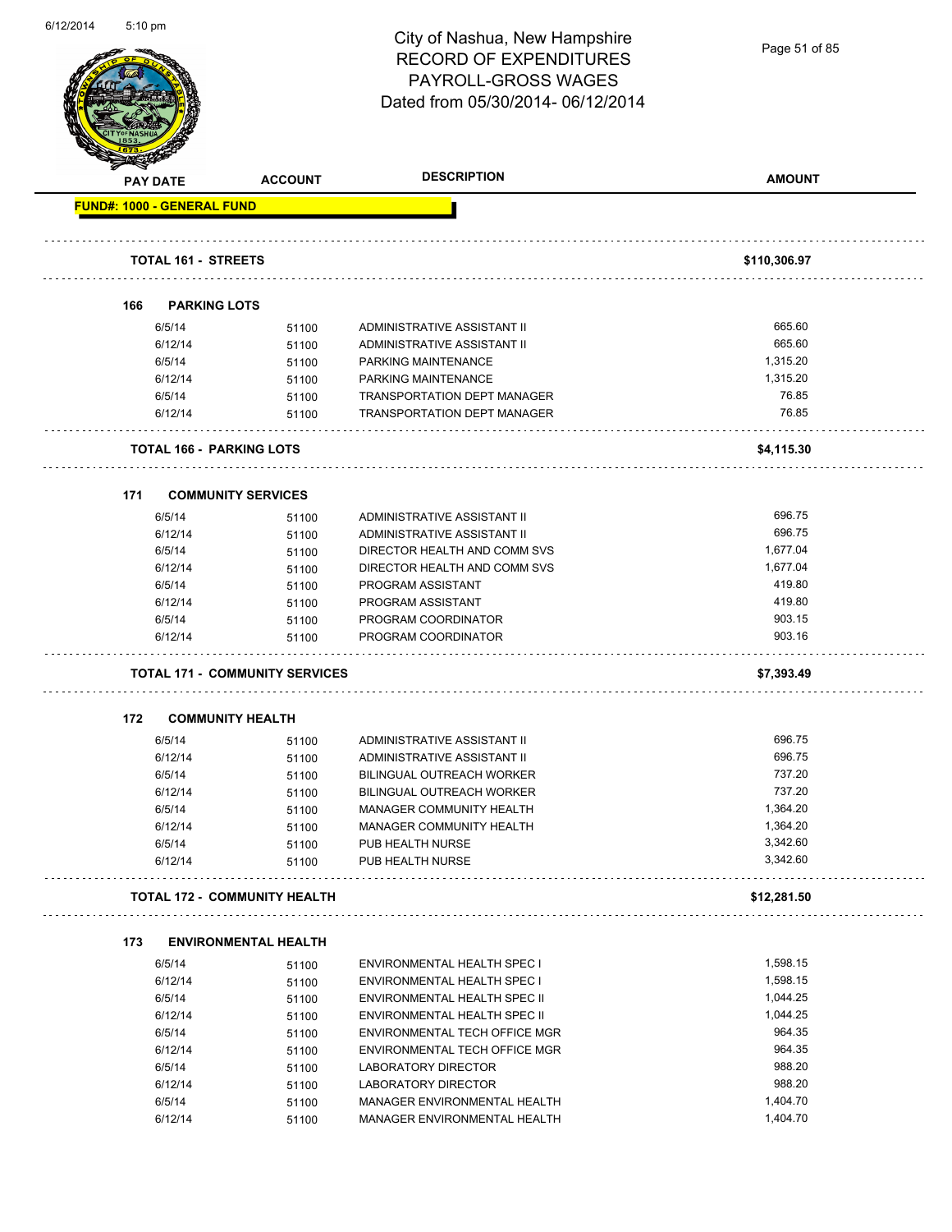# City of Nashua, New Hampshire
## RECORD OF EXPENDITURES
## PAYROLL-GROSS WAGES
## Dated from 05/30/2014- 06/12/2014

| PAY DATE | ACCOUNT | DESCRIPTION | AMOUNT |
|---|---|---|---|
| **FUND#: 1000 - GENERAL FUND** | | | |
| **TOTAL 161 - STREETS** | | | **$110,306.97** |
| **166 PARKING LOTS** | | | |
| 6/5/14 | 51100 | ADMINISTRATIVE ASSISTANT II | 665.60 |
| 6/12/14 | 51100 | ADMINISTRATIVE ASSISTANT II | 665.60 |
| 6/5/14 | 51100 | PARKING MAINTENANCE | 1,315.20 |
| 6/12/14 | 51100 | PARKING MAINTENANCE | 1,315.20 |
| 6/5/14 | 51100 | TRANSPORTATION DEPT MANAGER | 76.85 |
| 6/12/14 | 51100 | TRANSPORTATION DEPT MANAGER | 76.85 |
| **TOTAL 166 - PARKING LOTS** | | | **$4,115.30** |
| **171 COMMUNITY SERVICES** | | | |
| 6/5/14 | 51100 | ADMINISTRATIVE ASSISTANT II | 696.75 |
| 6/12/14 | 51100 | ADMINISTRATIVE ASSISTANT II | 696.75 |
| 6/5/14 | 51100 | DIRECTOR HEALTH AND COMM SVS | 1,677.04 |
| 6/12/14 | 51100 | DIRECTOR HEALTH AND COMM SVS | 1,677.04 |
| 6/5/14 | 51100 | PROGRAM ASSISTANT | 419.80 |
| 6/12/14 | 51100 | PROGRAM ASSISTANT | 419.80 |
| 6/5/14 | 51100 | PROGRAM COORDINATOR | 903.15 |
| 6/12/14 | 51100 | PROGRAM COORDINATOR | 903.16 |
| **TOTAL 171 - COMMUNITY SERVICES** | | | **$7,393.49** |
| **172 COMMUNITY HEALTH** | | | |
| 6/5/14 | 51100 | ADMINISTRATIVE ASSISTANT II | 696.75 |
| 6/12/14 | 51100 | ADMINISTRATIVE ASSISTANT II | 696.75 |
| 6/5/14 | 51100 | BILINGUAL OUTREACH WORKER | 737.20 |
| 6/12/14 | 51100 | BILINGUAL OUTREACH WORKER | 737.20 |
| 6/5/14 | 51100 | MANAGER COMMUNITY HEALTH | 1,364.20 |
| 6/12/14 | 51100 | MANAGER COMMUNITY HEALTH | 1,364.20 |
| 6/5/14 | 51100 | PUB HEALTH NURSE | 3,342.60 |
| 6/12/14 | 51100 | PUB HEALTH NURSE | 3,342.60 |
| **TOTAL 172 - COMMUNITY HEALTH** | | | **$12,281.50** |
| **173 ENVIRONMENTAL HEALTH** | | | |
| 6/5/14 | 51100 | ENVIRONMENTAL HEALTH SPEC I | 1,598.15 |
| 6/12/14 | 51100 | ENVIRONMENTAL HEALTH SPEC I | 1,598.15 |
| 6/5/14 | 51100 | ENVIRONMENTAL HEALTH SPEC II | 1,044.25 |
| 6/12/14 | 51100 | ENVIRONMENTAL HEALTH SPEC II | 1,044.25 |
| 6/5/14 | 51100 | ENVIRONMENTAL TECH OFFICE MGR | 964.35 |
| 6/12/14 | 51100 | ENVIRONMENTAL TECH OFFICE MGR | 964.35 |
| 6/5/14 | 51100 | LABORATORY DIRECTOR | 988.20 |
| 6/12/14 | 51100 | LABORATORY DIRECTOR | 988.20 |
| 6/5/14 | 51100 | MANAGER ENVIRONMENTAL HEALTH | 1,404.70 |
| 6/12/14 | 51100 | MANAGER ENVIRONMENTAL HEALTH | 1,404.70 |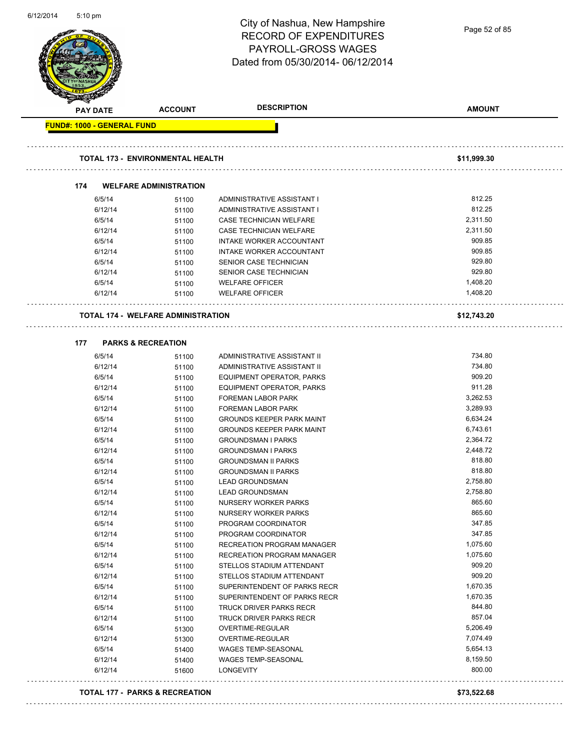# City of Nashua, New Hampshire
## RECORD OF EXPENDITURES
## PAYROLL-GROSS WAGES
## Dated from 05/30/2014- 06/12/2014

| PAY DATE | ACCOUNT | DESCRIPTION | AMOUNT |
|---|---|---|---|

**FUND#: 1000 - GENERAL FUND**

**TOTAL 173 - ENVIRONMENTAL HEALTH** — **$11,999.30**

### 174 WELFARE ADMINISTRATION

| PAY DATE | ACCOUNT | DESCRIPTION | AMOUNT |
|---|---|---|---|
| 6/5/14 | 51100 | ADMINISTRATIVE ASSISTANT I | 812.25 |
| 6/12/14 | 51100 | ADMINISTRATIVE ASSISTANT I | 812.25 |
| 6/5/14 | 51100 | CASE TECHNICIAN WELFARE | 2,311.50 |
| 6/12/14 | 51100 | CASE TECHNICIAN WELFARE | 2,311.50 |
| 6/5/14 | 51100 | INTAKE WORKER ACCOUNTANT | 909.85 |
| 6/12/14 | 51100 | INTAKE WORKER ACCOUNTANT | 909.85 |
| 6/5/14 | 51100 | SENIOR CASE TECHNICIAN | 929.80 |
| 6/12/14 | 51100 | SENIOR CASE TECHNICIAN | 929.80 |
| 6/5/14 | 51100 | WELFARE OFFICER | 1,408.20 |
| 6/12/14 | 51100 | WELFARE OFFICER | 1,408.20 |

**TOTAL 174 - WELFARE ADMINISTRATION** — **$12,743.20**

### 177 PARKS & RECREATION

| PAY DATE | ACCOUNT | DESCRIPTION | AMOUNT |
|---|---|---|---|
| 6/5/14 | 51100 | ADMINISTRATIVE ASSISTANT II | 734.80 |
| 6/12/14 | 51100 | ADMINISTRATIVE ASSISTANT II | 734.80 |
| 6/5/14 | 51100 | EQUIPMENT OPERATOR, PARKS | 909.20 |
| 6/12/14 | 51100 | EQUIPMENT OPERATOR, PARKS | 911.28 |
| 6/5/14 | 51100 | FOREMAN LABOR PARK | 3,262.53 |
| 6/12/14 | 51100 | FOREMAN LABOR PARK | 3,289.93 |
| 6/5/14 | 51100 | GROUNDS KEEPER PARK MAINT | 6,634.24 |
| 6/12/14 | 51100 | GROUNDS KEEPER PARK MAINT | 6,743.61 |
| 6/5/14 | 51100 | GROUNDSMAN I PARKS | 2,364.72 |
| 6/12/14 | 51100 | GROUNDSMAN I PARKS | 2,448.72 |
| 6/5/14 | 51100 | GROUNDSMAN II PARKS | 818.80 |
| 6/12/14 | 51100 | GROUNDSMAN II PARKS | 818.80 |
| 6/5/14 | 51100 | LEAD GROUNDSMAN | 2,758.80 |
| 6/12/14 | 51100 | LEAD GROUNDSMAN | 2,758.80 |
| 6/5/14 | 51100 | NURSERY WORKER PARKS | 865.60 |
| 6/12/14 | 51100 | NURSERY WORKER PARKS | 865.60 |
| 6/5/14 | 51100 | PROGRAM COORDINATOR | 347.85 |
| 6/12/14 | 51100 | PROGRAM COORDINATOR | 347.85 |
| 6/5/14 | 51100 | RECREATION PROGRAM MANAGER | 1,075.60 |
| 6/12/14 | 51100 | RECREATION PROGRAM MANAGER | 1,075.60 |
| 6/5/14 | 51100 | STELLOS STADIUM ATTENDANT | 909.20 |
| 6/12/14 | 51100 | STELLOS STADIUM ATTENDANT | 909.20 |
| 6/5/14 | 51100 | SUPERINTENDENT OF PARKS RECR | 1,670.35 |
| 6/12/14 | 51100 | SUPERINTENDENT OF PARKS RECR | 1,670.35 |
| 6/5/14 | 51100 | TRUCK DRIVER PARKS RECR | 844.80 |
| 6/12/14 | 51100 | TRUCK DRIVER PARKS RECR | 857.04 |
| 6/5/14 | 51300 | OVERTIME-REGULAR | 5,206.49 |
| 6/12/14 | 51300 | OVERTIME-REGULAR | 7,074.49 |
| 6/5/14 | 51400 | WAGES TEMP-SEASONAL | 5,654.13 |
| 6/12/14 | 51400 | WAGES TEMP-SEASONAL | 8,159.50 |
| 6/12/14 | 51600 | LONGEVITY | 800.00 |

**TOTAL 177 - PARKS & RECREATION** — **$73,522.68**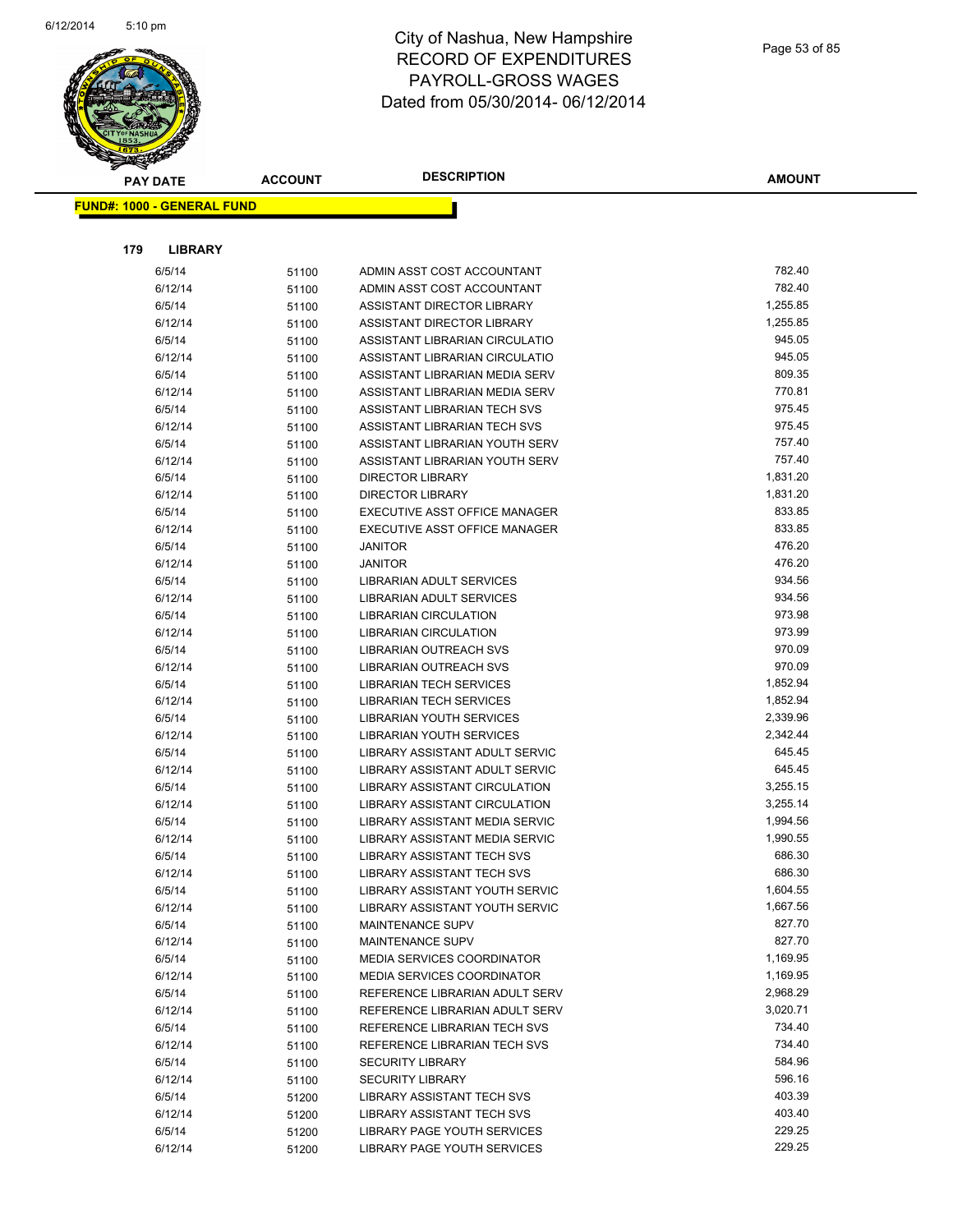# City of Nashua, New Hampshire
# RECORD OF EXPENDITURES
# PAYROLL-GROSS WAGES
# Dated from 05/30/2014- 06/12/2014

| PAY DATE | ACCOUNT | DESCRIPTION | AMOUNT |
|---|---|---|---|

**FUND#: 1000 - GENERAL FUND**

**179 LIBRARY**

| PAY DATE | ACCOUNT | DESCRIPTION | AMOUNT |
|---|---|---|---|
| 6/5/14 | 51100 | ADMIN ASST COST ACCOUNTANT | 782.40 |
| 6/12/14 | 51100 | ADMIN ASST COST ACCOUNTANT | 782.40 |
| 6/5/14 | 51100 | ASSISTANT DIRECTOR LIBRARY | 1,255.85 |
| 6/12/14 | 51100 | ASSISTANT DIRECTOR LIBRARY | 1,255.85 |
| 6/5/14 | 51100 | ASSISTANT LIBRARIAN CIRCULATIO | 945.05 |
| 6/12/14 | 51100 | ASSISTANT LIBRARIAN CIRCULATIO | 945.05 |
| 6/5/14 | 51100 | ASSISTANT LIBRARIAN MEDIA SERV | 809.35 |
| 6/12/14 | 51100 | ASSISTANT LIBRARIAN MEDIA SERV | 770.81 |
| 6/5/14 | 51100 | ASSISTANT LIBRARIAN TECH SVS | 975.45 |
| 6/12/14 | 51100 | ASSISTANT LIBRARIAN TECH SVS | 975.45 |
| 6/5/14 | 51100 | ASSISTANT LIBRARIAN YOUTH SERV | 757.40 |
| 6/12/14 | 51100 | ASSISTANT LIBRARIAN YOUTH SERV | 757.40 |
| 6/5/14 | 51100 | DIRECTOR LIBRARY | 1,831.20 |
| 6/12/14 | 51100 | DIRECTOR LIBRARY | 1,831.20 |
| 6/5/14 | 51100 | EXECUTIVE ASST OFFICE MANAGER | 833.85 |
| 6/12/14 | 51100 | EXECUTIVE ASST OFFICE MANAGER | 833.85 |
| 6/5/14 | 51100 | JANITOR | 476.20 |
| 6/12/14 | 51100 | JANITOR | 476.20 |
| 6/5/14 | 51100 | LIBRARIAN ADULT SERVICES | 934.56 |
| 6/12/14 | 51100 | LIBRARIAN ADULT SERVICES | 934.56 |
| 6/5/14 | 51100 | LIBRARIAN CIRCULATION | 973.98 |
| 6/12/14 | 51100 | LIBRARIAN CIRCULATION | 973.99 |
| 6/5/14 | 51100 | LIBRARIAN OUTREACH SVS | 970.09 |
| 6/12/14 | 51100 | LIBRARIAN OUTREACH SVS | 970.09 |
| 6/5/14 | 51100 | LIBRARIAN TECH SERVICES | 1,852.94 |
| 6/12/14 | 51100 | LIBRARIAN TECH SERVICES | 1,852.94 |
| 6/5/14 | 51100 | LIBRARIAN YOUTH SERVICES | 2,339.96 |
| 6/12/14 | 51100 | LIBRARIAN YOUTH SERVICES | 2,342.44 |
| 6/5/14 | 51100 | LIBRARY ASSISTANT ADULT SERVIC | 645.45 |
| 6/12/14 | 51100 | LIBRARY ASSISTANT ADULT SERVIC | 645.45 |
| 6/5/14 | 51100 | LIBRARY ASSISTANT CIRCULATION | 3,255.15 |
| 6/12/14 | 51100 | LIBRARY ASSISTANT CIRCULATION | 3,255.14 |
| 6/5/14 | 51100 | LIBRARY ASSISTANT MEDIA SERVIC | 1,994.56 |
| 6/12/14 | 51100 | LIBRARY ASSISTANT MEDIA SERVIC | 1,990.55 |
| 6/5/14 | 51100 | LIBRARY ASSISTANT TECH SVS | 686.30 |
| 6/12/14 | 51100 | LIBRARY ASSISTANT TECH SVS | 686.30 |
| 6/5/14 | 51100 | LIBRARY ASSISTANT YOUTH SERVIC | 1,604.55 |
| 6/12/14 | 51100 | LIBRARY ASSISTANT YOUTH SERVIC | 1,667.56 |
| 6/5/14 | 51100 | MAINTENANCE SUPV | 827.70 |
| 6/12/14 | 51100 | MAINTENANCE SUPV | 827.70 |
| 6/5/14 | 51100 | MEDIA SERVICES COORDINATOR | 1,169.95 |
| 6/12/14 | 51100 | MEDIA SERVICES COORDINATOR | 1,169.95 |
| 6/5/14 | 51100 | REFERENCE LIBRARIAN ADULT SERV | 2,968.29 |
| 6/12/14 | 51100 | REFERENCE LIBRARIAN ADULT SERV | 3,020.71 |
| 6/5/14 | 51100 | REFERENCE LIBRARIAN TECH SVS | 734.40 |
| 6/12/14 | 51100 | REFERENCE LIBRARIAN TECH SVS | 734.40 |
| 6/5/14 | 51100 | SECURITY LIBRARY | 584.96 |
| 6/12/14 | 51100 | SECURITY LIBRARY | 596.16 |
| 6/5/14 | 51200 | LIBRARY ASSISTANT TECH SVS | 403.39 |
| 6/12/14 | 51200 | LIBRARY ASSISTANT TECH SVS | 403.40 |
| 6/5/14 | 51200 | LIBRARY PAGE YOUTH SERVICES | 229.25 |
| 6/12/14 | 51200 | LIBRARY PAGE YOUTH SERVICES | 229.25 |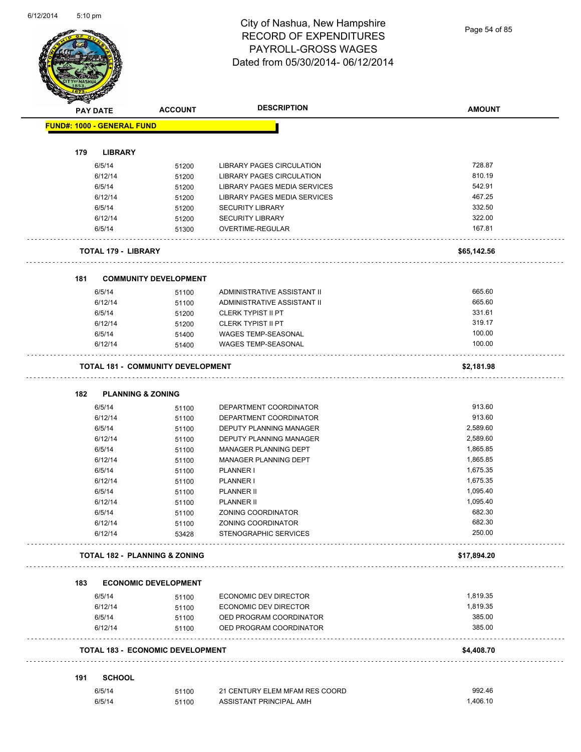# City of Nashua, New Hampshire
## RECORD OF EXPENDITURES
## PAYROLL-GROSS WAGES
## Dated from 05/30/2014- 06/12/2014

| PAY DATE | ACCOUNT | DESCRIPTION | AMOUNT |
|---|---|---|---|
| **FUND#: 1000 - GENERAL FUND** | | | |
| **179 LIBRARY** | | | |
| 6/5/14 | 51200 | LIBRARY PAGES CIRCULATION | 728.87 |
| 6/12/14 | 51200 | LIBRARY PAGES CIRCULATION | 810.19 |
| 6/5/14 | 51200 | LIBRARY PAGES MEDIA SERVICES | 542.91 |
| 6/12/14 | 51200 | LIBRARY PAGES MEDIA SERVICES | 467.25 |
| 6/5/14 | 51200 | SECURITY LIBRARY | 332.50 |
| 6/12/14 | 51200 | SECURITY LIBRARY | 322.00 |
| 6/5/14 | 51300 | OVERTIME-REGULAR | 167.81 |
| **TOTAL 179 - LIBRARY** | | | **$65,142.56** |
| **181 COMMUNITY DEVELOPMENT** | | | |
| 6/5/14 | 51100 | ADMINISTRATIVE ASSISTANT II | 665.60 |
| 6/12/14 | 51100 | ADMINISTRATIVE ASSISTANT II | 665.60 |
| 6/5/14 | 51200 | CLERK TYPIST II PT | 331.61 |
| 6/12/14 | 51200 | CLERK TYPIST II PT | 319.17 |
| 6/5/14 | 51400 | WAGES TEMP-SEASONAL | 100.00 |
| 6/12/14 | 51400 | WAGES TEMP-SEASONAL | 100.00 |
| **TOTAL 181 - COMMUNITY DEVELOPMENT** | | | **$2,181.98** |
| **182 PLANNING & ZONING** | | | |
| 6/5/14 | 51100 | DEPARTMENT COORDINATOR | 913.60 |
| 6/12/14 | 51100 | DEPARTMENT COORDINATOR | 913.60 |
| 6/5/14 | 51100 | DEPUTY PLANNING MANAGER | 2,589.60 |
| 6/12/14 | 51100 | DEPUTY PLANNING MANAGER | 2,589.60 |
| 6/5/14 | 51100 | MANAGER PLANNING DEPT | 1,865.85 |
| 6/12/14 | 51100 | MANAGER PLANNING DEPT | 1,865.85 |
| 6/5/14 | 51100 | PLANNER I | 1,675.35 |
| 6/12/14 | 51100 | PLANNER I | 1,675.35 |
| 6/5/14 | 51100 | PLANNER II | 1,095.40 |
| 6/12/14 | 51100 | PLANNER II | 1,095.40 |
| 6/5/14 | 51100 | ZONING COORDINATOR | 682.30 |
| 6/12/14 | 51100 | ZONING COORDINATOR | 682.30 |
| 6/12/14 | 53428 | STENOGRAPHIC SERVICES | 250.00 |
| **TOTAL 182 - PLANNING & ZONING** | | | **$17,894.20** |
| **183 ECONOMIC DEVELOPMENT** | | | |
| 6/5/14 | 51100 | ECONOMIC DEV DIRECTOR | 1,819.35 |
| 6/12/14 | 51100 | ECONOMIC DEV DIRECTOR | 1,819.35 |
| 6/5/14 | 51100 | OED PROGRAM COORDINATOR | 385.00 |
| 6/12/14 | 51100 | OED PROGRAM COORDINATOR | 385.00 |
| **TOTAL 183 - ECONOMIC DEVELOPMENT** | | | **$4,408.70** |
| **191 SCHOOL** | | | |
| 6/5/14 | 51100 | 21 CENTURY ELEM MFAM RES COORD | 992.46 |
| 6/5/14 | 51100 | ASSISTANT PRINCIPAL AMH | 1,406.10 |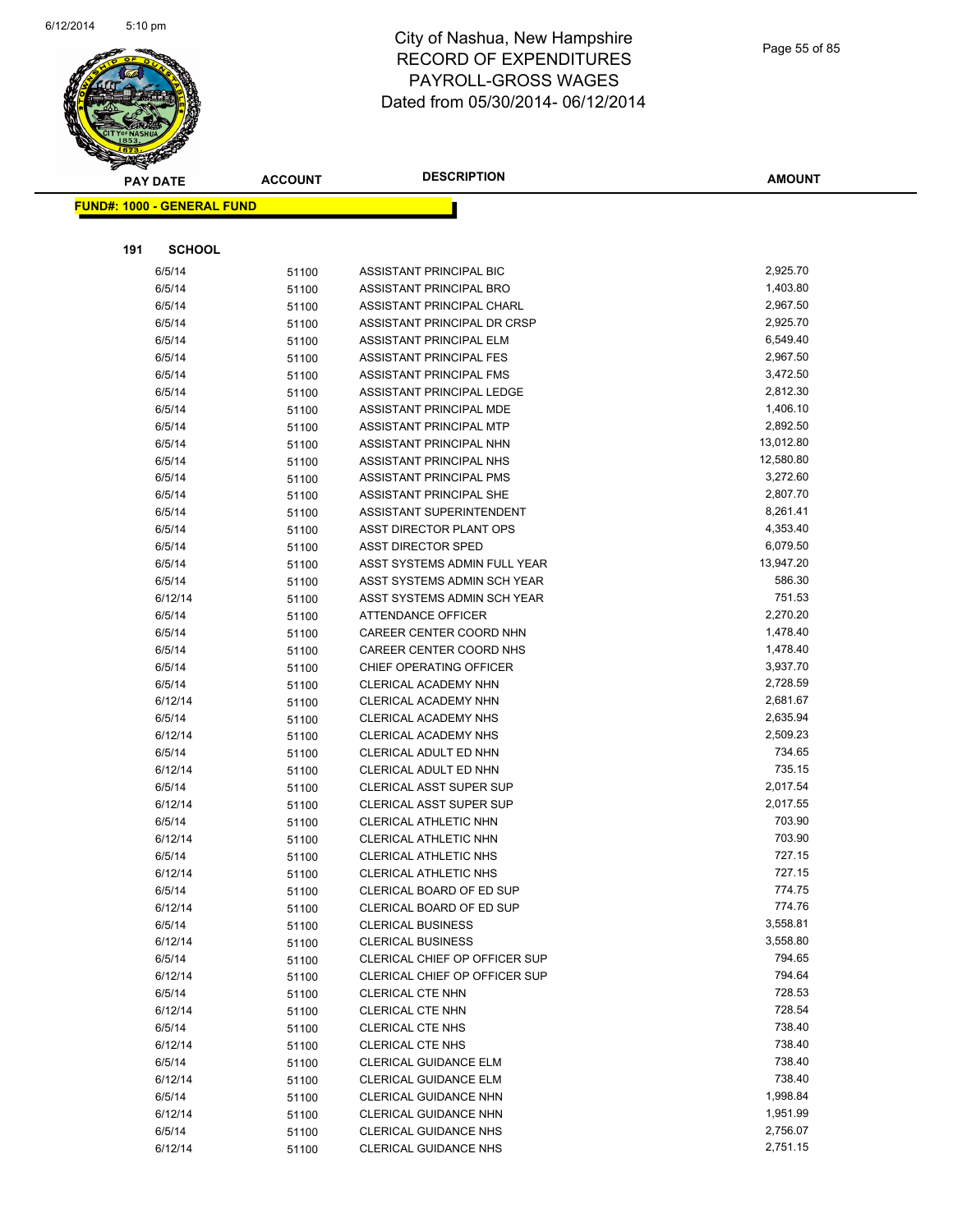# City of Nashua, New Hampshire
# RECORD OF EXPENDITURES
# PAYROLL-GROSS WAGES
# Dated from 05/30/2014- 06/12/2014

**FUND#: 1000 - GENERAL FUND**

**191 SCHOOL**

| PAY DATE | ACCOUNT | DESCRIPTION | AMOUNT |
|---|---|---|---|
| 6/5/14 | 51100 | ASSISTANT PRINCIPAL BIC | 2,925.70 |
| 6/5/14 | 51100 | ASSISTANT PRINCIPAL BRO | 1,403.80 |
| 6/5/14 | 51100 | ASSISTANT PRINCIPAL CHARL | 2,967.50 |
| 6/5/14 | 51100 | ASSISTANT PRINCIPAL DR CRSP | 2,925.70 |
| 6/5/14 | 51100 | ASSISTANT PRINCIPAL ELM | 6,549.40 |
| 6/5/14 | 51100 | ASSISTANT PRINCIPAL FES | 2,967.50 |
| 6/5/14 | 51100 | ASSISTANT PRINCIPAL FMS | 3,472.50 |
| 6/5/14 | 51100 | ASSISTANT PRINCIPAL LEDGE | 2,812.30 |
| 6/5/14 | 51100 | ASSISTANT PRINCIPAL MDE | 1,406.10 |
| 6/5/14 | 51100 | ASSISTANT PRINCIPAL MTP | 2,892.50 |
| 6/5/14 | 51100 | ASSISTANT PRINCIPAL NHN | 13,012.80 |
| 6/5/14 | 51100 | ASSISTANT PRINCIPAL NHS | 12,580.80 |
| 6/5/14 | 51100 | ASSISTANT PRINCIPAL PMS | 3,272.60 |
| 6/5/14 | 51100 | ASSISTANT PRINCIPAL SHE | 2,807.70 |
| 6/5/14 | 51100 | ASSISTANT SUPERINTENDENT | 8,261.41 |
| 6/5/14 | 51100 | ASST DIRECTOR PLANT OPS | 4,353.40 |
| 6/5/14 | 51100 | ASST DIRECTOR SPED | 6,079.50 |
| 6/5/14 | 51100 | ASST SYSTEMS ADMIN FULL YEAR | 13,947.20 |
| 6/5/14 | 51100 | ASST SYSTEMS ADMIN SCH YEAR | 586.30 |
| 6/12/14 | 51100 | ASST SYSTEMS ADMIN SCH YEAR | 751.53 |
| 6/5/14 | 51100 | ATTENDANCE OFFICER | 2,270.20 |
| 6/5/14 | 51100 | CAREER CENTER COORD NHN | 1,478.40 |
| 6/5/14 | 51100 | CAREER CENTER COORD NHS | 1,478.40 |
| 6/5/14 | 51100 | CHIEF OPERATING OFFICER | 3,937.70 |
| 6/5/14 | 51100 | CLERICAL ACADEMY NHN | 2,728.59 |
| 6/12/14 | 51100 | CLERICAL ACADEMY NHN | 2,681.67 |
| 6/5/14 | 51100 | CLERICAL ACADEMY NHS | 2,635.94 |
| 6/12/14 | 51100 | CLERICAL ACADEMY NHS | 2,509.23 |
| 6/5/14 | 51100 | CLERICAL ADULT ED NHN | 734.65 |
| 6/12/14 | 51100 | CLERICAL ADULT ED NHN | 735.15 |
| 6/5/14 | 51100 | CLERICAL ASST SUPER SUP | 2,017.54 |
| 6/12/14 | 51100 | CLERICAL ASST SUPER SUP | 2,017.55 |
| 6/5/14 | 51100 | CLERICAL ATHLETIC NHN | 703.90 |
| 6/12/14 | 51100 | CLERICAL ATHLETIC NHN | 703.90 |
| 6/5/14 | 51100 | CLERICAL ATHLETIC NHS | 727.15 |
| 6/12/14 | 51100 | CLERICAL ATHLETIC NHS | 727.15 |
| 6/5/14 | 51100 | CLERICAL BOARD OF ED SUP | 774.75 |
| 6/12/14 | 51100 | CLERICAL BOARD OF ED SUP | 774.76 |
| 6/5/14 | 51100 | CLERICAL BUSINESS | 3,558.81 |
| 6/12/14 | 51100 | CLERICAL BUSINESS | 3,558.80 |
| 6/5/14 | 51100 | CLERICAL CHIEF OP OFFICER SUP | 794.65 |
| 6/12/14 | 51100 | CLERICAL CHIEF OP OFFICER SUP | 794.64 |
| 6/5/14 | 51100 | CLERICAL CTE NHN | 728.53 |
| 6/12/14 | 51100 | CLERICAL CTE NHN | 728.54 |
| 6/5/14 | 51100 | CLERICAL CTE NHS | 738.40 |
| 6/12/14 | 51100 | CLERICAL CTE NHS | 738.40 |
| 6/5/14 | 51100 | CLERICAL GUIDANCE ELM | 738.40 |
| 6/12/14 | 51100 | CLERICAL GUIDANCE ELM | 738.40 |
| 6/5/14 | 51100 | CLERICAL GUIDANCE NHN | 1,998.84 |
| 6/12/14 | 51100 | CLERICAL GUIDANCE NHN | 1,951.99 |
| 6/5/14 | 51100 | CLERICAL GUIDANCE NHS | 2,756.07 |
| 6/12/14 | 51100 | CLERICAL GUIDANCE NHS | 2,751.15 |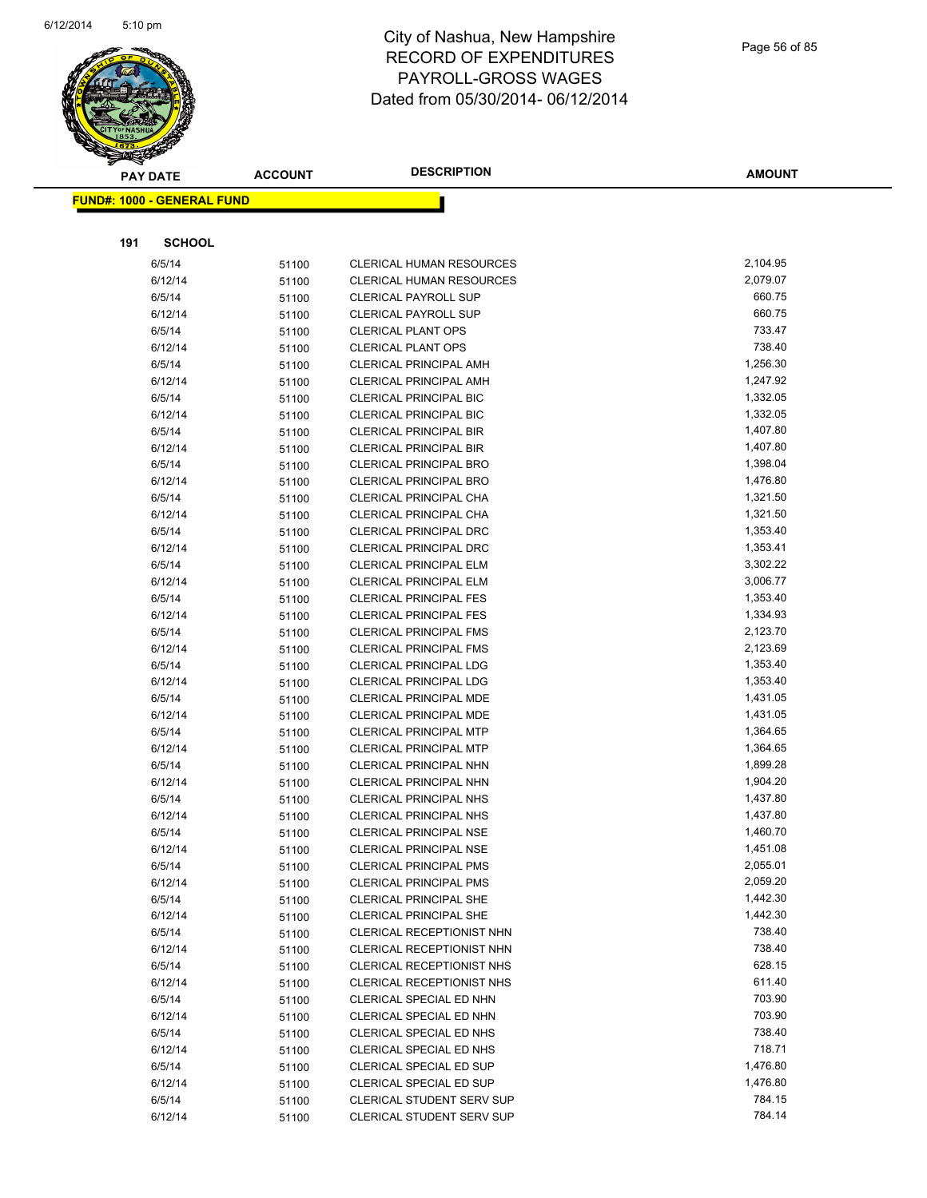# City of Nashua, New Hampshire
# RECORD OF EXPENDITURES
# PAYROLL-GROSS WAGES
# Dated from 05/30/2014- 06/12/2014

| PAY DATE | ACCOUNT | DESCRIPTION | AMOUNT |
|---|---|---|---|

**FUND#: 1000 - GENERAL FUND**

**191 SCHOOL**

| PAY DATE | ACCOUNT | DESCRIPTION | AMOUNT |
|---|---|---|---|
| 6/5/14 | 51100 | CLERICAL HUMAN RESOURCES | 2,104.95 |
| 6/12/14 | 51100 | CLERICAL HUMAN RESOURCES | 2,079.07 |
| 6/5/14 | 51100 | CLERICAL PAYROLL SUP | 660.75 |
| 6/12/14 | 51100 | CLERICAL PAYROLL SUP | 660.75 |
| 6/5/14 | 51100 | CLERICAL PLANT OPS | 733.47 |
| 6/12/14 | 51100 | CLERICAL PLANT OPS | 738.40 |
| 6/5/14 | 51100 | CLERICAL PRINCIPAL AMH | 1,256.30 |
| 6/12/14 | 51100 | CLERICAL PRINCIPAL AMH | 1,247.92 |
| 6/5/14 | 51100 | CLERICAL PRINCIPAL BIC | 1,332.05 |
| 6/12/14 | 51100 | CLERICAL PRINCIPAL BIC | 1,332.05 |
| 6/5/14 | 51100 | CLERICAL PRINCIPAL BIR | 1,407.80 |
| 6/12/14 | 51100 | CLERICAL PRINCIPAL BIR | 1,407.80 |
| 6/5/14 | 51100 | CLERICAL PRINCIPAL BRO | 1,398.04 |
| 6/12/14 | 51100 | CLERICAL PRINCIPAL BRO | 1,476.80 |
| 6/5/14 | 51100 | CLERICAL PRINCIPAL CHA | 1,321.50 |
| 6/12/14 | 51100 | CLERICAL PRINCIPAL CHA | 1,321.50 |
| 6/5/14 | 51100 | CLERICAL PRINCIPAL DRC | 1,353.40 |
| 6/12/14 | 51100 | CLERICAL PRINCIPAL DRC | 1,353.41 |
| 6/5/14 | 51100 | CLERICAL PRINCIPAL ELM | 3,302.22 |
| 6/12/14 | 51100 | CLERICAL PRINCIPAL ELM | 3,006.77 |
| 6/5/14 | 51100 | CLERICAL PRINCIPAL FES | 1,353.40 |
| 6/12/14 | 51100 | CLERICAL PRINCIPAL FES | 1,334.93 |
| 6/5/14 | 51100 | CLERICAL PRINCIPAL FMS | 2,123.70 |
| 6/12/14 | 51100 | CLERICAL PRINCIPAL FMS | 2,123.69 |
| 6/5/14 | 51100 | CLERICAL PRINCIPAL LDG | 1,353.40 |
| 6/12/14 | 51100 | CLERICAL PRINCIPAL LDG | 1,353.40 |
| 6/5/14 | 51100 | CLERICAL PRINCIPAL MDE | 1,431.05 |
| 6/12/14 | 51100 | CLERICAL PRINCIPAL MDE | 1,431.05 |
| 6/5/14 | 51100 | CLERICAL PRINCIPAL MTP | 1,364.65 |
| 6/12/14 | 51100 | CLERICAL PRINCIPAL MTP | 1,364.65 |
| 6/5/14 | 51100 | CLERICAL PRINCIPAL NHN | 1,899.28 |
| 6/12/14 | 51100 | CLERICAL PRINCIPAL NHN | 1,904.20 |
| 6/5/14 | 51100 | CLERICAL PRINCIPAL NHS | 1,437.80 |
| 6/12/14 | 51100 | CLERICAL PRINCIPAL NHS | 1,437.80 |
| 6/5/14 | 51100 | CLERICAL PRINCIPAL NSE | 1,460.70 |
| 6/12/14 | 51100 | CLERICAL PRINCIPAL NSE | 1,451.08 |
| 6/5/14 | 51100 | CLERICAL PRINCIPAL PMS | 2,055.01 |
| 6/12/14 | 51100 | CLERICAL PRINCIPAL PMS | 2,059.20 |
| 6/5/14 | 51100 | CLERICAL PRINCIPAL SHE | 1,442.30 |
| 6/12/14 | 51100 | CLERICAL PRINCIPAL SHE | 1,442.30 |
| 6/5/14 | 51100 | CLERICAL RECEPTIONIST NHN | 738.40 |
| 6/12/14 | 51100 | CLERICAL RECEPTIONIST NHN | 738.40 |
| 6/5/14 | 51100 | CLERICAL RECEPTIONIST NHS | 628.15 |
| 6/12/14 | 51100 | CLERICAL RECEPTIONIST NHS | 611.40 |
| 6/5/14 | 51100 | CLERICAL SPECIAL ED NHN | 703.90 |
| 6/12/14 | 51100 | CLERICAL SPECIAL ED NHN | 703.90 |
| 6/5/14 | 51100 | CLERICAL SPECIAL ED NHS | 738.40 |
| 6/12/14 | 51100 | CLERICAL SPECIAL ED NHS | 718.71 |
| 6/5/14 | 51100 | CLERICAL SPECIAL ED SUP | 1,476.80 |
| 6/12/14 | 51100 | CLERICAL SPECIAL ED SUP | 1,476.80 |
| 6/5/14 | 51100 | CLERICAL STUDENT SERV SUP | 784.15 |
| 6/12/14 | 51100 | CLERICAL STUDENT SERV SUP | 784.14 |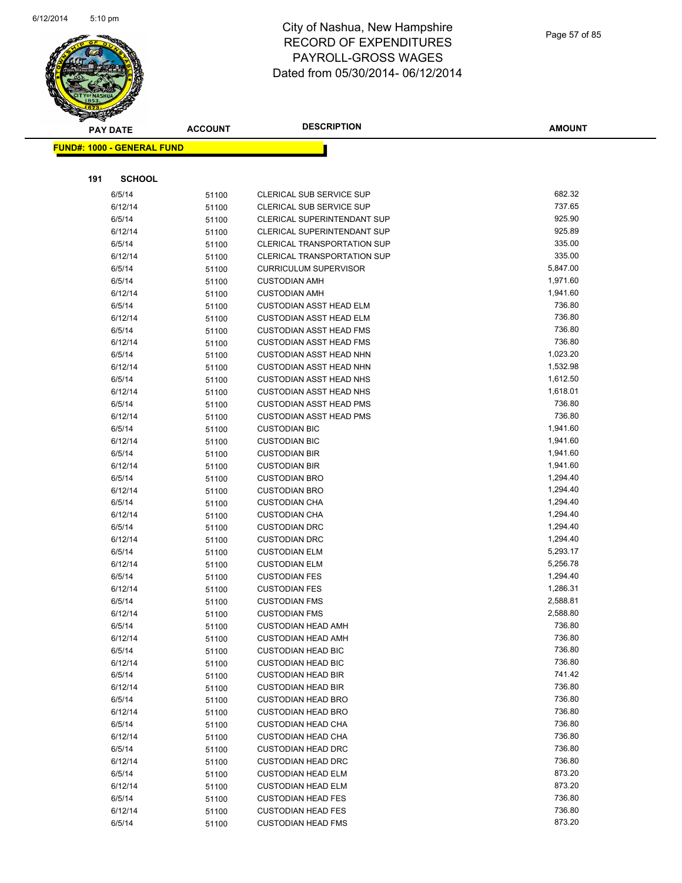# City of Nashua, New Hampshire
## RECORD OF EXPENDITURES
## PAYROLL-GROSS WAGES
## Dated from 05/30/2014- 06/12/2014

**FUND#: 1000 - GENERAL FUND**

**191 SCHOOL**

| PAY DATE | ACCOUNT | DESCRIPTION | AMOUNT |
|---|---|---|---|
| 6/5/14 | 51100 | CLERICAL SUB SERVICE SUP | 682.32 |
| 6/12/14 | 51100 | CLERICAL SUB SERVICE SUP | 737.65 |
| 6/5/14 | 51100 | CLERICAL SUPERINTENDANT SUP | 925.90 |
| 6/12/14 | 51100 | CLERICAL SUPERINTENDANT SUP | 925.89 |
| 6/5/14 | 51100 | CLERICAL TRANSPORTATION SUP | 335.00 |
| 6/12/14 | 51100 | CLERICAL TRANSPORTATION SUP | 335.00 |
| 6/5/14 | 51100 | CURRICULUM SUPERVISOR | 5,847.00 |
| 6/5/14 | 51100 | CUSTODIAN AMH | 1,971.60 |
| 6/12/14 | 51100 | CUSTODIAN AMH | 1,941.60 |
| 6/5/14 | 51100 | CUSTODIAN ASST HEAD ELM | 736.80 |
| 6/12/14 | 51100 | CUSTODIAN ASST HEAD ELM | 736.80 |
| 6/5/14 | 51100 | CUSTODIAN ASST HEAD FMS | 736.80 |
| 6/12/14 | 51100 | CUSTODIAN ASST HEAD FMS | 736.80 |
| 6/5/14 | 51100 | CUSTODIAN ASST HEAD NHN | 1,023.20 |
| 6/12/14 | 51100 | CUSTODIAN ASST HEAD NHN | 1,532.98 |
| 6/5/14 | 51100 | CUSTODIAN ASST HEAD NHS | 1,612.50 |
| 6/12/14 | 51100 | CUSTODIAN ASST HEAD NHS | 1,618.01 |
| 6/5/14 | 51100 | CUSTODIAN ASST HEAD PMS | 736.80 |
| 6/12/14 | 51100 | CUSTODIAN ASST HEAD PMS | 736.80 |
| 6/5/14 | 51100 | CUSTODIAN BIC | 1,941.60 |
| 6/12/14 | 51100 | CUSTODIAN BIC | 1,941.60 |
| 6/5/14 | 51100 | CUSTODIAN BIR | 1,941.60 |
| 6/12/14 | 51100 | CUSTODIAN BIR | 1,941.60 |
| 6/5/14 | 51100 | CUSTODIAN BRO | 1,294.40 |
| 6/12/14 | 51100 | CUSTODIAN BRO | 1,294.40 |
| 6/5/14 | 51100 | CUSTODIAN CHA | 1,294.40 |
| 6/12/14 | 51100 | CUSTODIAN CHA | 1,294.40 |
| 6/5/14 | 51100 | CUSTODIAN DRC | 1,294.40 |
| 6/12/14 | 51100 | CUSTODIAN DRC | 1,294.40 |
| 6/5/14 | 51100 | CUSTODIAN ELM | 5,293.17 |
| 6/12/14 | 51100 | CUSTODIAN ELM | 5,256.78 |
| 6/5/14 | 51100 | CUSTODIAN FES | 1,294.40 |
| 6/12/14 | 51100 | CUSTODIAN FES | 1,286.31 |
| 6/5/14 | 51100 | CUSTODIAN FMS | 2,588.81 |
| 6/12/14 | 51100 | CUSTODIAN FMS | 2,588.80 |
| 6/5/14 | 51100 | CUSTODIAN HEAD AMH | 736.80 |
| 6/12/14 | 51100 | CUSTODIAN HEAD AMH | 736.80 |
| 6/5/14 | 51100 | CUSTODIAN HEAD BIC | 736.80 |
| 6/12/14 | 51100 | CUSTODIAN HEAD BIC | 736.80 |
| 6/5/14 | 51100 | CUSTODIAN HEAD BIR | 741.42 |
| 6/12/14 | 51100 | CUSTODIAN HEAD BIR | 736.80 |
| 6/5/14 | 51100 | CUSTODIAN HEAD BRO | 736.80 |
| 6/12/14 | 51100 | CUSTODIAN HEAD BRO | 736.80 |
| 6/5/14 | 51100 | CUSTODIAN HEAD CHA | 736.80 |
| 6/12/14 | 51100 | CUSTODIAN HEAD CHA | 736.80 |
| 6/5/14 | 51100 | CUSTODIAN HEAD DRC | 736.80 |
| 6/12/14 | 51100 | CUSTODIAN HEAD DRC | 736.80 |
| 6/5/14 | 51100 | CUSTODIAN HEAD ELM | 873.20 |
| 6/12/14 | 51100 | CUSTODIAN HEAD ELM | 873.20 |
| 6/5/14 | 51100 | CUSTODIAN HEAD FES | 736.80 |
| 6/12/14 | 51100 | CUSTODIAN HEAD FES | 736.80 |
| 6/5/14 | 51100 | CUSTODIAN HEAD FMS | 873.20 |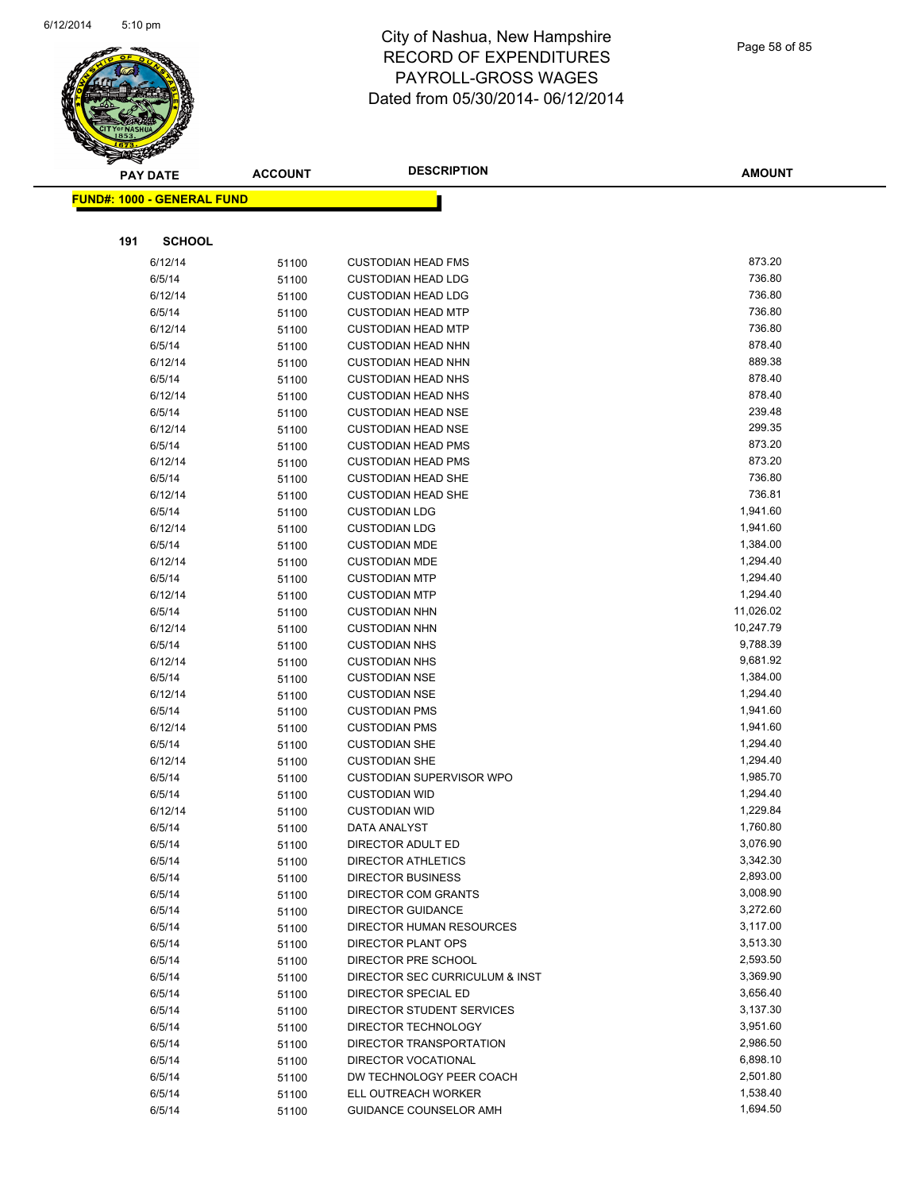# City of Nashua, New Hampshire
# RECORD OF EXPENDITURES
# PAYROLL-GROSS WAGES
# Dated from 05/30/2014- 06/12/2014

**FUND#: 1000 - GENERAL FUND**

**191 SCHOOL**

| PAY DATE | ACCOUNT | DESCRIPTION | AMOUNT |
|---|---|---|---|
| 6/12/14 | 51100 | CUSTODIAN HEAD FMS | 873.20 |
| 6/5/14 | 51100 | CUSTODIAN HEAD LDG | 736.80 |
| 6/12/14 | 51100 | CUSTODIAN HEAD LDG | 736.80 |
| 6/5/14 | 51100 | CUSTODIAN HEAD MTP | 736.80 |
| 6/12/14 | 51100 | CUSTODIAN HEAD MTP | 736.80 |
| 6/5/14 | 51100 | CUSTODIAN HEAD NHN | 878.40 |
| 6/12/14 | 51100 | CUSTODIAN HEAD NHN | 889.38 |
| 6/5/14 | 51100 | CUSTODIAN HEAD NHS | 878.40 |
| 6/12/14 | 51100 | CUSTODIAN HEAD NHS | 878.40 |
| 6/5/14 | 51100 | CUSTODIAN HEAD NSE | 239.48 |
| 6/12/14 | 51100 | CUSTODIAN HEAD NSE | 299.35 |
| 6/5/14 | 51100 | CUSTODIAN HEAD PMS | 873.20 |
| 6/12/14 | 51100 | CUSTODIAN HEAD PMS | 873.20 |
| 6/5/14 | 51100 | CUSTODIAN HEAD SHE | 736.80 |
| 6/12/14 | 51100 | CUSTODIAN HEAD SHE | 736.81 |
| 6/5/14 | 51100 | CUSTODIAN LDG | 1,941.60 |
| 6/12/14 | 51100 | CUSTODIAN LDG | 1,941.60 |
| 6/5/14 | 51100 | CUSTODIAN MDE | 1,384.00 |
| 6/12/14 | 51100 | CUSTODIAN MDE | 1,294.40 |
| 6/5/14 | 51100 | CUSTODIAN MTP | 1,294.40 |
| 6/12/14 | 51100 | CUSTODIAN MTP | 1,294.40 |
| 6/5/14 | 51100 | CUSTODIAN NHN | 11,026.02 |
| 6/12/14 | 51100 | CUSTODIAN NHN | 10,247.79 |
| 6/5/14 | 51100 | CUSTODIAN NHS | 9,788.39 |
| 6/12/14 | 51100 | CUSTODIAN NHS | 9,681.92 |
| 6/5/14 | 51100 | CUSTODIAN NSE | 1,384.00 |
| 6/12/14 | 51100 | CUSTODIAN NSE | 1,294.40 |
| 6/5/14 | 51100 | CUSTODIAN PMS | 1,941.60 |
| 6/12/14 | 51100 | CUSTODIAN PMS | 1,941.60 |
| 6/5/14 | 51100 | CUSTODIAN SHE | 1,294.40 |
| 6/12/14 | 51100 | CUSTODIAN SHE | 1,294.40 |
| 6/5/14 | 51100 | CUSTODIAN SUPERVISOR WPO | 1,985.70 |
| 6/5/14 | 51100 | CUSTODIAN WID | 1,294.40 |
| 6/12/14 | 51100 | CUSTODIAN WID | 1,229.84 |
| 6/5/14 | 51100 | DATA ANALYST | 1,760.80 |
| 6/5/14 | 51100 | DIRECTOR ADULT ED | 3,076.90 |
| 6/5/14 | 51100 | DIRECTOR ATHLETICS | 3,342.30 |
| 6/5/14 | 51100 | DIRECTOR BUSINESS | 2,893.00 |
| 6/5/14 | 51100 | DIRECTOR COM GRANTS | 3,008.90 |
| 6/5/14 | 51100 | DIRECTOR GUIDANCE | 3,272.60 |
| 6/5/14 | 51100 | DIRECTOR HUMAN RESOURCES | 3,117.00 |
| 6/5/14 | 51100 | DIRECTOR PLANT OPS | 3,513.30 |
| 6/5/14 | 51100 | DIRECTOR PRE SCHOOL | 2,593.50 |
| 6/5/14 | 51100 | DIRECTOR SEC CURRICULUM & INST | 3,369.90 |
| 6/5/14 | 51100 | DIRECTOR SPECIAL ED | 3,656.40 |
| 6/5/14 | 51100 | DIRECTOR STUDENT SERVICES | 3,137.30 |
| 6/5/14 | 51100 | DIRECTOR TECHNOLOGY | 3,951.60 |
| 6/5/14 | 51100 | DIRECTOR TRANSPORTATION | 2,986.50 |
| 6/5/14 | 51100 | DIRECTOR VOCATIONAL | 6,898.10 |
| 6/5/14 | 51100 | DW TECHNOLOGY PEER COACH | 2,501.80 |
| 6/5/14 | 51100 | ELL OUTREACH WORKER | 1,538.40 |
| 6/5/14 | 51100 | GUIDANCE COUNSELOR AMH | 1,694.50 |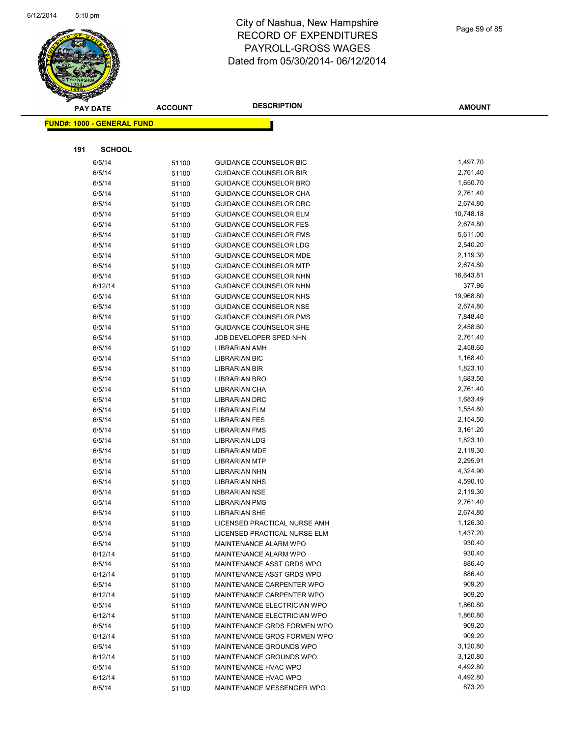# City of Nashua, New Hampshire
## RECORD OF EXPENDITURES
## PAYROLL-GROSS WAGES
## Dated from 05/30/2014- 06/12/2014

| PAY DATE | ACCOUNT | DESCRIPTION | AMOUNT |
|---|---|---|---|
| **FUND#: 1000 - GENERAL FUND** | | | |
| **191 SCHOOL** | | | |
| 6/5/14 | 51100 | GUIDANCE COUNSELOR BIC | 1,497.70 |
| 6/5/14 | 51100 | GUIDANCE COUNSELOR BIR | 2,761.40 |
| 6/5/14 | 51100 | GUIDANCE COUNSELOR BRO | 1,650.70 |
| 6/5/14 | 51100 | GUIDANCE COUNSELOR CHA | 2,761.40 |
| 6/5/14 | 51100 | GUIDANCE COUNSELOR DRC | 2,674.80 |
| 6/5/14 | 51100 | GUIDANCE COUNSELOR ELM | 10,748.18 |
| 6/5/14 | 51100 | GUIDANCE COUNSELOR FES | 2,674.80 |
| 6/5/14 | 51100 | GUIDANCE COUNSELOR FMS | 5,611.00 |
| 6/5/14 | 51100 | GUIDANCE COUNSELOR LDG | 2,540.20 |
| 6/5/14 | 51100 | GUIDANCE COUNSELOR MDE | 2,119.30 |
| 6/5/14 | 51100 | GUIDANCE COUNSELOR MTP | 2,674.80 |
| 6/5/14 | 51100 | GUIDANCE COUNSELOR NHN | 16,643.81 |
| 6/12/14 | 51100 | GUIDANCE COUNSELOR NHN | 377.96 |
| 6/5/14 | 51100 | GUIDANCE COUNSELOR NHS | 19,968.80 |
| 6/5/14 | 51100 | GUIDANCE COUNSELOR NSE | 2,674.80 |
| 6/5/14 | 51100 | GUIDANCE COUNSELOR PMS | 7,848.40 |
| 6/5/14 | 51100 | GUIDANCE COUNSELOR SHE | 2,458.60 |
| 6/5/14 | 51100 | JOB DEVELOPER SPED NHN | 2,761.40 |
| 6/5/14 | 51100 | LIBRARIAN AMH | 2,458.60 |
| 6/5/14 | 51100 | LIBRARIAN BIC | 1,168.40 |
| 6/5/14 | 51100 | LIBRARIAN BIR | 1,823.10 |
| 6/5/14 | 51100 | LIBRARIAN BRO | 1,683.50 |
| 6/5/14 | 51100 | LIBRARIAN CHA | 2,761.40 |
| 6/5/14 | 51100 | LIBRARIAN DRC | 1,683.49 |
| 6/5/14 | 51100 | LIBRARIAN ELM | 1,554.80 |
| 6/5/14 | 51100 | LIBRARIAN FES | 2,154.50 |
| 6/5/14 | 51100 | LIBRARIAN FMS | 3,161.20 |
| 6/5/14 | 51100 | LIBRARIAN LDG | 1,823.10 |
| 6/5/14 | 51100 | LIBRARIAN MDE | 2,119.30 |
| 6/5/14 | 51100 | LIBRARIAN MTP | 2,295.91 |
| 6/5/14 | 51100 | LIBRARIAN NHN | 4,324.90 |
| 6/5/14 | 51100 | LIBRARIAN NHS | 4,590.10 |
| 6/5/14 | 51100 | LIBRARIAN NSE | 2,119.30 |
| 6/5/14 | 51100 | LIBRARIAN PMS | 2,761.40 |
| 6/5/14 | 51100 | LIBRARIAN SHE | 2,674.80 |
| 6/5/14 | 51100 | LICENSED PRACTICAL NURSE AMH | 1,126.30 |
| 6/5/14 | 51100 | LICENSED PRACTICAL NURSE ELM | 1,437.20 |
| 6/5/14 | 51100 | MAINTENANCE ALARM WPO | 930.40 |
| 6/12/14 | 51100 | MAINTENANCE ALARM WPO | 930.40 |
| 6/5/14 | 51100 | MAINTENANCE ASST GRDS WPO | 886.40 |
| 6/12/14 | 51100 | MAINTENANCE ASST GRDS WPO | 886.40 |
| 6/5/14 | 51100 | MAINTENANCE CARPENTER WPO | 909.20 |
| 6/12/14 | 51100 | MAINTENANCE CARPENTER WPO | 909.20 |
| 6/5/14 | 51100 | MAINTENANCE ELECTRICIAN WPO | 1,860.80 |
| 6/12/14 | 51100 | MAINTENANCE ELECTRICIAN WPO | 1,860.80 |
| 6/5/14 | 51100 | MAINTENANCE GRDS FORMEN WPO | 909.20 |
| 6/12/14 | 51100 | MAINTENANCE GRDS FORMEN WPO | 909.20 |
| 6/5/14 | 51100 | MAINTENANCE GROUNDS WPO | 3,120.80 |
| 6/12/14 | 51100 | MAINTENANCE GROUNDS WPO | 3,120.80 |
| 6/5/14 | 51100 | MAINTENANCE HVAC WPO | 4,492.80 |
| 6/12/14 | 51100 | MAINTENANCE HVAC WPO | 4,492.80 |
| 6/5/14 | 51100 | MAINTENANCE MESSENGER WPO | 873.20 |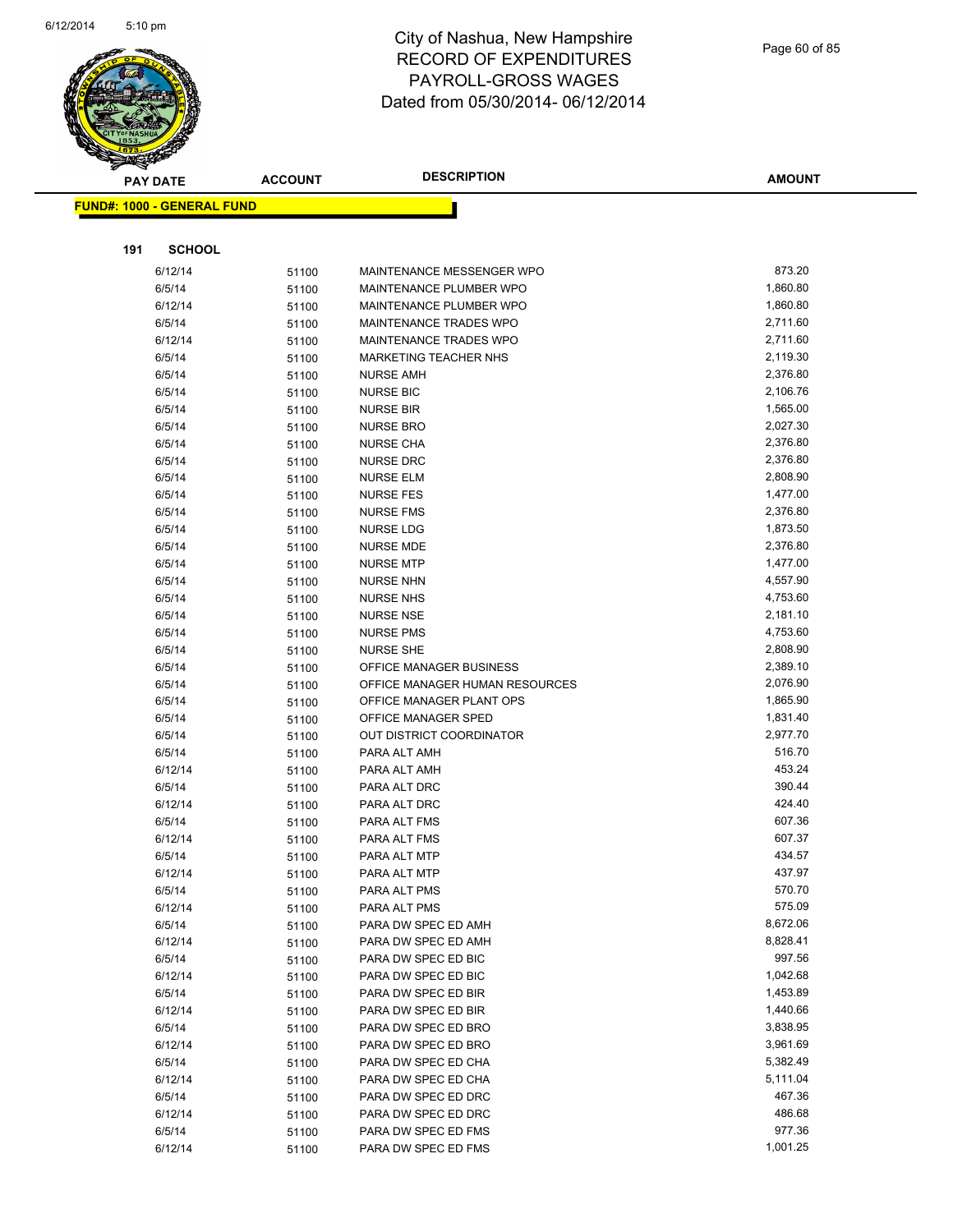# City of Nashua, New Hampshire
# RECORD OF EXPENDITURES
# PAYROLL-GROSS WAGES
# Dated from 05/30/2014- 06/12/2014

**FUND#: 1000 - GENERAL FUND**

**191 SCHOOL**

| PAY DATE | ACCOUNT | DESCRIPTION | AMOUNT |
|---|---|---|---|
| 6/12/14 | 51100 | MAINTENANCE MESSENGER WPO | 873.20 |
| 6/5/14 | 51100 | MAINTENANCE PLUMBER WPO | 1,860.80 |
| 6/12/14 | 51100 | MAINTENANCE PLUMBER WPO | 1,860.80 |
| 6/5/14 | 51100 | MAINTENANCE TRADES WPO | 2,711.60 |
| 6/12/14 | 51100 | MAINTENANCE TRADES WPO | 2,711.60 |
| 6/5/14 | 51100 | MARKETING TEACHER NHS | 2,119.30 |
| 6/5/14 | 51100 | NURSE AMH | 2,376.80 |
| 6/5/14 | 51100 | NURSE BIC | 2,106.76 |
| 6/5/14 | 51100 | NURSE BIR | 1,565.00 |
| 6/5/14 | 51100 | NURSE BRO | 2,027.30 |
| 6/5/14 | 51100 | NURSE CHA | 2,376.80 |
| 6/5/14 | 51100 | NURSE DRC | 2,376.80 |
| 6/5/14 | 51100 | NURSE ELM | 2,808.90 |
| 6/5/14 | 51100 | NURSE FES | 1,477.00 |
| 6/5/14 | 51100 | NURSE FMS | 2,376.80 |
| 6/5/14 | 51100 | NURSE LDG | 1,873.50 |
| 6/5/14 | 51100 | NURSE MDE | 2,376.80 |
| 6/5/14 | 51100 | NURSE MTP | 1,477.00 |
| 6/5/14 | 51100 | NURSE NHN | 4,557.90 |
| 6/5/14 | 51100 | NURSE NHS | 4,753.60 |
| 6/5/14 | 51100 | NURSE NSE | 2,181.10 |
| 6/5/14 | 51100 | NURSE PMS | 4,753.60 |
| 6/5/14 | 51100 | NURSE SHE | 2,808.90 |
| 6/5/14 | 51100 | OFFICE MANAGER BUSINESS | 2,389.10 |
| 6/5/14 | 51100 | OFFICE MANAGER HUMAN RESOURCES | 2,076.90 |
| 6/5/14 | 51100 | OFFICE MANAGER PLANT OPS | 1,865.90 |
| 6/5/14 | 51100 | OFFICE MANAGER SPED | 1,831.40 |
| 6/5/14 | 51100 | OUT DISTRICT COORDINATOR | 2,977.70 |
| 6/5/14 | 51100 | PARA ALT AMH | 516.70 |
| 6/12/14 | 51100 | PARA ALT AMH | 453.24 |
| 6/5/14 | 51100 | PARA ALT DRC | 390.44 |
| 6/12/14 | 51100 | PARA ALT DRC | 424.40 |
| 6/5/14 | 51100 | PARA ALT FMS | 607.36 |
| 6/12/14 | 51100 | PARA ALT FMS | 607.37 |
| 6/5/14 | 51100 | PARA ALT MTP | 434.57 |
| 6/12/14 | 51100 | PARA ALT MTP | 437.97 |
| 6/5/14 | 51100 | PARA ALT PMS | 570.70 |
| 6/12/14 | 51100 | PARA ALT PMS | 575.09 |
| 6/5/14 | 51100 | PARA DW SPEC ED AMH | 8,672.06 |
| 6/12/14 | 51100 | PARA DW SPEC ED AMH | 8,828.41 |
| 6/5/14 | 51100 | PARA DW SPEC ED BIC | 997.56 |
| 6/12/14 | 51100 | PARA DW SPEC ED BIC | 1,042.68 |
| 6/5/14 | 51100 | PARA DW SPEC ED BIR | 1,453.89 |
| 6/12/14 | 51100 | PARA DW SPEC ED BIR | 1,440.66 |
| 6/5/14 | 51100 | PARA DW SPEC ED BRO | 3,838.95 |
| 6/12/14 | 51100 | PARA DW SPEC ED BRO | 3,961.69 |
| 6/5/14 | 51100 | PARA DW SPEC ED CHA | 5,382.49 |
| 6/12/14 | 51100 | PARA DW SPEC ED CHA | 5,111.04 |
| 6/5/14 | 51100 | PARA DW SPEC ED DRC | 467.36 |
| 6/12/14 | 51100 | PARA DW SPEC ED DRC | 486.68 |
| 6/5/14 | 51100 | PARA DW SPEC ED FMS | 977.36 |
| 6/12/14 | 51100 | PARA DW SPEC ED FMS | 1,001.25 |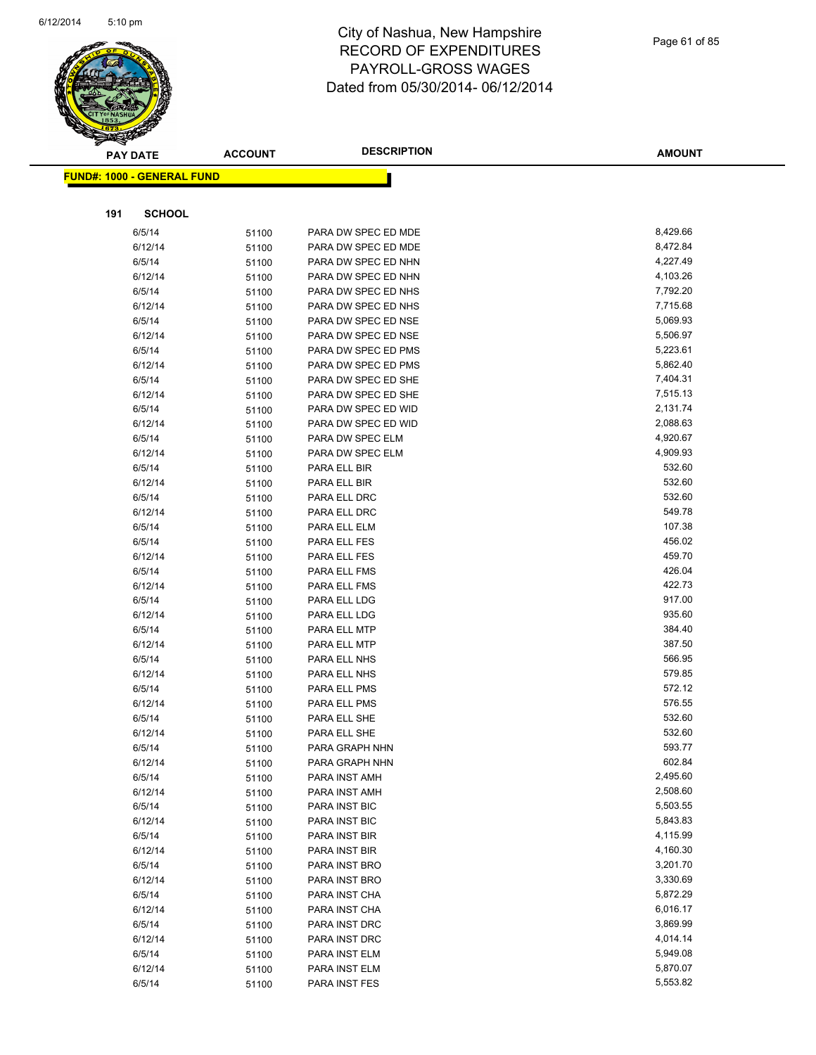# City of Nashua, New Hampshire
# RECORD OF EXPENDITURES
# PAYROLL-GROSS WAGES
# Dated from 05/30/2014- 06/12/2014

| PAY DATE | ACCOUNT | DESCRIPTION | AMOUNT |
|---|---|---|---|
| **FUND#: 1000 - GENERAL FUND** | | | |
| **191 SCHOOL** | | | |
| 6/5/14 | 51100 | PARA DW SPEC ED MDE | 8,429.66 |
| 6/12/14 | 51100 | PARA DW SPEC ED MDE | 8,472.84 |
| 6/5/14 | 51100 | PARA DW SPEC ED NHN | 4,227.49 |
| 6/12/14 | 51100 | PARA DW SPEC ED NHN | 4,103.26 |
| 6/5/14 | 51100 | PARA DW SPEC ED NHS | 7,792.20 |
| 6/12/14 | 51100 | PARA DW SPEC ED NHS | 7,715.68 |
| 6/5/14 | 51100 | PARA DW SPEC ED NSE | 5,069.93 |
| 6/12/14 | 51100 | PARA DW SPEC ED NSE | 5,506.97 |
| 6/5/14 | 51100 | PARA DW SPEC ED PMS | 5,223.61 |
| 6/12/14 | 51100 | PARA DW SPEC ED PMS | 5,862.40 |
| 6/5/14 | 51100 | PARA DW SPEC ED SHE | 7,404.31 |
| 6/12/14 | 51100 | PARA DW SPEC ED SHE | 7,515.13 |
| 6/5/14 | 51100 | PARA DW SPEC ED WID | 2,131.74 |
| 6/12/14 | 51100 | PARA DW SPEC ED WID | 2,088.63 |
| 6/5/14 | 51100 | PARA DW SPEC ELM | 4,920.67 |
| 6/12/14 | 51100 | PARA DW SPEC ELM | 4,909.93 |
| 6/5/14 | 51100 | PARA ELL BIR | 532.60 |
| 6/12/14 | 51100 | PARA ELL BIR | 532.60 |
| 6/5/14 | 51100 | PARA ELL DRC | 532.60 |
| 6/12/14 | 51100 | PARA ELL DRC | 549.78 |
| 6/5/14 | 51100 | PARA ELL ELM | 107.38 |
| 6/5/14 | 51100 | PARA ELL FES | 456.02 |
| 6/12/14 | 51100 | PARA ELL FES | 459.70 |
| 6/5/14 | 51100 | PARA ELL FMS | 426.04 |
| 6/12/14 | 51100 | PARA ELL FMS | 422.73 |
| 6/5/14 | 51100 | PARA ELL LDG | 917.00 |
| 6/12/14 | 51100 | PARA ELL LDG | 935.60 |
| 6/5/14 | 51100 | PARA ELL MTP | 384.40 |
| 6/12/14 | 51100 | PARA ELL MTP | 387.50 |
| 6/5/14 | 51100 | PARA ELL NHS | 566.95 |
| 6/12/14 | 51100 | PARA ELL NHS | 579.85 |
| 6/5/14 | 51100 | PARA ELL PMS | 572.12 |
| 6/12/14 | 51100 | PARA ELL PMS | 576.55 |
| 6/5/14 | 51100 | PARA ELL SHE | 532.60 |
| 6/12/14 | 51100 | PARA ELL SHE | 532.60 |
| 6/5/14 | 51100 | PARA GRAPH NHN | 593.77 |
| 6/12/14 | 51100 | PARA GRAPH NHN | 602.84 |
| 6/5/14 | 51100 | PARA INST AMH | 2,495.60 |
| 6/12/14 | 51100 | PARA INST AMH | 2,508.60 |
| 6/5/14 | 51100 | PARA INST BIC | 5,503.55 |
| 6/12/14 | 51100 | PARA INST BIC | 5,843.83 |
| 6/5/14 | 51100 | PARA INST BIR | 4,115.99 |
| 6/12/14 | 51100 | PARA INST BIR | 4,160.30 |
| 6/5/14 | 51100 | PARA INST BRO | 3,201.70 |
| 6/12/14 | 51100 | PARA INST BRO | 3,330.69 |
| 6/5/14 | 51100 | PARA INST CHA | 5,872.29 |
| 6/12/14 | 51100 | PARA INST CHA | 6,016.17 |
| 6/5/14 | 51100 | PARA INST DRC | 3,869.99 |
| 6/12/14 | 51100 | PARA INST DRC | 4,014.14 |
| 6/5/14 | 51100 | PARA INST ELM | 5,949.08 |
| 6/12/14 | 51100 | PARA INST ELM | 5,870.07 |
| 6/5/14 | 51100 | PARA INST FES | 5,553.82 |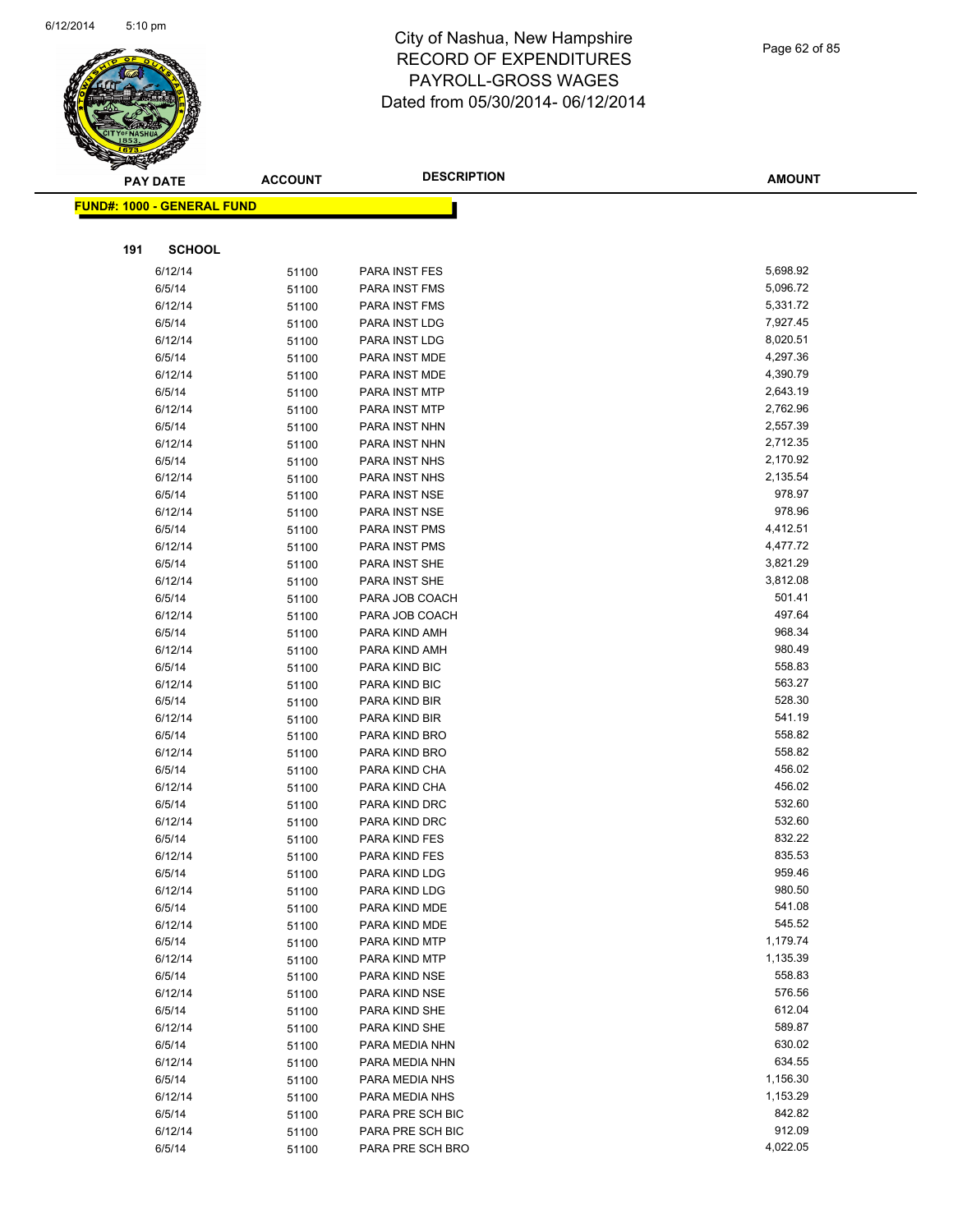# City of Nashua, New Hampshire
## RECORD OF EXPENDITURES
## PAYROLL-GROSS WAGES
## Dated from 05/30/2014- 06/12/2014

| PAY DATE | ACCOUNT | DESCRIPTION | AMOUNT |
|---|---|---|---|

**FUND#: 1000 - GENERAL FUND**

**191 SCHOOL**

| PAY DATE | ACCOUNT | DESCRIPTION | AMOUNT |
|---|---|---|---|
| 6/12/14 | 51100 | PARA INST FES | 5,698.92 |
| 6/5/14 | 51100 | PARA INST FMS | 5,096.72 |
| 6/12/14 | 51100 | PARA INST FMS | 5,331.72 |
| 6/5/14 | 51100 | PARA INST LDG | 7,927.45 |
| 6/12/14 | 51100 | PARA INST LDG | 8,020.51 |
| 6/5/14 | 51100 | PARA INST MDE | 4,297.36 |
| 6/12/14 | 51100 | PARA INST MDE | 4,390.79 |
| 6/5/14 | 51100 | PARA INST MTP | 2,643.19 |
| 6/12/14 | 51100 | PARA INST MTP | 2,762.96 |
| 6/5/14 | 51100 | PARA INST NHN | 2,557.39 |
| 6/12/14 | 51100 | PARA INST NHN | 2,712.35 |
| 6/5/14 | 51100 | PARA INST NHS | 2,170.92 |
| 6/12/14 | 51100 | PARA INST NHS | 2,135.54 |
| 6/5/14 | 51100 | PARA INST NSE | 978.97 |
| 6/12/14 | 51100 | PARA INST NSE | 978.96 |
| 6/5/14 | 51100 | PARA INST PMS | 4,412.51 |
| 6/12/14 | 51100 | PARA INST PMS | 4,477.72 |
| 6/5/14 | 51100 | PARA INST SHE | 3,821.29 |
| 6/12/14 | 51100 | PARA INST SHE | 3,812.08 |
| 6/5/14 | 51100 | PARA JOB COACH | 501.41 |
| 6/12/14 | 51100 | PARA JOB COACH | 497.64 |
| 6/5/14 | 51100 | PARA KIND AMH | 968.34 |
| 6/12/14 | 51100 | PARA KIND AMH | 980.49 |
| 6/5/14 | 51100 | PARA KIND BIC | 558.83 |
| 6/12/14 | 51100 | PARA KIND BIC | 563.27 |
| 6/5/14 | 51100 | PARA KIND BIR | 528.30 |
| 6/12/14 | 51100 | PARA KIND BIR | 541.19 |
| 6/5/14 | 51100 | PARA KIND BRO | 558.82 |
| 6/12/14 | 51100 | PARA KIND BRO | 558.82 |
| 6/5/14 | 51100 | PARA KIND CHA | 456.02 |
| 6/12/14 | 51100 | PARA KIND CHA | 456.02 |
| 6/5/14 | 51100 | PARA KIND DRC | 532.60 |
| 6/12/14 | 51100 | PARA KIND DRC | 532.60 |
| 6/5/14 | 51100 | PARA KIND FES | 832.22 |
| 6/12/14 | 51100 | PARA KIND FES | 835.53 |
| 6/5/14 | 51100 | PARA KIND LDG | 959.46 |
| 6/12/14 | 51100 | PARA KIND LDG | 980.50 |
| 6/5/14 | 51100 | PARA KIND MDE | 541.08 |
| 6/12/14 | 51100 | PARA KIND MDE | 545.52 |
| 6/5/14 | 51100 | PARA KIND MTP | 1,179.74 |
| 6/12/14 | 51100 | PARA KIND MTP | 1,135.39 |
| 6/5/14 | 51100 | PARA KIND NSE | 558.83 |
| 6/12/14 | 51100 | PARA KIND NSE | 576.56 |
| 6/5/14 | 51100 | PARA KIND SHE | 612.04 |
| 6/12/14 | 51100 | PARA KIND SHE | 589.87 |
| 6/5/14 | 51100 | PARA MEDIA NHN | 630.02 |
| 6/12/14 | 51100 | PARA MEDIA NHN | 634.55 |
| 6/5/14 | 51100 | PARA MEDIA NHS | 1,156.30 |
| 6/12/14 | 51100 | PARA MEDIA NHS | 1,153.29 |
| 6/5/14 | 51100 | PARA PRE SCH BIC | 842.82 |
| 6/12/14 | 51100 | PARA PRE SCH BIC | 912.09 |
| 6/5/14 | 51100 | PARA PRE SCH BRO | 4,022.05 |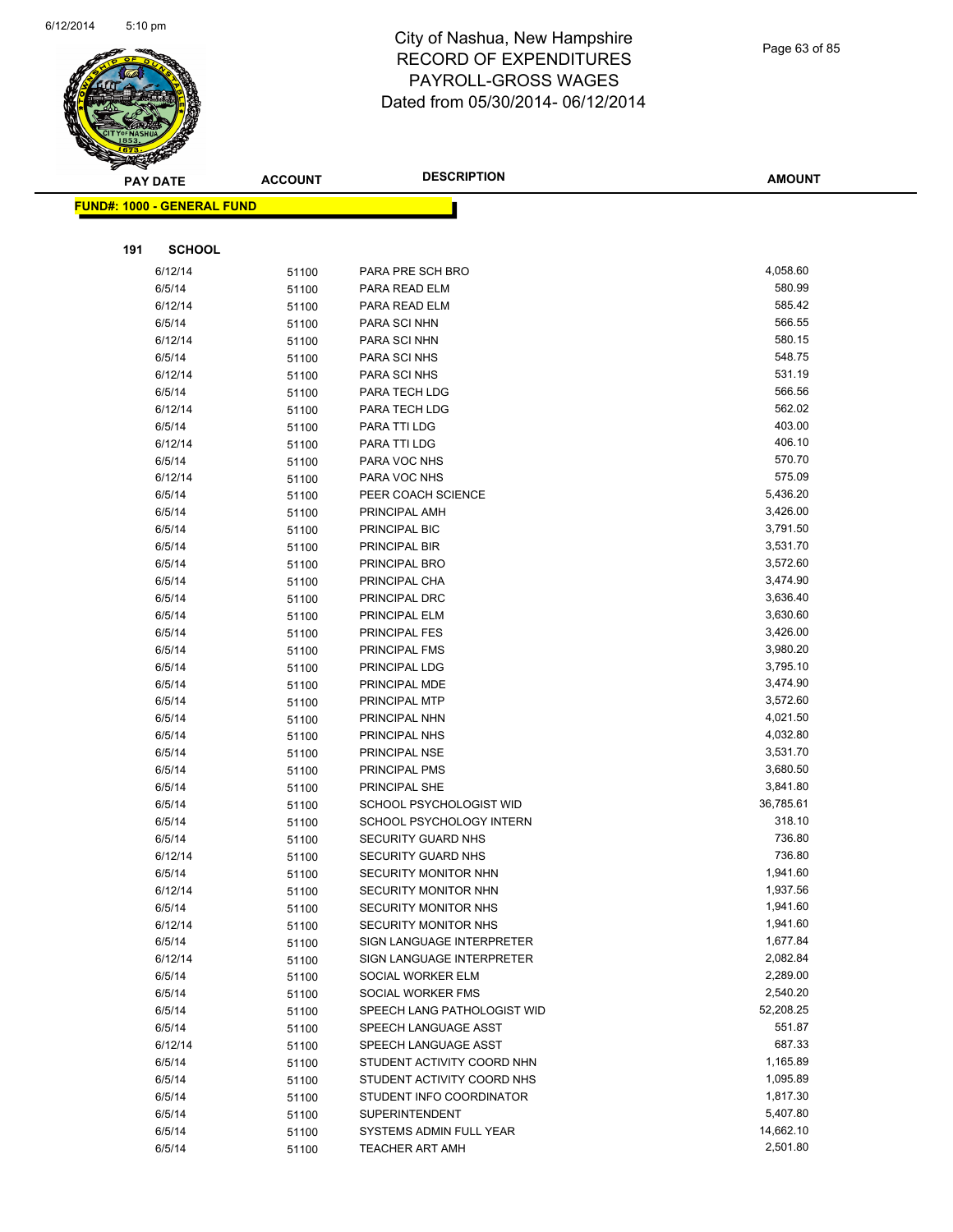# City of Nashua, New Hampshire
## RECORD OF EXPENDITURES
## PAYROLL-GROSS WAGES
## Dated from 05/30/2014- 06/12/2014

**FUND#: 1000 - GENERAL FUND**

**191 SCHOOL**

| PAY DATE | ACCOUNT | DESCRIPTION | AMOUNT |
|---|---|---|---|
| 6/12/14 | 51100 | PARA PRE SCH BRO | 4,058.60 |
| 6/5/14 | 51100 | PARA READ ELM | 580.99 |
| 6/12/14 | 51100 | PARA READ ELM | 585.42 |
| 6/5/14 | 51100 | PARA SCI NHN | 566.55 |
| 6/12/14 | 51100 | PARA SCI NHN | 580.15 |
| 6/5/14 | 51100 | PARA SCI NHS | 548.75 |
| 6/12/14 | 51100 | PARA SCI NHS | 531.19 |
| 6/5/14 | 51100 | PARA TECH LDG | 566.56 |
| 6/12/14 | 51100 | PARA TECH LDG | 562.02 |
| 6/5/14 | 51100 | PARA TTI LDG | 403.00 |
| 6/12/14 | 51100 | PARA TTI LDG | 406.10 |
| 6/5/14 | 51100 | PARA VOC NHS | 570.70 |
| 6/12/14 | 51100 | PARA VOC NHS | 575.09 |
| 6/5/14 | 51100 | PEER COACH SCIENCE | 5,436.20 |
| 6/5/14 | 51100 | PRINCIPAL AMH | 3,426.00 |
| 6/5/14 | 51100 | PRINCIPAL BIC | 3,791.50 |
| 6/5/14 | 51100 | PRINCIPAL BIR | 3,531.70 |
| 6/5/14 | 51100 | PRINCIPAL BRO | 3,572.60 |
| 6/5/14 | 51100 | PRINCIPAL CHA | 3,474.90 |
| 6/5/14 | 51100 | PRINCIPAL DRC | 3,636.40 |
| 6/5/14 | 51100 | PRINCIPAL ELM | 3,630.60 |
| 6/5/14 | 51100 | PRINCIPAL FES | 3,426.00 |
| 6/5/14 | 51100 | PRINCIPAL FMS | 3,980.20 |
| 6/5/14 | 51100 | PRINCIPAL LDG | 3,795.10 |
| 6/5/14 | 51100 | PRINCIPAL MDE | 3,474.90 |
| 6/5/14 | 51100 | PRINCIPAL MTP | 3,572.60 |
| 6/5/14 | 51100 | PRINCIPAL NHN | 4,021.50 |
| 6/5/14 | 51100 | PRINCIPAL NHS | 4,032.80 |
| 6/5/14 | 51100 | PRINCIPAL NSE | 3,531.70 |
| 6/5/14 | 51100 | PRINCIPAL PMS | 3,680.50 |
| 6/5/14 | 51100 | PRINCIPAL SHE | 3,841.80 |
| 6/5/14 | 51100 | SCHOOL PSYCHOLOGIST WID | 36,785.61 |
| 6/5/14 | 51100 | SCHOOL PSYCHOLOGY INTERN | 318.10 |
| 6/5/14 | 51100 | SECURITY GUARD NHS | 736.80 |
| 6/12/14 | 51100 | SECURITY GUARD NHS | 736.80 |
| 6/5/14 | 51100 | SECURITY MONITOR NHN | 1,941.60 |
| 6/12/14 | 51100 | SECURITY MONITOR NHN | 1,937.56 |
| 6/5/14 | 51100 | SECURITY MONITOR NHS | 1,941.60 |
| 6/12/14 | 51100 | SECURITY MONITOR NHS | 1,941.60 |
| 6/5/14 | 51100 | SIGN LANGUAGE INTERPRETER | 1,677.84 |
| 6/12/14 | 51100 | SIGN LANGUAGE INTERPRETER | 2,082.84 |
| 6/5/14 | 51100 | SOCIAL WORKER ELM | 2,289.00 |
| 6/5/14 | 51100 | SOCIAL WORKER FMS | 2,540.20 |
| 6/5/14 | 51100 | SPEECH LANG PATHOLOGIST WID | 52,208.25 |
| 6/5/14 | 51100 | SPEECH LANGUAGE ASST | 551.87 |
| 6/12/14 | 51100 | SPEECH LANGUAGE ASST | 687.33 |
| 6/5/14 | 51100 | STUDENT ACTIVITY COORD NHN | 1,165.89 |
| 6/5/14 | 51100 | STUDENT ACTIVITY COORD NHS | 1,095.89 |
| 6/5/14 | 51100 | STUDENT INFO COORDINATOR | 1,817.30 |
| 6/5/14 | 51100 | SUPERINTENDENT | 5,407.80 |
| 6/5/14 | 51100 | SYSTEMS ADMIN FULL YEAR | 14,662.10 |
| 6/5/14 | 51100 | TEACHER ART AMH | 2,501.80 |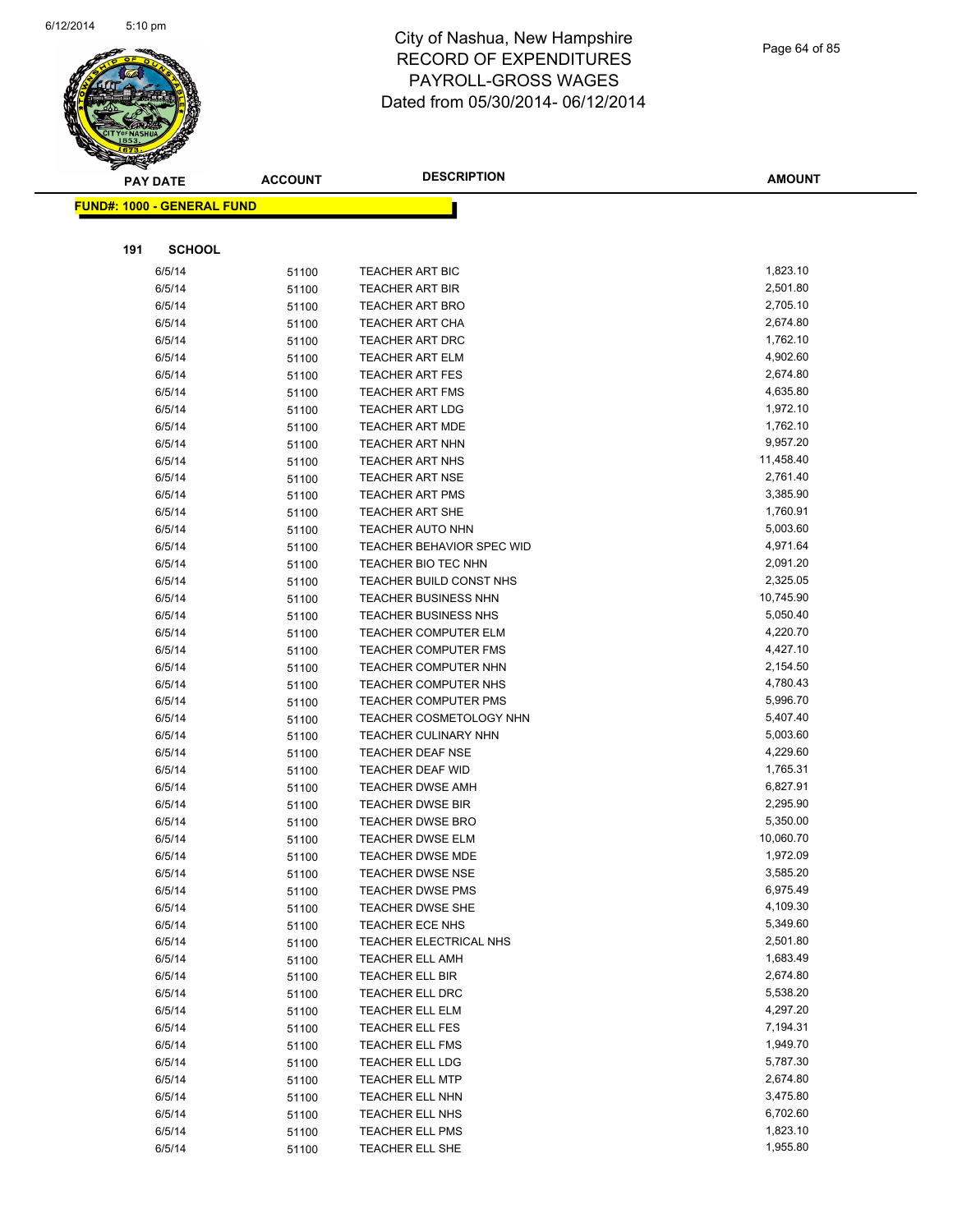# City of Nashua, New Hampshire
# RECORD OF EXPENDITURES
# PAYROLL-GROSS WAGES
# Dated from 05/30/2014- 06/12/2014

**FUND#: 1000 - GENERAL FUND**

**191 SCHOOL**

| PAY DATE | ACCOUNT | DESCRIPTION | AMOUNT |
|---|---|---|---|
| 6/5/14 | 51100 | TEACHER ART BIC | 1,823.10 |
| 6/5/14 | 51100 | TEACHER ART BIR | 2,501.80 |
| 6/5/14 | 51100 | TEACHER ART BRO | 2,705.10 |
| 6/5/14 | 51100 | TEACHER ART CHA | 2,674.80 |
| 6/5/14 | 51100 | TEACHER ART DRC | 1,762.10 |
| 6/5/14 | 51100 | TEACHER ART ELM | 4,902.60 |
| 6/5/14 | 51100 | TEACHER ART FES | 2,674.80 |
| 6/5/14 | 51100 | TEACHER ART FMS | 4,635.80 |
| 6/5/14 | 51100 | TEACHER ART LDG | 1,972.10 |
| 6/5/14 | 51100 | TEACHER ART MDE | 1,762.10 |
| 6/5/14 | 51100 | TEACHER ART NHN | 9,957.20 |
| 6/5/14 | 51100 | TEACHER ART NHS | 11,458.40 |
| 6/5/14 | 51100 | TEACHER ART NSE | 2,761.40 |
| 6/5/14 | 51100 | TEACHER ART PMS | 3,385.90 |
| 6/5/14 | 51100 | TEACHER ART SHE | 1,760.91 |
| 6/5/14 | 51100 | TEACHER AUTO NHN | 5,003.60 |
| 6/5/14 | 51100 | TEACHER BEHAVIOR SPEC WID | 4,971.64 |
| 6/5/14 | 51100 | TEACHER BIO TEC NHN | 2,091.20 |
| 6/5/14 | 51100 | TEACHER BUILD CONST NHS | 2,325.05 |
| 6/5/14 | 51100 | TEACHER BUSINESS NHN | 10,745.90 |
| 6/5/14 | 51100 | TEACHER BUSINESS NHS | 5,050.40 |
| 6/5/14 | 51100 | TEACHER COMPUTER ELM | 4,220.70 |
| 6/5/14 | 51100 | TEACHER COMPUTER FMS | 4,427.10 |
| 6/5/14 | 51100 | TEACHER COMPUTER NHN | 2,154.50 |
| 6/5/14 | 51100 | TEACHER COMPUTER NHS | 4,780.43 |
| 6/5/14 | 51100 | TEACHER COMPUTER PMS | 5,996.70 |
| 6/5/14 | 51100 | TEACHER COSMETOLOGY NHN | 5,407.40 |
| 6/5/14 | 51100 | TEACHER CULINARY NHN | 5,003.60 |
| 6/5/14 | 51100 | TEACHER DEAF NSE | 4,229.60 |
| 6/5/14 | 51100 | TEACHER DEAF WID | 1,765.31 |
| 6/5/14 | 51100 | TEACHER DWSE AMH | 6,827.91 |
| 6/5/14 | 51100 | TEACHER DWSE BIR | 2,295.90 |
| 6/5/14 | 51100 | TEACHER DWSE BRO | 5,350.00 |
| 6/5/14 | 51100 | TEACHER DWSE ELM | 10,060.70 |
| 6/5/14 | 51100 | TEACHER DWSE MDE | 1,972.09 |
| 6/5/14 | 51100 | TEACHER DWSE NSE | 3,585.20 |
| 6/5/14 | 51100 | TEACHER DWSE PMS | 6,975.49 |
| 6/5/14 | 51100 | TEACHER DWSE SHE | 4,109.30 |
| 6/5/14 | 51100 | TEACHER ECE NHS | 5,349.60 |
| 6/5/14 | 51100 | TEACHER ELECTRICAL NHS | 2,501.80 |
| 6/5/14 | 51100 | TEACHER ELL AMH | 1,683.49 |
| 6/5/14 | 51100 | TEACHER ELL BIR | 2,674.80 |
| 6/5/14 | 51100 | TEACHER ELL DRC | 5,538.20 |
| 6/5/14 | 51100 | TEACHER ELL ELM | 4,297.20 |
| 6/5/14 | 51100 | TEACHER ELL FES | 7,194.31 |
| 6/5/14 | 51100 | TEACHER ELL FMS | 1,949.70 |
| 6/5/14 | 51100 | TEACHER ELL LDG | 5,787.30 |
| 6/5/14 | 51100 | TEACHER ELL MTP | 2,674.80 |
| 6/5/14 | 51100 | TEACHER ELL NHN | 3,475.80 |
| 6/5/14 | 51100 | TEACHER ELL NHS | 6,702.60 |
| 6/5/14 | 51100 | TEACHER ELL PMS | 1,823.10 |
| 6/5/14 | 51100 | TEACHER ELL SHE | 1,955.80 |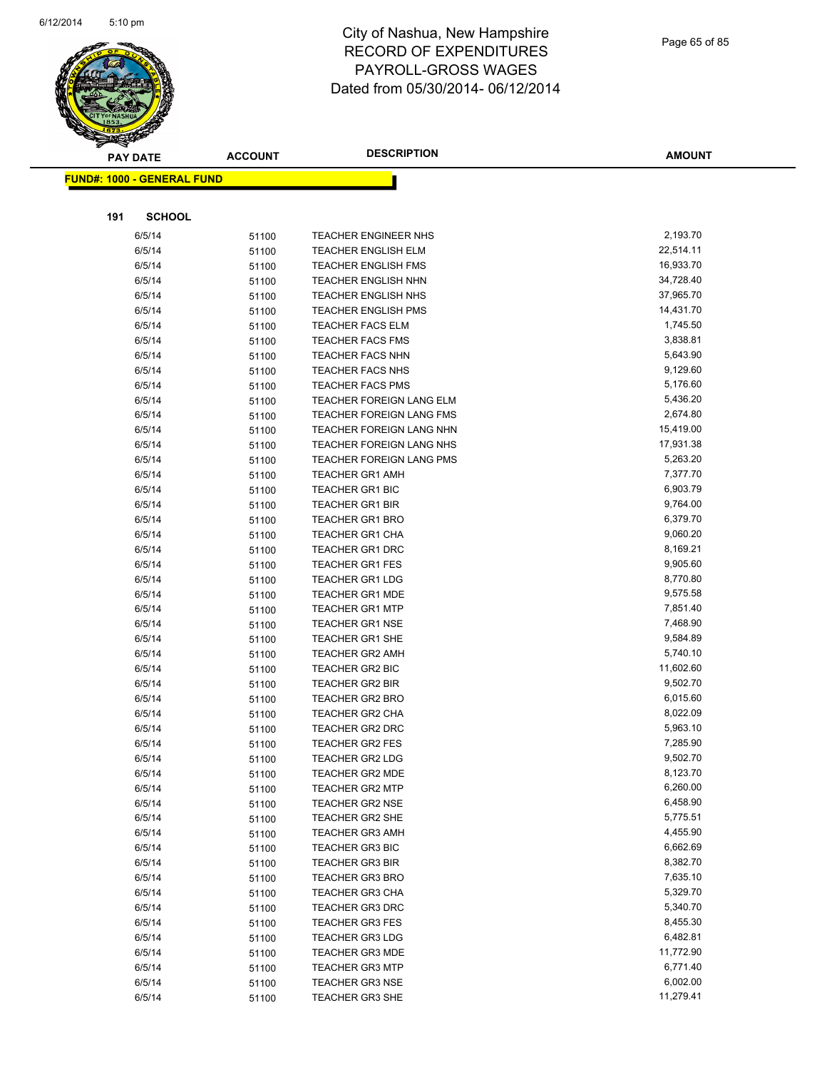# City of Nashua, New Hampshire
# RECORD OF EXPENDITURES
# PAYROLL-GROSS WAGES
# Dated from 05/30/2014- 06/12/2014

**FUND#: 1000 - GENERAL FUND**

**191 SCHOOL**

| PAY DATE | ACCOUNT | DESCRIPTION | AMOUNT |
|---|---|---|---|
| 6/5/14 | 51100 | TEACHER ENGINEER NHS | 2,193.70 |
| 6/5/14 | 51100 | TEACHER ENGLISH ELM | 22,514.11 |
| 6/5/14 | 51100 | TEACHER ENGLISH FMS | 16,933.70 |
| 6/5/14 | 51100 | TEACHER ENGLISH NHN | 34,728.40 |
| 6/5/14 | 51100 | TEACHER ENGLISH NHS | 37,965.70 |
| 6/5/14 | 51100 | TEACHER ENGLISH PMS | 14,431.70 |
| 6/5/14 | 51100 | TEACHER FACS ELM | 1,745.50 |
| 6/5/14 | 51100 | TEACHER FACS FMS | 3,838.81 |
| 6/5/14 | 51100 | TEACHER FACS NHN | 5,643.90 |
| 6/5/14 | 51100 | TEACHER FACS NHS | 9,129.60 |
| 6/5/14 | 51100 | TEACHER FACS PMS | 5,176.60 |
| 6/5/14 | 51100 | TEACHER FOREIGN LANG ELM | 5,436.20 |
| 6/5/14 | 51100 | TEACHER FOREIGN LANG FMS | 2,674.80 |
| 6/5/14 | 51100 | TEACHER FOREIGN LANG NHN | 15,419.00 |
| 6/5/14 | 51100 | TEACHER FOREIGN LANG NHS | 17,931.38 |
| 6/5/14 | 51100 | TEACHER FOREIGN LANG PMS | 5,263.20 |
| 6/5/14 | 51100 | TEACHER GR1 AMH | 7,377.70 |
| 6/5/14 | 51100 | TEACHER GR1 BIC | 6,903.79 |
| 6/5/14 | 51100 | TEACHER GR1 BIR | 9,764.00 |
| 6/5/14 | 51100 | TEACHER GR1 BRO | 6,379.70 |
| 6/5/14 | 51100 | TEACHER GR1 CHA | 9,060.20 |
| 6/5/14 | 51100 | TEACHER GR1 DRC | 8,169.21 |
| 6/5/14 | 51100 | TEACHER GR1 FES | 9,905.60 |
| 6/5/14 | 51100 | TEACHER GR1 LDG | 8,770.80 |
| 6/5/14 | 51100 | TEACHER GR1 MDE | 9,575.58 |
| 6/5/14 | 51100 | TEACHER GR1 MTP | 7,851.40 |
| 6/5/14 | 51100 | TEACHER GR1 NSE | 7,468.90 |
| 6/5/14 | 51100 | TEACHER GR1 SHE | 9,584.89 |
| 6/5/14 | 51100 | TEACHER GR2 AMH | 5,740.10 |
| 6/5/14 | 51100 | TEACHER GR2 BIC | 11,602.60 |
| 6/5/14 | 51100 | TEACHER GR2 BIR | 9,502.70 |
| 6/5/14 | 51100 | TEACHER GR2 BRO | 6,015.60 |
| 6/5/14 | 51100 | TEACHER GR2 CHA | 8,022.09 |
| 6/5/14 | 51100 | TEACHER GR2 DRC | 5,963.10 |
| 6/5/14 | 51100 | TEACHER GR2 FES | 7,285.90 |
| 6/5/14 | 51100 | TEACHER GR2 LDG | 9,502.70 |
| 6/5/14 | 51100 | TEACHER GR2 MDE | 8,123.70 |
| 6/5/14 | 51100 | TEACHER GR2 MTP | 6,260.00 |
| 6/5/14 | 51100 | TEACHER GR2 NSE | 6,458.90 |
| 6/5/14 | 51100 | TEACHER GR2 SHE | 5,775.51 |
| 6/5/14 | 51100 | TEACHER GR3 AMH | 4,455.90 |
| 6/5/14 | 51100 | TEACHER GR3 BIC | 6,662.69 |
| 6/5/14 | 51100 | TEACHER GR3 BIR | 8,382.70 |
| 6/5/14 | 51100 | TEACHER GR3 BRO | 7,635.10 |
| 6/5/14 | 51100 | TEACHER GR3 CHA | 5,329.70 |
| 6/5/14 | 51100 | TEACHER GR3 DRC | 5,340.70 |
| 6/5/14 | 51100 | TEACHER GR3 FES | 8,455.30 |
| 6/5/14 | 51100 | TEACHER GR3 LDG | 6,482.81 |
| 6/5/14 | 51100 | TEACHER GR3 MDE | 11,772.90 |
| 6/5/14 | 51100 | TEACHER GR3 MTP | 6,771.40 |
| 6/5/14 | 51100 | TEACHER GR3 NSE | 6,002.00 |
| 6/5/14 | 51100 | TEACHER GR3 SHE | 11,279.41 |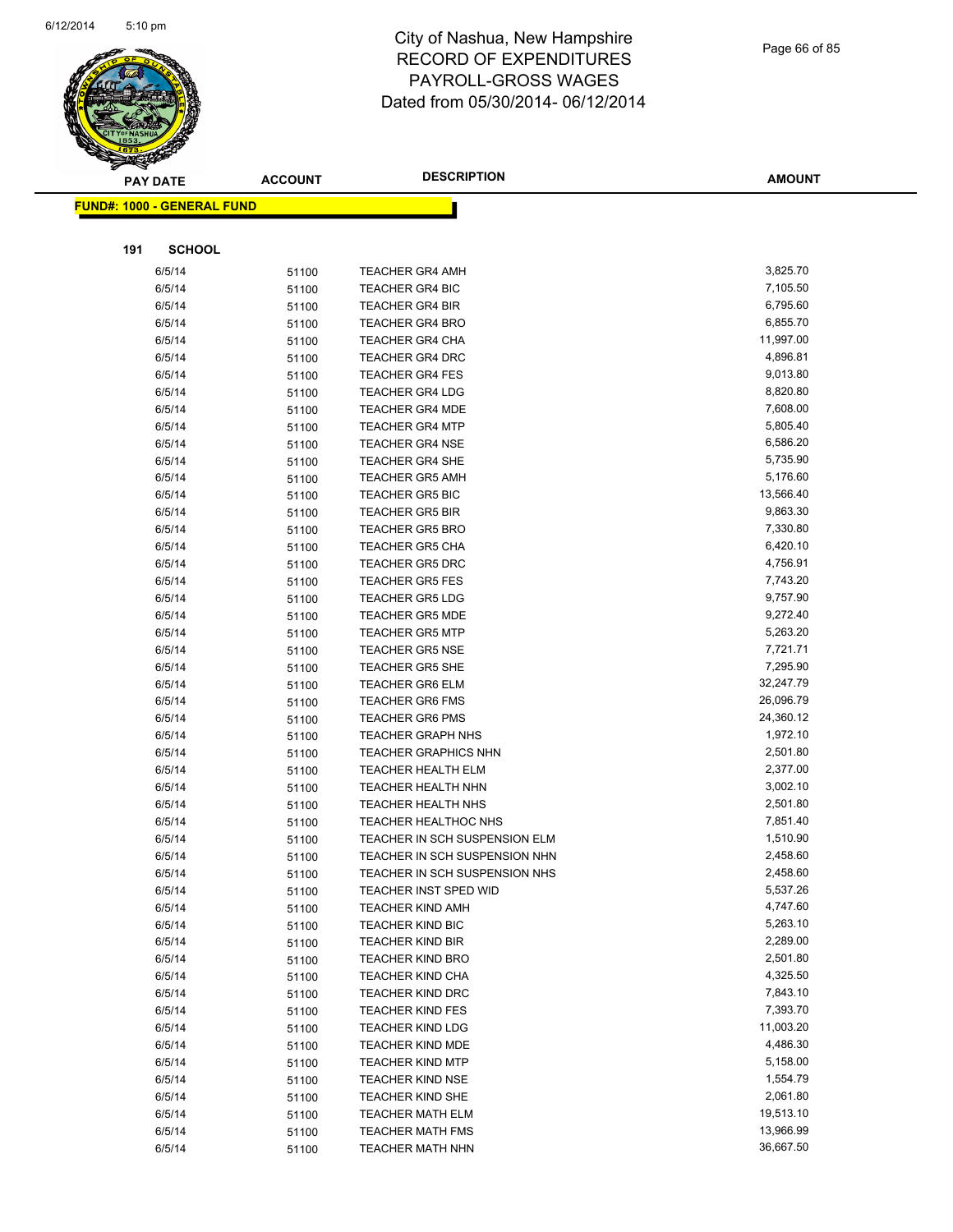# City of Nashua, New Hampshire
# RECORD OF EXPENDITURES
# PAYROLL-GROSS WAGES
# Dated from 05/30/2014- 06/12/2014

**FUND#: 1000 - GENERAL FUND**

**191 SCHOOL**

| PAY DATE | ACCOUNT | DESCRIPTION | AMOUNT |
|---|---|---|---|
| 6/5/14 | 51100 | TEACHER GR4 AMH | 3,825.70 |
| 6/5/14 | 51100 | TEACHER GR4 BIC | 7,105.50 |
| 6/5/14 | 51100 | TEACHER GR4 BIR | 6,795.60 |
| 6/5/14 | 51100 | TEACHER GR4 BRO | 6,855.70 |
| 6/5/14 | 51100 | TEACHER GR4 CHA | 11,997.00 |
| 6/5/14 | 51100 | TEACHER GR4 DRC | 4,896.81 |
| 6/5/14 | 51100 | TEACHER GR4 FES | 9,013.80 |
| 6/5/14 | 51100 | TEACHER GR4 LDG | 8,820.80 |
| 6/5/14 | 51100 | TEACHER GR4 MDE | 7,608.00 |
| 6/5/14 | 51100 | TEACHER GR4 MTP | 5,805.40 |
| 6/5/14 | 51100 | TEACHER GR4 NSE | 6,586.20 |
| 6/5/14 | 51100 | TEACHER GR4 SHE | 5,735.90 |
| 6/5/14 | 51100 | TEACHER GR5 AMH | 5,176.60 |
| 6/5/14 | 51100 | TEACHER GR5 BIC | 13,566.40 |
| 6/5/14 | 51100 | TEACHER GR5 BIR | 9,863.30 |
| 6/5/14 | 51100 | TEACHER GR5 BRO | 7,330.80 |
| 6/5/14 | 51100 | TEACHER GR5 CHA | 6,420.10 |
| 6/5/14 | 51100 | TEACHER GR5 DRC | 4,756.91 |
| 6/5/14 | 51100 | TEACHER GR5 FES | 7,743.20 |
| 6/5/14 | 51100 | TEACHER GR5 LDG | 9,757.90 |
| 6/5/14 | 51100 | TEACHER GR5 MDE | 9,272.40 |
| 6/5/14 | 51100 | TEACHER GR5 MTP | 5,263.20 |
| 6/5/14 | 51100 | TEACHER GR5 NSE | 7,721.71 |
| 6/5/14 | 51100 | TEACHER GR5 SHE | 7,295.90 |
| 6/5/14 | 51100 | TEACHER GR6 ELM | 32,247.79 |
| 6/5/14 | 51100 | TEACHER GR6 FMS | 26,096.79 |
| 6/5/14 | 51100 | TEACHER GR6 PMS | 24,360.12 |
| 6/5/14 | 51100 | TEACHER GRAPH NHS | 1,972.10 |
| 6/5/14 | 51100 | TEACHER GRAPHICS NHN | 2,501.80 |
| 6/5/14 | 51100 | TEACHER HEALTH ELM | 2,377.00 |
| 6/5/14 | 51100 | TEACHER HEALTH NHN | 3,002.10 |
| 6/5/14 | 51100 | TEACHER HEALTH NHS | 2,501.80 |
| 6/5/14 | 51100 | TEACHER HEALTHOC NHS | 7,851.40 |
| 6/5/14 | 51100 | TEACHER IN SCH SUSPENSION ELM | 1,510.90 |
| 6/5/14 | 51100 | TEACHER IN SCH SUSPENSION NHN | 2,458.60 |
| 6/5/14 | 51100 | TEACHER IN SCH SUSPENSION NHS | 2,458.60 |
| 6/5/14 | 51100 | TEACHER INST SPED WID | 5,537.26 |
| 6/5/14 | 51100 | TEACHER KIND AMH | 4,747.60 |
| 6/5/14 | 51100 | TEACHER KIND BIC | 5,263.10 |
| 6/5/14 | 51100 | TEACHER KIND BIR | 2,289.00 |
| 6/5/14 | 51100 | TEACHER KIND BRO | 2,501.80 |
| 6/5/14 | 51100 | TEACHER KIND CHA | 4,325.50 |
| 6/5/14 | 51100 | TEACHER KIND DRC | 7,843.10 |
| 6/5/14 | 51100 | TEACHER KIND FES | 7,393.70 |
| 6/5/14 | 51100 | TEACHER KIND LDG | 11,003.20 |
| 6/5/14 | 51100 | TEACHER KIND MDE | 4,486.30 |
| 6/5/14 | 51100 | TEACHER KIND MTP | 5,158.00 |
| 6/5/14 | 51100 | TEACHER KIND NSE | 1,554.79 |
| 6/5/14 | 51100 | TEACHER KIND SHE | 2,061.80 |
| 6/5/14 | 51100 | TEACHER MATH ELM | 19,513.10 |
| 6/5/14 | 51100 | TEACHER MATH FMS | 13,966.99 |
| 6/5/14 | 51100 | TEACHER MATH NHN | 36,667.50 |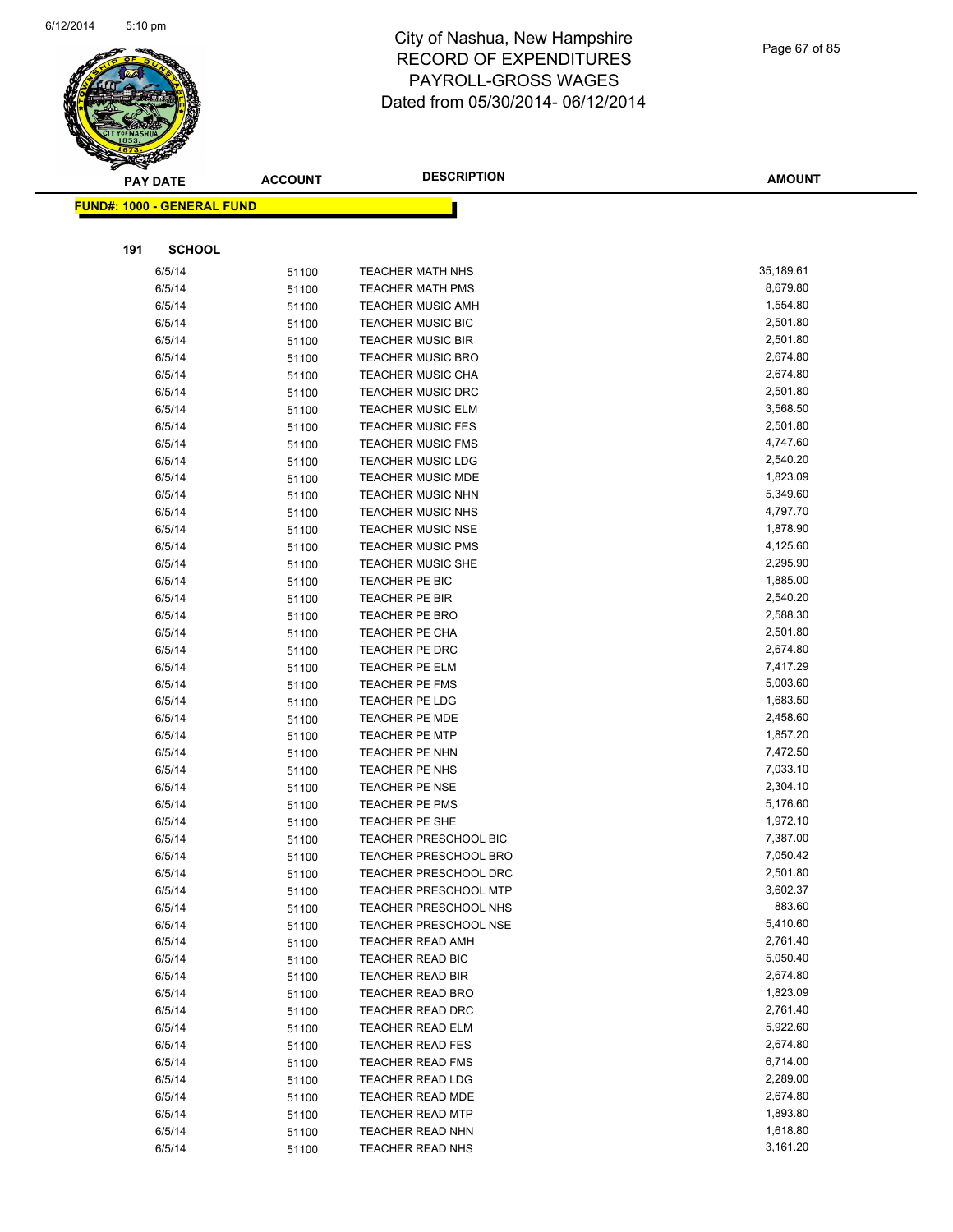# City of Nashua, New Hampshire
# RECORD OF EXPENDITURES
# PAYROLL-GROSS WAGES
# Dated from 05/30/2014- 06/12/2014

**FUND#: 1000 - GENERAL FUND**

**191 SCHOOL**

| PAY DATE | ACCOUNT | DESCRIPTION | AMOUNT |
|---|---|---|---|
| 6/5/14 | 51100 | TEACHER MATH NHS | 35,189.61 |
| 6/5/14 | 51100 | TEACHER MATH PMS | 8,679.80 |
| 6/5/14 | 51100 | TEACHER MUSIC AMH | 1,554.80 |
| 6/5/14 | 51100 | TEACHER MUSIC BIC | 2,501.80 |
| 6/5/14 | 51100 | TEACHER MUSIC BIR | 2,501.80 |
| 6/5/14 | 51100 | TEACHER MUSIC BRO | 2,674.80 |
| 6/5/14 | 51100 | TEACHER MUSIC CHA | 2,674.80 |
| 6/5/14 | 51100 | TEACHER MUSIC DRC | 2,501.80 |
| 6/5/14 | 51100 | TEACHER MUSIC ELM | 3,568.50 |
| 6/5/14 | 51100 | TEACHER MUSIC FES | 2,501.80 |
| 6/5/14 | 51100 | TEACHER MUSIC FMS | 4,747.60 |
| 6/5/14 | 51100 | TEACHER MUSIC LDG | 2,540.20 |
| 6/5/14 | 51100 | TEACHER MUSIC MDE | 1,823.09 |
| 6/5/14 | 51100 | TEACHER MUSIC NHN | 5,349.60 |
| 6/5/14 | 51100 | TEACHER MUSIC NHS | 4,797.70 |
| 6/5/14 | 51100 | TEACHER MUSIC NSE | 1,878.90 |
| 6/5/14 | 51100 | TEACHER MUSIC PMS | 4,125.60 |
| 6/5/14 | 51100 | TEACHER MUSIC SHE | 2,295.90 |
| 6/5/14 | 51100 | TEACHER PE BIC | 1,885.00 |
| 6/5/14 | 51100 | TEACHER PE BIR | 2,540.20 |
| 6/5/14 | 51100 | TEACHER PE BRO | 2,588.30 |
| 6/5/14 | 51100 | TEACHER PE CHA | 2,501.80 |
| 6/5/14 | 51100 | TEACHER PE DRC | 2,674.80 |
| 6/5/14 | 51100 | TEACHER PE ELM | 7,417.29 |
| 6/5/14 | 51100 | TEACHER PE FMS | 5,003.60 |
| 6/5/14 | 51100 | TEACHER PE LDG | 1,683.50 |
| 6/5/14 | 51100 | TEACHER PE MDE | 2,458.60 |
| 6/5/14 | 51100 | TEACHER PE MTP | 1,857.20 |
| 6/5/14 | 51100 | TEACHER PE NHN | 7,472.50 |
| 6/5/14 | 51100 | TEACHER PE NHS | 7,033.10 |
| 6/5/14 | 51100 | TEACHER PE NSE | 2,304.10 |
| 6/5/14 | 51100 | TEACHER PE PMS | 5,176.60 |
| 6/5/14 | 51100 | TEACHER PE SHE | 1,972.10 |
| 6/5/14 | 51100 | TEACHER PRESCHOOL BIC | 7,387.00 |
| 6/5/14 | 51100 | TEACHER PRESCHOOL BRO | 7,050.42 |
| 6/5/14 | 51100 | TEACHER PRESCHOOL DRC | 2,501.80 |
| 6/5/14 | 51100 | TEACHER PRESCHOOL MTP | 3,602.37 |
| 6/5/14 | 51100 | TEACHER PRESCHOOL NHS | 883.60 |
| 6/5/14 | 51100 | TEACHER PRESCHOOL NSE | 5,410.60 |
| 6/5/14 | 51100 | TEACHER READ AMH | 2,761.40 |
| 6/5/14 | 51100 | TEACHER READ BIC | 5,050.40 |
| 6/5/14 | 51100 | TEACHER READ BIR | 2,674.80 |
| 6/5/14 | 51100 | TEACHER READ BRO | 1,823.09 |
| 6/5/14 | 51100 | TEACHER READ DRC | 2,761.40 |
| 6/5/14 | 51100 | TEACHER READ ELM | 5,922.60 |
| 6/5/14 | 51100 | TEACHER READ FES | 2,674.80 |
| 6/5/14 | 51100 | TEACHER READ FMS | 6,714.00 |
| 6/5/14 | 51100 | TEACHER READ LDG | 2,289.00 |
| 6/5/14 | 51100 | TEACHER READ MDE | 2,674.80 |
| 6/5/14 | 51100 | TEACHER READ MTP | 1,893.80 |
| 6/5/14 | 51100 | TEACHER READ NHN | 1,618.80 |
| 6/5/14 | 51100 | TEACHER READ NHS | 3,161.20 |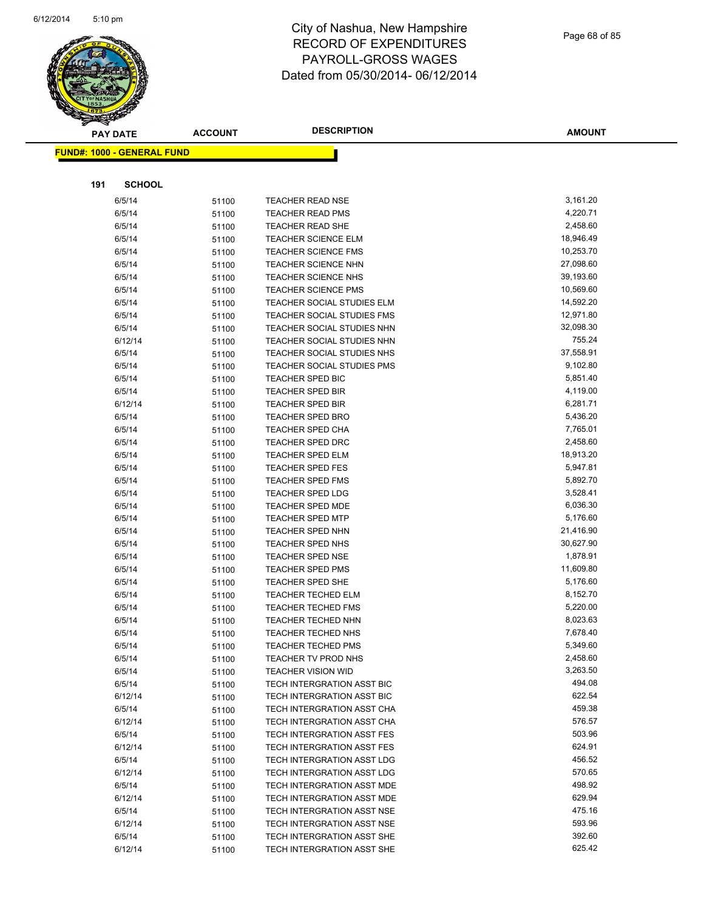# City of Nashua, New Hampshire
# RECORD OF EXPENDITURES
# PAYROLL-GROSS WAGES
# Dated from 05/30/2014- 06/12/2014

**FUND#: 1000 - GENERAL FUND**

**191 SCHOOL**

| PAY DATE | ACCOUNT | DESCRIPTION | AMOUNT |
|---|---|---|---|
| 6/5/14 | 51100 | TEACHER READ NSE | 3,161.20 |
| 6/5/14 | 51100 | TEACHER READ PMS | 4,220.71 |
| 6/5/14 | 51100 | TEACHER READ SHE | 2,458.60 |
| 6/5/14 | 51100 | TEACHER SCIENCE ELM | 18,946.49 |
| 6/5/14 | 51100 | TEACHER SCIENCE FMS | 10,253.70 |
| 6/5/14 | 51100 | TEACHER SCIENCE NHN | 27,098.60 |
| 6/5/14 | 51100 | TEACHER SCIENCE NHS | 39,193.60 |
| 6/5/14 | 51100 | TEACHER SCIENCE PMS | 10,569.60 |
| 6/5/14 | 51100 | TEACHER SOCIAL STUDIES ELM | 14,592.20 |
| 6/5/14 | 51100 | TEACHER SOCIAL STUDIES FMS | 12,971.80 |
| 6/5/14 | 51100 | TEACHER SOCIAL STUDIES NHN | 32,098.30 |
| 6/12/14 | 51100 | TEACHER SOCIAL STUDIES NHN | 755.24 |
| 6/5/14 | 51100 | TEACHER SOCIAL STUDIES NHS | 37,558.91 |
| 6/5/14 | 51100 | TEACHER SOCIAL STUDIES PMS | 9,102.80 |
| 6/5/14 | 51100 | TEACHER SPED BIC | 5,851.40 |
| 6/5/14 | 51100 | TEACHER SPED BIR | 4,119.00 |
| 6/12/14 | 51100 | TEACHER SPED BIR | 6,281.71 |
| 6/5/14 | 51100 | TEACHER SPED BRO | 5,436.20 |
| 6/5/14 | 51100 | TEACHER SPED CHA | 7,765.01 |
| 6/5/14 | 51100 | TEACHER SPED DRC | 2,458.60 |
| 6/5/14 | 51100 | TEACHER SPED ELM | 18,913.20 |
| 6/5/14 | 51100 | TEACHER SPED FES | 5,947.81 |
| 6/5/14 | 51100 | TEACHER SPED FMS | 5,892.70 |
| 6/5/14 | 51100 | TEACHER SPED LDG | 3,528.41 |
| 6/5/14 | 51100 | TEACHER SPED MDE | 6,036.30 |
| 6/5/14 | 51100 | TEACHER SPED MTP | 5,176.60 |
| 6/5/14 | 51100 | TEACHER SPED NHN | 21,416.90 |
| 6/5/14 | 51100 | TEACHER SPED NHS | 30,627.90 |
| 6/5/14 | 51100 | TEACHER SPED NSE | 1,878.91 |
| 6/5/14 | 51100 | TEACHER SPED PMS | 11,609.80 |
| 6/5/14 | 51100 | TEACHER SPED SHE | 5,176.60 |
| 6/5/14 | 51100 | TEACHER TECHED ELM | 8,152.70 |
| 6/5/14 | 51100 | TEACHER TECHED FMS | 5,220.00 |
| 6/5/14 | 51100 | TEACHER TECHED NHN | 8,023.63 |
| 6/5/14 | 51100 | TEACHER TECHED NHS | 7,678.40 |
| 6/5/14 | 51100 | TEACHER TECHED PMS | 5,349.60 |
| 6/5/14 | 51100 | TEACHER TV PROD NHS | 2,458.60 |
| 6/5/14 | 51100 | TEACHER VISION WID | 3,263.50 |
| 6/5/14 | 51100 | TECH INTERGRATION ASST BIC | 494.08 |
| 6/12/14 | 51100 | TECH INTERGRATION ASST BIC | 622.54 |
| 6/5/14 | 51100 | TECH INTERGRATION ASST CHA | 459.38 |
| 6/12/14 | 51100 | TECH INTERGRATION ASST CHA | 576.57 |
| 6/5/14 | 51100 | TECH INTERGRATION ASST FES | 503.96 |
| 6/12/14 | 51100 | TECH INTERGRATION ASST FES | 624.91 |
| 6/5/14 | 51100 | TECH INTERGRATION ASST LDG | 456.52 |
| 6/12/14 | 51100 | TECH INTERGRATION ASST LDG | 570.65 |
| 6/5/14 | 51100 | TECH INTERGRATION ASST MDE | 498.92 |
| 6/12/14 | 51100 | TECH INTERGRATION ASST MDE | 629.94 |
| 6/5/14 | 51100 | TECH INTERGRATION ASST NSE | 475.16 |
| 6/12/14 | 51100 | TECH INTERGRATION ASST NSE | 593.96 |
| 6/5/14 | 51100 | TECH INTERGRATION ASST SHE | 392.60 |
| 6/12/14 | 51100 | TECH INTERGRATION ASST SHE | 625.42 |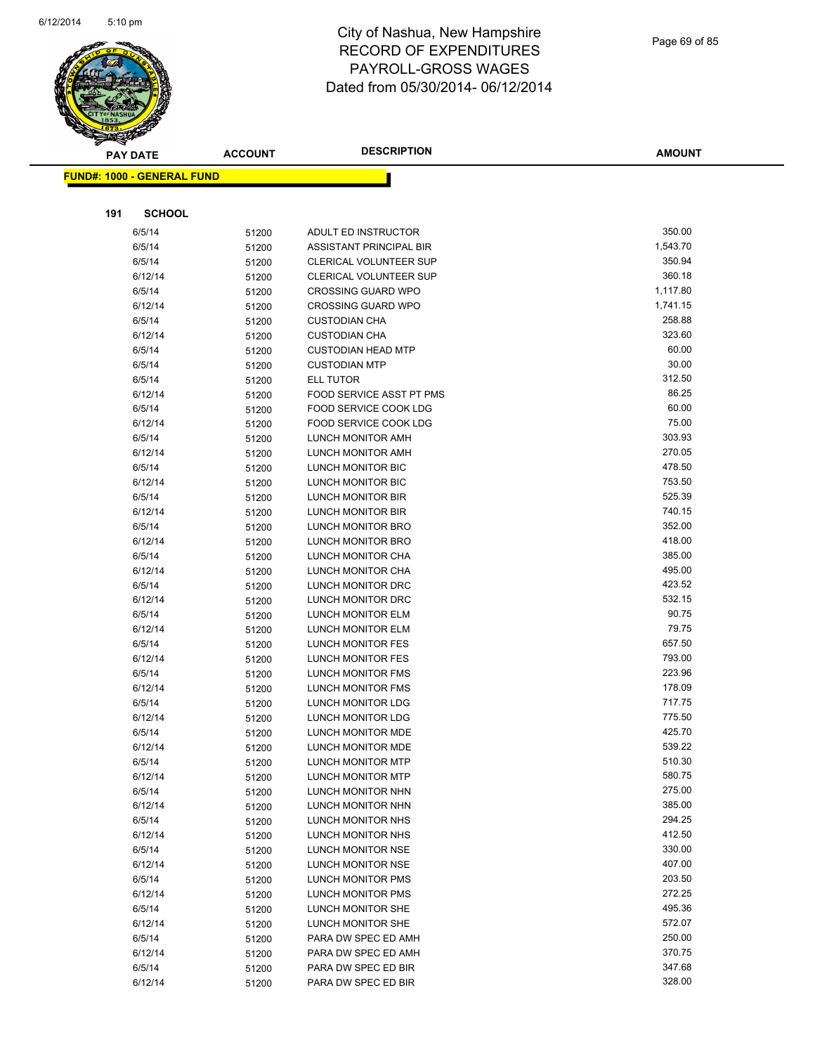# City of Nashua, New Hampshire
## RECORD OF EXPENDITURES
## PAYROLL-GROSS WAGES
## Dated from 05/30/2014- 06/12/2014

**FUND#: 1000 - GENERAL FUND**

**191 SCHOOL**

| PAY DATE | ACCOUNT | DESCRIPTION | AMOUNT |
|---|---|---|---|
| 6/5/14 | 51200 | ADULT ED INSTRUCTOR | 350.00 |
| 6/5/14 | 51200 | ASSISTANT PRINCIPAL BIR | 1,543.70 |
| 6/5/14 | 51200 | CLERICAL VOLUNTEER SUP | 350.94 |
| 6/12/14 | 51200 | CLERICAL VOLUNTEER SUP | 360.18 |
| 6/5/14 | 51200 | CROSSING GUARD WPO | 1,117.80 |
| 6/12/14 | 51200 | CROSSING GUARD WPO | 1,741.15 |
| 6/5/14 | 51200 | CUSTODIAN CHA | 258.88 |
| 6/12/14 | 51200 | CUSTODIAN CHA | 323.60 |
| 6/5/14 | 51200 | CUSTODIAN HEAD MTP | 60.00 |
| 6/5/14 | 51200 | CUSTODIAN MTP | 30.00 |
| 6/5/14 | 51200 | ELL TUTOR | 312.50 |
| 6/12/14 | 51200 | FOOD SERVICE ASST PT PMS | 86.25 |
| 6/5/14 | 51200 | FOOD SERVICE COOK LDG | 60.00 |
| 6/12/14 | 51200 | FOOD SERVICE COOK LDG | 75.00 |
| 6/5/14 | 51200 | LUNCH MONITOR AMH | 303.93 |
| 6/12/14 | 51200 | LUNCH MONITOR AMH | 270.05 |
| 6/5/14 | 51200 | LUNCH MONITOR BIC | 478.50 |
| 6/12/14 | 51200 | LUNCH MONITOR BIC | 753.50 |
| 6/5/14 | 51200 | LUNCH MONITOR BIR | 525.39 |
| 6/12/14 | 51200 | LUNCH MONITOR BIR | 740.15 |
| 6/5/14 | 51200 | LUNCH MONITOR BRO | 352.00 |
| 6/12/14 | 51200 | LUNCH MONITOR BRO | 418.00 |
| 6/5/14 | 51200 | LUNCH MONITOR CHA | 385.00 |
| 6/12/14 | 51200 | LUNCH MONITOR CHA | 495.00 |
| 6/5/14 | 51200 | LUNCH MONITOR DRC | 423.52 |
| 6/12/14 | 51200 | LUNCH MONITOR DRC | 532.15 |
| 6/5/14 | 51200 | LUNCH MONITOR ELM | 90.75 |
| 6/12/14 | 51200 | LUNCH MONITOR ELM | 79.75 |
| 6/5/14 | 51200 | LUNCH MONITOR FES | 657.50 |
| 6/12/14 | 51200 | LUNCH MONITOR FES | 793.00 |
| 6/5/14 | 51200 | LUNCH MONITOR FMS | 223.96 |
| 6/12/14 | 51200 | LUNCH MONITOR FMS | 178.09 |
| 6/5/14 | 51200 | LUNCH MONITOR LDG | 717.75 |
| 6/12/14 | 51200 | LUNCH MONITOR LDG | 775.50 |
| 6/5/14 | 51200 | LUNCH MONITOR MDE | 425.70 |
| 6/12/14 | 51200 | LUNCH MONITOR MDE | 539.22 |
| 6/5/14 | 51200 | LUNCH MONITOR MTP | 510.30 |
| 6/12/14 | 51200 | LUNCH MONITOR MTP | 580.75 |
| 6/5/14 | 51200 | LUNCH MONITOR NHN | 275.00 |
| 6/12/14 | 51200 | LUNCH MONITOR NHN | 385.00 |
| 6/5/14 | 51200 | LUNCH MONITOR NHS | 294.25 |
| 6/12/14 | 51200 | LUNCH MONITOR NHS | 412.50 |
| 6/5/14 | 51200 | LUNCH MONITOR NSE | 330.00 |
| 6/12/14 | 51200 | LUNCH MONITOR NSE | 407.00 |
| 6/5/14 | 51200 | LUNCH MONITOR PMS | 203.50 |
| 6/12/14 | 51200 | LUNCH MONITOR PMS | 272.25 |
| 6/5/14 | 51200 | LUNCH MONITOR SHE | 495.36 |
| 6/12/14 | 51200 | LUNCH MONITOR SHE | 572.07 |
| 6/5/14 | 51200 | PARA DW SPEC ED AMH | 250.00 |
| 6/12/14 | 51200 | PARA DW SPEC ED AMH | 370.75 |
| 6/5/14 | 51200 | PARA DW SPEC ED BIR | 347.68 |
| 6/12/14 | 51200 | PARA DW SPEC ED BIR | 328.00 |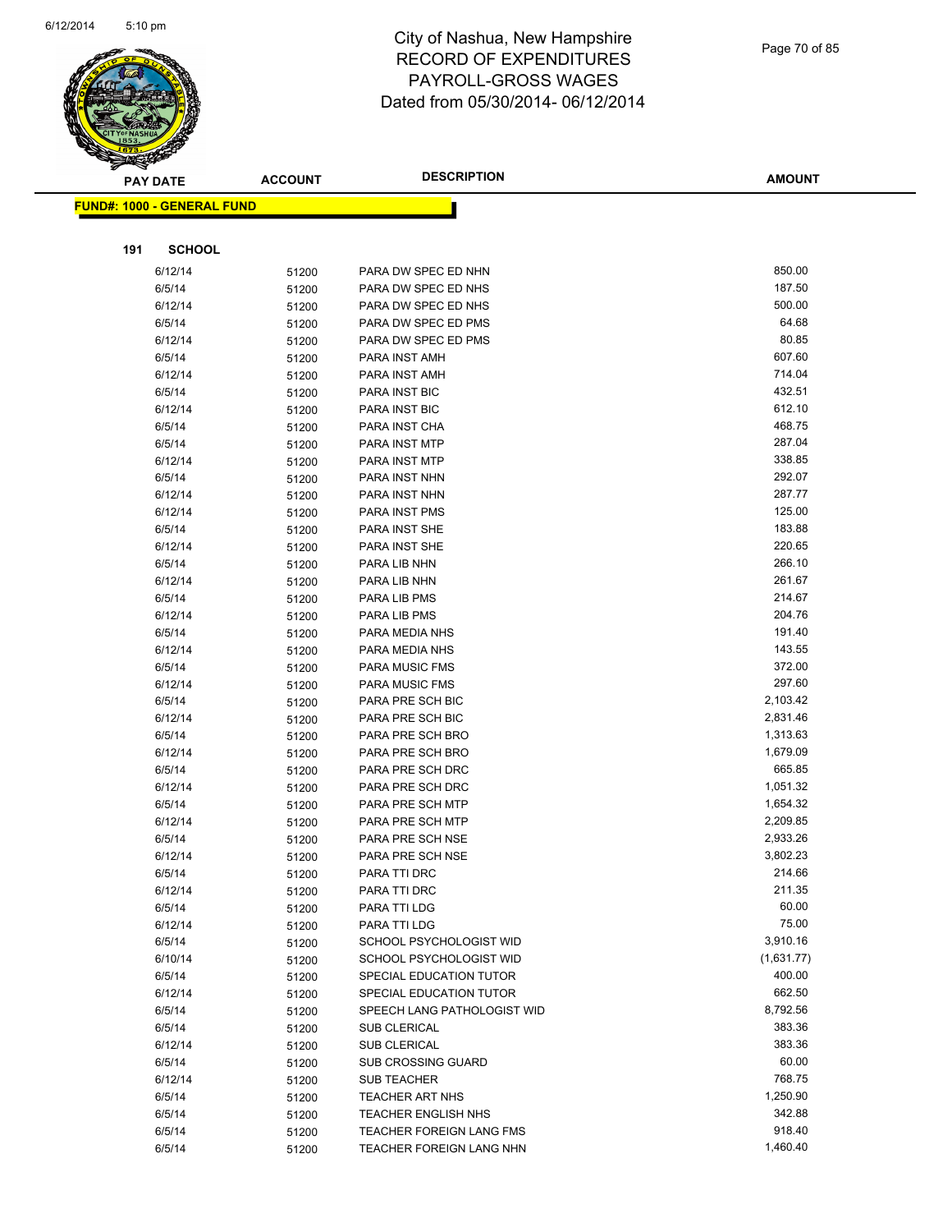# City of Nashua, New Hampshire
## RECORD OF EXPENDITURES
## PAYROLL-GROSS WAGES
## Dated from 05/30/2014- 06/12/2014

**FUND#: 1000 - GENERAL FUND**

**191 SCHOOL**

| PAY DATE | ACCOUNT | DESCRIPTION | AMOUNT |
|---|---|---|---|
| 6/12/14 | 51200 | PARA DW SPEC ED NHN | 850.00 |
| 6/5/14 | 51200 | PARA DW SPEC ED NHS | 187.50 |
| 6/12/14 | 51200 | PARA DW SPEC ED NHS | 500.00 |
| 6/5/14 | 51200 | PARA DW SPEC ED PMS | 64.68 |
| 6/12/14 | 51200 | PARA DW SPEC ED PMS | 80.85 |
| 6/5/14 | 51200 | PARA INST AMH | 607.60 |
| 6/12/14 | 51200 | PARA INST AMH | 714.04 |
| 6/5/14 | 51200 | PARA INST BIC | 432.51 |
| 6/12/14 | 51200 | PARA INST BIC | 612.10 |
| 6/5/14 | 51200 | PARA INST CHA | 468.75 |
| 6/5/14 | 51200 | PARA INST MTP | 287.04 |
| 6/12/14 | 51200 | PARA INST MTP | 338.85 |
| 6/5/14 | 51200 | PARA INST NHN | 292.07 |
| 6/12/14 | 51200 | PARA INST NHN | 287.77 |
| 6/12/14 | 51200 | PARA INST PMS | 125.00 |
| 6/5/14 | 51200 | PARA INST SHE | 183.88 |
| 6/12/14 | 51200 | PARA INST SHE | 220.65 |
| 6/5/14 | 51200 | PARA LIB NHN | 266.10 |
| 6/12/14 | 51200 | PARA LIB NHN | 261.67 |
| 6/5/14 | 51200 | PARA LIB PMS | 214.67 |
| 6/12/14 | 51200 | PARA LIB PMS | 204.76 |
| 6/5/14 | 51200 | PARA MEDIA NHS | 191.40 |
| 6/12/14 | 51200 | PARA MEDIA NHS | 143.55 |
| 6/5/14 | 51200 | PARA MUSIC FMS | 372.00 |
| 6/12/14 | 51200 | PARA MUSIC FMS | 297.60 |
| 6/5/14 | 51200 | PARA PRE SCH BIC | 2,103.42 |
| 6/12/14 | 51200 | PARA PRE SCH BIC | 2,831.46 |
| 6/5/14 | 51200 | PARA PRE SCH BRO | 1,313.63 |
| 6/12/14 | 51200 | PARA PRE SCH BRO | 1,679.09 |
| 6/5/14 | 51200 | PARA PRE SCH DRC | 665.85 |
| 6/12/14 | 51200 | PARA PRE SCH DRC | 1,051.32 |
| 6/5/14 | 51200 | PARA PRE SCH MTP | 1,654.32 |
| 6/12/14 | 51200 | PARA PRE SCH MTP | 2,209.85 |
| 6/5/14 | 51200 | PARA PRE SCH NSE | 2,933.26 |
| 6/12/14 | 51200 | PARA PRE SCH NSE | 3,802.23 |
| 6/5/14 | 51200 | PARA TTI DRC | 214.66 |
| 6/12/14 | 51200 | PARA TTI DRC | 211.35 |
| 6/5/14 | 51200 | PARA TTI LDG | 60.00 |
| 6/12/14 | 51200 | PARA TTI LDG | 75.00 |
| 6/5/14 | 51200 | SCHOOL PSYCHOLOGIST WID | 3,910.16 |
| 6/10/14 | 51200 | SCHOOL PSYCHOLOGIST WID | (1,631.77) |
| 6/5/14 | 51200 | SPECIAL EDUCATION TUTOR | 400.00 |
| 6/12/14 | 51200 | SPECIAL EDUCATION TUTOR | 662.50 |
| 6/5/14 | 51200 | SPEECH LANG PATHOLOGIST WID | 8,792.56 |
| 6/5/14 | 51200 | SUB CLERICAL | 383.36 |
| 6/12/14 | 51200 | SUB CLERICAL | 383.36 |
| 6/5/14 | 51200 | SUB CROSSING GUARD | 60.00 |
| 6/12/14 | 51200 | SUB TEACHER | 768.75 |
| 6/5/14 | 51200 | TEACHER ART NHS | 1,250.90 |
| 6/5/14 | 51200 | TEACHER ENGLISH NHS | 342.88 |
| 6/5/14 | 51200 | TEACHER FOREIGN LANG FMS | 918.40 |
| 6/5/14 | 51200 | TEACHER FOREIGN LANG NHN | 1,460.40 |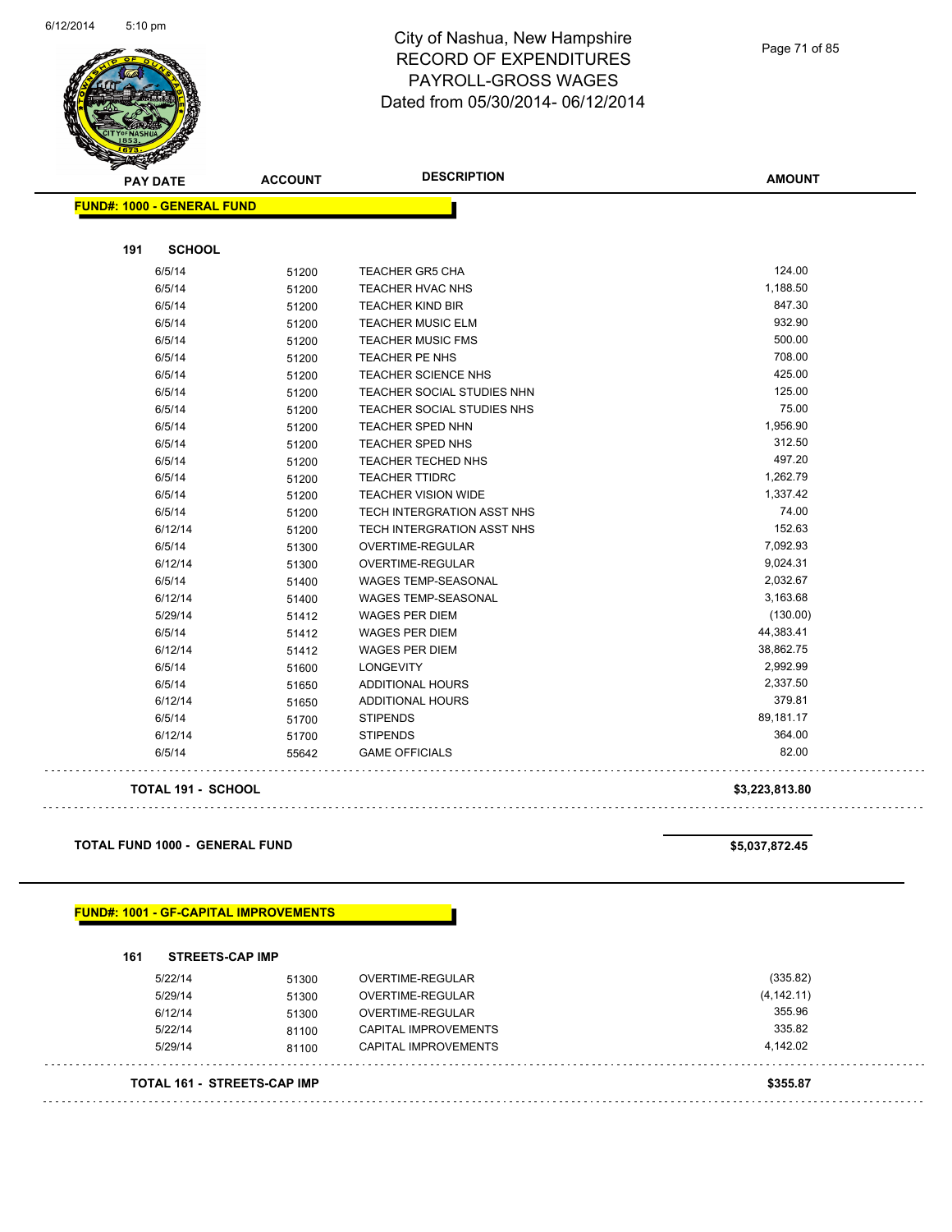# City of Nashua, New Hampshire
## RECORD OF EXPENDITURES
## PAYROLL-GROSS WAGES
## Dated from 05/30/2014- 06/12/2014

**FUND#: 1000 - GENERAL FUND**

**191 SCHOOL**

| PAY DATE | ACCOUNT | DESCRIPTION | AMOUNT |
|---|---|---|---|
| 6/5/14 | 51200 | TEACHER GR5 CHA | 124.00 |
| 6/5/14 | 51200 | TEACHER HVAC NHS | 1,188.50 |
| 6/5/14 | 51200 | TEACHER KIND BIR | 847.30 |
| 6/5/14 | 51200 | TEACHER MUSIC ELM | 932.90 |
| 6/5/14 | 51200 | TEACHER MUSIC FMS | 500.00 |
| 6/5/14 | 51200 | TEACHER PE NHS | 708.00 |
| 6/5/14 | 51200 | TEACHER SCIENCE NHS | 425.00 |
| 6/5/14 | 51200 | TEACHER SOCIAL STUDIES NHN | 125.00 |
| 6/5/14 | 51200 | TEACHER SOCIAL STUDIES NHS | 75.00 |
| 6/5/14 | 51200 | TEACHER SPED NHN | 1,956.90 |
| 6/5/14 | 51200 | TEACHER SPED NHS | 312.50 |
| 6/5/14 | 51200 | TEACHER TECHED NHS | 497.20 |
| 6/5/14 | 51200 | TEACHER TTIDRC | 1,262.79 |
| 6/5/14 | 51200 | TEACHER VISION WIDE | 1,337.42 |
| 6/5/14 | 51200 | TECH INTERGRATION ASST NHS | 74.00 |
| 6/12/14 | 51200 | TECH INTERGRATION ASST NHS | 152.63 |
| 6/5/14 | 51300 | OVERTIME-REGULAR | 7,092.93 |
| 6/12/14 | 51300 | OVERTIME-REGULAR | 9,024.31 |
| 6/5/14 | 51400 | WAGES TEMP-SEASONAL | 2,032.67 |
| 6/12/14 | 51400 | WAGES TEMP-SEASONAL | 3,163.68 |
| 5/29/14 | 51412 | WAGES PER DIEM | (130.00) |
| 6/5/14 | 51412 | WAGES PER DIEM | 44,383.41 |
| 6/12/14 | 51412 | WAGES PER DIEM | 38,862.75 |
| 6/5/14 | 51600 | LONGEVITY | 2,992.99 |
| 6/5/14 | 51650 | ADDITIONAL HOURS | 2,337.50 |
| 6/12/14 | 51650 | ADDITIONAL HOURS | 379.81 |
| 6/5/14 | 51700 | STIPENDS | 89,181.17 |
| 6/12/14 | 51700 | STIPENDS | 364.00 |
| 6/5/14 | 55642 | GAME OFFICIALS | 82.00 |
| **TOTAL 191 - SCHOOL** | | | **$3,223,813.80** |

**TOTAL FUND 1000 - GENERAL FUND** **$5,037,872.45**

**FUND#: 1001 - GF-CAPITAL IMPROVEMENTS**

**161 STREETS-CAP IMP**

| PAY DATE | ACCOUNT | DESCRIPTION | AMOUNT |
|---|---|---|---|
| 5/22/14 | 51300 | OVERTIME-REGULAR | (335.82) |
| 5/29/14 | 51300 | OVERTIME-REGULAR | (4,142.11) |
| 6/12/14 | 51300 | OVERTIME-REGULAR | 355.96 |
| 5/22/14 | 81100 | CAPITAL IMPROVEMENTS | 335.82 |
| 5/29/14 | 81100 | CAPITAL IMPROVEMENTS | 4,142.02 |
| **TOTAL 161 - STREETS-CAP IMP** | | | **$355.87** |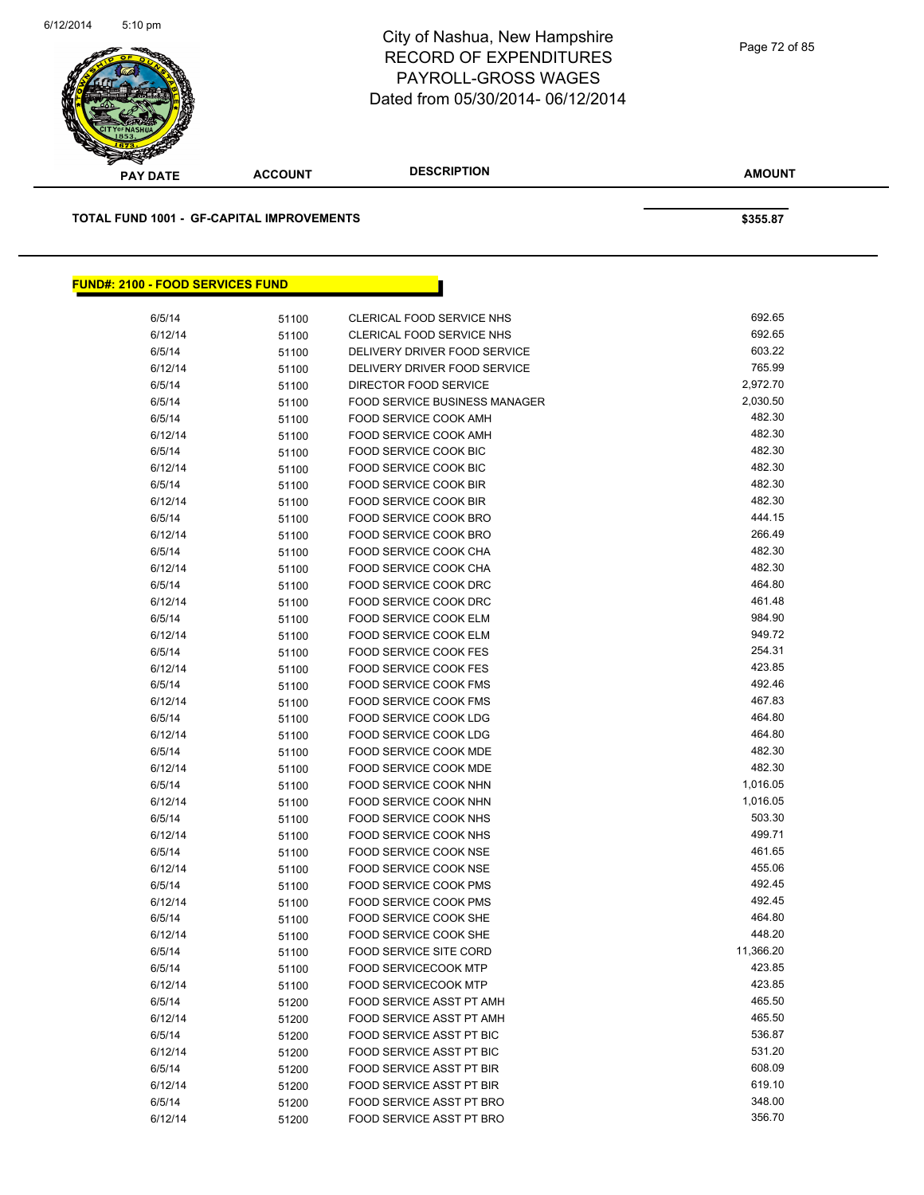City of Nashua, New Hampshire
RECORD OF EXPENDITURES
PAYROLL-GROSS WAGES
Dated from 05/30/2014- 06/12/2014

| PAY DATE | ACCOUNT | DESCRIPTION | AMOUNT |
|---|---|---|---|

**TOTAL FUND 1001 - GF-CAPITAL IMPROVEMENTS** **$355.87**

## FUND#: 2100 - FOOD SERVICES FUND

| PAY DATE | ACCOUNT | DESCRIPTION | AMOUNT |
|---|---|---|---|
| 6/5/14 | 51100 | CLERICAL FOOD SERVICE NHS | 692.65 |
| 6/12/14 | 51100 | CLERICAL FOOD SERVICE NHS | 692.65 |
| 6/5/14 | 51100 | DELIVERY DRIVER FOOD SERVICE | 603.22 |
| 6/12/14 | 51100 | DELIVERY DRIVER FOOD SERVICE | 765.99 |
| 6/5/14 | 51100 | DIRECTOR FOOD SERVICE | 2,972.70 |
| 6/5/14 | 51100 | FOOD SERVICE BUSINESS MANAGER | 2,030.50 |
| 6/5/14 | 51100 | FOOD SERVICE COOK AMH | 482.30 |
| 6/12/14 | 51100 | FOOD SERVICE COOK AMH | 482.30 |
| 6/5/14 | 51100 | FOOD SERVICE COOK BIC | 482.30 |
| 6/12/14 | 51100 | FOOD SERVICE COOK BIC | 482.30 |
| 6/5/14 | 51100 | FOOD SERVICE COOK BIR | 482.30 |
| 6/12/14 | 51100 | FOOD SERVICE COOK BIR | 482.30 |
| 6/5/14 | 51100 | FOOD SERVICE COOK BRO | 444.15 |
| 6/12/14 | 51100 | FOOD SERVICE COOK BRO | 266.49 |
| 6/5/14 | 51100 | FOOD SERVICE COOK CHA | 482.30 |
| 6/12/14 | 51100 | FOOD SERVICE COOK CHA | 482.30 |
| 6/5/14 | 51100 | FOOD SERVICE COOK DRC | 464.80 |
| 6/12/14 | 51100 | FOOD SERVICE COOK DRC | 461.48 |
| 6/5/14 | 51100 | FOOD SERVICE COOK ELM | 984.90 |
| 6/12/14 | 51100 | FOOD SERVICE COOK ELM | 949.72 |
| 6/5/14 | 51100 | FOOD SERVICE COOK FES | 254.31 |
| 6/12/14 | 51100 | FOOD SERVICE COOK FES | 423.85 |
| 6/5/14 | 51100 | FOOD SERVICE COOK FMS | 492.46 |
| 6/12/14 | 51100 | FOOD SERVICE COOK FMS | 467.83 |
| 6/5/14 | 51100 | FOOD SERVICE COOK LDG | 464.80 |
| 6/12/14 | 51100 | FOOD SERVICE COOK LDG | 464.80 |
| 6/5/14 | 51100 | FOOD SERVICE COOK MDE | 482.30 |
| 6/12/14 | 51100 | FOOD SERVICE COOK MDE | 482.30 |
| 6/5/14 | 51100 | FOOD SERVICE COOK NHN | 1,016.05 |
| 6/12/14 | 51100 | FOOD SERVICE COOK NHN | 1,016.05 |
| 6/5/14 | 51100 | FOOD SERVICE COOK NHS | 503.30 |
| 6/12/14 | 51100 | FOOD SERVICE COOK NHS | 499.71 |
| 6/5/14 | 51100 | FOOD SERVICE COOK NSE | 461.65 |
| 6/12/14 | 51100 | FOOD SERVICE COOK NSE | 455.06 |
| 6/5/14 | 51100 | FOOD SERVICE COOK PMS | 492.45 |
| 6/12/14 | 51100 | FOOD SERVICE COOK PMS | 492.45 |
| 6/5/14 | 51100 | FOOD SERVICE COOK SHE | 464.80 |
| 6/12/14 | 51100 | FOOD SERVICE COOK SHE | 448.20 |
| 6/5/14 | 51100 | FOOD SERVICE SITE CORD | 11,366.20 |
| 6/5/14 | 51100 | FOOD SERVICECOOK MTP | 423.85 |
| 6/12/14 | 51100 | FOOD SERVICECOOK MTP | 423.85 |
| 6/5/14 | 51200 | FOOD SERVICE ASST PT AMH | 465.50 |
| 6/12/14 | 51200 | FOOD SERVICE ASST PT AMH | 465.50 |
| 6/5/14 | 51200 | FOOD SERVICE ASST PT BIC | 536.87 |
| 6/12/14 | 51200 | FOOD SERVICE ASST PT BIC | 531.20 |
| 6/5/14 | 51200 | FOOD SERVICE ASST PT BIR | 608.09 |
| 6/12/14 | 51200 | FOOD SERVICE ASST PT BIR | 619.10 |
| 6/5/14 | 51200 | FOOD SERVICE ASST PT BRO | 348.00 |
| 6/12/14 | 51200 | FOOD SERVICE ASST PT BRO | 356.70 |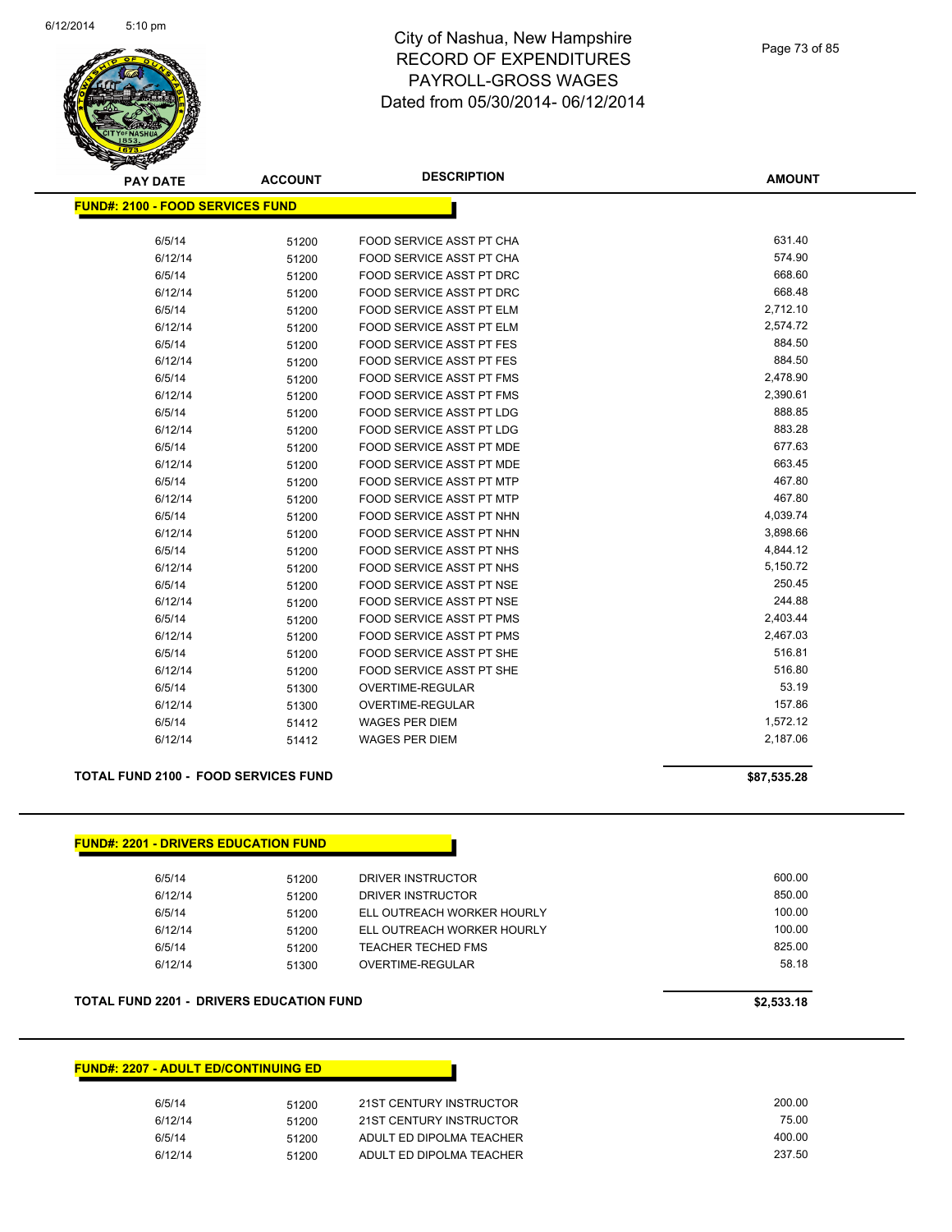# City of Nashua, New Hampshire
## RECORD OF EXPENDITURES
## PAYROLL-GROSS WAGES
## Dated from 05/30/2014- 06/12/2014

| PAY DATE | ACCOUNT | DESCRIPTION | AMOUNT |
|---|---|---|---|

**FUND#: 2100 - FOOD SERVICES FUND**

| PAY DATE | ACCOUNT | DESCRIPTION | AMOUNT |
|---|---|---|---|
| 6/5/14 | 51200 | FOOD SERVICE ASST PT CHA | 631.40 |
| 6/12/14 | 51200 | FOOD SERVICE ASST PT CHA | 574.90 |
| 6/5/14 | 51200 | FOOD SERVICE ASST PT DRC | 668.60 |
| 6/12/14 | 51200 | FOOD SERVICE ASST PT DRC | 668.48 |
| 6/5/14 | 51200 | FOOD SERVICE ASST PT ELM | 2,712.10 |
| 6/12/14 | 51200 | FOOD SERVICE ASST PT ELM | 2,574.72 |
| 6/5/14 | 51200 | FOOD SERVICE ASST PT FES | 884.50 |
| 6/12/14 | 51200 | FOOD SERVICE ASST PT FES | 884.50 |
| 6/5/14 | 51200 | FOOD SERVICE ASST PT FMS | 2,478.90 |
| 6/12/14 | 51200 | FOOD SERVICE ASST PT FMS | 2,390.61 |
| 6/5/14 | 51200 | FOOD SERVICE ASST PT LDG | 888.85 |
| 6/12/14 | 51200 | FOOD SERVICE ASST PT LDG | 883.28 |
| 6/5/14 | 51200 | FOOD SERVICE ASST PT MDE | 677.63 |
| 6/12/14 | 51200 | FOOD SERVICE ASST PT MDE | 663.45 |
| 6/5/14 | 51200 | FOOD SERVICE ASST PT MTP | 467.80 |
| 6/12/14 | 51200 | FOOD SERVICE ASST PT MTP | 467.80 |
| 6/5/14 | 51200 | FOOD SERVICE ASST PT NHN | 4,039.74 |
| 6/12/14 | 51200 | FOOD SERVICE ASST PT NHN | 3,898.66 |
| 6/5/14 | 51200 | FOOD SERVICE ASST PT NHS | 4,844.12 |
| 6/12/14 | 51200 | FOOD SERVICE ASST PT NHS | 5,150.72 |
| 6/5/14 | 51200 | FOOD SERVICE ASST PT NSE | 250.45 |
| 6/12/14 | 51200 | FOOD SERVICE ASST PT NSE | 244.88 |
| 6/5/14 | 51200 | FOOD SERVICE ASST PT PMS | 2,403.44 |
| 6/12/14 | 51200 | FOOD SERVICE ASST PT PMS | 2,467.03 |
| 6/5/14 | 51200 | FOOD SERVICE ASST PT SHE | 516.81 |
| 6/12/14 | 51200 | FOOD SERVICE ASST PT SHE | 516.80 |
| 6/5/14 | 51300 | OVERTIME-REGULAR | 53.19 |
| 6/12/14 | 51300 | OVERTIME-REGULAR | 157.86 |
| 6/5/14 | 51412 | WAGES PER DIEM | 1,572.12 |
| 6/12/14 | 51412 | WAGES PER DIEM | 2,187.06 |

**TOTAL FUND 2100 - FOOD SERVICES FUND** **$87,535.28**

**FUND#: 2201 - DRIVERS EDUCATION FUND**

| PAY DATE | ACCOUNT | DESCRIPTION | AMOUNT |
|---|---|---|---|
| 6/5/14 | 51200 | DRIVER INSTRUCTOR | 600.00 |
| 6/12/14 | 51200 | DRIVER INSTRUCTOR | 850.00 |
| 6/5/14 | 51200 | ELL OUTREACH WORKER HOURLY | 100.00 |
| 6/12/14 | 51200 | ELL OUTREACH WORKER HOURLY | 100.00 |
| 6/5/14 | 51200 | TEACHER TECHED FMS | 825.00 |
| 6/12/14 | 51300 | OVERTIME-REGULAR | 58.18 |

**TOTAL FUND 2201 - DRIVERS EDUCATION FUND** **$2,533.18**

**FUND#: 2207 - ADULT ED/CONTINUING ED**

| PAY DATE | ACCOUNT | DESCRIPTION | AMOUNT |
|---|---|---|---|
| 6/5/14 | 51200 | 21ST CENTURY INSTRUCTOR | 200.00 |
| 6/12/14 | 51200 | 21ST CENTURY INSTRUCTOR | 75.00 |
| 6/5/14 | 51200 | ADULT ED DIPOLMA TEACHER | 400.00 |
| 6/12/14 | 51200 | ADULT ED DIPOLMA TEACHER | 237.50 |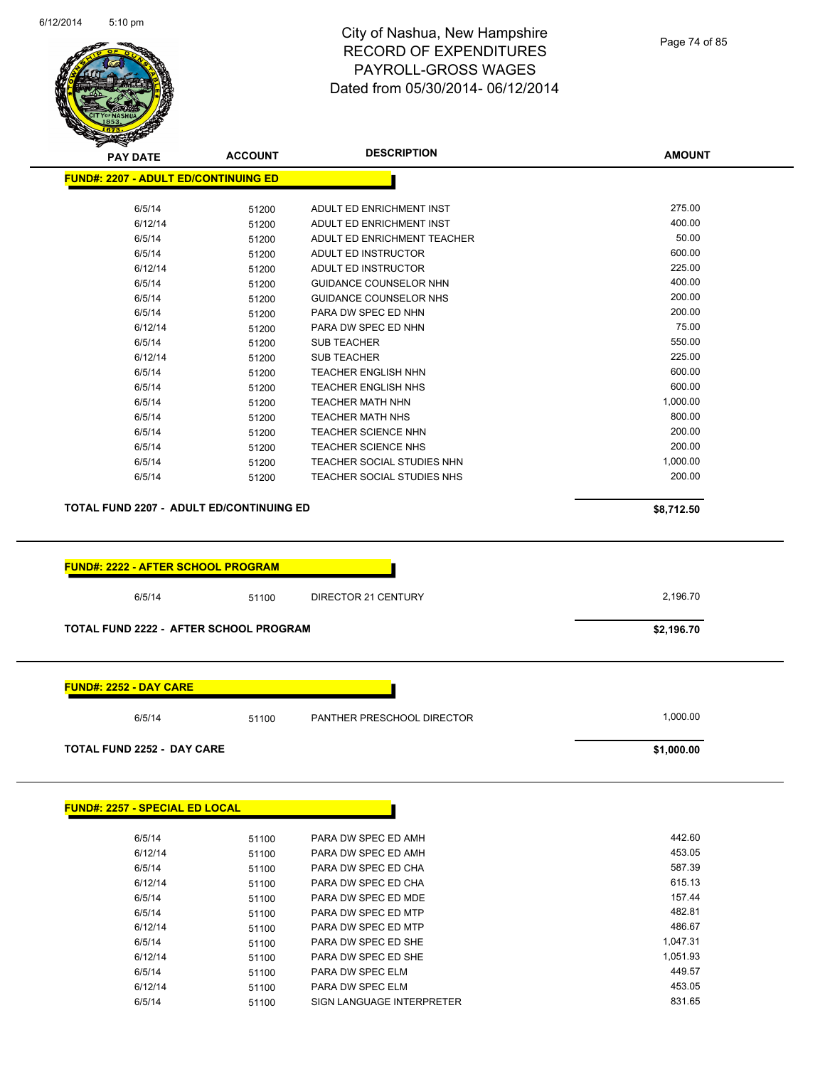# City of Nashua, New Hampshire
# RECORD OF EXPENDITURES
# PAYROLL-GROSS WAGES
# Dated from 05/30/2014- 06/12/2014

| PAY DATE | ACCOUNT | DESCRIPTION | AMOUNT |
|---|---|---|---|
| **FUND#: 2207 - ADULT ED/CONTINUING ED** | | | |
| 6/5/14 | 51200 | ADULT ED ENRICHMENT INST | 275.00 |
| 6/12/14 | 51200 | ADULT ED ENRICHMENT INST | 400.00 |
| 6/5/14 | 51200 | ADULT ED ENRICHMENT TEACHER | 50.00 |
| 6/5/14 | 51200 | ADULT ED INSTRUCTOR | 600.00 |
| 6/12/14 | 51200 | ADULT ED INSTRUCTOR | 225.00 |
| 6/5/14 | 51200 | GUIDANCE COUNSELOR NHN | 400.00 |
| 6/5/14 | 51200 | GUIDANCE COUNSELOR NHS | 200.00 |
| 6/5/14 | 51200 | PARA DW SPEC ED NHN | 200.00 |
| 6/12/14 | 51200 | PARA DW SPEC ED NHN | 75.00 |
| 6/5/14 | 51200 | SUB TEACHER | 550.00 |
| 6/12/14 | 51200 | SUB TEACHER | 225.00 |
| 6/5/14 | 51200 | TEACHER ENGLISH NHN | 600.00 |
| 6/5/14 | 51200 | TEACHER ENGLISH NHS | 600.00 |
| 6/5/14 | 51200 | TEACHER MATH NHN | 1,000.00 |
| 6/5/14 | 51200 | TEACHER MATH NHS | 800.00 |
| 6/5/14 | 51200 | TEACHER SCIENCE NHN | 200.00 |
| 6/5/14 | 51200 | TEACHER SCIENCE NHS | 200.00 |
| 6/5/14 | 51200 | TEACHER SOCIAL STUDIES NHN | 1,000.00 |
| 6/5/14 | 51200 | TEACHER SOCIAL STUDIES NHS | 200.00 |
| **TOTAL FUND 2207 - ADULT ED/CONTINUING ED** | | | **$8,712.50** |

| PAY DATE | ACCOUNT | DESCRIPTION | AMOUNT |
|---|---|---|---|
| **FUND#: 2222 - AFTER SCHOOL PROGRAM** | | | |
| 6/5/14 | 51100 | DIRECTOR 21 CENTURY | 2,196.70 |
| **TOTAL FUND 2222 - AFTER SCHOOL PROGRAM** | | | **$2,196.70** |

| PAY DATE | ACCOUNT | DESCRIPTION | AMOUNT |
|---|---|---|---|
| **FUND#: 2252 - DAY CARE** | | | |
| 6/5/14 | 51100 | PANTHER PRESCHOOL DIRECTOR | 1,000.00 |
| **TOTAL FUND 2252 - DAY CARE** | | | **$1,000.00** |

| PAY DATE | ACCOUNT | DESCRIPTION | AMOUNT |
|---|---|---|---|
| **FUND#: 2257 - SPECIAL ED LOCAL** | | | |
| 6/5/14 | 51100 | PARA DW SPEC ED AMH | 442.60 |
| 6/12/14 | 51100 | PARA DW SPEC ED AMH | 453.05 |
| 6/5/14 | 51100 | PARA DW SPEC ED CHA | 587.39 |
| 6/12/14 | 51100 | PARA DW SPEC ED CHA | 615.13 |
| 6/5/14 | 51100 | PARA DW SPEC ED MDE | 157.44 |
| 6/5/14 | 51100 | PARA DW SPEC ED MTP | 482.81 |
| 6/12/14 | 51100 | PARA DW SPEC ED MTP | 486.67 |
| 6/5/14 | 51100 | PARA DW SPEC ED SHE | 1,047.31 |
| 6/12/14 | 51100 | PARA DW SPEC ED SHE | 1,051.93 |
| 6/5/14 | 51100 | PARA DW SPEC ELM | 449.57 |
| 6/12/14 | 51100 | PARA DW SPEC ELM | 453.05 |
| 6/5/14 | 51100 | SIGN LANGUAGE INTERPRETER | 831.65 |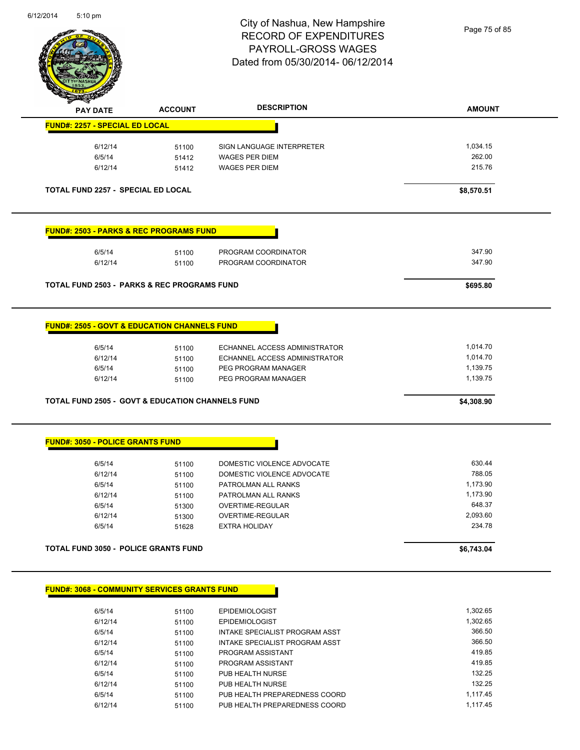# City of Nashua, New Hampshire
## RECORD OF EXPENDITURES
## PAYROLL-GROSS WAGES
## Dated from 05/30/2014- 06/12/2014

| PAY DATE | ACCOUNT | DESCRIPTION | AMOUNT |
|---|---|---|---|

**FUND#: 2257 - SPECIAL ED LOCAL**

| PAY DATE | ACCOUNT | DESCRIPTION | AMOUNT |
|---|---|---|---|
| 6/12/14 | 51100 | SIGN LANGUAGE INTERPRETER | 1,034.15 |
| 6/5/14 | 51412 | WAGES PER DIEM | 262.00 |
| 6/12/14 | 51412 | WAGES PER DIEM | 215.76 |

**TOTAL FUND 2257 - SPECIAL ED LOCAL** **$8,570.51**

**FUND#: 2503 - PARKS & REC PROGRAMS FUND**

| PAY DATE | ACCOUNT | DESCRIPTION | AMOUNT |
|---|---|---|---|
| 6/5/14 | 51100 | PROGRAM COORDINATOR | 347.90 |
| 6/12/14 | 51100 | PROGRAM COORDINATOR | 347.90 |

**TOTAL FUND 2503 - PARKS & REC PROGRAMS FUND** **$695.80**

**FUND#: 2505 - GOVT & EDUCATION CHANNELS FUND**

| PAY DATE | ACCOUNT | DESCRIPTION | AMOUNT |
|---|---|---|---|
| 6/5/14 | 51100 | ECHANNEL ACCESS ADMINISTRATOR | 1,014.70 |
| 6/12/14 | 51100 | ECHANNEL ACCESS ADMINISTRATOR | 1,014.70 |
| 6/5/14 | 51100 | PEG PROGRAM MANAGER | 1,139.75 |
| 6/12/14 | 51100 | PEG PROGRAM MANAGER | 1,139.75 |

**TOTAL FUND 2505 - GOVT & EDUCATION CHANNELS FUND** **$4,308.90**

**FUND#: 3050 - POLICE GRANTS FUND**

| PAY DATE | ACCOUNT | DESCRIPTION | AMOUNT |
|---|---|---|---|
| 6/5/14 | 51100 | DOMESTIC VIOLENCE ADVOCATE | 630.44 |
| 6/12/14 | 51100 | DOMESTIC VIOLENCE ADVOCATE | 788.05 |
| 6/5/14 | 51100 | PATROLMAN ALL RANKS | 1,173.90 |
| 6/12/14 | 51100 | PATROLMAN ALL RANKS | 1,173.90 |
| 6/5/14 | 51300 | OVERTIME-REGULAR | 648.37 |
| 6/12/14 | 51300 | OVERTIME-REGULAR | 2,093.60 |
| 6/5/14 | 51628 | EXTRA HOLIDAY | 234.78 |

**TOTAL FUND 3050 - POLICE GRANTS FUND** **$6,743.04**

**FUND#: 3068 - COMMUNITY SERVICES GRANTS FUND**

| PAY DATE | ACCOUNT | DESCRIPTION | AMOUNT |
|---|---|---|---|
| 6/5/14 | 51100 | EPIDEMIOLOGIST | 1,302.65 |
| 6/12/14 | 51100 | EPIDEMIOLOGIST | 1,302.65 |
| 6/5/14 | 51100 | INTAKE SPECIALIST PROGRAM ASST | 366.50 |
| 6/12/14 | 51100 | INTAKE SPECIALIST PROGRAM ASST | 366.50 |
| 6/5/14 | 51100 | PROGRAM ASSISTANT | 419.85 |
| 6/12/14 | 51100 | PROGRAM ASSISTANT | 419.85 |
| 6/5/14 | 51100 | PUB HEALTH NURSE | 132.25 |
| 6/12/14 | 51100 | PUB HEALTH NURSE | 132.25 |
| 6/5/14 | 51100 | PUB HEALTH PREPAREDNESS COORD | 1,117.45 |
| 6/12/14 | 51100 | PUB HEALTH PREPAREDNESS COORD | 1,117.45 |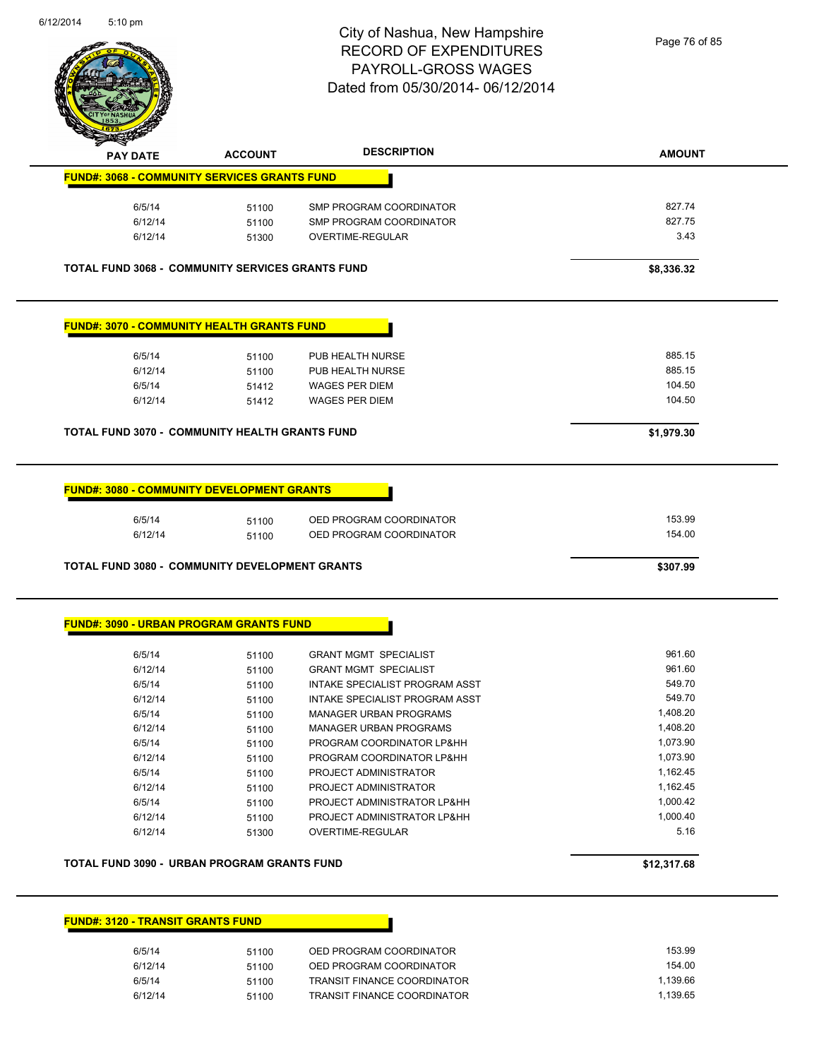# City of Nashua, New Hampshire
# RECORD OF EXPENDITURES
# PAYROLL-GROSS WAGES
# Dated from 05/30/2014- 06/12/2014

6/12/2014 5:10 pm

| PAY DATE | ACCOUNT | DESCRIPTION | AMOUNT |
|---|---|---|---|

**FUND#: 3068 - COMMUNITY SERVICES GRANTS FUND**

| PAY DATE | ACCOUNT | DESCRIPTION | AMOUNT |
|---|---|---|---|
| 6/5/14 | 51100 | SMP PROGRAM COORDINATOR | 827.74 |
| 6/12/14 | 51100 | SMP PROGRAM COORDINATOR | 827.75 |
| 6/12/14 | 51300 | OVERTIME-REGULAR | 3.43 |

**TOTAL FUND 3068 - COMMUNITY SERVICES GRANTS FUND** **$8,336.32**

**FUND#: 3070 - COMMUNITY HEALTH GRANTS FUND**

| PAY DATE | ACCOUNT | DESCRIPTION | AMOUNT |
|---|---|---|---|
| 6/5/14 | 51100 | PUB HEALTH NURSE | 885.15 |
| 6/12/14 | 51100 | PUB HEALTH NURSE | 885.15 |
| 6/5/14 | 51412 | WAGES PER DIEM | 104.50 |
| 6/12/14 | 51412 | WAGES PER DIEM | 104.50 |

**TOTAL FUND 3070 - COMMUNITY HEALTH GRANTS FUND** **$1,979.30**

**FUND#: 3080 - COMMUNITY DEVELOPMENT GRANTS**

| PAY DATE | ACCOUNT | DESCRIPTION | AMOUNT |
|---|---|---|---|
| 6/5/14 | 51100 | OED PROGRAM COORDINATOR | 153.99 |
| 6/12/14 | 51100 | OED PROGRAM COORDINATOR | 154.00 |

**TOTAL FUND 3080 - COMMUNITY DEVELOPMENT GRANTS** **$307.99**

**FUND#: 3090 - URBAN PROGRAM GRANTS FUND**

| PAY DATE | ACCOUNT | DESCRIPTION | AMOUNT |
|---|---|---|---|
| 6/5/14 | 51100 | GRANT MGMT SPECIALIST | 961.60 |
| 6/12/14 | 51100 | GRANT MGMT SPECIALIST | 961.60 |
| 6/5/14 | 51100 | INTAKE SPECIALIST PROGRAM ASST | 549.70 |
| 6/12/14 | 51100 | INTAKE SPECIALIST PROGRAM ASST | 549.70 |
| 6/5/14 | 51100 | MANAGER URBAN PROGRAMS | 1,408.20 |
| 6/12/14 | 51100 | MANAGER URBAN PROGRAMS | 1,408.20 |
| 6/5/14 | 51100 | PROGRAM COORDINATOR LP&HH | 1,073.90 |
| 6/12/14 | 51100 | PROGRAM COORDINATOR LP&HH | 1,073.90 |
| 6/5/14 | 51100 | PROJECT ADMINISTRATOR | 1,162.45 |
| 6/12/14 | 51100 | PROJECT ADMINISTRATOR | 1,162.45 |
| 6/5/14 | 51100 | PROJECT ADMINISTRATOR LP&HH | 1,000.42 |
| 6/12/14 | 51100 | PROJECT ADMINISTRATOR LP&HH | 1,000.40 |
| 6/12/14 | 51300 | OVERTIME-REGULAR | 5.16 |

**TOTAL FUND 3090 - URBAN PROGRAM GRANTS FUND** **$12,317.68**

**FUND#: 3120 - TRANSIT GRANTS FUND**

| PAY DATE | ACCOUNT | DESCRIPTION | AMOUNT |
|---|---|---|---|
| 6/5/14 | 51100 | OED PROGRAM COORDINATOR | 153.99 |
| 6/12/14 | 51100 | OED PROGRAM COORDINATOR | 154.00 |
| 6/5/14 | 51100 | TRANSIT FINANCE COORDINATOR | 1,139.66 |
| 6/12/14 | 51100 | TRANSIT FINANCE COORDINATOR | 1,139.65 |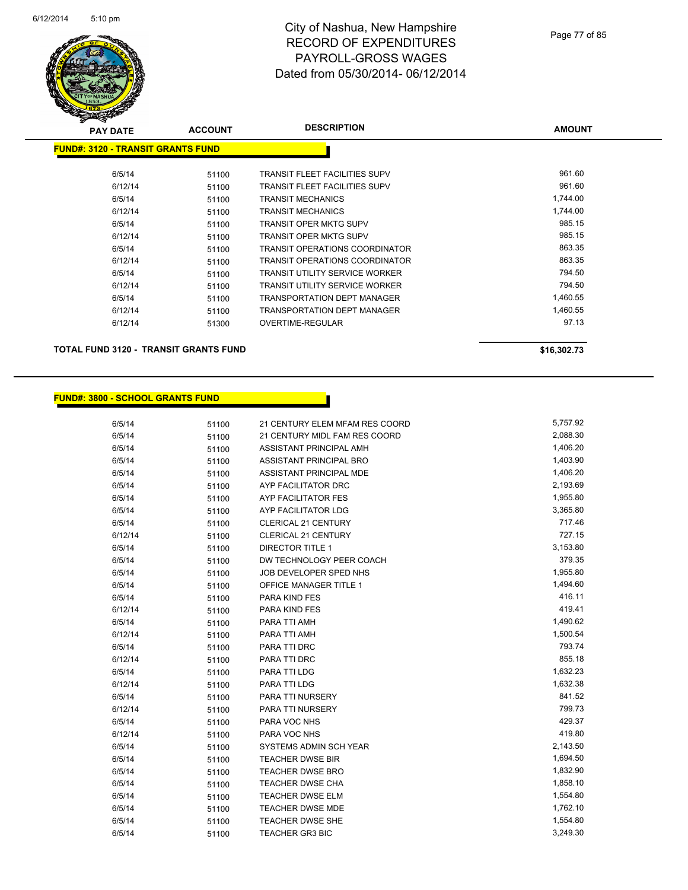# City of Nashua, New Hampshire
## RECORD OF EXPENDITURES
## PAYROLL-GROSS WAGES
## Dated from 05/30/2014- 06/12/2014

| PAY DATE | ACCOUNT | DESCRIPTION | AMOUNT |
|---|---|---|---|
| **FUND#: 3120 - TRANSIT GRANTS FUND** | | | |
| 6/5/14 | 51100 | TRANSIT FLEET FACILITIES SUPV | 961.60 |
| 6/12/14 | 51100 | TRANSIT FLEET FACILITIES SUPV | 961.60 |
| 6/5/14 | 51100 | TRANSIT MECHANICS | 1,744.00 |
| 6/12/14 | 51100 | TRANSIT MECHANICS | 1,744.00 |
| 6/5/14 | 51100 | TRANSIT OPER MKTG SUPV | 985.15 |
| 6/12/14 | 51100 | TRANSIT OPER MKTG SUPV | 985.15 |
| 6/5/14 | 51100 | TRANSIT OPERATIONS COORDINATOR | 863.35 |
| 6/12/14 | 51100 | TRANSIT OPERATIONS COORDINATOR | 863.35 |
| 6/5/14 | 51100 | TRANSIT UTILITY SERVICE WORKER | 794.50 |
| 6/12/14 | 51100 | TRANSIT UTILITY SERVICE WORKER | 794.50 |
| 6/5/14 | 51100 | TRANSPORTATION DEPT MANAGER | 1,460.55 |
| 6/12/14 | 51100 | TRANSPORTATION DEPT MANAGER | 1,460.55 |
| 6/12/14 | 51300 | OVERTIME-REGULAR | 97.13 |
| **TOTAL FUND 3120 - TRANSIT GRANTS FUND** | | | **$16,302.73** |

| PAY DATE | ACCOUNT | DESCRIPTION | AMOUNT |
|---|---|---|---|
| **FUND#: 3800 - SCHOOL GRANTS FUND** | | | |
| 6/5/14 | 51100 | 21 CENTURY ELEM MFAM RES COORD | 5,757.92 |
| 6/5/14 | 51100 | 21 CENTURY MIDL FAM RES COORD | 2,088.30 |
| 6/5/14 | 51100 | ASSISTANT PRINCIPAL AMH | 1,406.20 |
| 6/5/14 | 51100 | ASSISTANT PRINCIPAL BRO | 1,403.90 |
| 6/5/14 | 51100 | ASSISTANT PRINCIPAL MDE | 1,406.20 |
| 6/5/14 | 51100 | AYP FACILITATOR DRC | 2,193.69 |
| 6/5/14 | 51100 | AYP FACILITATOR FES | 1,955.80 |
| 6/5/14 | 51100 | AYP FACILITATOR LDG | 3,365.80 |
| 6/5/14 | 51100 | CLERICAL 21 CENTURY | 717.46 |
| 6/12/14 | 51100 | CLERICAL 21 CENTURY | 727.15 |
| 6/5/14 | 51100 | DIRECTOR TITLE 1 | 3,153.80 |
| 6/5/14 | 51100 | DW TECHNOLOGY PEER COACH | 379.35 |
| 6/5/14 | 51100 | JOB DEVELOPER SPED NHS | 1,955.80 |
| 6/5/14 | 51100 | OFFICE MANAGER TITLE 1 | 1,494.60 |
| 6/5/14 | 51100 | PARA KIND FES | 416.11 |
| 6/12/14 | 51100 | PARA KIND FES | 419.41 |
| 6/5/14 | 51100 | PARA TTI AMH | 1,490.62 |
| 6/12/14 | 51100 | PARA TTI AMH | 1,500.54 |
| 6/5/14 | 51100 | PARA TTI DRC | 793.74 |
| 6/12/14 | 51100 | PARA TTI DRC | 855.18 |
| 6/5/14 | 51100 | PARA TTI LDG | 1,632.23 |
| 6/12/14 | 51100 | PARA TTI LDG | 1,632.38 |
| 6/5/14 | 51100 | PARA TTI NURSERY | 841.52 |
| 6/12/14 | 51100 | PARA TTI NURSERY | 799.73 |
| 6/5/14 | 51100 | PARA VOC NHS | 429.37 |
| 6/12/14 | 51100 | PARA VOC NHS | 419.80 |
| 6/5/14 | 51100 | SYSTEMS ADMIN SCH YEAR | 2,143.50 |
| 6/5/14 | 51100 | TEACHER DWSE BIR | 1,694.50 |
| 6/5/14 | 51100 | TEACHER DWSE BRO | 1,832.90 |
| 6/5/14 | 51100 | TEACHER DWSE CHA | 1,858.10 |
| 6/5/14 | 51100 | TEACHER DWSE ELM | 1,554.80 |
| 6/5/14 | 51100 | TEACHER DWSE MDE | 1,762.10 |
| 6/5/14 | 51100 | TEACHER DWSE SHE | 1,554.80 |
| 6/5/14 | 51100 | TEACHER GR3 BIC | 3,249.30 |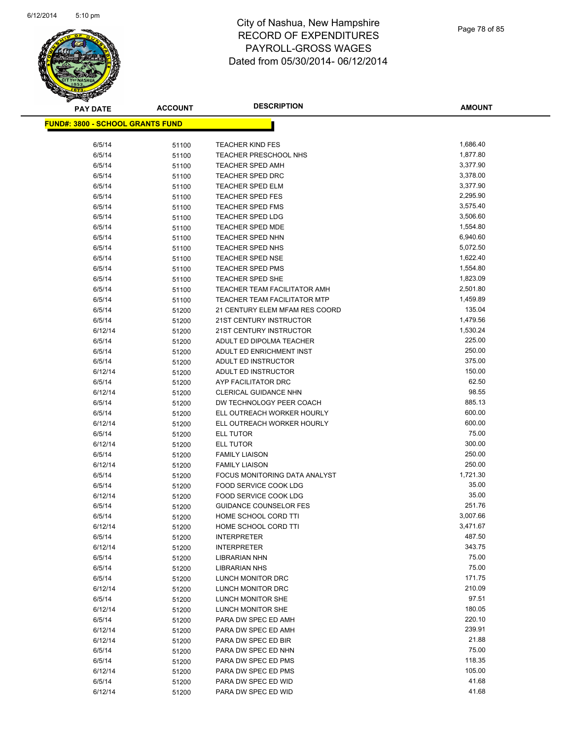# City of Nashua, New Hampshire
# RECORD OF EXPENDITURES
# PAYROLL-GROSS WAGES
# Dated from 05/30/2014- 06/12/2014

**FUND#: 3800 - SCHOOL GRANTS FUND**

| PAY DATE | ACCOUNT | DESCRIPTION | AMOUNT |
|---|---|---|---|
| 6/5/14 | 51100 | TEACHER KIND FES | 1,686.40 |
| 6/5/14 | 51100 | TEACHER PRESCHOOL NHS | 1,877.80 |
| 6/5/14 | 51100 | TEACHER SPED AMH | 3,377.90 |
| 6/5/14 | 51100 | TEACHER SPED DRC | 3,378.00 |
| 6/5/14 | 51100 | TEACHER SPED ELM | 3,377.90 |
| 6/5/14 | 51100 | TEACHER SPED FES | 2,295.90 |
| 6/5/14 | 51100 | TEACHER SPED FMS | 3,575.40 |
| 6/5/14 | 51100 | TEACHER SPED LDG | 3,506.60 |
| 6/5/14 | 51100 | TEACHER SPED MDE | 1,554.80 |
| 6/5/14 | 51100 | TEACHER SPED NHN | 6,940.60 |
| 6/5/14 | 51100 | TEACHER SPED NHS | 5,072.50 |
| 6/5/14 | 51100 | TEACHER SPED NSE | 1,622.40 |
| 6/5/14 | 51100 | TEACHER SPED PMS | 1,554.80 |
| 6/5/14 | 51100 | TEACHER SPED SHE | 1,823.09 |
| 6/5/14 | 51100 | TEACHER TEAM FACILITATOR AMH | 2,501.80 |
| 6/5/14 | 51100 | TEACHER TEAM FACILITATOR MTP | 1,459.89 |
| 6/5/14 | 51200 | 21 CENTURY ELEM MFAM RES COORD | 135.04 |
| 6/5/14 | 51200 | 21ST CENTURY INSTRUCTOR | 1,479.56 |
| 6/12/14 | 51200 | 21ST CENTURY INSTRUCTOR | 1,530.24 |
| 6/5/14 | 51200 | ADULT ED DIPOLMA TEACHER | 225.00 |
| 6/5/14 | 51200 | ADULT ED ENRICHMENT INST | 250.00 |
| 6/5/14 | 51200 | ADULT ED INSTRUCTOR | 375.00 |
| 6/12/14 | 51200 | ADULT ED INSTRUCTOR | 150.00 |
| 6/5/14 | 51200 | AYP FACILITATOR DRC | 62.50 |
| 6/12/14 | 51200 | CLERICAL GUIDANCE NHN | 98.55 |
| 6/5/14 | 51200 | DW TECHNOLOGY PEER COACH | 885.13 |
| 6/5/14 | 51200 | ELL OUTREACH WORKER HOURLY | 600.00 |
| 6/12/14 | 51200 | ELL OUTREACH WORKER HOURLY | 600.00 |
| 6/5/14 | 51200 | ELL TUTOR | 75.00 |
| 6/12/14 | 51200 | ELL TUTOR | 300.00 |
| 6/5/14 | 51200 | FAMILY LIAISON | 250.00 |
| 6/12/14 | 51200 | FAMILY LIAISON | 250.00 |
| 6/5/14 | 51200 | FOCUS MONITORING DATA ANALYST | 1,721.30 |
| 6/5/14 | 51200 | FOOD SERVICE COOK LDG | 35.00 |
| 6/12/14 | 51200 | FOOD SERVICE COOK LDG | 35.00 |
| 6/5/14 | 51200 | GUIDANCE COUNSELOR FES | 251.76 |
| 6/5/14 | 51200 | HOME SCHOOL CORD TTI | 3,007.66 |
| 6/12/14 | 51200 | HOME SCHOOL CORD TTI | 3,471.67 |
| 6/5/14 | 51200 | INTERPRETER | 487.50 |
| 6/12/14 | 51200 | INTERPRETER | 343.75 |
| 6/5/14 | 51200 | LIBRARIAN NHN | 75.00 |
| 6/5/14 | 51200 | LIBRARIAN NHS | 75.00 |
| 6/5/14 | 51200 | LUNCH MONITOR DRC | 171.75 |
| 6/12/14 | 51200 | LUNCH MONITOR DRC | 210.09 |
| 6/5/14 | 51200 | LUNCH MONITOR SHE | 97.51 |
| 6/12/14 | 51200 | LUNCH MONITOR SHE | 180.05 |
| 6/5/14 | 51200 | PARA DW SPEC ED AMH | 220.10 |
| 6/12/14 | 51200 | PARA DW SPEC ED AMH | 239.91 |
| 6/12/14 | 51200 | PARA DW SPEC ED BIR | 21.88 |
| 6/5/14 | 51200 | PARA DW SPEC ED NHN | 75.00 |
| 6/5/14 | 51200 | PARA DW SPEC ED PMS | 118.35 |
| 6/12/14 | 51200 | PARA DW SPEC ED PMS | 105.00 |
| 6/5/14 | 51200 | PARA DW SPEC ED WID | 41.68 |
| 6/12/14 | 51200 | PARA DW SPEC ED WID | 41.68 |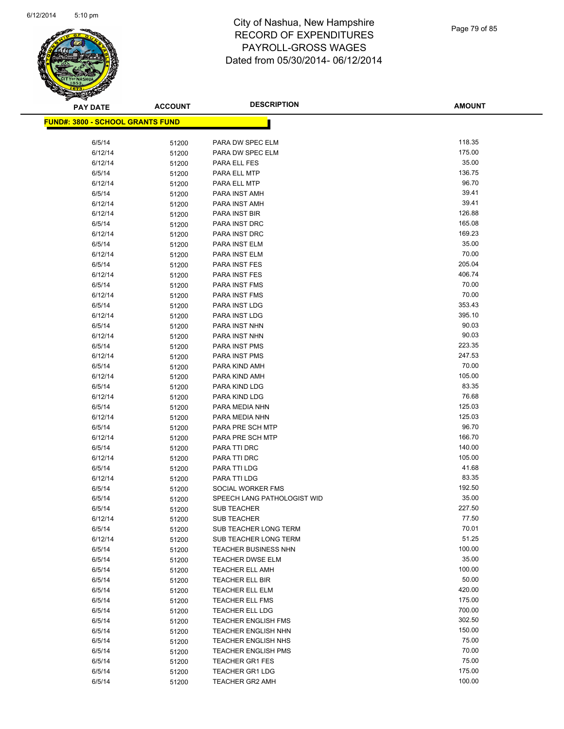# City of Nashua, New Hampshire
# RECORD OF EXPENDITURES
# PAYROLL-GROSS WAGES
# Dated from 05/30/2014- 06/12/2014

**FUND#: 3800 - SCHOOL GRANTS FUND**

| PAY DATE | ACCOUNT | DESCRIPTION | AMOUNT |
|---|---|---|---|
| 6/5/14 | 51200 | PARA DW SPEC ELM | 118.35 |
| 6/12/14 | 51200 | PARA DW SPEC ELM | 175.00 |
| 6/12/14 | 51200 | PARA ELL FES | 35.00 |
| 6/5/14 | 51200 | PARA ELL MTP | 136.75 |
| 6/12/14 | 51200 | PARA ELL MTP | 96.70 |
| 6/5/14 | 51200 | PARA INST AMH | 39.41 |
| 6/12/14 | 51200 | PARA INST AMH | 39.41 |
| 6/12/14 | 51200 | PARA INST BIR | 126.88 |
| 6/5/14 | 51200 | PARA INST DRC | 165.08 |
| 6/12/14 | 51200 | PARA INST DRC | 169.23 |
| 6/5/14 | 51200 | PARA INST ELM | 35.00 |
| 6/12/14 | 51200 | PARA INST ELM | 70.00 |
| 6/5/14 | 51200 | PARA INST FES | 205.04 |
| 6/12/14 | 51200 | PARA INST FES | 406.74 |
| 6/5/14 | 51200 | PARA INST FMS | 70.00 |
| 6/12/14 | 51200 | PARA INST FMS | 70.00 |
| 6/5/14 | 51200 | PARA INST LDG | 353.43 |
| 6/12/14 | 51200 | PARA INST LDG | 395.10 |
| 6/5/14 | 51200 | PARA INST NHN | 90.03 |
| 6/12/14 | 51200 | PARA INST NHN | 90.03 |
| 6/5/14 | 51200 | PARA INST PMS | 223.35 |
| 6/12/14 | 51200 | PARA INST PMS | 247.53 |
| 6/5/14 | 51200 | PARA KIND AMH | 70.00 |
| 6/12/14 | 51200 | PARA KIND AMH | 105.00 |
| 6/5/14 | 51200 | PARA KIND LDG | 83.35 |
| 6/12/14 | 51200 | PARA KIND LDG | 76.68 |
| 6/5/14 | 51200 | PARA MEDIA NHN | 125.03 |
| 6/12/14 | 51200 | PARA MEDIA NHN | 125.03 |
| 6/5/14 | 51200 | PARA PRE SCH MTP | 96.70 |
| 6/12/14 | 51200 | PARA PRE SCH MTP | 166.70 |
| 6/5/14 | 51200 | PARA TTI DRC | 140.00 |
| 6/12/14 | 51200 | PARA TTI DRC | 105.00 |
| 6/5/14 | 51200 | PARA TTI LDG | 41.68 |
| 6/12/14 | 51200 | PARA TTI LDG | 83.35 |
| 6/5/14 | 51200 | SOCIAL WORKER FMS | 192.50 |
| 6/5/14 | 51200 | SPEECH LANG PATHOLOGIST WID | 35.00 |
| 6/5/14 | 51200 | SUB TEACHER | 227.50 |
| 6/12/14 | 51200 | SUB TEACHER | 77.50 |
| 6/5/14 | 51200 | SUB TEACHER LONG TERM | 70.01 |
| 6/12/14 | 51200 | SUB TEACHER LONG TERM | 51.25 |
| 6/5/14 | 51200 | TEACHER BUSINESS NHN | 100.00 |
| 6/5/14 | 51200 | TEACHER DWSE ELM | 35.00 |
| 6/5/14 | 51200 | TEACHER ELL AMH | 100.00 |
| 6/5/14 | 51200 | TEACHER ELL BIR | 50.00 |
| 6/5/14 | 51200 | TEACHER ELL ELM | 420.00 |
| 6/5/14 | 51200 | TEACHER ELL FMS | 175.00 |
| 6/5/14 | 51200 | TEACHER ELL LDG | 700.00 |
| 6/5/14 | 51200 | TEACHER ENGLISH FMS | 302.50 |
| 6/5/14 | 51200 | TEACHER ENGLISH NHN | 150.00 |
| 6/5/14 | 51200 | TEACHER ENGLISH NHS | 75.00 |
| 6/5/14 | 51200 | TEACHER ENGLISH PMS | 70.00 |
| 6/5/14 | 51200 | TEACHER GR1 FES | 75.00 |
| 6/5/14 | 51200 | TEACHER GR1 LDG | 175.00 |
| 6/5/14 | 51200 | TEACHER GR2 AMH | 100.00 |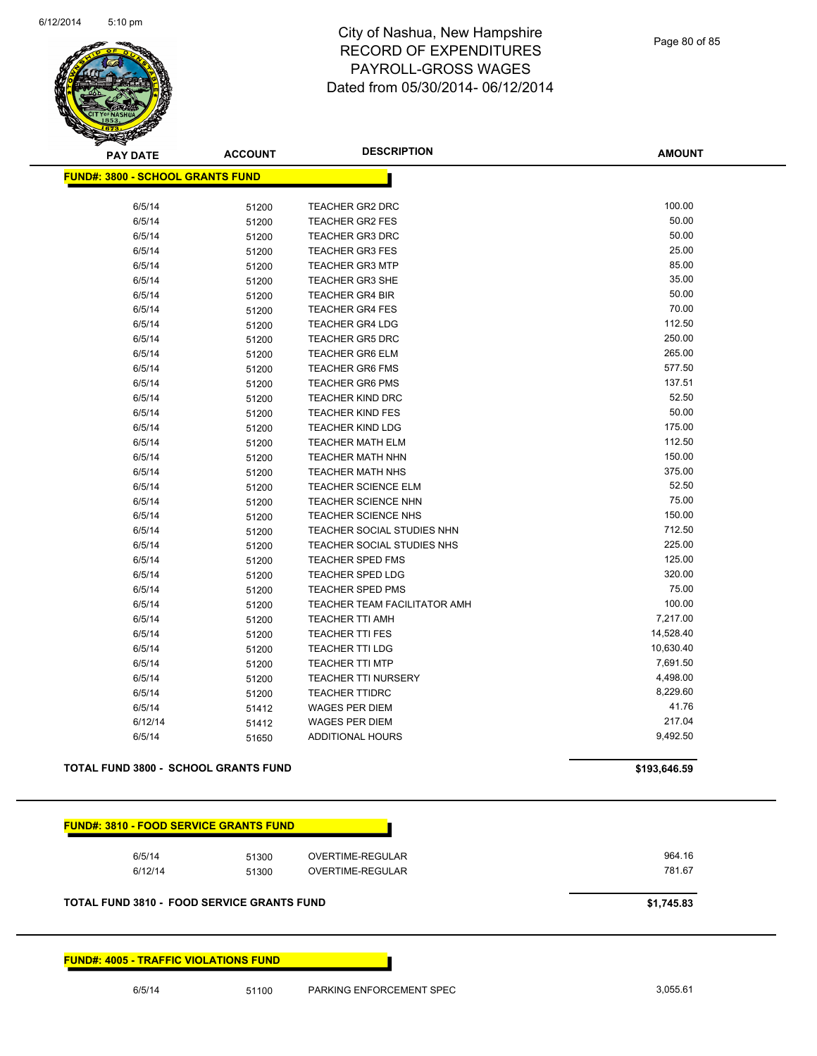# City of Nashua, New Hampshire
## RECORD OF EXPENDITURES
## PAYROLL-GROSS WAGES
## Dated from 05/30/2014- 06/12/2014

| PAY DATE | ACCOUNT | DESCRIPTION | AMOUNT |
|---|---|---|---|
| **FUND#: 3800 - SCHOOL GRANTS FUND** | | | |
| 6/5/14 | 51200 | TEACHER GR2 DRC | 100.00 |
| 6/5/14 | 51200 | TEACHER GR2 FES | 50.00 |
| 6/5/14 | 51200 | TEACHER GR3 DRC | 50.00 |
| 6/5/14 | 51200 | TEACHER GR3 FES | 25.00 |
| 6/5/14 | 51200 | TEACHER GR3 MTP | 85.00 |
| 6/5/14 | 51200 | TEACHER GR3 SHE | 35.00 |
| 6/5/14 | 51200 | TEACHER GR4 BIR | 50.00 |
| 6/5/14 | 51200 | TEACHER GR4 FES | 70.00 |
| 6/5/14 | 51200 | TEACHER GR4 LDG | 112.50 |
| 6/5/14 | 51200 | TEACHER GR5 DRC | 250.00 |
| 6/5/14 | 51200 | TEACHER GR6 ELM | 265.00 |
| 6/5/14 | 51200 | TEACHER GR6 FMS | 577.50 |
| 6/5/14 | 51200 | TEACHER GR6 PMS | 137.51 |
| 6/5/14 | 51200 | TEACHER KIND DRC | 52.50 |
| 6/5/14 | 51200 | TEACHER KIND FES | 50.00 |
| 6/5/14 | 51200 | TEACHER KIND LDG | 175.00 |
| 6/5/14 | 51200 | TEACHER MATH ELM | 112.50 |
| 6/5/14 | 51200 | TEACHER MATH NHN | 150.00 |
| 6/5/14 | 51200 | TEACHER MATH NHS | 375.00 |
| 6/5/14 | 51200 | TEACHER SCIENCE ELM | 52.50 |
| 6/5/14 | 51200 | TEACHER SCIENCE NHN | 75.00 |
| 6/5/14 | 51200 | TEACHER SCIENCE NHS | 150.00 |
| 6/5/14 | 51200 | TEACHER SOCIAL STUDIES NHN | 712.50 |
| 6/5/14 | 51200 | TEACHER SOCIAL STUDIES NHS | 225.00 |
| 6/5/14 | 51200 | TEACHER SPED FMS | 125.00 |
| 6/5/14 | 51200 | TEACHER SPED LDG | 320.00 |
| 6/5/14 | 51200 | TEACHER SPED PMS | 75.00 |
| 6/5/14 | 51200 | TEACHER TEAM FACILITATOR AMH | 100.00 |
| 6/5/14 | 51200 | TEACHER TTI AMH | 7,217.00 |
| 6/5/14 | 51200 | TEACHER TTI FES | 14,528.40 |
| 6/5/14 | 51200 | TEACHER TTI LDG | 10,630.40 |
| 6/5/14 | 51200 | TEACHER TTI MTP | 7,691.50 |
| 6/5/14 | 51200 | TEACHER TTI NURSERY | 4,498.00 |
| 6/5/14 | 51200 | TEACHER TTIDRC | 8,229.60 |
| 6/5/14 | 51412 | WAGES PER DIEM | 41.76 |
| 6/12/14 | 51412 | WAGES PER DIEM | 217.04 |
| 6/5/14 | 51650 | ADDITIONAL HOURS | 9,492.50 |
| **TOTAL FUND 3800 - SCHOOL GRANTS FUND** | | | **$193,646.59** |
| **FUND#: 3810 - FOOD SERVICE GRANTS FUND** | | | |
| 6/5/14 | 51300 | OVERTIME-REGULAR | 964.16 |
| 6/12/14 | 51300 | OVERTIME-REGULAR | 781.67 |
| **TOTAL FUND 3810 - FOOD SERVICE GRANTS FUND** | | | **$1,745.83** |
| **FUND#: 4005 - TRAFFIC VIOLATIONS FUND** | | | |
| 6/5/14 | 51100 | PARKING ENFORCEMENT SPEC | 3,055.61 |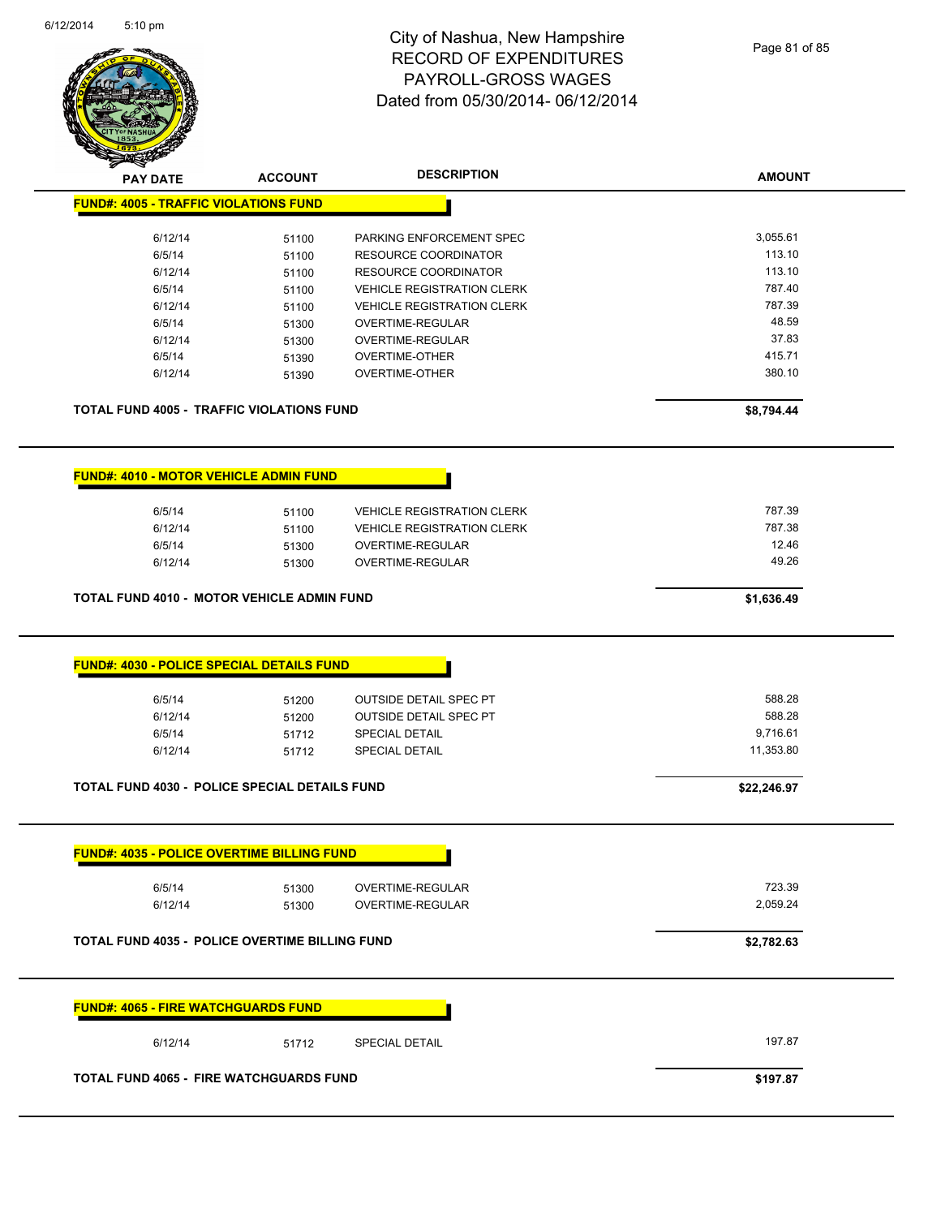# City of Nashua, New Hampshire
## RECORD OF EXPENDITURES
## PAYROLL-GROSS WAGES
## Dated from 05/30/2014- 06/12/2014

| PAY DATE | ACCOUNT | DESCRIPTION | AMOUNT |
|---|---|---|---|
| **FUND#: 4005 - TRAFFIC VIOLATIONS FUND** | | | |
| 6/12/14 | 51100 | PARKING ENFORCEMENT SPEC | 3,055.61 |
| 6/5/14 | 51100 | RESOURCE COORDINATOR | 113.10 |
| 6/12/14 | 51100 | RESOURCE COORDINATOR | 113.10 |
| 6/5/14 | 51100 | VEHICLE REGISTRATION CLERK | 787.40 |
| 6/12/14 | 51100 | VEHICLE REGISTRATION CLERK | 787.39 |
| 6/5/14 | 51300 | OVERTIME-REGULAR | 48.59 |
| 6/12/14 | 51300 | OVERTIME-REGULAR | 37.83 |
| 6/5/14 | 51390 | OVERTIME-OTHER | 415.71 |
| 6/12/14 | 51390 | OVERTIME-OTHER | 380.10 |
| **TOTAL FUND 4005 - TRAFFIC VIOLATIONS FUND** | | | **$8,794.44** |
| **FUND#: 4010 - MOTOR VEHICLE ADMIN FUND** | | | |
| 6/5/14 | 51100 | VEHICLE REGISTRATION CLERK | 787.39 |
| 6/12/14 | 51100 | VEHICLE REGISTRATION CLERK | 787.38 |
| 6/5/14 | 51300 | OVERTIME-REGULAR | 12.46 |
| 6/12/14 | 51300 | OVERTIME-REGULAR | 49.26 |
| **TOTAL FUND 4010 - MOTOR VEHICLE ADMIN FUND** | | | **$1,636.49** |
| **FUND#: 4030 - POLICE SPECIAL DETAILS FUND** | | | |
| 6/5/14 | 51200 | OUTSIDE DETAIL SPEC PT | 588.28 |
| 6/12/14 | 51200 | OUTSIDE DETAIL SPEC PT | 588.28 |
| 6/5/14 | 51712 | SPECIAL DETAIL | 9,716.61 |
| 6/12/14 | 51712 | SPECIAL DETAIL | 11,353.80 |
| **TOTAL FUND 4030 - POLICE SPECIAL DETAILS FUND** | | | **$22,246.97** |
| **FUND#: 4035 - POLICE OVERTIME BILLING FUND** | | | |
| 6/5/14 | 51300 | OVERTIME-REGULAR | 723.39 |
| 6/12/14 | 51300 | OVERTIME-REGULAR | 2,059.24 |
| **TOTAL FUND 4035 - POLICE OVERTIME BILLING FUND** | | | **$2,782.63** |
| **FUND#: 4065 - FIRE WATCHGUARDS FUND** | | | |
| 6/12/14 | 51712 | SPECIAL DETAIL | 197.87 |
| **TOTAL FUND 4065 - FIRE WATCHGUARDS FUND** | | | **$197.87** |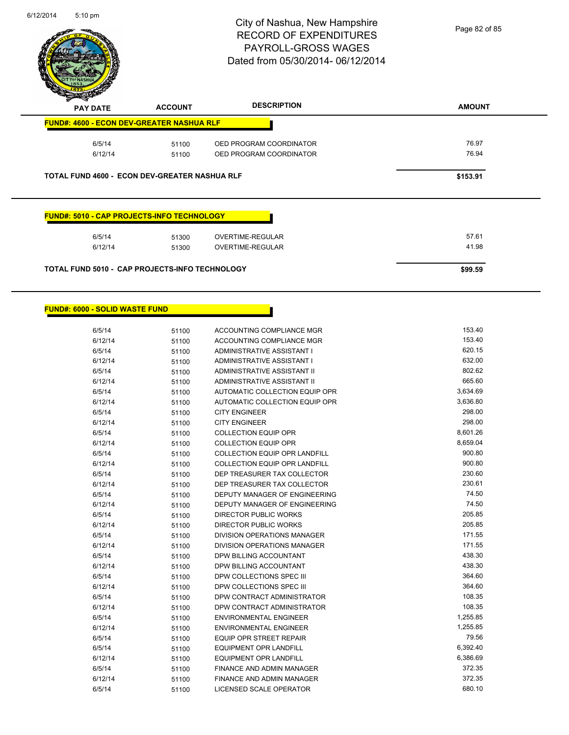# City of Nashua, New Hampshire
# RECORD OF EXPENDITURES
# PAYROLL-GROSS WAGES
# Dated from 05/30/2014- 06/12/2014

| PAY DATE | ACCOUNT | DESCRIPTION | AMOUNT |
|---|---|---|---|
| **FUND#: 4600 - ECON DEV-GREATER NASHUA RLF** | | | |
| 6/5/14 | 51100 | OED PROGRAM COORDINATOR | 76.97 |
| 6/12/14 | 51100 | OED PROGRAM COORDINATOR | 76.94 |
| **TOTAL FUND 4600 - ECON DEV-GREATER NASHUA RLF** | | | **$153.91** |

| PAY DATE | ACCOUNT | DESCRIPTION | AMOUNT |
|---|---|---|---|
| **FUND#: 5010 - CAP PROJECTS-INFO TECHNOLOGY** | | | |
| 6/5/14 | 51300 | OVERTIME-REGULAR | 57.61 |
| 6/12/14 | 51300 | OVERTIME-REGULAR | 41.98 |
| **TOTAL FUND 5010 - CAP PROJECTS-INFO TECHNOLOGY** | | | **$99.59** |

| PAY DATE | ACCOUNT | DESCRIPTION | AMOUNT |
|---|---|---|---|
| **FUND#: 6000 - SOLID WASTE FUND** | | | |
| 6/5/14 | 51100 | ACCOUNTING COMPLIANCE MGR | 153.40 |
| 6/12/14 | 51100 | ACCOUNTING COMPLIANCE MGR | 153.40 |
| 6/5/14 | 51100 | ADMINISTRATIVE ASSISTANT I | 620.15 |
| 6/12/14 | 51100 | ADMINISTRATIVE ASSISTANT I | 632.00 |
| 6/5/14 | 51100 | ADMINISTRATIVE ASSISTANT II | 802.62 |
| 6/12/14 | 51100 | ADMINISTRATIVE ASSISTANT II | 665.60 |
| 6/5/14 | 51100 | AUTOMATIC COLLECTION EQUIP OPR | 3,634.69 |
| 6/12/14 | 51100 | AUTOMATIC COLLECTION EQUIP OPR | 3,636.80 |
| 6/5/14 | 51100 | CITY ENGINEER | 298.00 |
| 6/12/14 | 51100 | CITY ENGINEER | 298.00 |
| 6/5/14 | 51100 | COLLECTION EQUIP OPR | 8,601.26 |
| 6/12/14 | 51100 | COLLECTION EQUIP OPR | 8,659.04 |
| 6/5/14 | 51100 | COLLECTION EQUIP OPR LANDFILL | 900.80 |
| 6/12/14 | 51100 | COLLECTION EQUIP OPR LANDFILL | 900.80 |
| 6/5/14 | 51100 | DEP TREASURER TAX COLLECTOR | 230.60 |
| 6/12/14 | 51100 | DEP TREASURER TAX COLLECTOR | 230.61 |
| 6/5/14 | 51100 | DEPUTY MANAGER OF ENGINEERING | 74.50 |
| 6/12/14 | 51100 | DEPUTY MANAGER OF ENGINEERING | 74.50 |
| 6/5/14 | 51100 | DIRECTOR PUBLIC WORKS | 205.85 |
| 6/12/14 | 51100 | DIRECTOR PUBLIC WORKS | 205.85 |
| 6/5/14 | 51100 | DIVISION OPERATIONS MANAGER | 171.55 |
| 6/12/14 | 51100 | DIVISION OPERATIONS MANAGER | 171.55 |
| 6/5/14 | 51100 | DPW BILLING ACCOUNTANT | 438.30 |
| 6/12/14 | 51100 | DPW BILLING ACCOUNTANT | 438.30 |
| 6/5/14 | 51100 | DPW COLLECTIONS SPEC III | 364.60 |
| 6/12/14 | 51100 | DPW COLLECTIONS SPEC III | 364.60 |
| 6/5/14 | 51100 | DPW CONTRACT ADMINISTRATOR | 108.35 |
| 6/12/14 | 51100 | DPW CONTRACT ADMINISTRATOR | 108.35 |
| 6/5/14 | 51100 | ENVIRONMENTAL ENGINEER | 1,255.85 |
| 6/12/14 | 51100 | ENVIRONMENTAL ENGINEER | 1,255.85 |
| 6/5/14 | 51100 | EQUIP OPR STREET REPAIR | 79.56 |
| 6/5/14 | 51100 | EQUIPMENT OPR LANDFILL | 6,392.40 |
| 6/12/14 | 51100 | EQUIPMENT OPR LANDFILL | 6,386.69 |
| 6/5/14 | 51100 | FINANCE AND ADMIN MANAGER | 372.35 |
| 6/12/14 | 51100 | FINANCE AND ADMIN MANAGER | 372.35 |
| 6/5/14 | 51100 | LICENSED SCALE OPERATOR | 680.10 |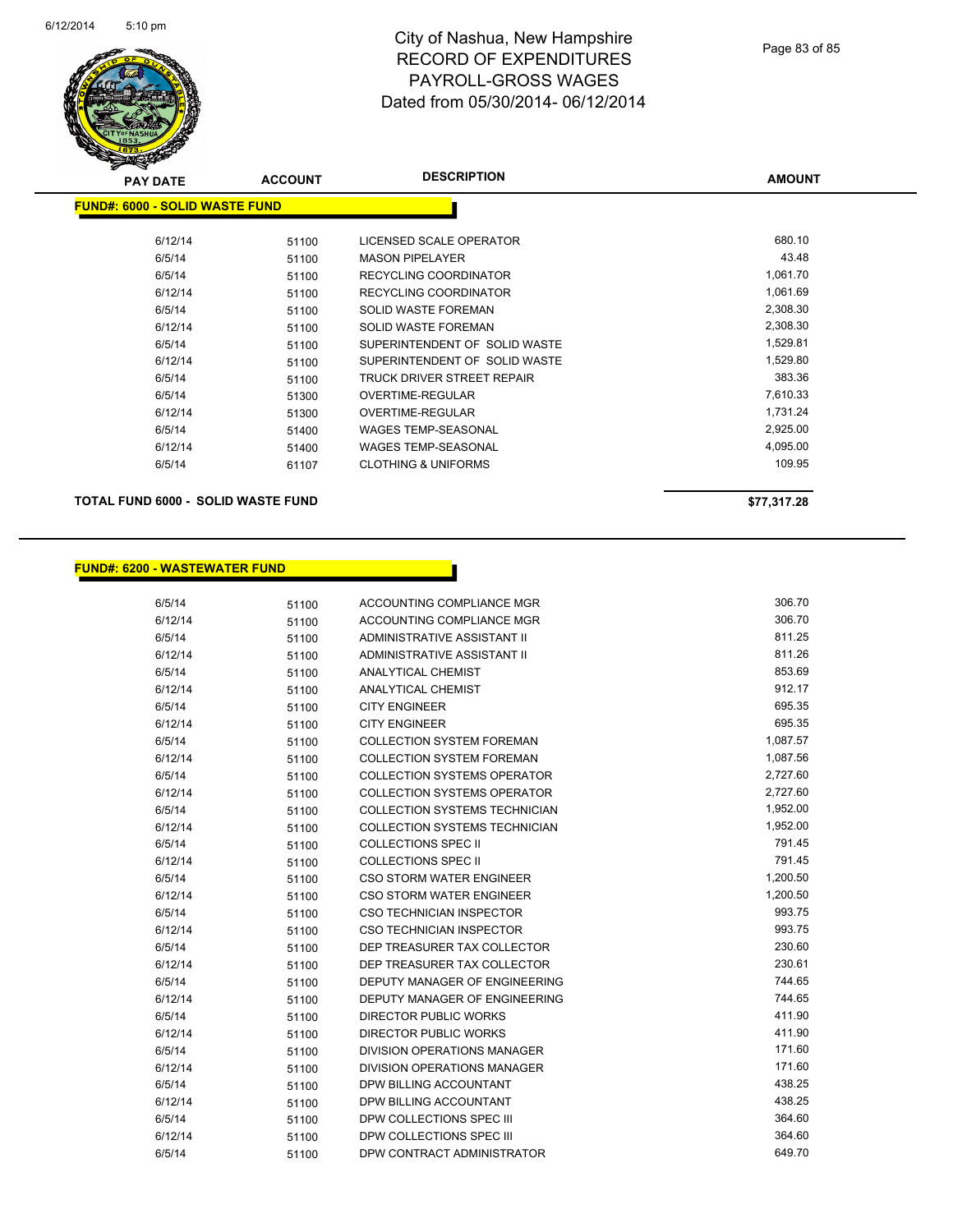# City of Nashua, New Hampshire
# RECORD OF EXPENDITURES
# PAYROLL-GROSS WAGES
# Dated from 05/30/2014- 06/12/2014

| PAY DATE | ACCOUNT | DESCRIPTION | AMOUNT |
|---|---|---|---|
| **FUND#: 6000 - SOLID WASTE FUND** | | | |
| 6/12/14 | 51100 | LICENSED SCALE OPERATOR | 680.10 |
| 6/5/14 | 51100 | MASON PIPELAYER | 43.48 |
| 6/5/14 | 51100 | RECYCLING COORDINATOR | 1,061.70 |
| 6/12/14 | 51100 | RECYCLING COORDINATOR | 1,061.69 |
| 6/5/14 | 51100 | SOLID WASTE FOREMAN | 2,308.30 |
| 6/12/14 | 51100 | SOLID WASTE FOREMAN | 2,308.30 |
| 6/5/14 | 51100 | SUPERINTENDENT OF SOLID WASTE | 1,529.81 |
| 6/12/14 | 51100 | SUPERINTENDENT OF SOLID WASTE | 1,529.80 |
| 6/5/14 | 51100 | TRUCK DRIVER STREET REPAIR | 383.36 |
| 6/5/14 | 51300 | OVERTIME-REGULAR | 7,610.33 |
| 6/12/14 | 51300 | OVERTIME-REGULAR | 1,731.24 |
| 6/5/14 | 51400 | WAGES TEMP-SEASONAL | 2,925.00 |
| 6/12/14 | 51400 | WAGES TEMP-SEASONAL | 4,095.00 |
| 6/5/14 | 61107 | CLOTHING & UNIFORMS | 109.95 |
| **TOTAL FUND 6000 - SOLID WASTE FUND** | | | **$77,317.28** |

| PAY DATE | ACCOUNT | DESCRIPTION | AMOUNT |
|---|---|---|---|
| **FUND#: 6200 - WASTEWATER FUND** | | | |
| 6/5/14 | 51100 | ACCOUNTING COMPLIANCE MGR | 306.70 |
| 6/12/14 | 51100 | ACCOUNTING COMPLIANCE MGR | 306.70 |
| 6/5/14 | 51100 | ADMINISTRATIVE ASSISTANT II | 811.25 |
| 6/12/14 | 51100 | ADMINISTRATIVE ASSISTANT II | 811.26 |
| 6/5/14 | 51100 | ANALYTICAL CHEMIST | 853.69 |
| 6/12/14 | 51100 | ANALYTICAL CHEMIST | 912.17 |
| 6/5/14 | 51100 | CITY ENGINEER | 695.35 |
| 6/12/14 | 51100 | CITY ENGINEER | 695.35 |
| 6/5/14 | 51100 | COLLECTION SYSTEM FOREMAN | 1,087.57 |
| 6/12/14 | 51100 | COLLECTION SYSTEM FOREMAN | 1,087.56 |
| 6/5/14 | 51100 | COLLECTION SYSTEMS OPERATOR | 2,727.60 |
| 6/12/14 | 51100 | COLLECTION SYSTEMS OPERATOR | 2,727.60 |
| 6/5/14 | 51100 | COLLECTION SYSTEMS TECHNICIAN | 1,952.00 |
| 6/12/14 | 51100 | COLLECTION SYSTEMS TECHNICIAN | 1,952.00 |
| 6/5/14 | 51100 | COLLECTIONS SPEC II | 791.45 |
| 6/12/14 | 51100 | COLLECTIONS SPEC II | 791.45 |
| 6/5/14 | 51100 | CSO STORM WATER ENGINEER | 1,200.50 |
| 6/12/14 | 51100 | CSO STORM WATER ENGINEER | 1,200.50 |
| 6/5/14 | 51100 | CSO TECHNICIAN INSPECTOR | 993.75 |
| 6/12/14 | 51100 | CSO TECHNICIAN INSPECTOR | 993.75 |
| 6/5/14 | 51100 | DEP TREASURER TAX COLLECTOR | 230.60 |
| 6/12/14 | 51100 | DEP TREASURER TAX COLLECTOR | 230.61 |
| 6/5/14 | 51100 | DEPUTY MANAGER OF ENGINEERING | 744.65 |
| 6/12/14 | 51100 | DEPUTY MANAGER OF ENGINEERING | 744.65 |
| 6/5/14 | 51100 | DIRECTOR PUBLIC WORKS | 411.90 |
| 6/12/14 | 51100 | DIRECTOR PUBLIC WORKS | 411.90 |
| 6/5/14 | 51100 | DIVISION OPERATIONS MANAGER | 171.60 |
| 6/12/14 | 51100 | DIVISION OPERATIONS MANAGER | 171.60 |
| 6/5/14 | 51100 | DPW BILLING ACCOUNTANT | 438.25 |
| 6/12/14 | 51100 | DPW BILLING ACCOUNTANT | 438.25 |
| 6/5/14 | 51100 | DPW COLLECTIONS SPEC III | 364.60 |
| 6/12/14 | 51100 | DPW COLLECTIONS SPEC III | 364.60 |
| 6/5/14 | 51100 | DPW CONTRACT ADMINISTRATOR | 649.70 |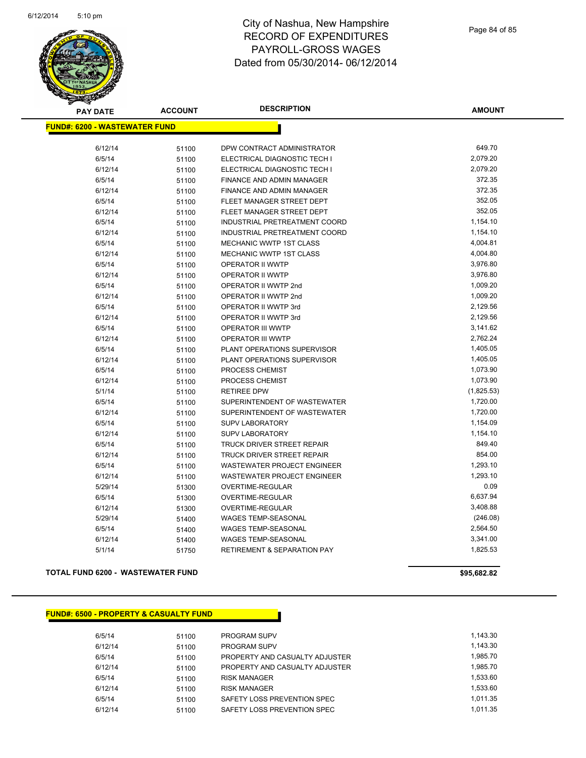# City of Nashua, New Hampshire
# RECORD OF EXPENDITURES
# PAYROLL-GROSS WAGES
# Dated from 05/30/2014- 06/12/2014

## FUND#: 6200 - WASTEWATER FUND

| PAY DATE | ACCOUNT | DESCRIPTION | AMOUNT |
|---|---|---|---|
| 6/12/14 | 51100 | DPW CONTRACT ADMINISTRATOR | 649.70 |
| 6/5/14 | 51100 | ELECTRICAL DIAGNOSTIC TECH I | 2,079.20 |
| 6/12/14 | 51100 | ELECTRICAL DIAGNOSTIC TECH I | 2,079.20 |
| 6/5/14 | 51100 | FINANCE AND ADMIN MANAGER | 372.35 |
| 6/12/14 | 51100 | FINANCE AND ADMIN MANAGER | 372.35 |
| 6/5/14 | 51100 | FLEET MANAGER STREET DEPT | 352.05 |
| 6/12/14 | 51100 | FLEET MANAGER STREET DEPT | 352.05 |
| 6/5/14 | 51100 | INDUSTRIAL PRETREATMENT COORD | 1,154.10 |
| 6/12/14 | 51100 | INDUSTRIAL PRETREATMENT COORD | 1,154.10 |
| 6/5/14 | 51100 | MECHANIC WWTP 1ST CLASS | 4,004.81 |
| 6/12/14 | 51100 | MECHANIC WWTP 1ST CLASS | 4,004.80 |
| 6/5/14 | 51100 | OPERATOR II WWTP | 3,976.80 |
| 6/12/14 | 51100 | OPERATOR II WWTP | 3,976.80 |
| 6/5/14 | 51100 | OPERATOR II WWTP 2nd | 1,009.20 |
| 6/12/14 | 51100 | OPERATOR II WWTP 2nd | 1,009.20 |
| 6/5/14 | 51100 | OPERATOR II WWTP 3rd | 2,129.56 |
| 6/12/14 | 51100 | OPERATOR II WWTP 3rd | 2,129.56 |
| 6/5/14 | 51100 | OPERATOR III WWTP | 3,141.62 |
| 6/12/14 | 51100 | OPERATOR III WWTP | 2,762.24 |
| 6/5/14 | 51100 | PLANT OPERATIONS SUPERVISOR | 1,405.05 |
| 6/12/14 | 51100 | PLANT OPERATIONS SUPERVISOR | 1,405.05 |
| 6/5/14 | 51100 | PROCESS CHEMIST | 1,073.90 |
| 6/12/14 | 51100 | PROCESS CHEMIST | 1,073.90 |
| 5/1/14 | 51100 | RETIREE DPW | (1,825.53) |
| 6/5/14 | 51100 | SUPERINTENDENT OF WASTEWATER | 1,720.00 |
| 6/12/14 | 51100 | SUPERINTENDENT OF WASTEWATER | 1,720.00 |
| 6/5/14 | 51100 | SUPV LABORATORY | 1,154.09 |
| 6/12/14 | 51100 | SUPV LABORATORY | 1,154.10 |
| 6/5/14 | 51100 | TRUCK DRIVER STREET REPAIR | 849.40 |
| 6/12/14 | 51100 | TRUCK DRIVER STREET REPAIR | 854.00 |
| 6/5/14 | 51100 | WASTEWATER PROJECT ENGINEER | 1,293.10 |
| 6/12/14 | 51100 | WASTEWATER PROJECT ENGINEER | 1,293.10 |
| 5/29/14 | 51300 | OVERTIME-REGULAR | 0.09 |
| 6/5/14 | 51300 | OVERTIME-REGULAR | 6,637.94 |
| 6/12/14 | 51300 | OVERTIME-REGULAR | 3,408.88 |
| 5/29/14 | 51400 | WAGES TEMP-SEASONAL | (246.08) |
| 6/5/14 | 51400 | WAGES TEMP-SEASONAL | 2,564.50 |
| 6/12/14 | 51400 | WAGES TEMP-SEASONAL | 3,341.00 |
| 5/1/14 | 51750 | RETIREMENT & SEPARATION PAY | 1,825.53 |

**TOTAL FUND 6200 - WASTEWATER FUND** **$95,682.82**

## FUND#: 6500 - PROPERTY & CASUALTY FUND

| PAY DATE | ACCOUNT | DESCRIPTION | AMOUNT |
|---|---|---|---|
| 6/5/14 | 51100 | PROGRAM SUPV | 1,143.30 |
| 6/12/14 | 51100 | PROGRAM SUPV | 1,143.30 |
| 6/5/14 | 51100 | PROPERTY AND CASUALTY ADJUSTER | 1,985.70 |
| 6/12/14 | 51100 | PROPERTY AND CASUALTY ADJUSTER | 1,985.70 |
| 6/5/14 | 51100 | RISK MANAGER | 1,533.60 |
| 6/12/14 | 51100 | RISK MANAGER | 1,533.60 |
| 6/5/14 | 51100 | SAFETY LOSS PREVENTION SPEC | 1,011.35 |
| 6/12/14 | 51100 | SAFETY LOSS PREVENTION SPEC | 1,011.35 |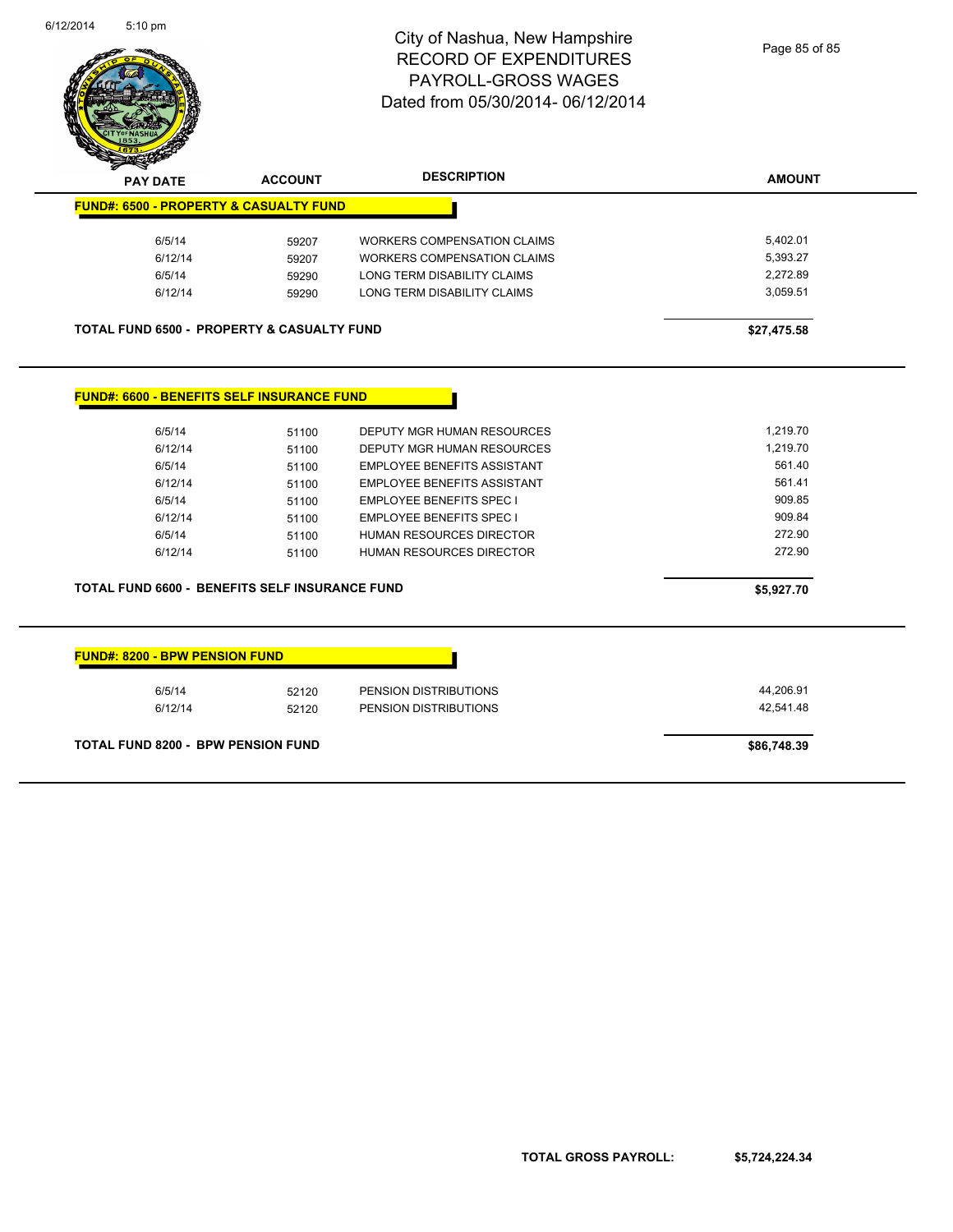City of Nashua, New Hampshire
RECORD OF EXPENDITURES
PAYROLL-GROSS WAGES
Dated from 05/30/2014- 06/12/2014

**FUND#: 6500 - PROPERTY & CASUALTY FUND**

| PAY DATE | ACCOUNT | DESCRIPTION | AMOUNT |
|---|---|---|---|
| 6/5/14 | 59207 | WORKERS COMPENSATION CLAIMS | 5,402.01 |
| 6/12/14 | 59207 | WORKERS COMPENSATION CLAIMS | 5,393.27 |
| 6/5/14 | 59290 | LONG TERM DISABILITY CLAIMS | 2,272.89 |
| 6/12/14 | 59290 | LONG TERM DISABILITY CLAIMS | 3,059.51 |
| **TOTAL FUND 6500 - PROPERTY & CASUALTY FUND** | | | **$27,475.58** |

**FUND#: 6600 - BENEFITS SELF INSURANCE FUND**

| PAY DATE | ACCOUNT | DESCRIPTION | AMOUNT |
|---|---|---|---|
| 6/5/14 | 51100 | DEPUTY MGR HUMAN RESOURCES | 1,219.70 |
| 6/12/14 | 51100 | DEPUTY MGR HUMAN RESOURCES | 1,219.70 |
| 6/5/14 | 51100 | EMPLOYEE BENEFITS ASSISTANT | 561.40 |
| 6/12/14 | 51100 | EMPLOYEE BENEFITS ASSISTANT | 561.41 |
| 6/5/14 | 51100 | EMPLOYEE BENEFITS SPEC I | 909.85 |
| 6/12/14 | 51100 | EMPLOYEE BENEFITS SPEC I | 909.84 |
| 6/5/14 | 51100 | HUMAN RESOURCES DIRECTOR | 272.90 |
| 6/12/14 | 51100 | HUMAN RESOURCES DIRECTOR | 272.90 |
| **TOTAL FUND 6600 - BENEFITS SELF INSURANCE FUND** | | | **$5,927.70** |

**FUND#: 8200 - BPW PENSION FUND**

| PAY DATE | ACCOUNT | DESCRIPTION | AMOUNT |
|---|---|---|---|
| 6/5/14 | 52120 | PENSION DISTRIBUTIONS | 44,206.91 |
| 6/12/14 | 52120 | PENSION DISTRIBUTIONS | 42,541.48 |
| **TOTAL FUND 8200 - BPW PENSION FUND** | | | **$86,748.39** |

**TOTAL GROSS PAYROLL: $5,724,224.34**